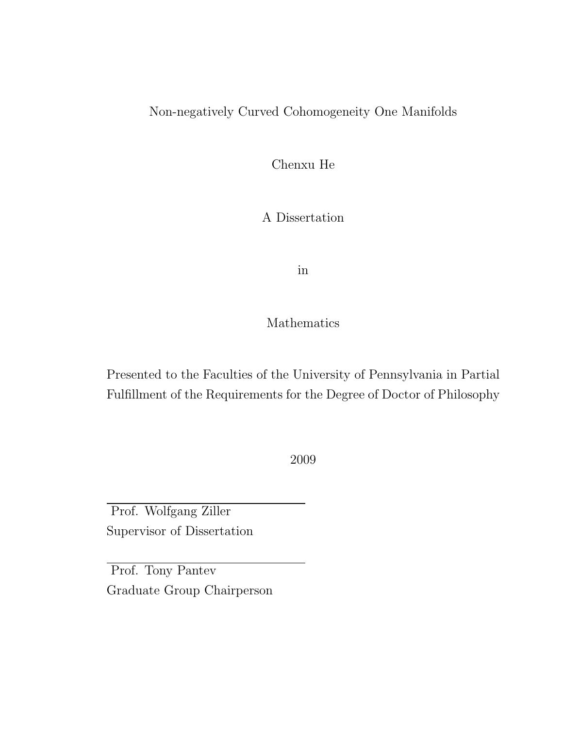# Non-negatively Curved Cohomogeneity One Manifolds

Chenxu He

A Dissertation

in

Mathematics

Presented to the Faculties of the University of Pennsylvania in Partial Fulfillment of the Requirements for the Degree of Doctor of Philosophy

2009

Prof. Wolfgang Ziller
Supervisor of Dissertation

Prof. Tony Pantev
Graduate Group Chairperson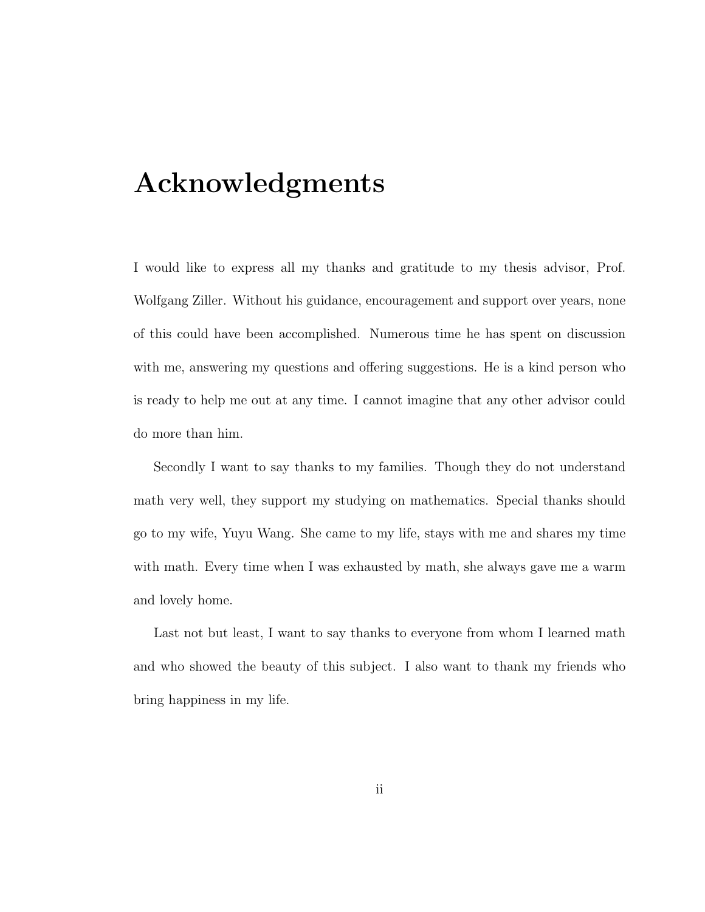# Acknowledgments

I would like to express all my thanks and gratitude to my thesis advisor, Prof. Wolfgang Ziller. Without his guidance, encouragement and support over years, none of this could have been accomplished. Numerous time he has spent on discussion with me, answering my questions and offering suggestions. He is a kind person who is ready to help me out at any time. I cannot imagine that any other advisor could do more than him.

Secondly I want to say thanks to my families. Though they do not understand math very well, they support my studying on mathematics. Special thanks should go to my wife, Yuyu Wang. She came to my life, stays with me and shares my time with math. Every time when I was exhausted by math, she always gave me a warm and lovely home.

Last not but least, I want to say thanks to everyone from whom I learned math and who showed the beauty of this subject. I also want to thank my friends who bring happiness in my life.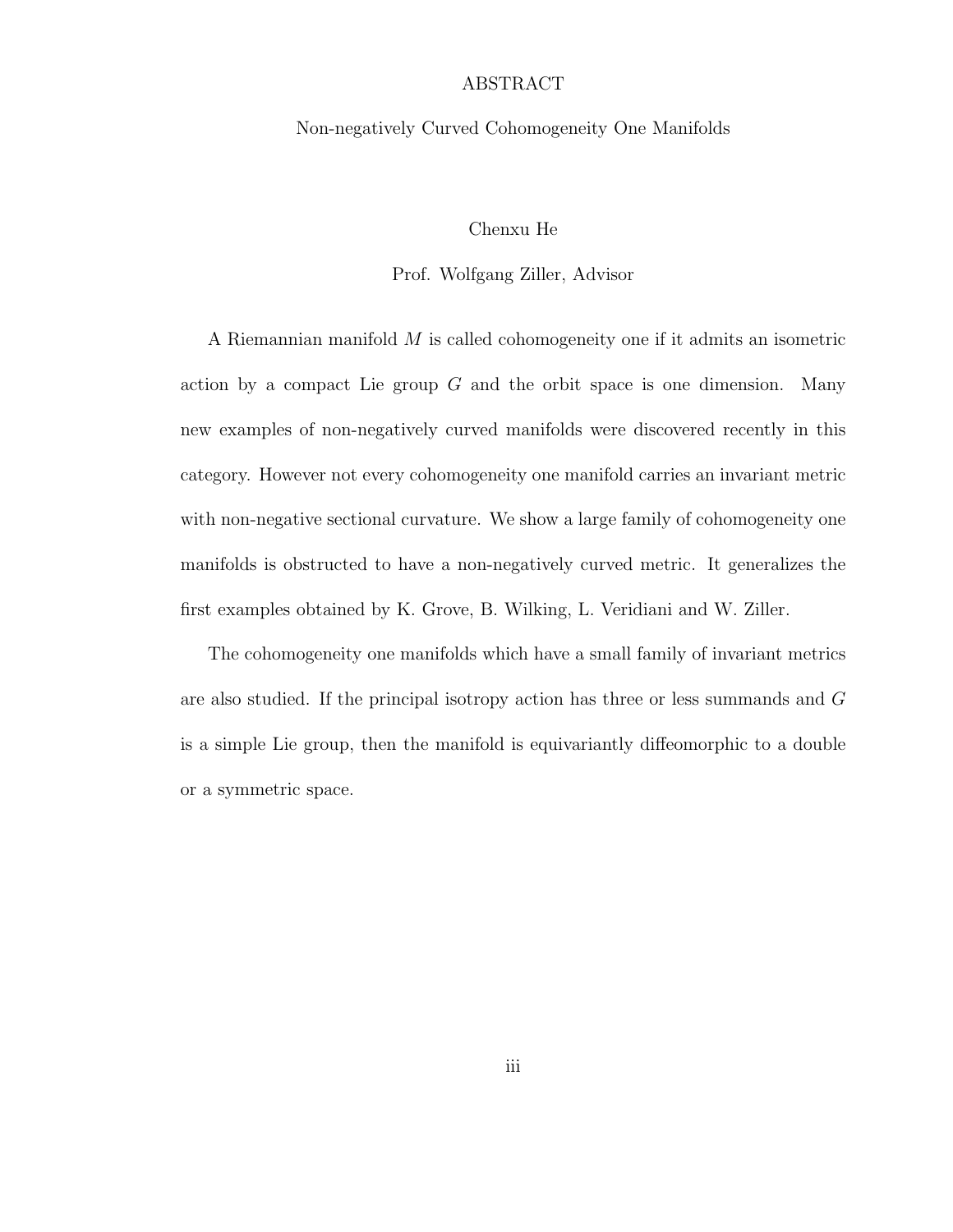# ABSTRACT

Non-negatively Curved Cohomogeneity One Manifolds

Chenxu He

Prof. Wolfgang Ziller, Advisor

A Riemannian manifold $M$ is called cohomogeneity one if it admits an isometric action by a compact Lie group $G$ and the orbit space is one dimension. Many new examples of non-negatively curved manifolds were discovered recently in this category. However not every cohomogeneity one manifold carries an invariant metric with non-negative sectional curvature. We show a large family of cohomogeneity one manifolds is obstructed to have a non-negatively curved metric. It generalizes the first examples obtained by K. Grove, B. Wilking, L. Veridiani and W. Ziller.

The cohomogeneity one manifolds which have a small family of invariant metrics are also studied. If the principal isotropy action has three or less summands and $G$ is a simple Lie group, then the manifold is equivariantly diffeomorphic to a double or a symmetric space.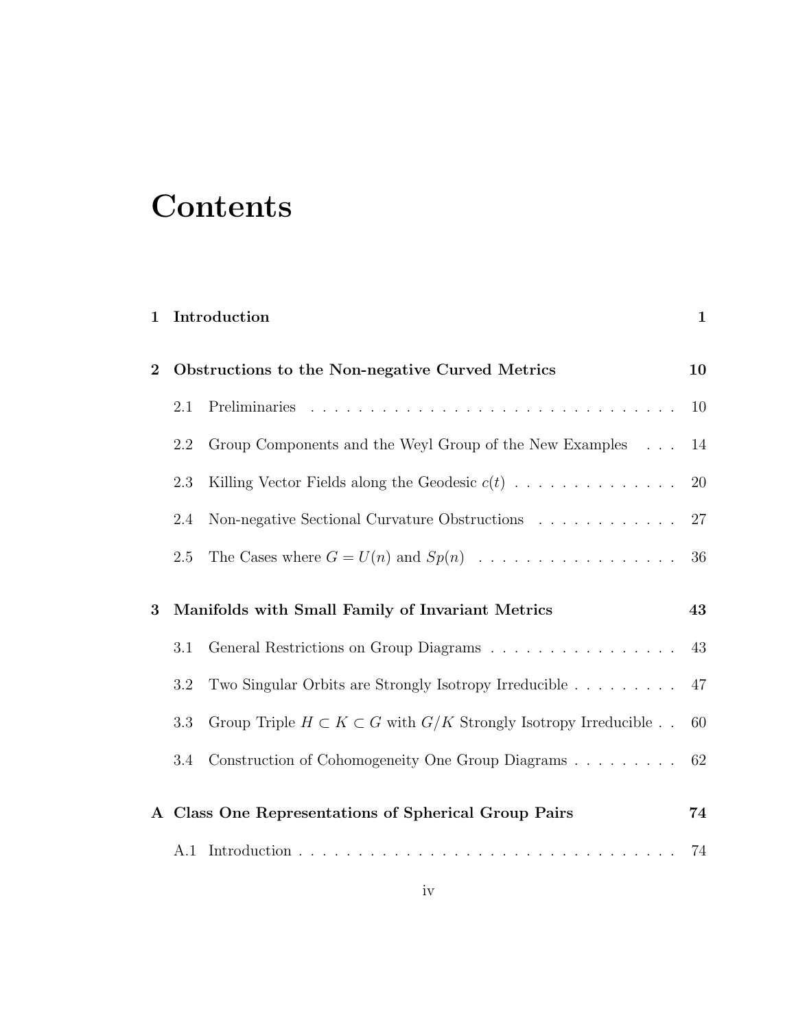# Contents

**1 Introduction** **1**

**2 Obstructions to the Non-negative Curved Metrics** **10**

- 2.1 Preliminaries . . . 10
- 2.2 Group Components and the Weyl Group of the New Examples . . . 14
- 2.3 Killing Vector Fields along the Geodesic $c(t)$ . . . 20
- 2.4 Non-negative Sectional Curvature Obstructions . . . 27
- 2.5 The Cases where $G = U(n)$ and $Sp(n)$ . . . 36

**3 Manifolds with Small Family of Invariant Metrics** **43**

- 3.1 General Restrictions on Group Diagrams . . . 43
- 3.2 Two Singular Orbits are Strongly Isotropy Irreducible . . . 47
- 3.3 Group Triple $H \subset K \subset G$ with $G/K$ Strongly Isotropy Irreducible . . 60
- 3.4 Construction of Cohomogeneity One Group Diagrams . . . 62

**A Class One Representations of Spherical Group Pairs** **74**

- A.1 Introduction . . . 74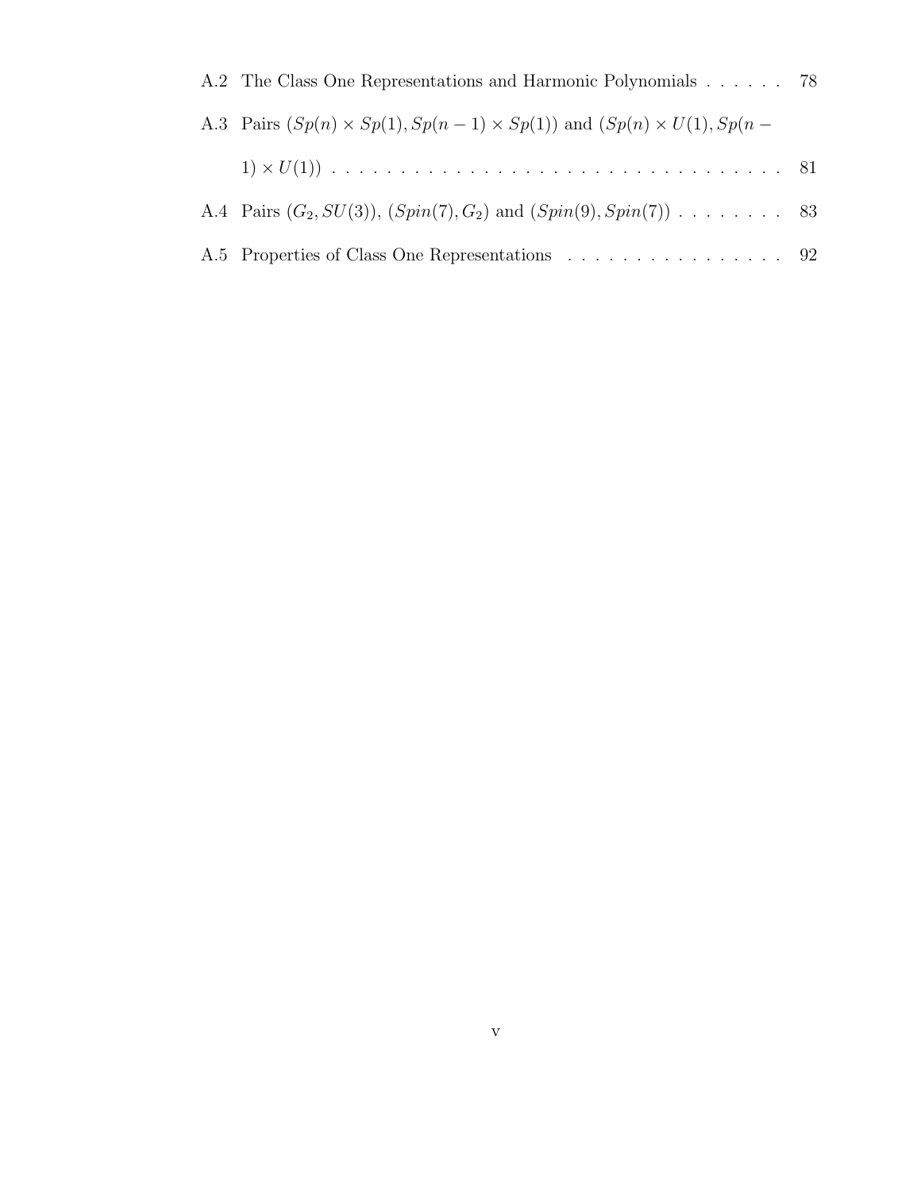A.2 The Class One Representations and Harmonic Polynomials . . . . . . 78

A.3 Pairs $(Sp(n) \times Sp(1), Sp(n-1) \times Sp(1))$ and $(Sp(n) \times U(1), Sp(n-1) \times U(1))$ . . . . . . . . . . . . . . . . . . . . . . . . . . . . . . . . 81

A.4 Pairs $(G_2, SU(3))$, $(Spin(7), G_2)$ and $(Spin(9), Spin(7))$ . . . . . . . . 83

A.5 Properties of Class One Representations . . . . . . . . . . . . . . . . 92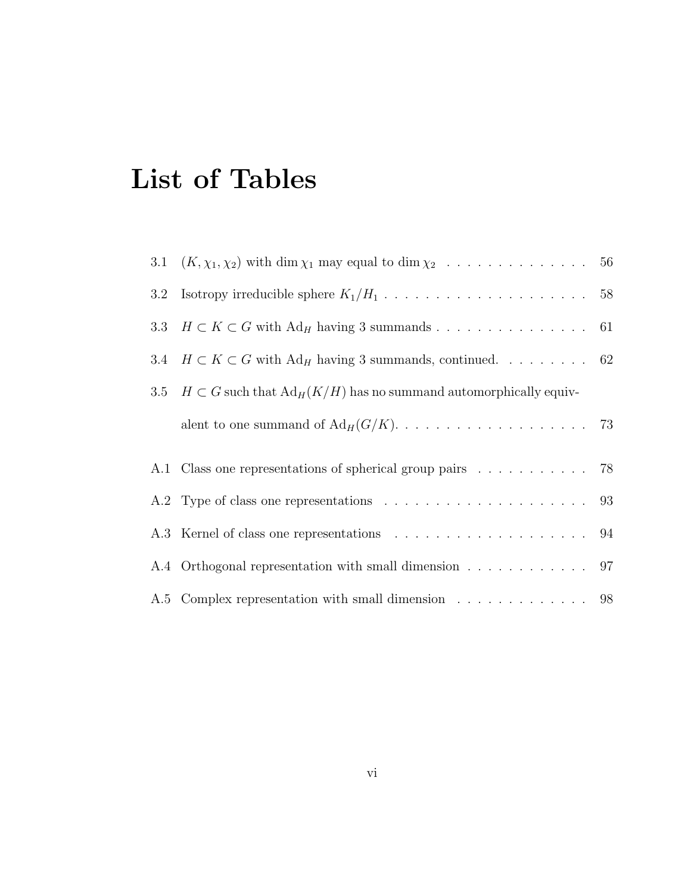# List of Tables

3.1 $(K, \chi_1, \chi_2)$ with $\dim \chi_1$ may equal to $\dim \chi_2$ . . . . . . . . . . . . . . . 56

3.2 Isotropy irreducible sphere $K_1/H_1$ . . . . . . . . . . . . . . . . . . . . . 58

3.3 $H \subset K \subset G$ with $\mathrm{Ad}_H$ having 3 summands . . . . . . . . . . . . . . . 61

3.4 $H \subset K \subset G$ with $\mathrm{Ad}_H$ having 3 summands, continued. . . . . . . . . . 62

3.5 $H \subset G$ such that $\mathrm{Ad}_H(K/H)$ has no summand automorphically equivalent to one summand of $\mathrm{Ad}_H(G/K)$. . . . . . . . . . . . . . . . . . . 73

A.1 Class one representations of spherical group pairs . . . . . . . . . . . 78

A.2 Type of class one representations . . . . . . . . . . . . . . . . . . . . 93

A.3 Kernel of class one representations . . . . . . . . . . . . . . . . . . . 94

A.4 Orthogonal representation with small dimension . . . . . . . . . . . . 97

A.5 Complex representation with small dimension . . . . . . . . . . . . . 98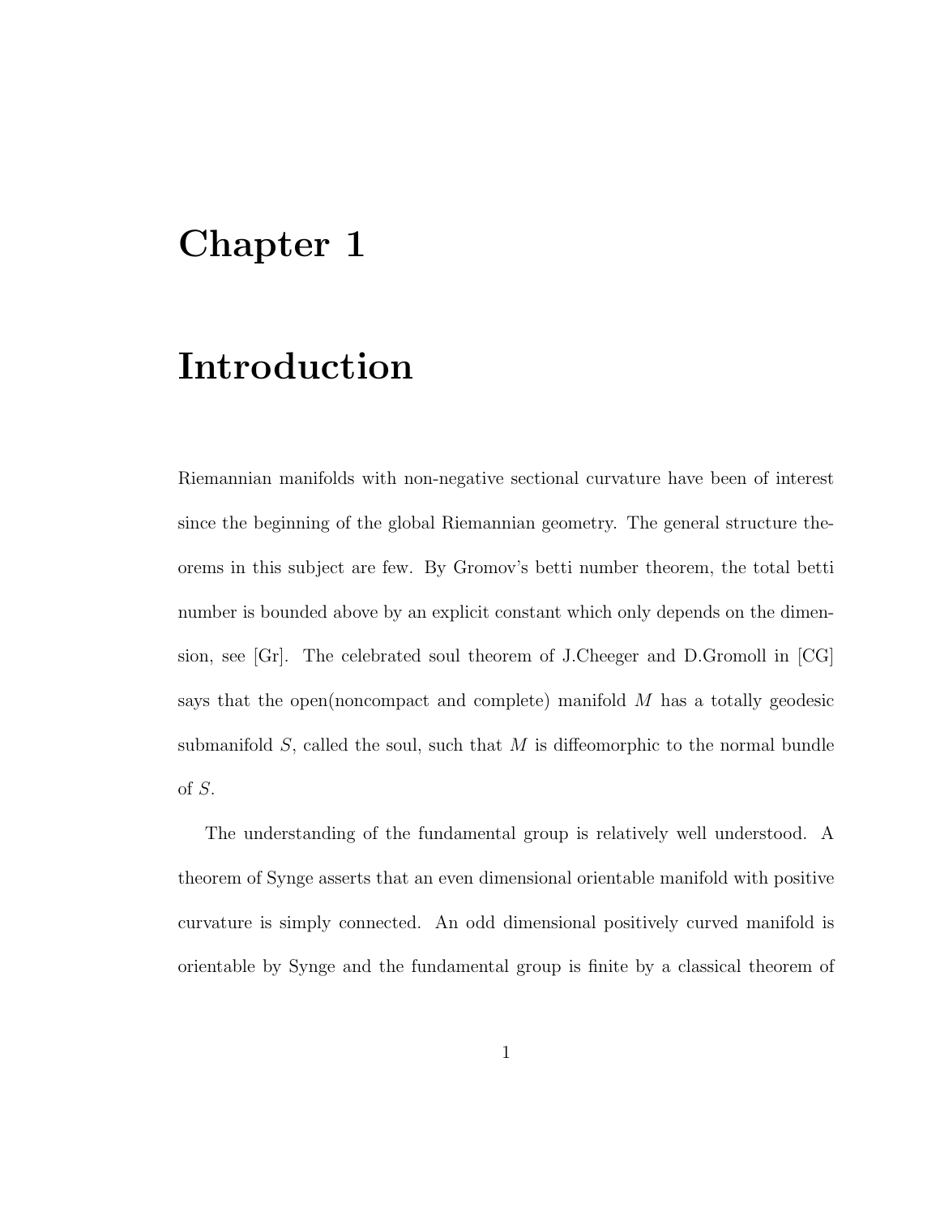# Chapter 1

# Introduction

Riemannian manifolds with non-negative sectional curvature have been of interest since the beginning of the global Riemannian geometry. The general structure theorems in this subject are few. By Gromov's betti number theorem, the total betti number is bounded above by an explicit constant which only depends on the dimension, see [Gr]. The celebrated soul theorem of J.Cheeger and D.Gromoll in [CG] says that the open(noncompact and complete) manifold $M$ has a totally geodesic submanifold $S$, called the soul, such that $M$ is diffeomorphic to the normal bundle of $S$.

The understanding of the fundamental group is relatively well understood. A theorem of Synge asserts that an even dimensional orientable manifold with positive curvature is simply connected. An odd dimensional positively curved manifold is orientable by Synge and the fundamental group is finite by a classical theorem of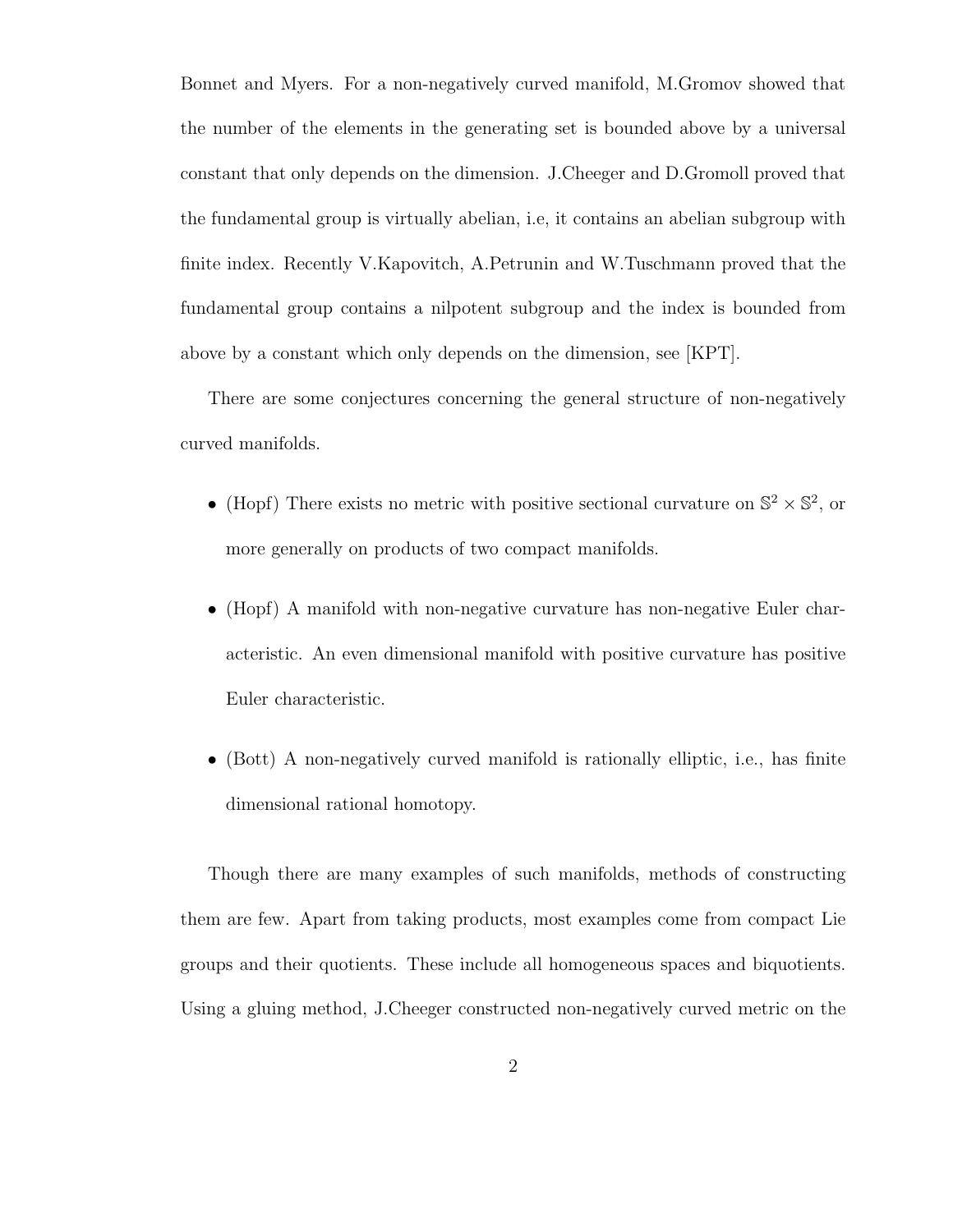Bonnet and Myers. For a non-negatively curved manifold, M.Gromov showed that the number of the elements in the generating set is bounded above by a universal constant that only depends on the dimension. J.Cheeger and D.Gromoll proved that the fundamental group is virtually abelian, i.e, it contains an abelian subgroup with finite index. Recently V.Kapovitch, A.Petrunin and W.Tuschmann proved that the fundamental group contains a nilpotent subgroup and the index is bounded from above by a constant which only depends on the dimension, see [KPT].

There are some conjectures concerning the general structure of non-negatively curved manifolds.

- (Hopf) There exists no metric with positive sectional curvature on $\mathbb{S}^2 \times \mathbb{S}^2$, or more generally on products of two compact manifolds.
- (Hopf) A manifold with non-negative curvature has non-negative Euler characteristic. An even dimensional manifold with positive curvature has positive Euler characteristic.
- (Bott) A non-negatively curved manifold is rationally elliptic, i.e., has finite dimensional rational homotopy.

Though there are many examples of such manifolds, methods of constructing them are few. Apart from taking products, most examples come from compact Lie groups and their quotients. These include all homogeneous spaces and biquotients. Using a gluing method, J.Cheeger constructed non-negatively curved metric on the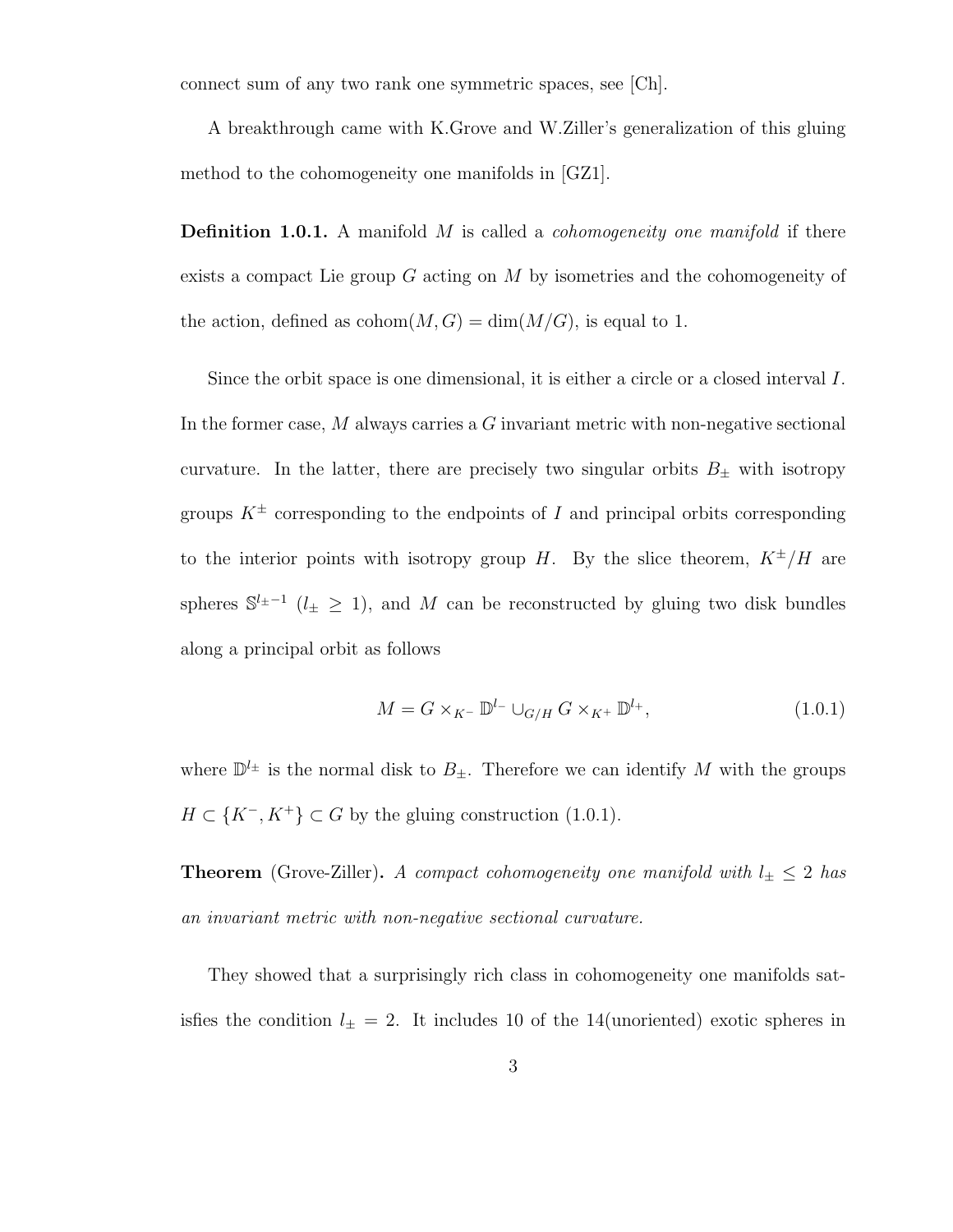connect sum of any two rank one symmetric spaces, see [Ch].

A breakthrough came with K.Grove and W.Ziller's generalization of this gluing method to the cohomogeneity one manifolds in [GZ1].

**Definition 1.0.1.** A manifold $M$ is called a *cohomogeneity one manifold* if there exists a compact Lie group $G$ acting on $M$ by isometries and the cohomogeneity of the action, defined as $\mathrm{cohom}(M, G) = \dim(M/G)$, is equal to 1.

Since the orbit space is one dimensional, it is either a circle or a closed interval $I$. In the former case, $M$ always carries a $G$ invariant metric with non-negative sectional curvature. In the latter, there are precisely two singular orbits $B_\pm$ with isotropy groups $K^\pm$ corresponding to the endpoints of $I$ and principal orbits corresponding to the interior points with isotropy group $H$. By the slice theorem, $K^\pm/H$ are spheres $\mathbb{S}^{l_\pm - 1}$ ($l_\pm \geq 1$), and $M$ can be reconstructed by gluing two disk bundles along a principal orbit as follows

$$M = G \times_{K^-} \mathbb{D}^{l_-} \cup_{G/H} G \times_{K^+} \mathbb{D}^{l_+}, \tag{1.0.1}$$

where $\mathbb{D}^{l_\pm}$ is the normal disk to $B_\pm$. Therefore we can identify $M$ with the groups $H \subset \{K^-, K^+\} \subset G$ by the gluing construction (1.0.1).

**Theorem** (Grove-Ziller)**.** *A compact cohomogeneity one manifold with $l_\pm \leq 2$ has an invariant metric with non-negative sectional curvature.*

They showed that a surprisingly rich class in cohomogeneity one manifolds satisfies the condition $l_\pm = 2$. It includes 10 of the 14(unoriented) exotic spheres in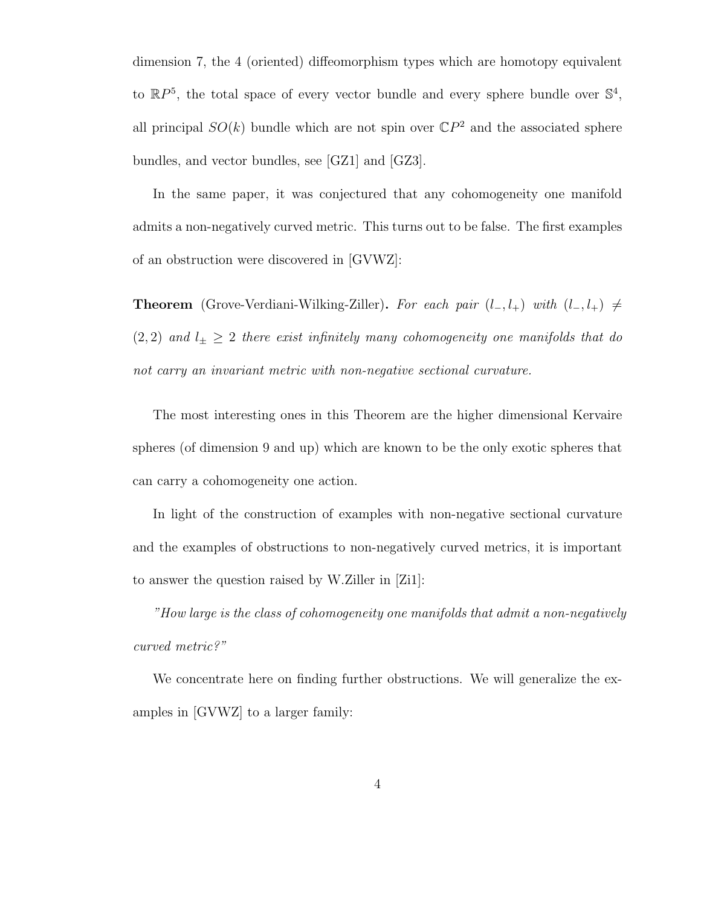dimension 7, the 4 (oriented) diffeomorphism types which are homotopy equivalent to $\mathbb{R}P^5$, the total space of every vector bundle and every sphere bundle over $\mathbb{S}^4$, all principal $SO(k)$ bundle which are not spin over $\mathbb{C}P^2$ and the associated sphere bundles, and vector bundles, see [GZ1] and [GZ3].

In the same paper, it was conjectured that any cohomogeneity one manifold admits a non-negatively curved metric. This turns out to be false. The first examples of an obstruction were discovered in [GVWZ]:

**Theorem** (Grove-Verdiani-Wilking-Ziller)**.** *For each pair $(l_-, l_+)$ with $(l_-, l_+) \neq (2, 2)$ and $l_\pm \geq 2$ there exist infinitely many cohomogeneity one manifolds that do not carry an invariant metric with non-negative sectional curvature.*

The most interesting ones in this Theorem are the higher dimensional Kervaire spheres (of dimension 9 and up) which are known to be the only exotic spheres that can carry a cohomogeneity one action.

In light of the construction of examples with non-negative sectional curvature and the examples of obstructions to non-negatively curved metrics, it is important to answer the question raised by W.Ziller in [Zi1]:

*"How large is the class of cohomogeneity one manifolds that admit a non-negatively curved metric?"*

We concentrate here on finding further obstructions. We will generalize the examples in [GVWZ] to a larger family: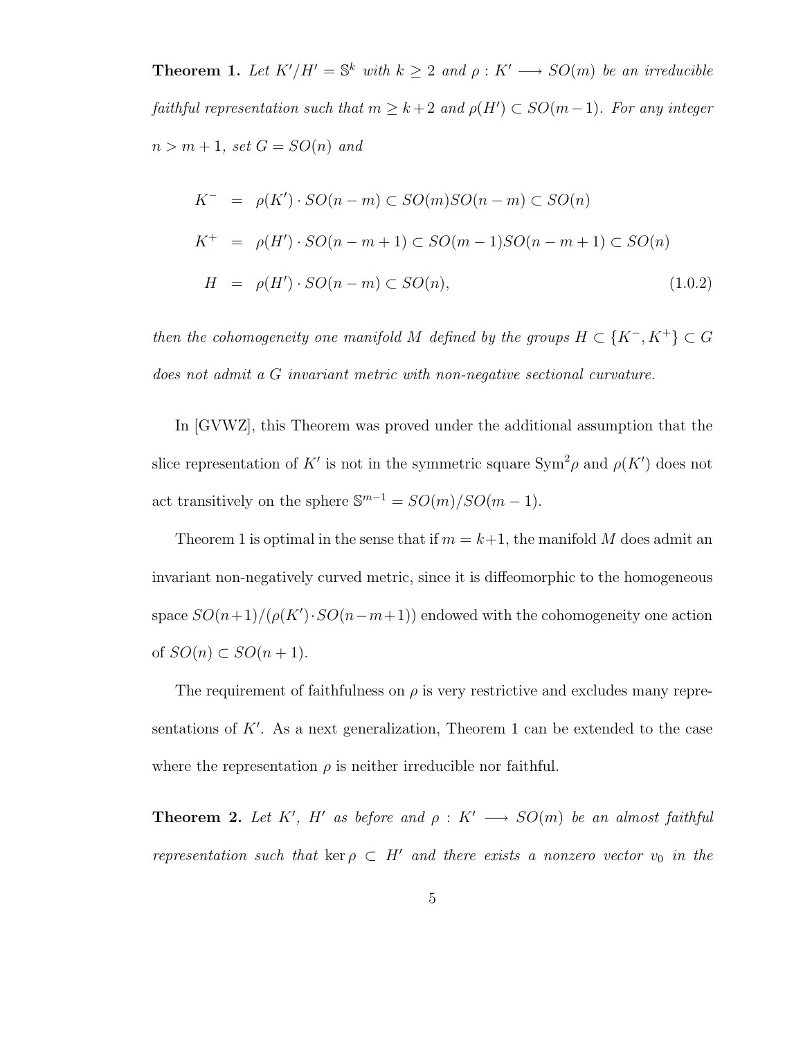**Theorem 1.** *Let $K'/H' = \mathbb{S}^k$ with $k \geq 2$ and $\rho : K' \longrightarrow SO(m)$ be an irreducible faithful representation such that $m \geq k+2$ and $\rho(H') \subset SO(m-1)$. For any integer $n > m+1$, set $G = SO(n)$ and*

$$
\begin{aligned}
K^- &= \rho(K') \cdot SO(n-m) \subset SO(m)SO(n-m) \subset SO(n) \\
K^+ &= \rho(H') \cdot SO(n-m+1) \subset SO(m-1)SO(n-m+1) \subset SO(n) \\
H &= \rho(H') \cdot SO(n-m) \subset SO(n),
\end{aligned}
\tag{1.0.2}
$$

*then the cohomogeneity one manifold $M$ defined by the groups $H \subset \{K^-, K^+\} \subset G$ does not admit a $G$ invariant metric with non-negative sectional curvature.*

In [GVWZ], this Theorem was proved under the additional assumption that the slice representation of $K'$ is not in the symmetric square $\mathrm{Sym}^2\rho$ and $\rho(K')$ does not act transitively on the sphere $\mathbb{S}^{m-1} = SO(m)/SO(m-1)$.

Theorem 1 is optimal in the sense that if $m = k+1$, the manifold $M$ does admit an invariant non-negatively curved metric, since it is diffeomorphic to the homogeneous space $SO(n+1)/(\rho(K') \cdot SO(n-m+1))$ endowed with the cohomogeneity one action of $SO(n) \subset SO(n+1)$.

The requirement of faithfulness on $\rho$ is very restrictive and excludes many representations of $K'$. As a next generalization, Theorem 1 can be extended to the case where the representation $\rho$ is neither irreducible nor faithful.

**Theorem 2.** *Let $K'$, $H'$ as before and $\rho : K' \longrightarrow SO(m)$ be an almost faithful representation such that $\ker \rho \subset H'$ and there exists a nonzero vector $v_0$ in the*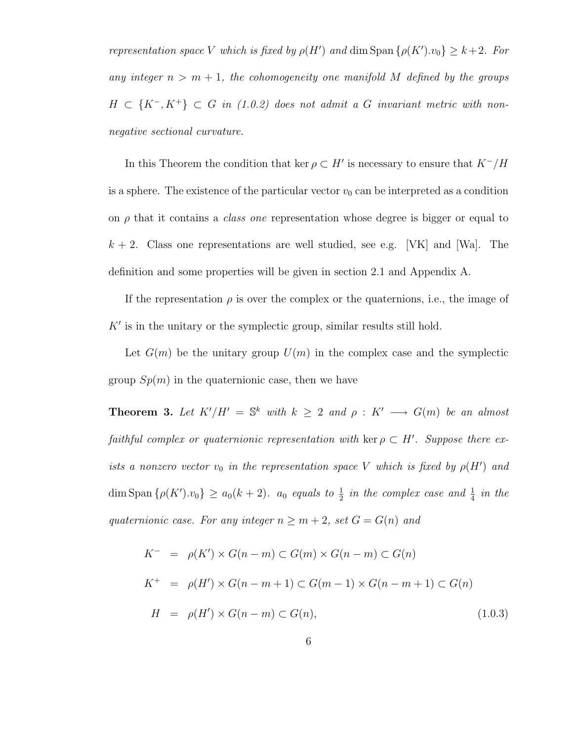*representation space $V$ which is fixed by $\rho(H')$ and $\dim \mathrm{Span}\{\rho(K').v_0\} \geq k+2$. For any integer $n > m+1$, the cohomogeneity one manifold $M$ defined by the groups $H \subset \{K^-, K^+\} \subset G$ in (1.0.2) does not admit a $G$ invariant metric with non-negative sectional curvature.*

In this Theorem the condition that $\ker \rho \subset H'$ is necessary to ensure that $K^-/H$ is a sphere. The existence of the particular vector $v_0$ can be interpreted as a condition on $\rho$ that it contains a *class one* representation whose degree is bigger or equal to $k+2$. Class one representations are well studied, see e.g. [VK] and [Wa]. The definition and some properties will be given in section 2.1 and Appendix A.

If the representation $\rho$ is over the complex or the quaternions, i.e., the image of $K'$ is in the unitary or the symplectic group, similar results still hold.

Let $G(m)$ be the unitary group $U(m)$ in the complex case and the symplectic group $Sp(m)$ in the quaternionic case, then we have

**Theorem 3.** *Let $K'/H' = \mathbb{S}^k$ with $k \geq 2$ and $\rho : K' \longrightarrow G(m)$ be an almost faithful complex or quaternionic representation with $\ker \rho \subset H'$. Suppose there exists a nonzero vector $v_0$ in the representation space $V$ which is fixed by $\rho(H')$ and $\dim \mathrm{Span}\{\rho(K').v_0\} \geq a_0(k+2)$. $a_0$ equals to $\frac{1}{2}$ in the complex case and $\frac{1}{4}$ in the quaternionic case. For any integer $n \geq m+2$, set $G = G(n)$ and*

$$
\begin{aligned}
K^- &= \rho(K') \times G(n-m) \subset G(m) \times G(n-m) \subset G(n) \\
K^+ &= \rho(H') \times G(n-m+1) \subset G(m-1) \times G(n-m+1) \subset G(n) \\
H &= \rho(H') \times G(n-m) \subset G(n), \qquad\qquad (1.0.3)
\end{aligned}
$$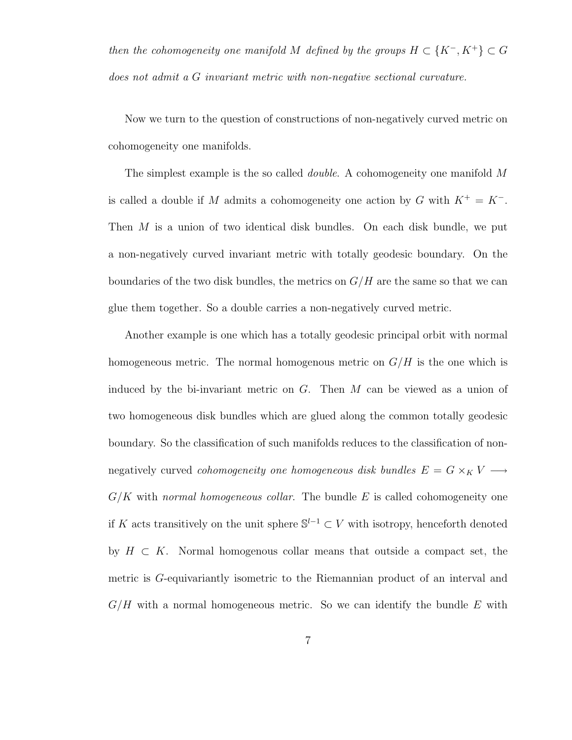*then the cohomogeneity one manifold $M$ defined by the groups $H \subset \{K^-, K^+\} \subset G$ does not admit a $G$ invariant metric with non-negative sectional curvature.*

Now we turn to the question of constructions of non-negatively curved metric on cohomogeneity one manifolds.

The simplest example is the so called *double*. A cohomogeneity one manifold $M$ is called a double if $M$ admits a cohomogeneity one action by $G$ with $K^+ = K^-$. Then $M$ is a union of two identical disk bundles. On each disk bundle, we put a non-negatively curved invariant metric with totally geodesic boundary. On the boundaries of the two disk bundles, the metrics on $G/H$ are the same so that we can glue them together. So a double carries a non-negatively curved metric.

Another example is one which has a totally geodesic principal orbit with normal homogeneous metric. The normal homogenous metric on $G/H$ is the one which is induced by the bi-invariant metric on $G$. Then $M$ can be viewed as a union of two homogeneous disk bundles which are glued along the common totally geodesic boundary. So the classification of such manifolds reduces to the classification of non-negatively curved *cohomogeneity one homogeneous disk bundles* $E = G \times_K V \longrightarrow G/K$ with *normal homogeneous collar.* The bundle $E$ is called cohomogeneity one if $K$ acts transitively on the unit sphere $\mathbb{S}^{l-1} \subset V$ with isotropy, henceforth denoted by $H \subset K$. Normal homogenous collar means that outside a compact set, the metric is $G$-equivariantly isometric to the Riemannian product of an interval and $G/H$ with a normal homogeneous metric. So we can identify the bundle $E$ with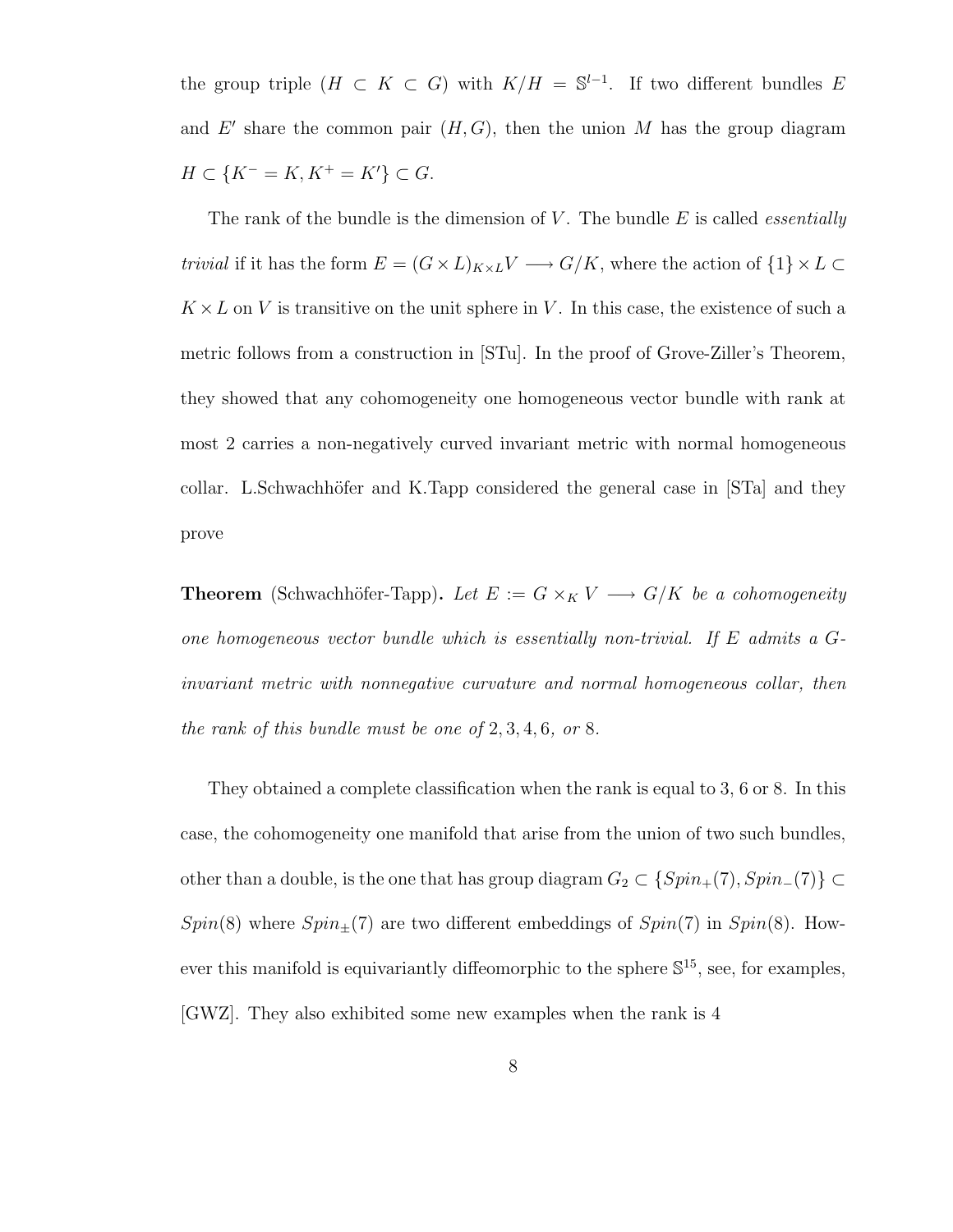the group triple $(H \subset K \subset G)$ with $K/H = \mathbb{S}^{l-1}$. If two different bundles $E$ and $E'$ share the common pair $(H, G)$, then the union $M$ has the group diagram $H \subset \{K^- = K, K^+ = K'\} \subset G$.

The rank of the bundle is the dimension of $V$. The bundle $E$ is called *essentially trivial* if it has the form $E = (G \times L)_{K \times L} V \longrightarrow G/K$, where the action of $\{1\} \times L \subset K \times L$ on $V$ is transitive on the unit sphere in $V$. In this case, the existence of such a metric follows from a construction in [STu]. In the proof of Grove-Ziller's Theorem, they showed that any cohomogeneity one homogeneous vector bundle with rank at most 2 carries a non-negatively curved invariant metric with normal homogeneous collar. L.Schwachhöfer and K.Tapp considered the general case in [STa] and they prove

**Theorem** (Schwachhöfer-Tapp)**.** *Let $E := G \times_K V \longrightarrow G/K$ be a cohomogeneity one homogeneous vector bundle which is essentially non-trivial. If $E$ admits a $G$-invariant metric with nonnegative curvature and normal homogeneous collar, then the rank of this bundle must be one of $2, 3, 4, 6,$ or $8$.*

They obtained a complete classification when the rank is equal to 3, 6 or 8. In this case, the cohomogeneity one manifold that arise from the union of two such bundles, other than a double, is the one that has group diagram $G_2 \subset \{Spin_+(7), Spin_-(7)\} \subset Spin(8)$ where $Spin_\pm(7)$ are two different embeddings of $Spin(7)$ in $Spin(8)$. However this manifold is equivariantly diffeomorphic to the sphere $\mathbb{S}^{15}$, see, for examples, [GWZ]. They also exhibited some new examples when the rank is 4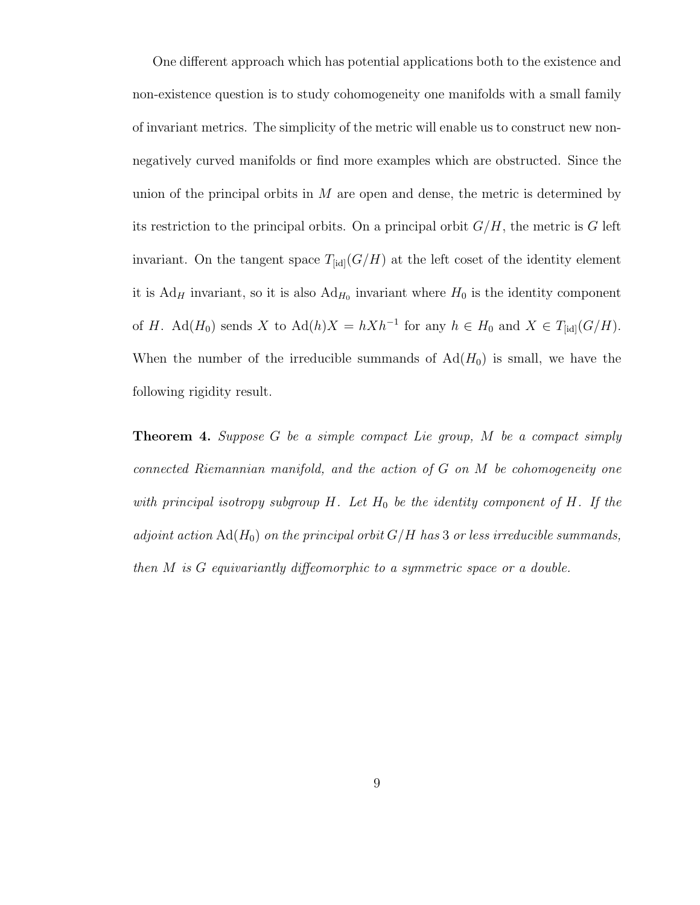One different approach which has potential applications both to the existence and non-existence question is to study cohomogeneity one manifolds with a small family of invariant metrics. The simplicity of the metric will enable us to construct new non-negatively curved manifolds or find more examples which are obstructed. Since the union of the principal orbits in $M$ are open and dense, the metric is determined by its restriction to the principal orbits. On a principal orbit $G/H$, the metric is $G$ left invariant. On the tangent space $T_{[\mathrm{id}]}(G/H)$ at the left coset of the identity element it is $\mathrm{Ad}_H$ invariant, so it is also $\mathrm{Ad}_{H_0}$ invariant where $H_0$ is the identity component of $H$. $\mathrm{Ad}(H_0)$ sends $X$ to $\mathrm{Ad}(h)X = hXh^{-1}$ for any $h \in H_0$ and $X \in T_{[\mathrm{id}]}(G/H)$. When the number of the irreducible summands of $\mathrm{Ad}(H_0)$ is small, we have the following rigidity result.

**Theorem 4.** *Suppose $G$ be a simple compact Lie group, $M$ be a compact simply connected Riemannian manifold, and the action of $G$ on $M$ be cohomogeneity one with principal isotropy subgroup $H$. Let $H_0$ be the identity component of $H$. If the adjoint action $\mathrm{Ad}(H_0)$ on the principal orbit $G/H$ has 3 or less irreducible summands, then $M$ is $G$ equivariantly diffeomorphic to a symmetric space or a double.*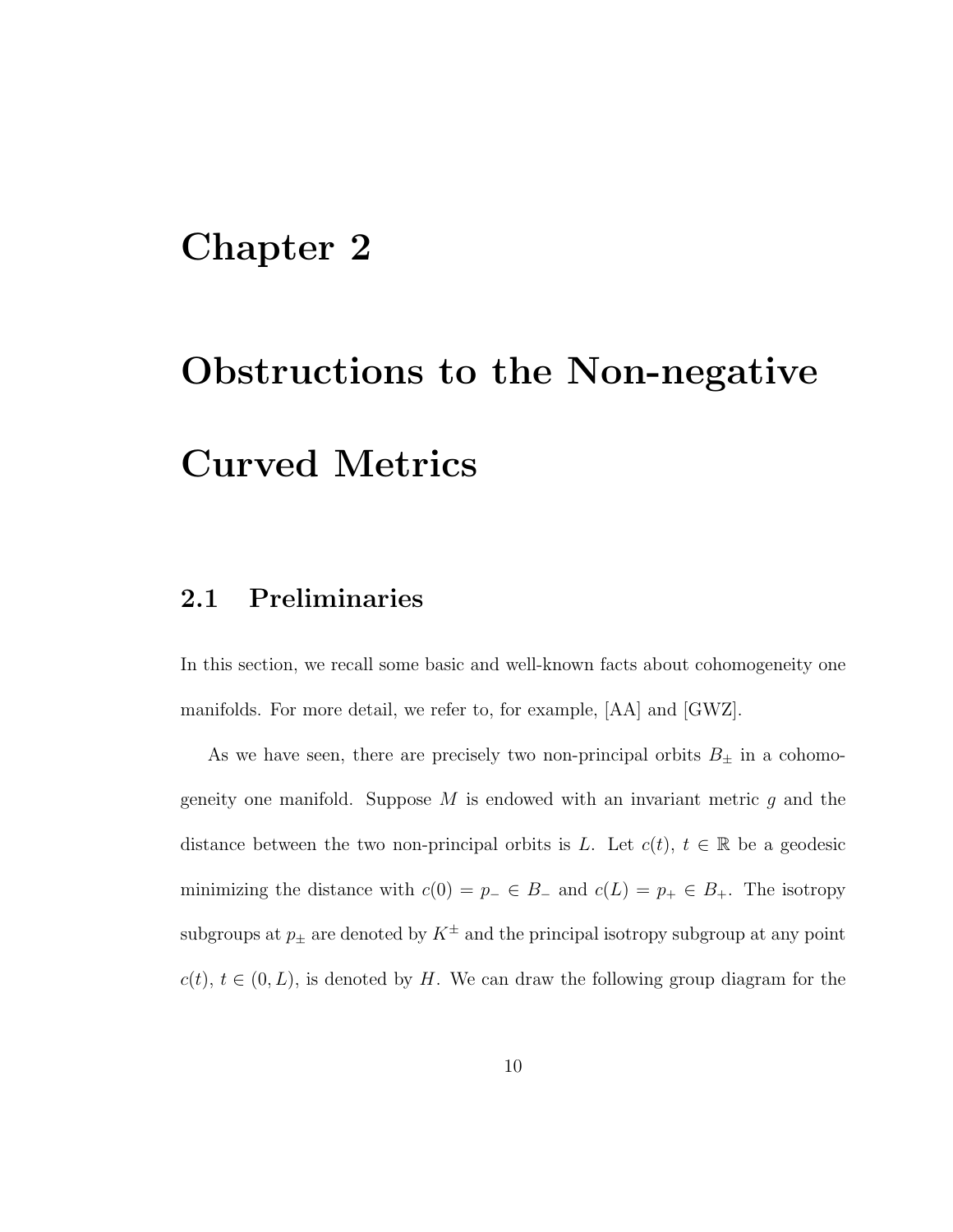# Chapter 2

# Obstructions to the Non-negative Curved Metrics

## 2.1 Preliminaries

In this section, we recall some basic and well-known facts about cohomogeneity one manifolds. For more detail, we refer to, for example, [AA] and [GWZ].

As we have seen, there are precisely two non-principal orbits $B_{\pm}$ in a cohomogeneity one manifold. Suppose $M$ is endowed with an invariant metric $g$ and the distance between the two non-principal orbits is $L$. Let $c(t)$, $t \in \mathbb{R}$ be a geodesic minimizing the distance with $c(0) = p_- \in B_-$ and $c(L) = p_+ \in B_+$. The isotropy subgroups at $p_{\pm}$ are denoted by $K^{\pm}$ and the principal isotropy subgroup at any point $c(t)$, $t \in (0, L)$, is denoted by $H$. We can draw the following group diagram for the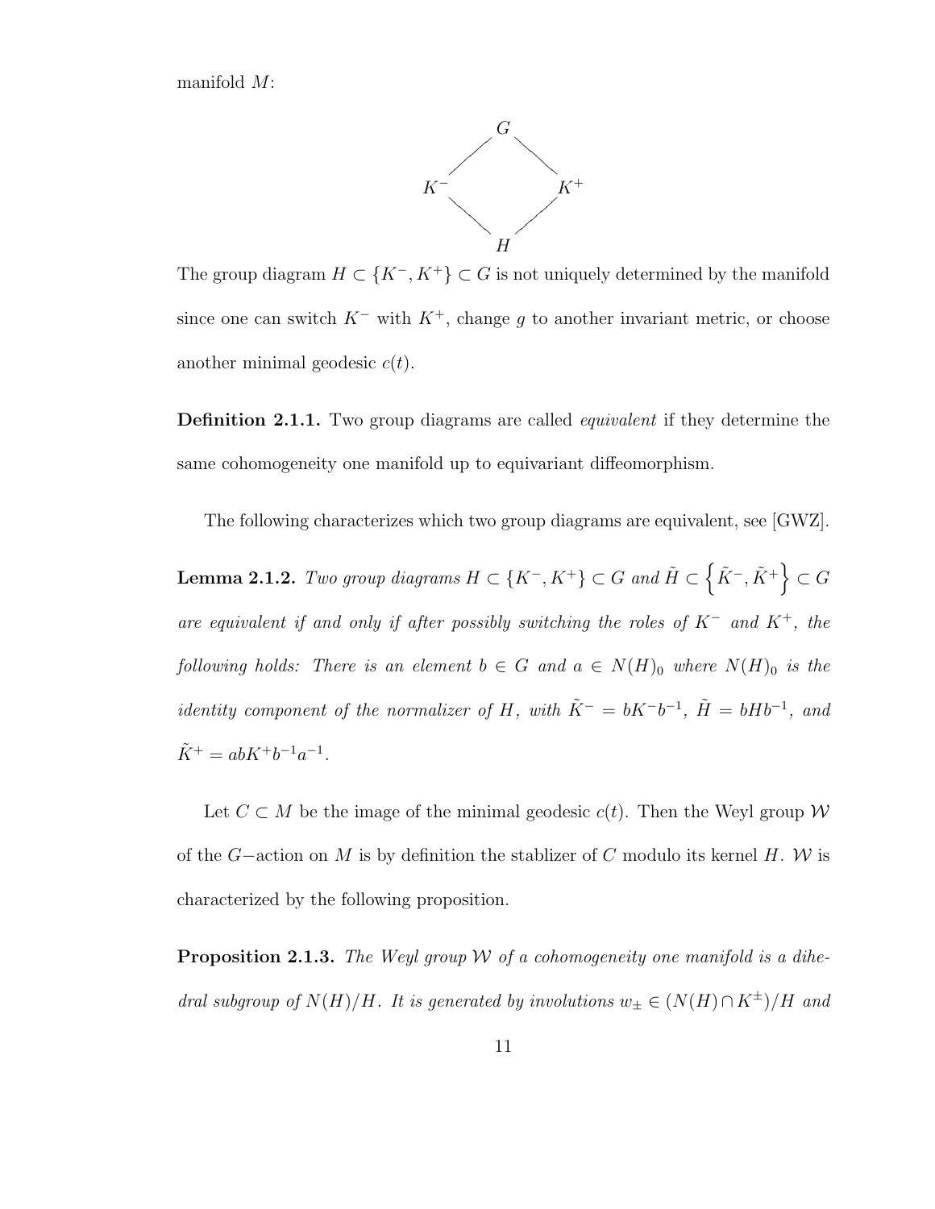manifold $M$:

$$
\begin{array}{ccc}
& G & \\
\diagup & & \diagdown \\
K^- & & K^+ \\
\diagdown & & \diagup \\
& H &
\end{array}
$$

The group diagram $H \subset \{K^-, K^+\} \subset G$ is not uniquely determined by the manifold since one can switch $K^-$ with $K^+$, change $g$ to another invariant metric, or choose another minimal geodesic $c(t)$.

**Definition 2.1.1.** Two group diagrams are called *equivalent* if they determine the same cohomogeneity one manifold up to equivariant diffeomorphism.

The following characterizes which two group diagrams are equivalent, see [GWZ].

**Lemma 2.1.2.** *Two group diagrams $H \subset \{K^-, K^+\} \subset G$ and $\tilde{H} \subset \left\{\tilde{K}^-, \tilde{K}^+\right\} \subset G$ are equivalent if and only if after possibly switching the roles of $K^-$ and $K^+$, the following holds: There is an element $b \in G$ and $a \in N(H)_0$ where $N(H)_0$ is the identity component of the normalizer of $H$, with $\tilde{K}^- = bK^-b^{-1}$, $\tilde{H} = bHb^{-1}$, and $\tilde{K}^+ = abK^+b^{-1}a^{-1}$.*

Let $C \subset M$ be the image of the minimal geodesic $c(t)$. Then the Weyl group $\mathcal{W}$ of the $G-$action on $M$ is by definition the stablizer of $C$ modulo its kernel $H$. $\mathcal{W}$ is characterized by the following proposition.

**Proposition 2.1.3.** *The Weyl group $\mathcal{W}$ of a cohomogeneity one manifold is a dihedral subgroup of $N(H)/H$. It is generated by involutions $w_\pm \in (N(H) \cap K^\pm)/H$ and*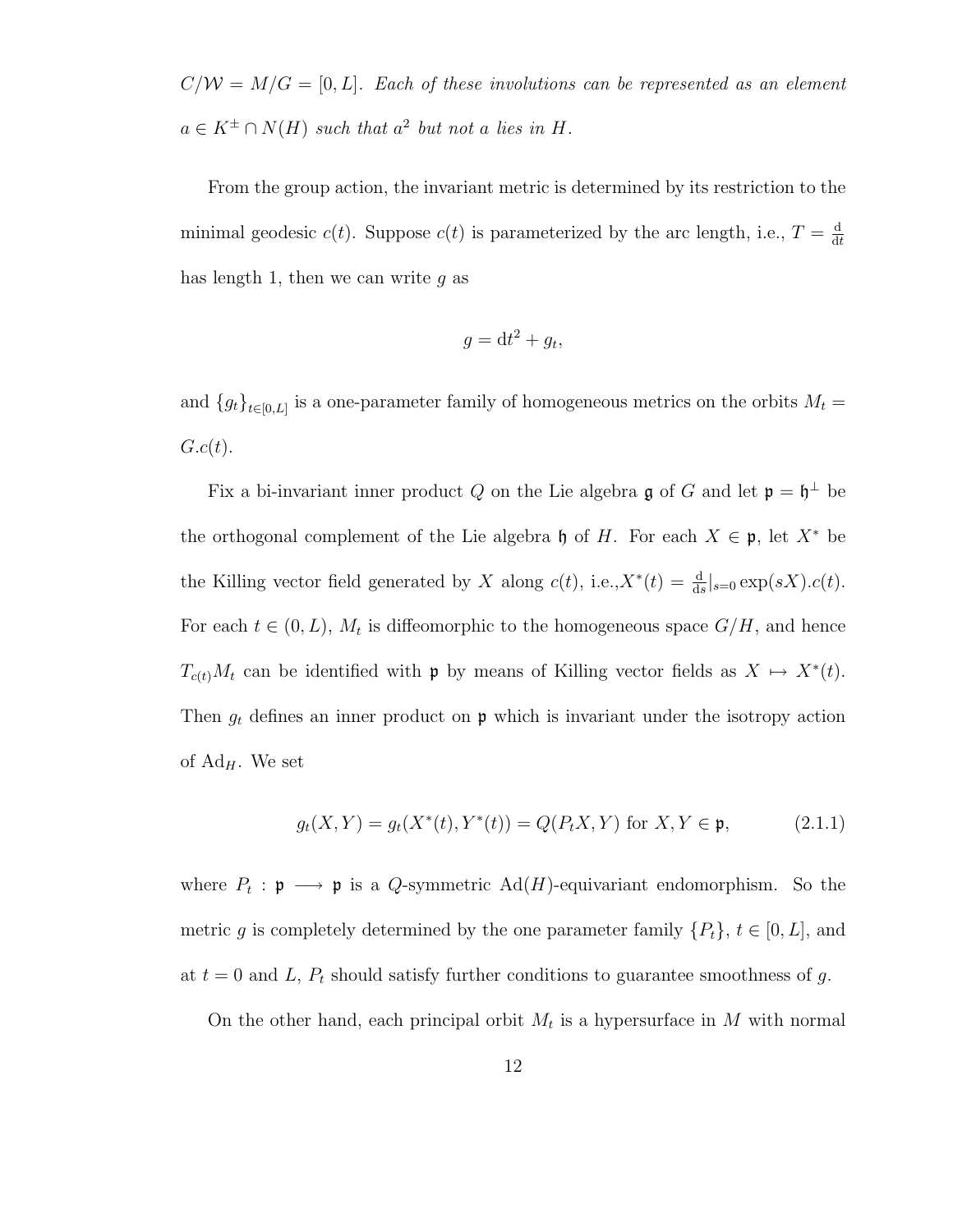*$C/\mathcal{W} = M/G = [0, L]$. Each of these involutions can be represented as an element $a \in K^{\pm} \cap N(H)$ such that $a^2$ but not $a$ lies in $H$.*

From the group action, the invariant metric is determined by its restriction to the minimal geodesic $c(t)$. Suppose $c(t)$ is parameterized by the arc length, i.e., $T = \frac{\mathrm{d}}{\mathrm{d}t}$ has length 1, then we can write $g$ as

$$g = \mathrm{d}t^2 + g_t,$$

and $\{g_t\}_{t\in[0,L]}$ is a one-parameter family of homogeneous metrics on the orbits $M_t = G.c(t)$.

Fix a bi-invariant inner product $Q$ on the Lie algebra $\mathfrak{g}$ of $G$ and let $\mathfrak{p} = \mathfrak{h}^{\perp}$ be the orthogonal complement of the Lie algebra $\mathfrak{h}$ of $H$. For each $X \in \mathfrak{p}$, let $X^*$ be the Killing vector field generated by $X$ along $c(t)$, i.e.,$X^*(t) = \frac{\mathrm{d}}{\mathrm{d}s}|_{s=0} \exp(sX).c(t)$. For each $t \in (0, L)$, $M_t$ is diffeomorphic to the homogeneous space $G/H$, and hence $T_{c(t)}M_t$ can be identified with $\mathfrak{p}$ by means of Killing vector fields as $X \mapsto X^*(t)$. Then $g_t$ defines an inner product on $\mathfrak{p}$ which is invariant under the isotropy action of $\mathrm{Ad}_H$. We set

$$g_t(X, Y) = g_t(X^*(t), Y^*(t)) = Q(P_t X, Y) \text{ for } X, Y \in \mathfrak{p}, \tag{2.1.1}$$

where $P_t : \mathfrak{p} \longrightarrow \mathfrak{p}$ is a $Q$-symmetric $\mathrm{Ad}(H)$-equivariant endomorphism. So the metric $g$ is completely determined by the one parameter family $\{P_t\}$, $t \in [0, L]$, and at $t = 0$ and $L$, $P_t$ should satisfy further conditions to guarantee smoothness of $g$.

On the other hand, each principal orbit $M_t$ is a hypersurface in $M$ with normal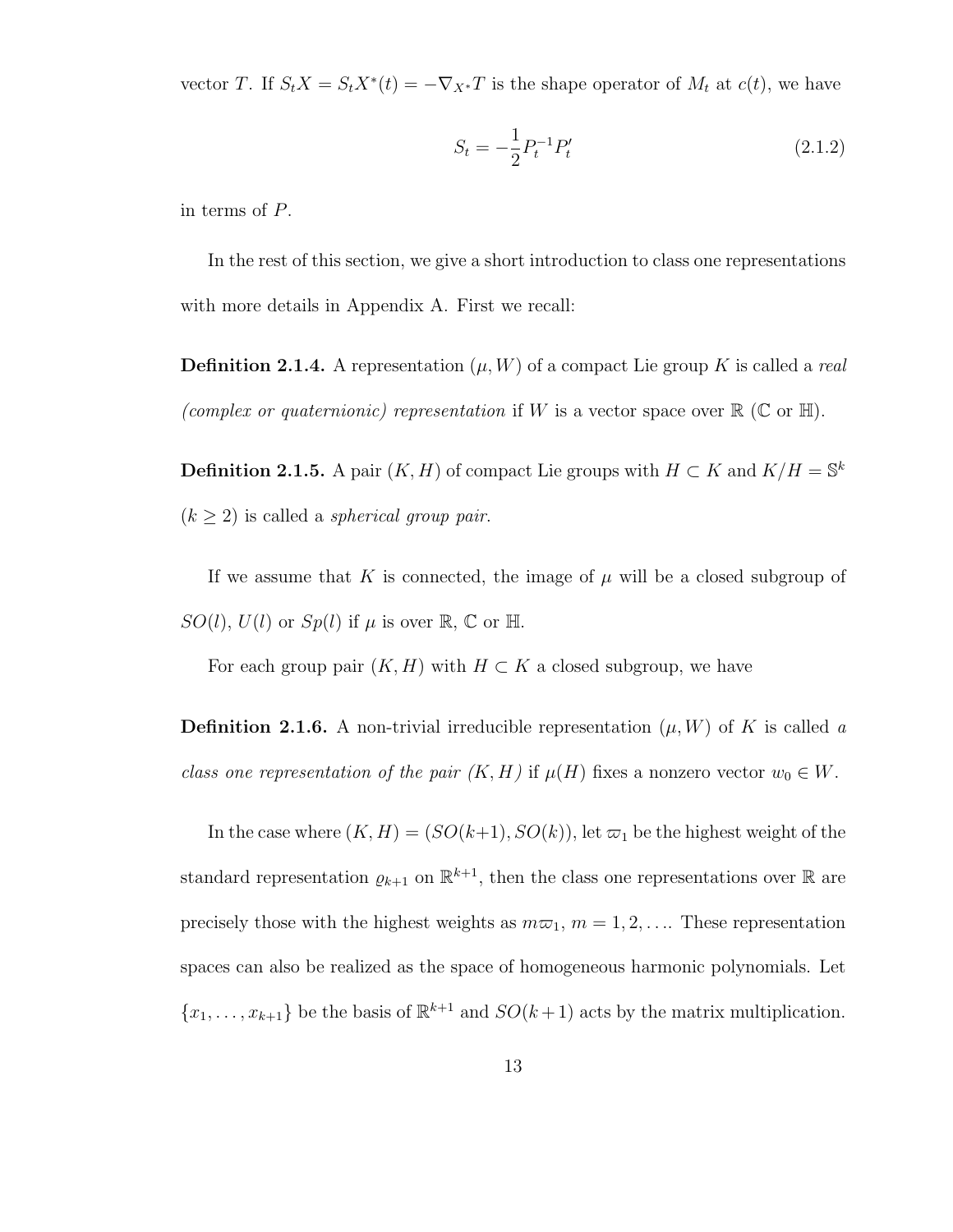vector $T$. If $S_t X = S_t X^*(t) = -\nabla_{X^*} T$ is the shape operator of $M_t$ at $c(t)$, we have

$$S_t = -\frac{1}{2} P_t^{-1} P_t' \tag{2.1.2}$$

in terms of $P$.

In the rest of this section, we give a short introduction to class one representations with more details in Appendix A. First we recall:

**Definition 2.1.4.** A representation $(\mu, W)$ of a compact Lie group $K$ is called a *real (complex or quaternionic) representation* if $W$ is a vector space over $\mathbb{R}$ ($\mathbb{C}$ or $\mathbb{H}$).

**Definition 2.1.5.** A pair $(K, H)$ of compact Lie groups with $H \subset K$ and $K/H = \mathbb{S}^k$ ($k \geq 2$) is called a *spherical group pair*.

If we assume that $K$ is connected, the image of $\mu$ will be a closed subgroup of $SO(l)$, $U(l)$ or $Sp(l)$ if $\mu$ is over $\mathbb{R}$, $\mathbb{C}$ or $\mathbb{H}$.

For each group pair $(K, H)$ with $H \subset K$ a closed subgroup, we have

**Definition 2.1.6.** A non-trivial irreducible representation $(\mu, W)$ of $K$ is called *a class one representation of the pair $(K, H)$* if $\mu(H)$ fixes a nonzero vector $w_0 \in W$.

In the case where $(K, H) = (SO(k+1), SO(k))$, let $\varpi_1$ be the highest weight of the standard representation $\varrho_{k+1}$ on $\mathbb{R}^{k+1}$, then the class one representations over $\mathbb{R}$ are precisely those with the highest weights as $m\varpi_1$, $m = 1, 2, \ldots$. These representation spaces can also be realized as the space of homogeneous harmonic polynomials. Let $\{x_1, \ldots, x_{k+1}\}$ be the basis of $\mathbb{R}^{k+1}$ and $SO(k+1)$ acts by the matrix multiplication.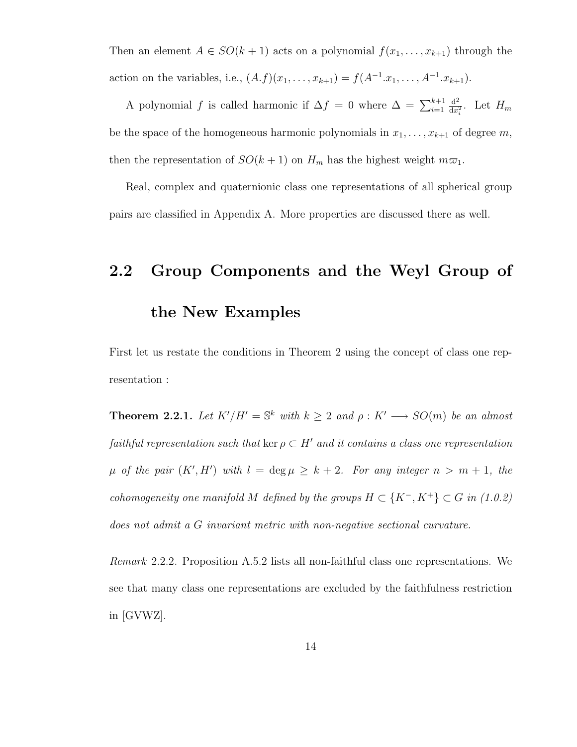Then an element $A \in SO(k+1)$ acts on a polynomial $f(x_1, \ldots, x_{k+1})$ through the action on the variables, i.e., $(A.f)(x_1, \ldots, x_{k+1}) = f(A^{-1}.x_1, \ldots, A^{-1}.x_{k+1})$.

A polynomial $f$ is called harmonic if $\Delta f = 0$ where $\Delta = \sum_{i=1}^{k+1} \frac{\mathrm{d}^2}{\mathrm{d}x_i^2}$. Let $H_m$ be the space of the homogeneous harmonic polynomials in $x_1, \ldots, x_{k+1}$ of degree $m$, then the representation of $SO(k+1)$ on $H_m$ has the highest weight $m\varpi_1$.

Real, complex and quaternionic class one representations of all spherical group pairs are classified in Appendix A. More properties are discussed there as well.

## 2.2 Group Components and the Weyl Group of the New Examples

First let us restate the conditions in Theorem 2 using the concept of class one representation :

**Theorem 2.2.1.** *Let $K'/H' = \mathbb{S}^k$ with $k \geq 2$ and $\rho : K' \longrightarrow SO(m)$ be an almost faithful representation such that $\ker \rho \subset H'$ and it contains a class one representation $\mu$ of the pair $(K', H')$ with $l = \deg \mu \geq k+2$. For any integer $n > m+1$, the cohomogeneity one manifold $M$ defined by the groups $H \subset \{K^-, K^+\} \subset G$ in (1.0.2) does not admit a $G$ invariant metric with non-negative sectional curvature.*

*Remark* 2.2.2. Proposition A.5.2 lists all non-faithful class one representations. We see that many class one representations are excluded by the faithfulness restriction in [GVWZ].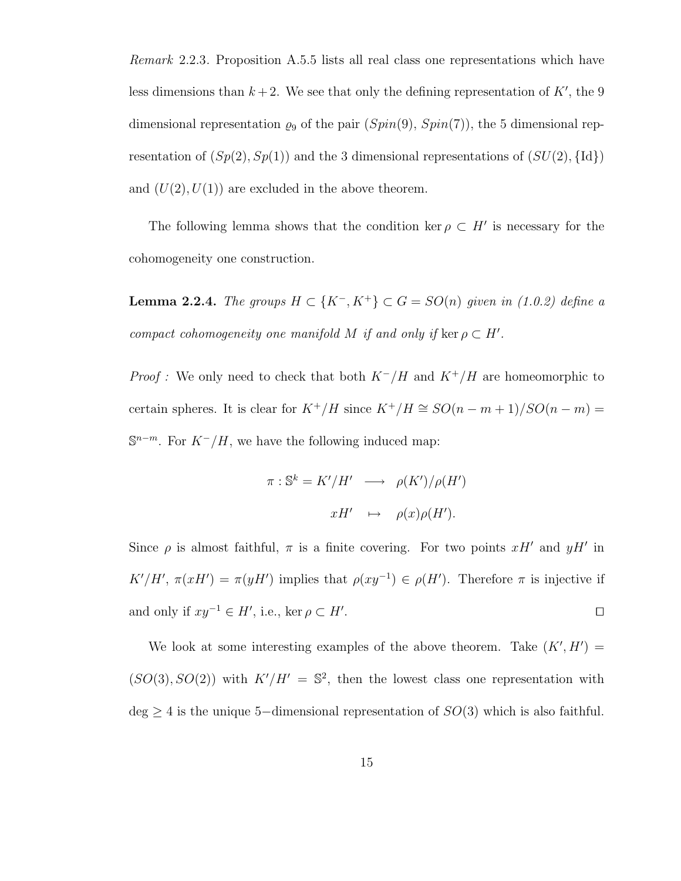*Remark* 2.2.3. Proposition A.5.5 lists all real class one representations which have less dimensions than $k+2$. We see that only the defining representation of $K'$, the 9 dimensional representation $\varrho_9$ of the pair $(Spin(9), Spin(7))$, the 5 dimensional representation of $(Sp(2), Sp(1))$ and the 3 dimensional representations of $(SU(2), \{\mathrm{Id}\})$ and $(U(2), U(1))$ are excluded in the above theorem.

The following lemma shows that the condition $\ker \rho \subset H'$ is necessary for the cohomogeneity one construction.

**Lemma 2.2.4.** *The groups $H \subset \{K^-, K^+\} \subset G = SO(n)$ given in (1.0.2) define a compact cohomogeneity one manifold $M$ if and only if $\ker \rho \subset H'$.*

*Proof :* We only need to check that both $K^-/H$ and $K^+/H$ are homeomorphic to certain spheres. It is clear for $K^+/H$ since $K^+/H \cong SO(n-m+1)/SO(n-m) = \mathbb{S}^{n-m}$. For $K^-/H$, we have the following induced map:

$$\begin{aligned} \pi : \mathbb{S}^k = K'/H' &\longrightarrow \rho(K')/\rho(H') \\ xH' &\mapsto \rho(x)\rho(H'). \end{aligned}$$

Since $\rho$ is almost faithful, $\pi$ is a finite covering. For two points $xH'$ and $yH'$ in $K'/H'$, $\pi(xH') = \pi(yH')$ implies that $\rho(xy^{-1}) \in \rho(H')$. Therefore $\pi$ is injective if and only if $xy^{-1} \in H'$, i.e., $\ker \rho \subset H'$. $\square$

We look at some interesting examples of the above theorem. Take $(K', H') = (SO(3), SO(2))$ with $K'/H' = \mathbb{S}^2$, then the lowest class one representation with $\deg \geq 4$ is the unique 5−dimensional representation of $SO(3)$ which is also faithful.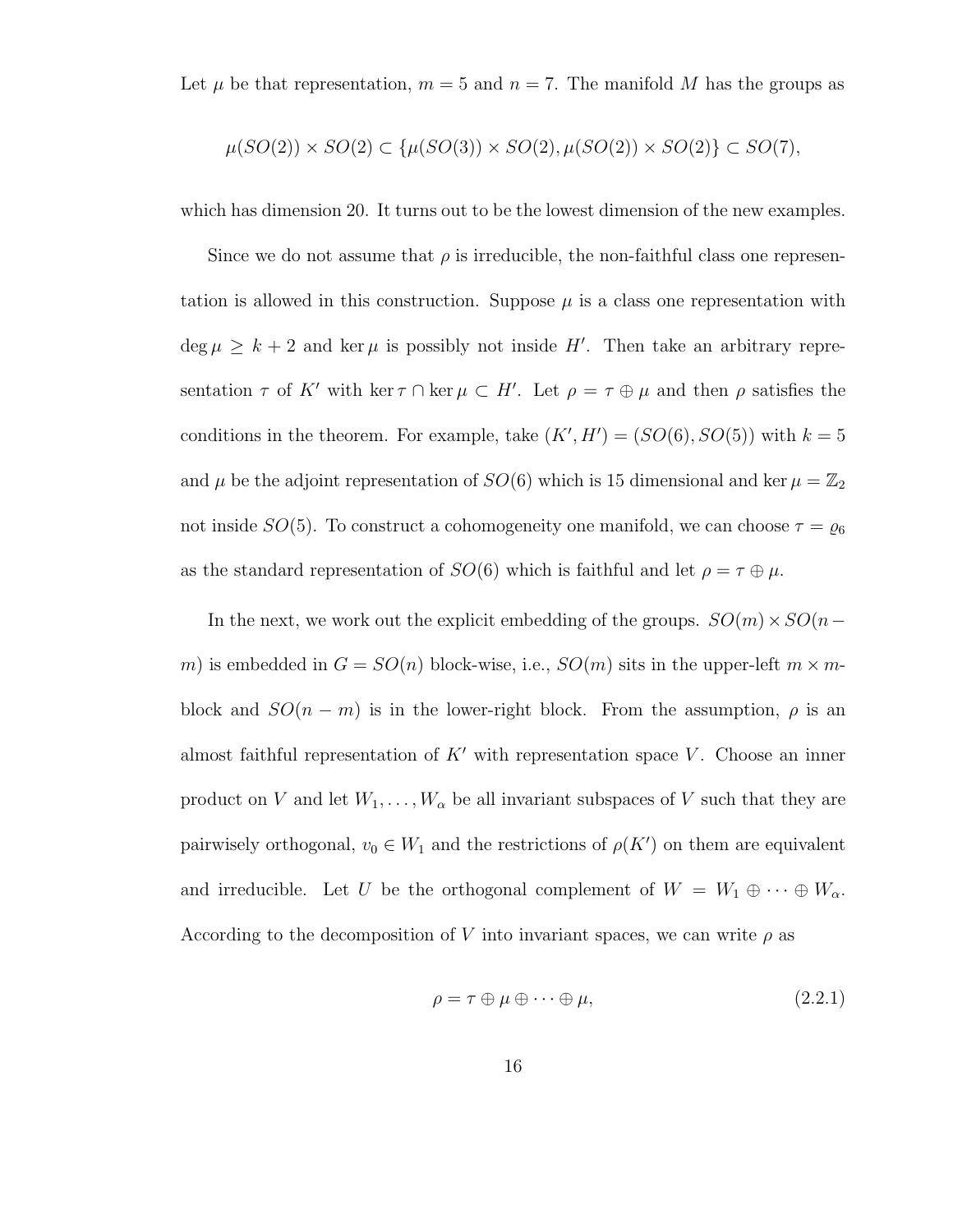Let $\mu$ be that representation, $m = 5$ and $n = 7$. The manifold $M$ has the groups as

$$\mu(SO(2)) \times SO(2) \subset \{\mu(SO(3)) \times SO(2), \mu(SO(2)) \times SO(2)\} \subset SO(7),$$

which has dimension 20. It turns out to be the lowest dimension of the new examples.

Since we do not assume that $\rho$ is irreducible, the non-faithful class one representation is allowed in this construction. Suppose $\mu$ is a class one representation with $\deg \mu \geq k + 2$ and $\ker \mu$ is possibly not inside $H'$. Then take an arbitrary representation $\tau$ of $K'$ with $\ker \tau \cap \ker \mu \subset H'$. Let $\rho = \tau \oplus \mu$ and then $\rho$ satisfies the conditions in the theorem. For example, take $(K', H') = (SO(6), SO(5))$ with $k = 5$ and $\mu$ be the adjoint representation of $SO(6)$ which is 15 dimensional and $\ker \mu = \mathbb{Z}_2$ not inside $SO(5)$. To construct a cohomogeneity one manifold, we can choose $\tau = \varrho_6$ as the standard representation of $SO(6)$ which is faithful and let $\rho = \tau \oplus \mu$.

In the next, we work out the explicit embedding of the groups. $SO(m) \times SO(n - m)$ is embedded in $G = SO(n)$ block-wise, i.e., $SO(m)$ sits in the upper-left $m \times m$-block and $SO(n - m)$ is in the lower-right block. From the assumption, $\rho$ is an almost faithful representation of $K'$ with representation space $V$. Choose an inner product on $V$ and let $W_1, \ldots, W_\alpha$ be all invariant subspaces of $V$ such that they are pairwisely orthogonal, $v_0 \in W_1$ and the restrictions of $\rho(K')$ on them are equivalent and irreducible. Let $U$ be the orthogonal complement of $W = W_1 \oplus \cdots \oplus W_\alpha$. According to the decomposition of $V$ into invariant spaces, we can write $\rho$ as

$$\rho = \tau \oplus \mu \oplus \cdots \oplus \mu, \tag{2.2.1}$$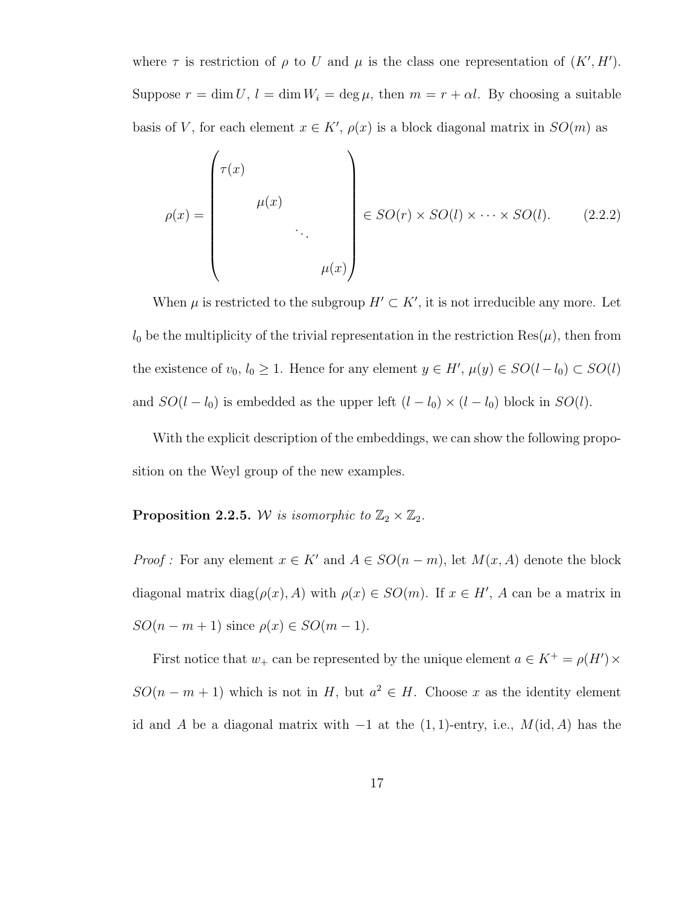where $\tau$ is restriction of $\rho$ to $U$ and $\mu$ is the class one representation of $(K', H')$. Suppose $r = \dim U$, $l = \dim W_i = \deg \mu$, then $m = r + \alpha l$. By choosing a suitable basis of $V$, for each element $x \in K'$, $\rho(x)$ is a block diagonal matrix in $SO(m)$ as

$$\rho(x) = \begin{pmatrix} \tau(x) & & & \\ & \mu(x) & & \\ & & \ddots & \\ & & & \mu(x) \end{pmatrix} \in SO(r) \times SO(l) \times \cdots \times SO(l). \qquad (2.2.2)$$

When $\mu$ is restricted to the subgroup $H' \subset K'$, it is not irreducible any more. Let $l_0$ be the multiplicity of the trivial representation in the restriction $\mathrm{Res}(\mu)$, then from the existence of $v_0$, $l_0 \geq 1$. Hence for any element $y \in H'$, $\mu(y) \in SO(l - l_0) \subset SO(l)$ and $SO(l - l_0)$ is embedded as the upper left $(l - l_0) \times (l - l_0)$ block in $SO(l)$.

With the explicit description of the embeddings, we can show the following proposition on the Weyl group of the new examples.

**Proposition 2.2.5.** *$\mathcal{W}$ is isomorphic to $\mathbb{Z}_2 \times \mathbb{Z}_2$.*

*Proof :* For any element $x \in K'$ and $A \in SO(n-m)$, let $M(x, A)$ denote the block diagonal matrix $\mathrm{diag}(\rho(x), A)$ with $\rho(x) \in SO(m)$. If $x \in H'$, $A$ can be a matrix in $SO(n - m + 1)$ since $\rho(x) \in SO(m - 1)$.

First notice that $w_+$ can be represented by the unique element $a \in K^+ = \rho(H') \times SO(n - m + 1)$ which is not in $H$, but $a^2 \in H$. Choose $x$ as the identity element id and $A$ be a diagonal matrix with $-1$ at the $(1, 1)$-entry, i.e., $M(\mathrm{id}, A)$ has the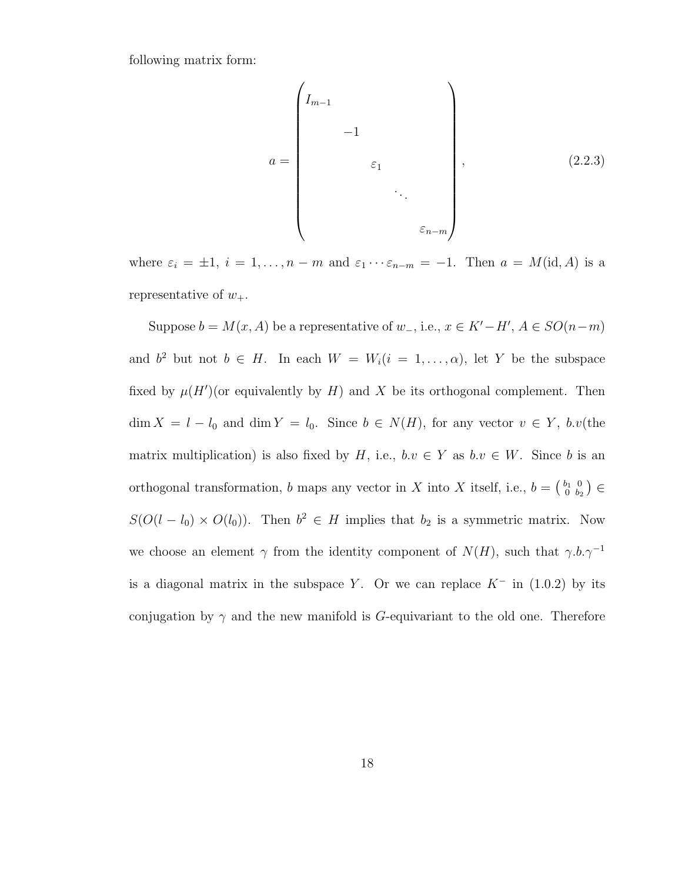following matrix form:

$$a = \begin{pmatrix} I_{m-1} & & & & \\ & -1 & & & \\ & & \varepsilon_1 & & \\ & & & \ddots & \\ & & & & \varepsilon_{n-m} \end{pmatrix}, \tag{2.2.3}$$

where $\varepsilon_i = \pm 1$, $i = 1, \ldots, n-m$ and $\varepsilon_1 \cdots \varepsilon_{n-m} = -1$. Then $a = M(\mathrm{id}, A)$ is a representative of $w_+$.

Suppose $b = M(x, A)$ be a representative of $w_-$, i.e., $x \in K' - H'$, $A \in SO(n-m)$ and $b^2$ but not $b \in H$. In each $W = W_i (i = 1, \ldots, \alpha)$, let $Y$ be the subspace fixed by $\mu(H')$(or equivalently by $H$) and $X$ be its orthogonal complement. Then $\dim X = l - l_0$ and $\dim Y = l_0$. Since $b \in N(H)$, for any vector $v \in Y$, $b.v$(the matrix multiplication) is also fixed by $H$, i.e., $b.v \in Y$ as $b.v \in W$. Since $b$ is an orthogonal transformation, $b$ maps any vector in $X$ into $X$ itself, i.e., $b = \left( \begin{smallmatrix} b_1 & 0 \\ 0 & b_2 \end{smallmatrix} \right) \in S(O(l-l_0) \times O(l_0))$. Then $b^2 \in H$ implies that $b_2$ is a symmetric matrix. Now we choose an element $\gamma$ from the identity component of $N(H)$, such that $\gamma.b.\gamma^{-1}$ is a diagonal matrix in the subspace $Y$. Or we can replace $K^-$ in (1.0.2) by its conjugation by $\gamma$ and the new manifold is $G$-equivariant to the old one. Therefore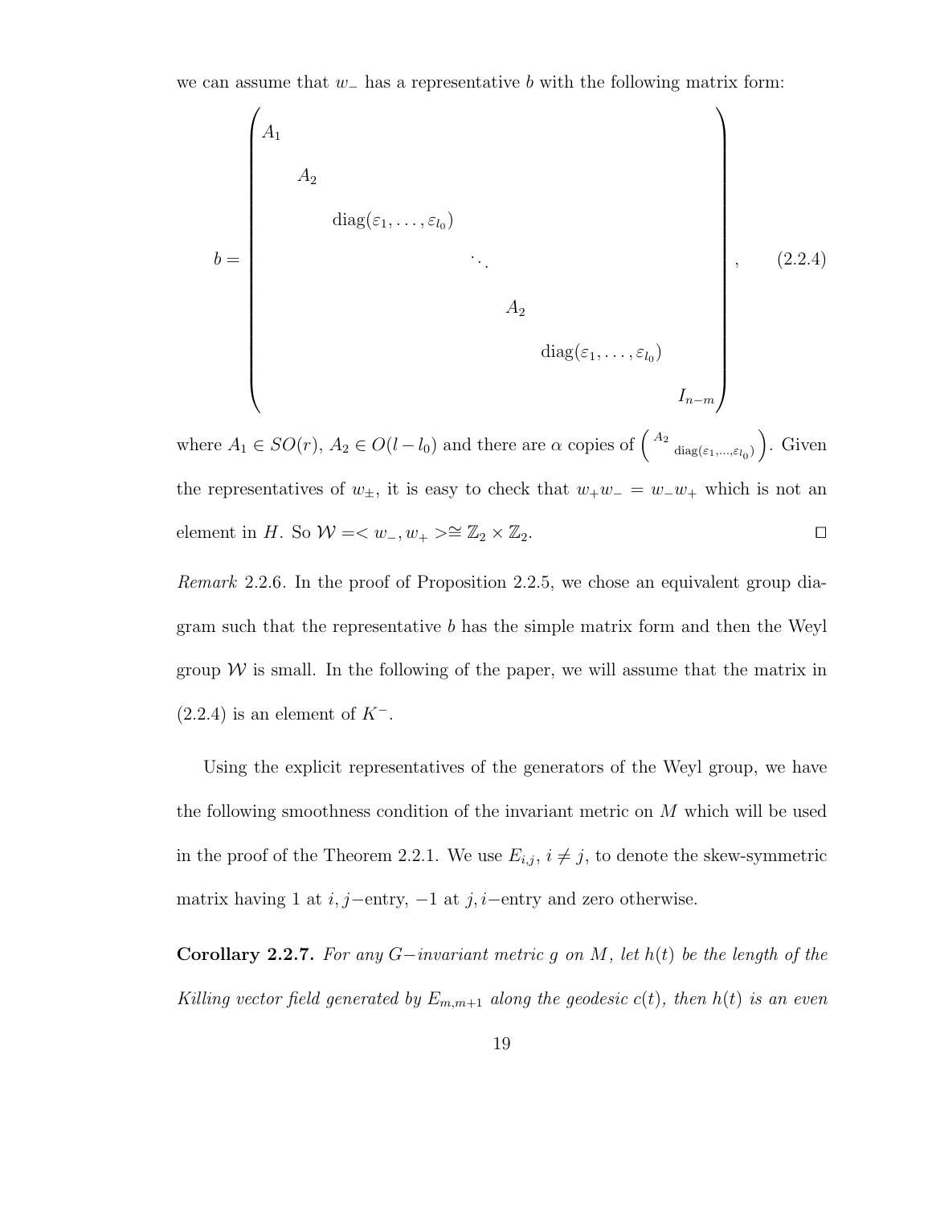we can assume that $w_-$ has a representative $b$ with the following matrix form:

$$
b = \begin{pmatrix}
A_1 & & & & & & \\
& A_2 & & & & & \\
& & \operatorname{diag}(\varepsilon_1, \ldots, \varepsilon_{l_0}) & & & & \\
& & & \ddots & & & \\
& & & & A_2 & & \\
& & & & & \operatorname{diag}(\varepsilon_1, \ldots, \varepsilon_{l_0}) & \\
& & & & & & I_{n-m}
\end{pmatrix}, \qquad (2.2.4)
$$

where $A_1 \in SO(r)$, $A_2 \in O(l - l_0)$ and there are $\alpha$ copies of $\begin{pmatrix} A_2 & \\ & \operatorname{diag}(\varepsilon_1,\ldots,\varepsilon_{l_0}) \end{pmatrix}$. Given the representatives of $w_\pm$, it is easy to check that $w_+ w_- = w_- w_+$ which is not an element in $H$. So $\mathcal{W} = < w_-, w_+ > \cong \mathbb{Z}_2 \times \mathbb{Z}_2$. ◻

*Remark* 2.2.6. In the proof of Proposition 2.2.5, we chose an equivalent group diagram such that the representative $b$ has the simple matrix form and then the Weyl group $\mathcal{W}$ is small. In the following of the paper, we will assume that the matrix in (2.2.4) is an element of $K^-$.

Using the explicit representatives of the generators of the Weyl group, we have the following smoothness condition of the invariant metric on $M$ which will be used in the proof of the Theorem 2.2.1. We use $E_{i,j}$, $i \neq j$, to denote the skew-symmetric matrix having 1 at $i, j-$entry, $-1$ at $j, i-$entry and zero otherwise.

**Corollary 2.2.7.** *For any $G-$invariant metric $g$ on $M$, let $h(t)$ be the length of the Killing vector field generated by $E_{m,m+1}$ along the geodesic $c(t)$, then $h(t)$ is an even*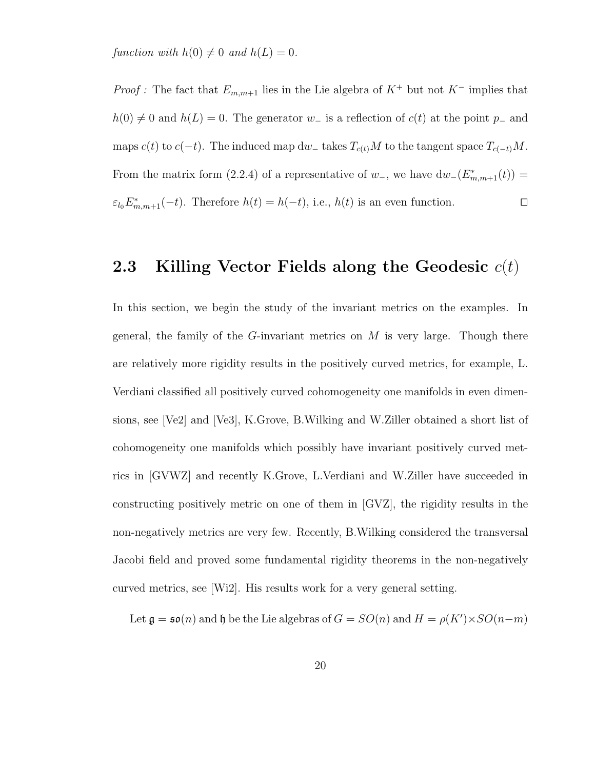*function with $h(0) \neq 0$ and $h(L) = 0$.*

*Proof :* The fact that $E_{m,m+1}$ lies in the Lie algebra of $K^+$ but not $K^-$ implies that $h(0) \neq 0$ and $h(L) = 0$. The generator $w_-$ is a reflection of $c(t)$ at the point $p_-$ and maps $c(t)$ to $c(-t)$. The induced map $\mathrm{d}w_-$ takes $T_{c(t)}M$ to the tangent space $T_{c(-t)}M$. From the matrix form (2.2.4) of a representative of $w_-$, we have $\mathrm{d}w_-(E^*_{m,m+1}(t)) = \varepsilon_{l_0} E^*_{m,m+1}(-t)$. Therefore $h(t) = h(-t)$, i.e., $h(t)$ is an even function. $\square$

## 2.3 Killing Vector Fields along the Geodesic $c(t)$

In this section, we begin the study of the invariant metrics on the examples. In general, the family of the $G$-invariant metrics on $M$ is very large. Though there are relatively more rigidity results in the positively curved metrics, for example, L. Verdiani classified all positively curved cohomogeneity one manifolds in even dimensions, see [Ve2] and [Ve3], K.Grove, B.Wilking and W.Ziller obtained a short list of cohomogeneity one manifolds which possibly have invariant positively curved metrics in [GVWZ] and recently K.Grove, L.Verdiani and W.Ziller have succeeded in constructing positively metric on one of them in [GVZ], the rigidity results in the non-negatively metrics are very few. Recently, B.Wilking considered the transversal Jacobi field and proved some fundamental rigidity theorems in the non-negatively curved metrics, see [Wi2]. His results work for a very general setting.

Let $\mathfrak{g} = \mathfrak{so}(n)$ and $\mathfrak{h}$ be the Lie algebras of $G = SO(n)$ and $H = \rho(K') \times SO(n-m)$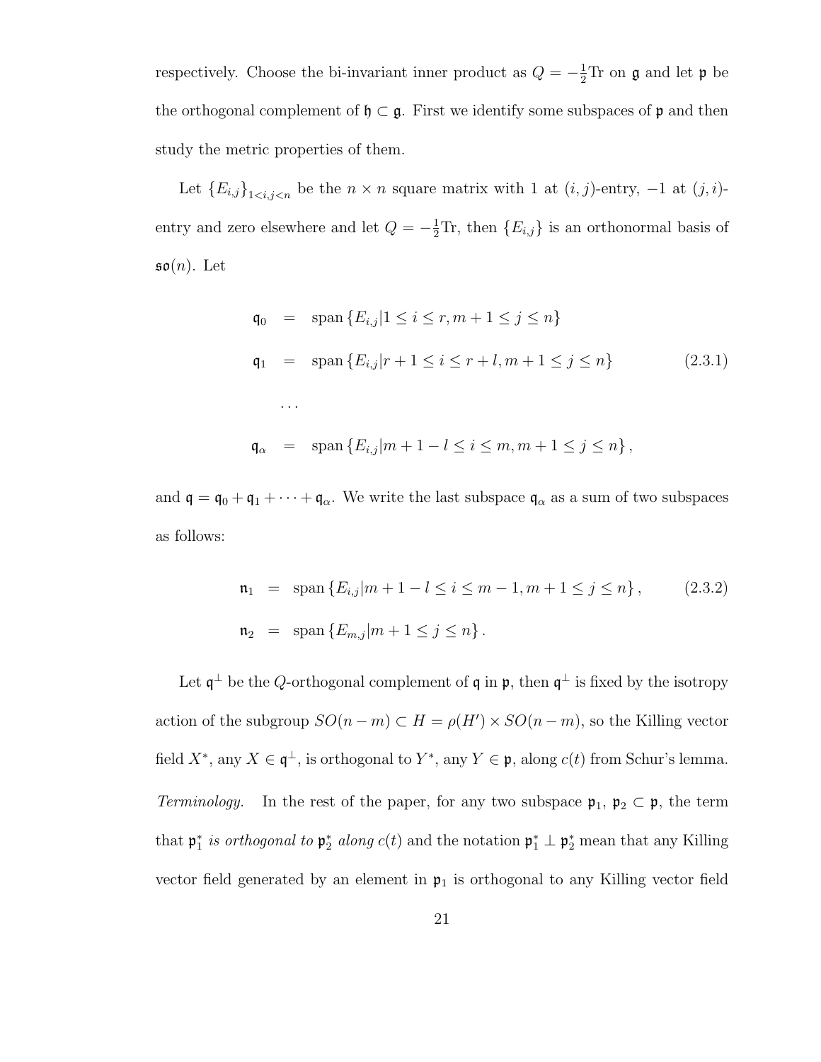respectively. Choose the bi-invariant inner product as $Q = -\frac{1}{2}\text{Tr}$ on $\mathfrak{g}$ and let $\mathfrak{p}$ be the orthogonal complement of $\mathfrak{h} \subset \mathfrak{g}$. First we identify some subspaces of $\mathfrak{p}$ and then study the metric properties of them.

Let $\{E_{i,j}\}_{1<i,j<n}$ be the $n \times n$ square matrix with 1 at $(i,j)$-entry, $-1$ at $(j,i)$-entry and zero elsewhere and let $Q = -\frac{1}{2}\text{Tr}$, then $\{E_{i,j}\}$ is an orthonormal basis of $\mathfrak{so}(n)$. Let

$$
\begin{aligned}
\mathfrak{q}_0 &= \text{span}\{E_{i,j} | 1 \leq i \leq r, m+1 \leq j \leq n\} \\
\mathfrak{q}_1 &= \text{span}\{E_{i,j} | r+1 \leq i \leq r+l, m+1 \leq j \leq n\} \qquad (2.3.1) \\
&\cdots \\
\mathfrak{q}_\alpha &= \text{span}\{E_{i,j} | m+1-l \leq i \leq m, m+1 \leq j \leq n\},
\end{aligned}
$$

and $\mathfrak{q} = \mathfrak{q}_0 + \mathfrak{q}_1 + \cdots + \mathfrak{q}_\alpha$. We write the last subspace $\mathfrak{q}_\alpha$ as a sum of two subspaces as follows:

$$
\begin{aligned}
\mathfrak{n}_1 &= \text{span}\{E_{i,j} | m+1-l \leq i \leq m-1, m+1 \leq j \leq n\}, \qquad (2.3.2) \\
\mathfrak{n}_2 &= \text{span}\{E_{m,j} | m+1 \leq j \leq n\}.
\end{aligned}
$$

Let $\mathfrak{q}^\perp$ be the $Q$-orthogonal complement of $\mathfrak{q}$ in $\mathfrak{p}$, then $\mathfrak{q}^\perp$ is fixed by the isotropy action of the subgroup $SO(n-m) \subset H = \rho(H') \times SO(n-m)$, so the Killing vector field $X^*$, any $X \in \mathfrak{q}^\perp$, is orthogonal to $Y^*$, any $Y \in \mathfrak{p}$, along $c(t)$ from Schur's lemma.

*Terminology.* In the rest of the paper, for any two subspace $\mathfrak{p}_1$, $\mathfrak{p}_2 \subset \mathfrak{p}$, the term that $\mathfrak{p}_1^*$ *is orthogonal to* $\mathfrak{p}_2^*$ *along* $c(t)$ and the notation $\mathfrak{p}_1^* \perp \mathfrak{p}_2^*$ mean that any Killing vector field generated by an element in $\mathfrak{p}_1$ is orthogonal to any Killing vector field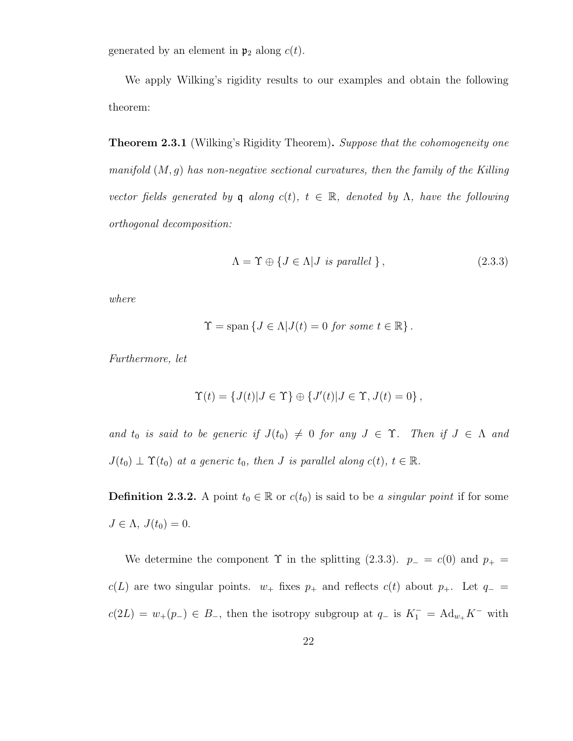generated by an element in $\mathfrak{p}_2$ along $c(t)$.

We apply Wilking's rigidity results to our examples and obtain the following theorem:

**Theorem 2.3.1** (Wilking's Rigidity Theorem)**.** *Suppose that the cohomogeneity one manifold $(M, g)$ has non-negative sectional curvatures, then the family of the Killing vector fields generated by $\mathfrak{q}$ along $c(t)$, $t \in \mathbb{R}$, denoted by $\Lambda$, have the following orthogonal decomposition:*

$$\Lambda = \Upsilon \oplus \{J \in \Lambda | J \text{ is parallel } \}, \tag{2.3.3}$$

*where*

$$\Upsilon = \operatorname{span}\{J \in \Lambda | J(t) = 0 \text{ for some } t \in \mathbb{R}\}.$$

*Furthermore, let*

$$\Upsilon(t) = \{J(t) | J \in \Upsilon\} \oplus \{J'(t) | J \in \Upsilon, J(t) = 0\},$$

*and $t_0$ is said to be generic if $J(t_0) \neq 0$ for any $J \in \Upsilon$. Then if $J \in \Lambda$ and $J(t_0) \perp \Upsilon(t_0)$ at a generic $t_0$, then $J$ is parallel along $c(t)$, $t \in \mathbb{R}$.*

**Definition 2.3.2.** A point $t_0 \in \mathbb{R}$ or $c(t_0)$ is said to be *a singular point* if for some $J \in \Lambda$, $J(t_0) = 0$.

We determine the component $\Upsilon$ in the splitting (2.3.3). $p_- = c(0)$ and $p_+ = c(L)$ are two singular points. $w_+$ fixes $p_+$ and reflects $c(t)$ about $p_+$. Let $q_- = c(2L) = w_+(p_-) \in B_-$, then the isotropy subgroup at $q_-$ is $K_1^- = \operatorname{Ad}_{w_+} K^-$ with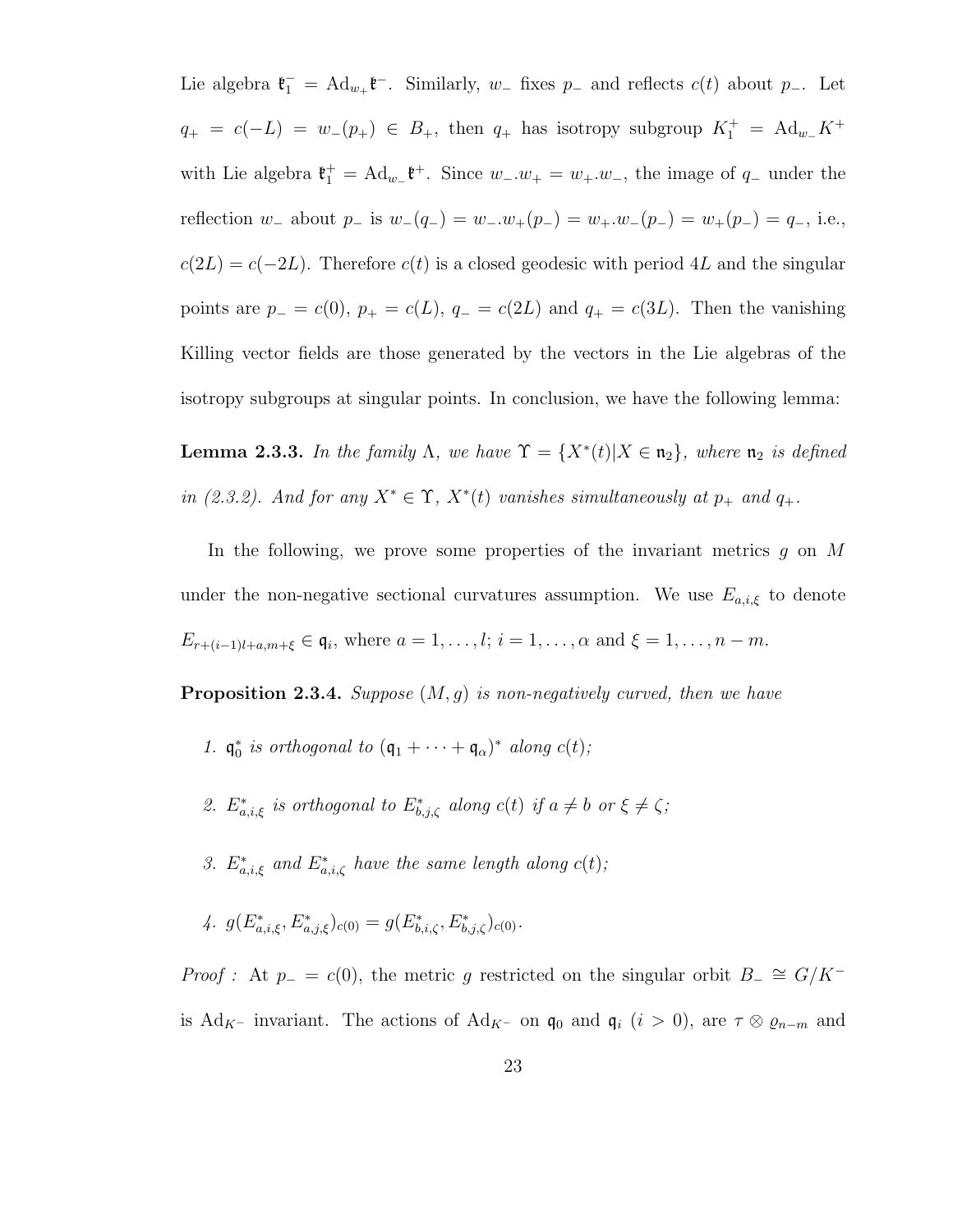Lie algebra $\mathfrak{k}_1^- = \mathrm{Ad}_{w_+}\mathfrak{k}^-$. Similarly, $w_-$ fixes $p_-$ and reflects $c(t)$ about $p_-$. Let $q_+ = c(-L) = w_-(p_+) \in B_+$, then $q_+$ has isotropy subgroup $K_1^+ = \mathrm{Ad}_{w_-}K^+$ with Lie algebra $\mathfrak{k}_1^+ = \mathrm{Ad}_{w_-}\mathfrak{k}^+$. Since $w_-.w_+ = w_+.w_-$, the image of $q_-$ under the reflection $w_-$ about $p_-$ is $w_-(q_-) = w_-.w_+(p_-) = w_+.w_-(p_-) = w_+(p_-) = q_-$, i.e., $c(2L) = c(-2L)$. Therefore $c(t)$ is a closed geodesic with period $4L$ and the singular points are $p_- = c(0)$, $p_+ = c(L)$, $q_- = c(2L)$ and $q_+ = c(3L)$. Then the vanishing Killing vector fields are those generated by the vectors in the Lie algebras of the isotropy subgroups at singular points. In conclusion, we have the following lemma:

**Lemma 2.3.3.** *In the family $\Lambda$, we have $\Upsilon = \{X^*(t) | X \in \mathfrak{n}_2\}$, where $\mathfrak{n}_2$ is defined in (2.3.2). And for any $X^* \in \Upsilon$, $X^*(t)$ vanishes simultaneously at $p_+$ and $q_+$.*

In the following, we prove some properties of the invariant metrics $g$ on $M$ under the non-negative sectional curvatures assumption. We use $E_{a,i,\xi}$ to denote $E_{r+(i-1)l+a,m+\xi} \in \mathfrak{q}_i$, where $a = 1, \ldots, l$; $i = 1, \ldots, \alpha$ and $\xi = 1, \ldots, n-m$.

**Proposition 2.3.4.** *Suppose $(M, g)$ is non-negatively curved, then we have*

1. *$\mathfrak{q}_0^*$ is orthogonal to $(\mathfrak{q}_1 + \cdots + \mathfrak{q}_\alpha)^*$ along $c(t)$;*
2. *$E_{a,i,\xi}^*$ is orthogonal to $E_{b,j,\zeta}^*$ along $c(t)$ if $a \neq b$ or $\xi \neq \zeta$;*
3. *$E_{a,i,\xi}^*$ and $E_{a,i,\zeta}^*$ have the same length along $c(t)$;*
4. *$g(E_{a,i,\xi}^*, E_{a,j,\xi}^*)_{c(0)} = g(E_{b,i,\zeta}^*, E_{b,j,\zeta}^*)_{c(0)}$.*

*Proof :* At $p_- = c(0)$, the metric $g$ restricted on the singular orbit $B_- \cong G/K^-$ is $\mathrm{Ad}_{K^-}$ invariant. The actions of $\mathrm{Ad}_{K^-}$ on $\mathfrak{q}_0$ and $\mathfrak{q}_i$ ($i > 0$), are $\tau \otimes \varrho_{n-m}$ and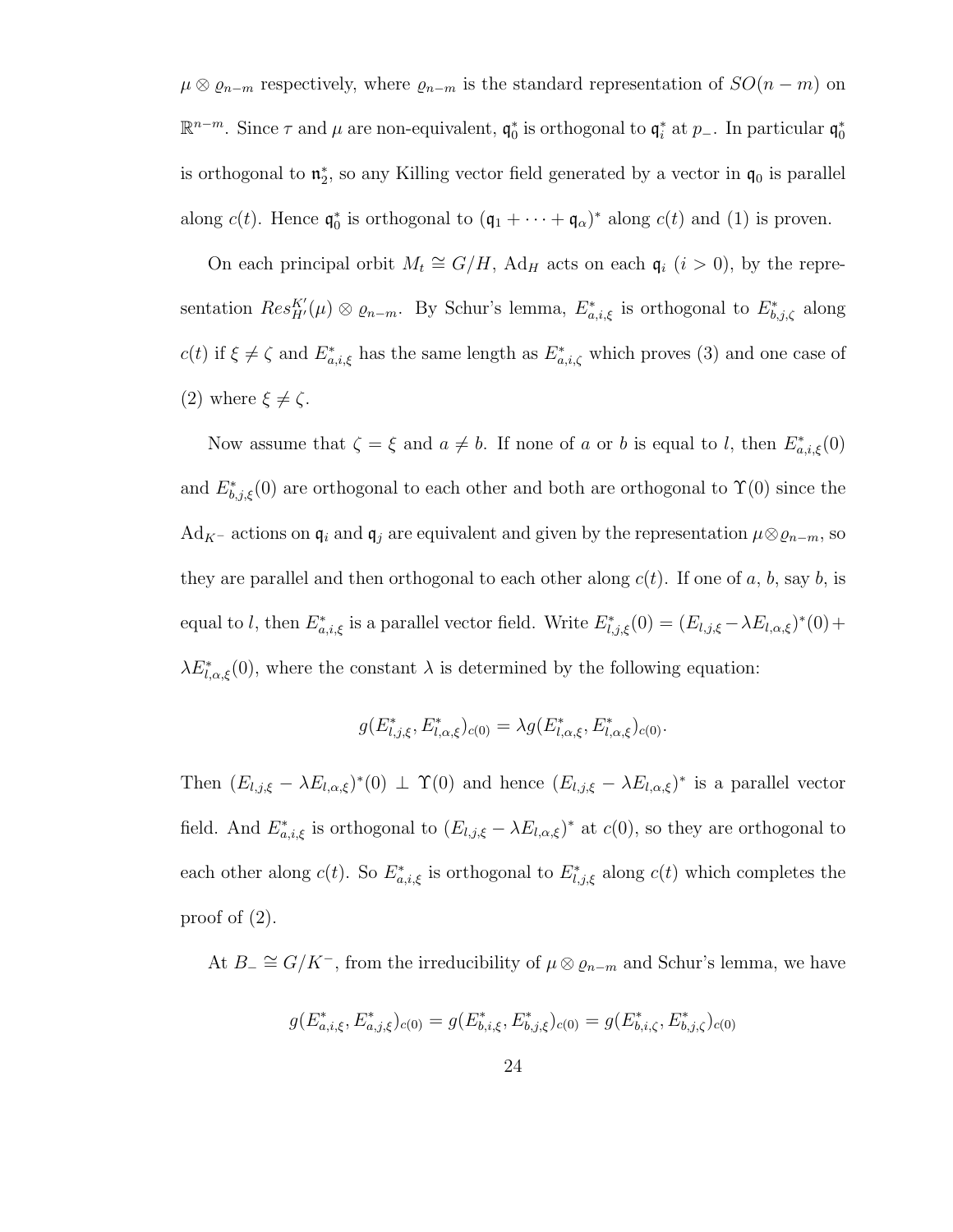$\mu \otimes \varrho_{n-m}$ respectively, where $\varrho_{n-m}$ is the standard representation of $SO(n-m)$ on $\mathbb{R}^{n-m}$. Since $\tau$ and $\mu$ are non-equivalent, $\mathfrak{q}_0^*$ is orthogonal to $\mathfrak{q}_i^*$ at $p_-$. In particular $\mathfrak{q}_0^*$ is orthogonal to $\mathfrak{n}_2^*$, so any Killing vector field generated by a vector in $\mathfrak{q}_0$ is parallel along $c(t)$. Hence $\mathfrak{q}_0^*$ is orthogonal to $(\mathfrak{q}_1 + \cdots + \mathfrak{q}_\alpha)^*$ along $c(t)$ and (1) is proven.

On each principal orbit $M_t \cong G/H$, $\mathrm{Ad}_H$ acts on each $\mathfrak{q}_i$ ($i > 0$), by the representation $Res^{K'}_{H'}(\mu) \otimes \varrho_{n-m}$. By Schur's lemma, $E^*_{a,i,\xi}$ is orthogonal to $E^*_{b,j,\zeta}$ along $c(t)$ if $\xi \neq \zeta$ and $E^*_{a,i,\xi}$ has the same length as $E^*_{a,i,\zeta}$ which proves (3) and one case of (2) where $\xi \neq \zeta$.

Now assume that $\zeta = \xi$ and $a \neq b$. If none of $a$ or $b$ is equal to $l$, then $E^*_{a,i,\xi}(0)$ and $E^*_{b,j,\xi}(0)$ are orthogonal to each other and both are orthogonal to $\Upsilon(0)$ since the $\mathrm{Ad}_{K^-}$ actions on $\mathfrak{q}_i$ and $\mathfrak{q}_j$ are equivalent and given by the representation $\mu \otimes \varrho_{n-m}$, so they are parallel and then orthogonal to each other along $c(t)$. If one of $a$, $b$, say $b$, is equal to $l$, then $E^*_{a,i,\xi}$ is a parallel vector field. Write $E^*_{l,j,\xi}(0) = (E_{l,j,\xi} - \lambda E_{l,\alpha,\xi})^*(0) + \lambda E^*_{l,\alpha,\xi}(0)$, where the constant $\lambda$ is determined by the following equation:

$$g(E^*_{l,j,\xi}, E^*_{l,\alpha,\xi})_{c(0)} = \lambda g(E^*_{l,\alpha,\xi}, E^*_{l,\alpha,\xi})_{c(0)}.$$

Then $(E_{l,j,\xi} - \lambda E_{l,\alpha,\xi})^*(0) \perp \Upsilon(0)$ and hence $(E_{l,j,\xi} - \lambda E_{l,\alpha,\xi})^*$ is a parallel vector field. And $E^*_{a,i,\xi}$ is orthogonal to $(E_{l,j,\xi} - \lambda E_{l,\alpha,\xi})^*$ at $c(0)$, so they are orthogonal to each other along $c(t)$. So $E^*_{a,i,\xi}$ is orthogonal to $E^*_{l,j,\xi}$ along $c(t)$ which completes the proof of (2).

At $B_- \cong G/K^-$, from the irreducibility of $\mu \otimes \varrho_{n-m}$ and Schur's lemma, we have

$$g(E^*_{a,i,\xi}, E^*_{a,j,\xi})_{c(0)} = g(E^*_{b,i,\xi}, E^*_{b,j,\xi})_{c(0)} = g(E^*_{b,i,\zeta}, E^*_{b,j,\zeta})_{c(0)}$$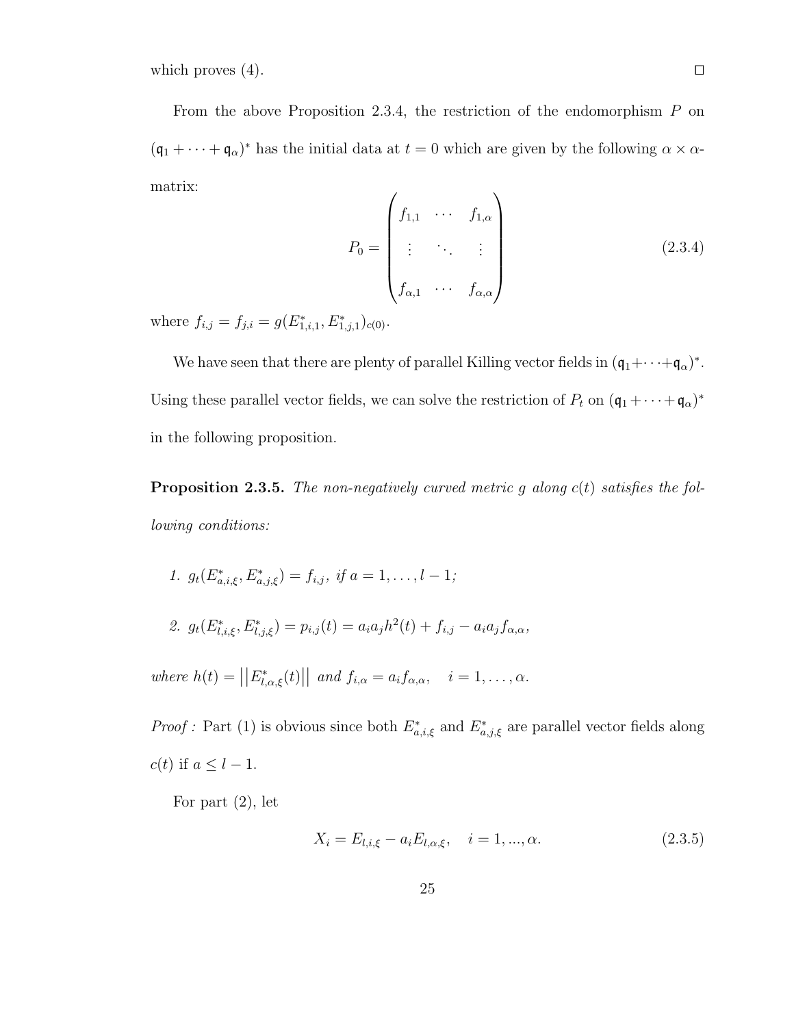which proves (4). $\square$

From the above Proposition 2.3.4, the restriction of the endomorphism $P$ on $(\mathfrak{q}_1 + \cdots + \mathfrak{q}_\alpha)^*$ has the initial data at $t = 0$ which are given by the following $\alpha \times \alpha$-matrix:

$$P_0 = \begin{pmatrix} f_{1,1} & \cdots & f_{1,\alpha} \\ \vdots & \ddots & \vdots \\ f_{\alpha,1} & \cdots & f_{\alpha,\alpha} \end{pmatrix} \tag{2.3.4}$$

where $f_{i,j} = f_{j,i} = g(E^*_{1,i,1}, E^*_{1,j,1})_{c(0)}$.

We have seen that there are plenty of parallel Killing vector fields in $(\mathfrak{q}_1 + \cdots + \mathfrak{q}_\alpha)^*$. Using these parallel vector fields, we can solve the restriction of $P_t$ on $(\mathfrak{q}_1 + \cdots + \mathfrak{q}_\alpha)^*$ in the following proposition.

**Proposition 2.3.5.** *The non-negatively curved metric $g$ along $c(t)$ satisfies the following conditions:*

1. $g_t(E^*_{a,i,\xi}, E^*_{a,j,\xi}) = f_{i,j}$, *if* $a = 1, \ldots, l-1$;

2. $g_t(E^*_{l,i,\xi}, E^*_{l,j,\xi}) = p_{i,j}(t) = a_i a_j h^2(t) + f_{i,j} - a_i a_j f_{\alpha,\alpha}$,

*where* $h(t) = \left|\left|E^*_{l,\alpha,\xi}(t)\right|\right|$ *and* $f_{i,\alpha} = a_i f_{\alpha,\alpha}, \quad i = 1, \ldots, \alpha.$

*Proof :* Part (1) is obvious since both $E^*_{a,i,\xi}$ and $E^*_{a,j,\xi}$ are parallel vector fields along $c(t)$ if $a \leq l-1$.

For part (2), let

$$X_i = E_{l,i,\xi} - a_i E_{l,\alpha,\xi}, \quad i = 1, ..., \alpha. \tag{2.3.5}$$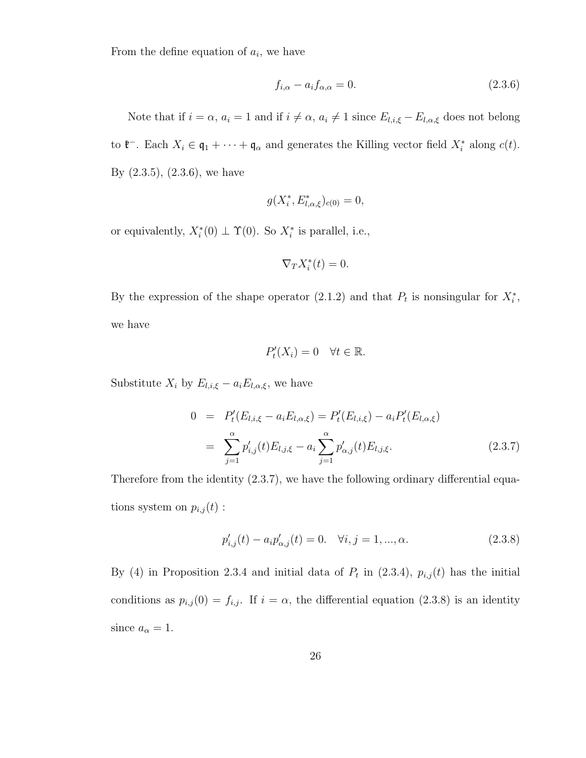From the define equation of $a_i$, we have

$$f_{i,\alpha} - a_i f_{\alpha,\alpha} = 0. \tag{2.3.6}$$

Note that if $i = \alpha$, $a_i = 1$ and if $i \neq \alpha$, $a_i \neq 1$ since $E_{l,i,\xi} - E_{l,\alpha,\xi}$ does not belong to $\mathfrak{k}^-$. Each $X_i \in \mathfrak{q}_1 + \cdots + \mathfrak{q}_\alpha$ and generates the Killing vector field $X_i^*$ along $c(t)$. By (2.3.5), (2.3.6), we have

$$g(X_i^*, E_{l,\alpha,\xi}^*)_{c(0)} = 0,$$

or equivalently, $X_i^*(0) \perp \Upsilon(0)$. So $X_i^*$ is parallel, i.e.,

$$\nabla_T X_i^*(t) = 0.$$

By the expression of the shape operator (2.1.2) and that $P_t$ is nonsingular for $X_i^*$, we have

$$P_t'(X_i) = 0 \quad \forall t \in \mathbb{R}.$$

Substitute $X_i$ by $E_{l,i,\xi} - a_i E_{l,\alpha,\xi}$, we have

$$\begin{aligned} 0 &= P_t'(E_{l,i,\xi} - a_i E_{l,\alpha,\xi}) = P_t'(E_{l,i,\xi}) - a_i P_t'(E_{l,\alpha,\xi}) \\ &= \sum_{j=1}^{\alpha} p_{i,j}'(t) E_{l,j,\xi} - a_i \sum_{j=1}^{\alpha} p_{\alpha,j}'(t) E_{l,j,\xi}. \end{aligned} \tag{2.3.7}$$

Therefore from the identity (2.3.7), we have the following ordinary differential equations system on $p_{i,j}(t)$ :

$$p_{i,j}'(t) - a_i p_{\alpha,j}'(t) = 0. \quad \forall i, j = 1, ..., \alpha. \tag{2.3.8}$$

By (4) in Proposition 2.3.4 and initial data of $P_t$ in (2.3.4), $p_{i,j}(t)$ has the initial conditions as $p_{i,j}(0) = f_{i,j}$. If $i = \alpha$, the differential equation (2.3.8) is an identity since $a_\alpha = 1$.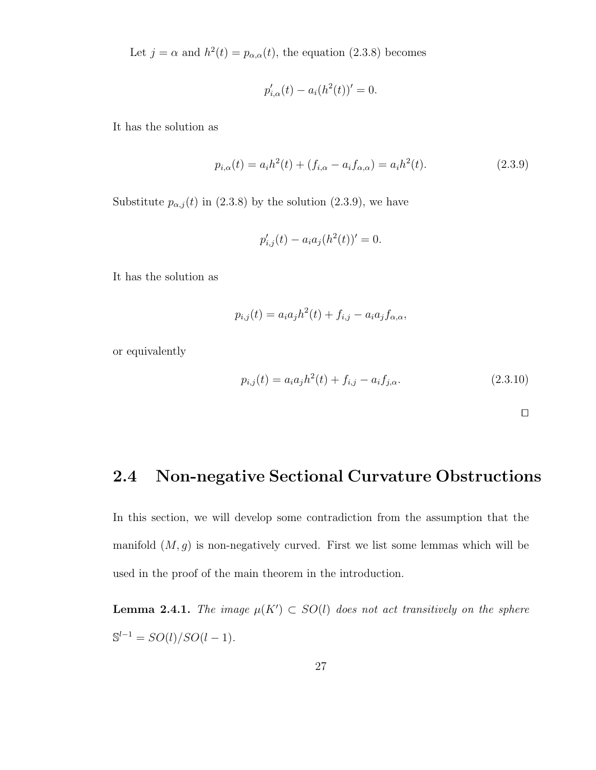Let $j = \alpha$ and $h^2(t) = p_{\alpha,\alpha}(t)$, the equation (2.3.8) becomes

$$p'_{i,\alpha}(t) - a_i(h^2(t))' = 0.$$

It has the solution as

$$p_{i,\alpha}(t) = a_i h^2(t) + (f_{i,\alpha} - a_i f_{\alpha,\alpha}) = a_i h^2(t). \tag{2.3.9}$$

Substitute $p_{\alpha,j}(t)$ in (2.3.8) by the solution (2.3.9), we have

$$p'_{i,j}(t) - a_i a_j (h^2(t))' = 0.$$

It has the solution as

$$p_{i,j}(t) = a_i a_j h^2(t) + f_{i,j} - a_i a_j f_{\alpha,\alpha},$$

or equivalently

$$p_{i,j}(t) = a_i a_j h^2(t) + f_{i,j} - a_i f_{j,\alpha}. \tag{2.3.10}$$

□

## 2.4 Non-negative Sectional Curvature Obstructions

In this section, we will develop some contradiction from the assumption that the manifold $(M, g)$ is non-negatively curved. First we list some lemmas which will be used in the proof of the main theorem in the introduction.

**Lemma 2.4.1.** *The image $\mu(K') \subset SO(l)$ does not act transitively on the sphere $\mathbb{S}^{l-1} = SO(l)/SO(l-1)$.*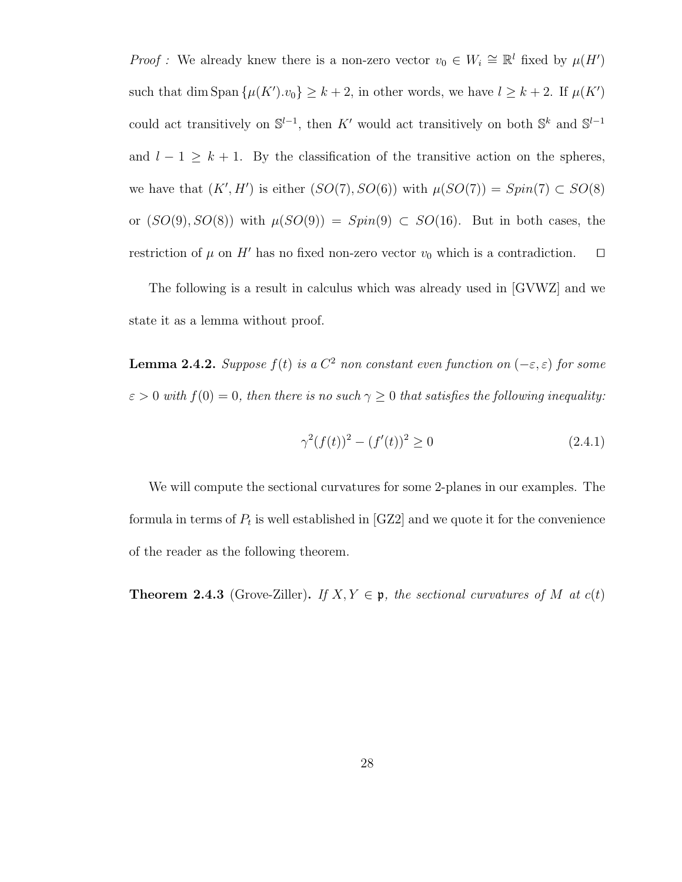*Proof :* We already knew there is a non-zero vector $v_0 \in W_i \cong \mathbb{R}^l$ fixed by $\mu(H')$ such that $\dim \mathrm{Span}\,\{\mu(K').v_0\} \geq k+2$, in other words, we have $l \geq k+2$. If $\mu(K')$ could act transitively on $\mathbb{S}^{l-1}$, then $K'$ would act transitively on both $\mathbb{S}^k$ and $\mathbb{S}^{l-1}$ and $l-1 \geq k+1$. By the classification of the transitive action on the spheres, we have that $(K', H')$ is either $(SO(7), SO(6))$ with $\mu(SO(7)) = Spin(7) \subset SO(8)$ or $(SO(9), SO(8))$ with $\mu(SO(9)) = Spin(9) \subset SO(16)$. But in both cases, the restriction of $\mu$ on $H'$ has no fixed non-zero vector $v_0$ which is a contradiction. $\square$

The following is a result in calculus which was already used in [GVWZ] and we state it as a lemma without proof.

**Lemma 2.4.2.** *Suppose $f(t)$ is a $C^2$ non constant even function on $(-\varepsilon, \varepsilon)$ for some $\varepsilon > 0$ with $f(0) = 0$, then there is no such $\gamma \geq 0$ that satisfies the following inequality:*

$$\gamma^2 (f(t))^2 - (f'(t))^2 \geq 0 \tag{2.4.1}$$

We will compute the sectional curvatures for some 2-planes in our examples. The formula in terms of $P_t$ is well established in [GZ2] and we quote it for the convenience of the reader as the following theorem.

**Theorem 2.4.3** (Grove-Ziller)**.** *If $X, Y \in \mathfrak{p}$, the sectional curvatures of $M$ at $c(t)$*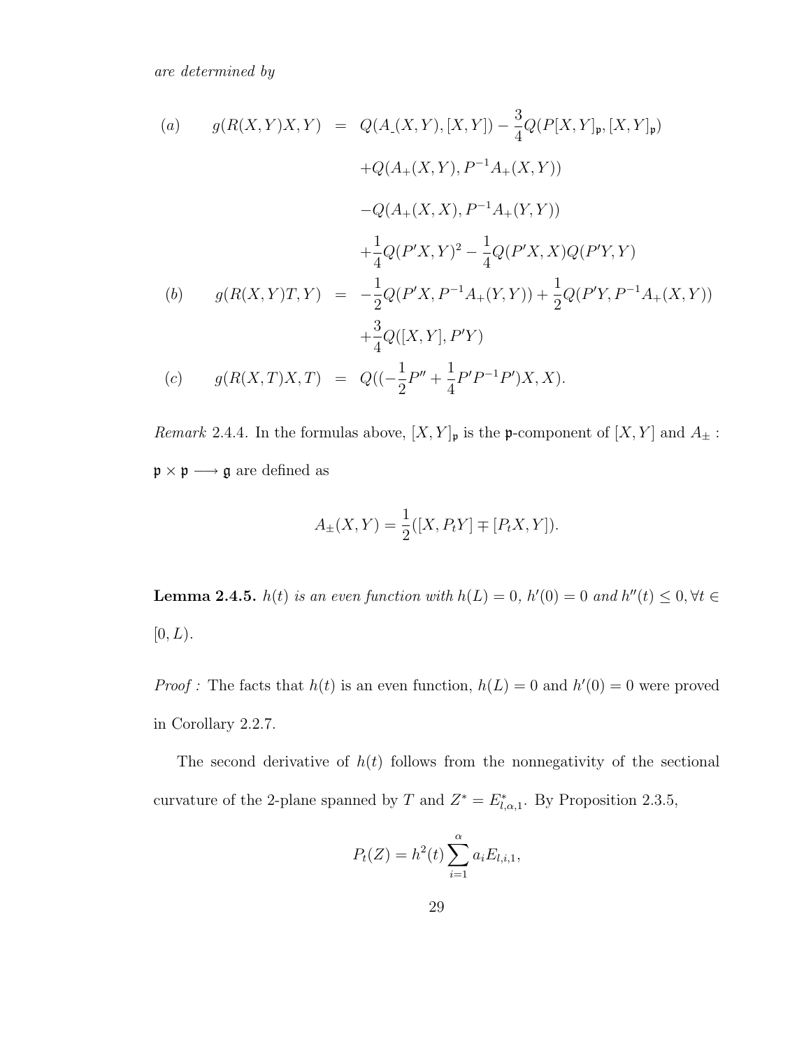*are determined by*

$$
\begin{aligned}
(a) \qquad g(R(X,Y)X,Y) &= Q(A_{\text{-}}(X,Y),[X,Y]) - \frac{3}{4}Q(P[X,Y]_{\mathfrak{p}},[X,Y]_{\mathfrak{p}}) \\
&\quad + Q(A_+(X,Y),P^{-1}A_+(X,Y)) \\
&\quad - Q(A_+(X,X),P^{-1}A_+(Y,Y)) \\
&\quad + \frac{1}{4}Q(P'X,Y)^2 - \frac{1}{4}Q(P'X,X)Q(P'Y,Y) \\
(b) \qquad g(R(X,Y)T,Y) &= -\frac{1}{2}Q(P'X,P^{-1}A_+(Y,Y)) + \frac{1}{2}Q(P'Y,P^{-1}A_+(X,Y)) \\
&\quad + \frac{3}{4}Q([X,Y],P'Y) \\
(c) \qquad g(R(X,T)X,T) &= Q((-\frac{1}{2}P'' + \frac{1}{4}P'P^{-1}P')X,X).
\end{aligned}
$$

*Remark* 2.4.4. In the formulas above, $[X,Y]_{\mathfrak{p}}$ is the $\mathfrak{p}$-component of $[X,Y]$ and $A_{\pm} : \mathfrak{p} \times \mathfrak{p} \longrightarrow \mathfrak{g}$ are defined as

$$
A_{\pm}(X,Y) = \frac{1}{2}([X,P_tY] \mp [P_tX,Y]).
$$

**Lemma 2.4.5.** *$h(t)$ is an even function with $h(L) = 0$, $h'(0) = 0$ and $h''(t) \leq 0, \forall t \in [0,L)$.*

*Proof :* The facts that $h(t)$ is an even function, $h(L) = 0$ and $h'(0) = 0$ were proved in Corollary 2.2.7.

The second derivative of $h(t)$ follows from the nonnegativity of the sectional curvature of the 2-plane spanned by $T$ and $Z^* = E^*_{l,\alpha,1}$. By Proposition 2.3.5,

$$
P_t(Z) = h^2(t)\sum_{i=1}^{\alpha} a_i E_{l,i,1},
$$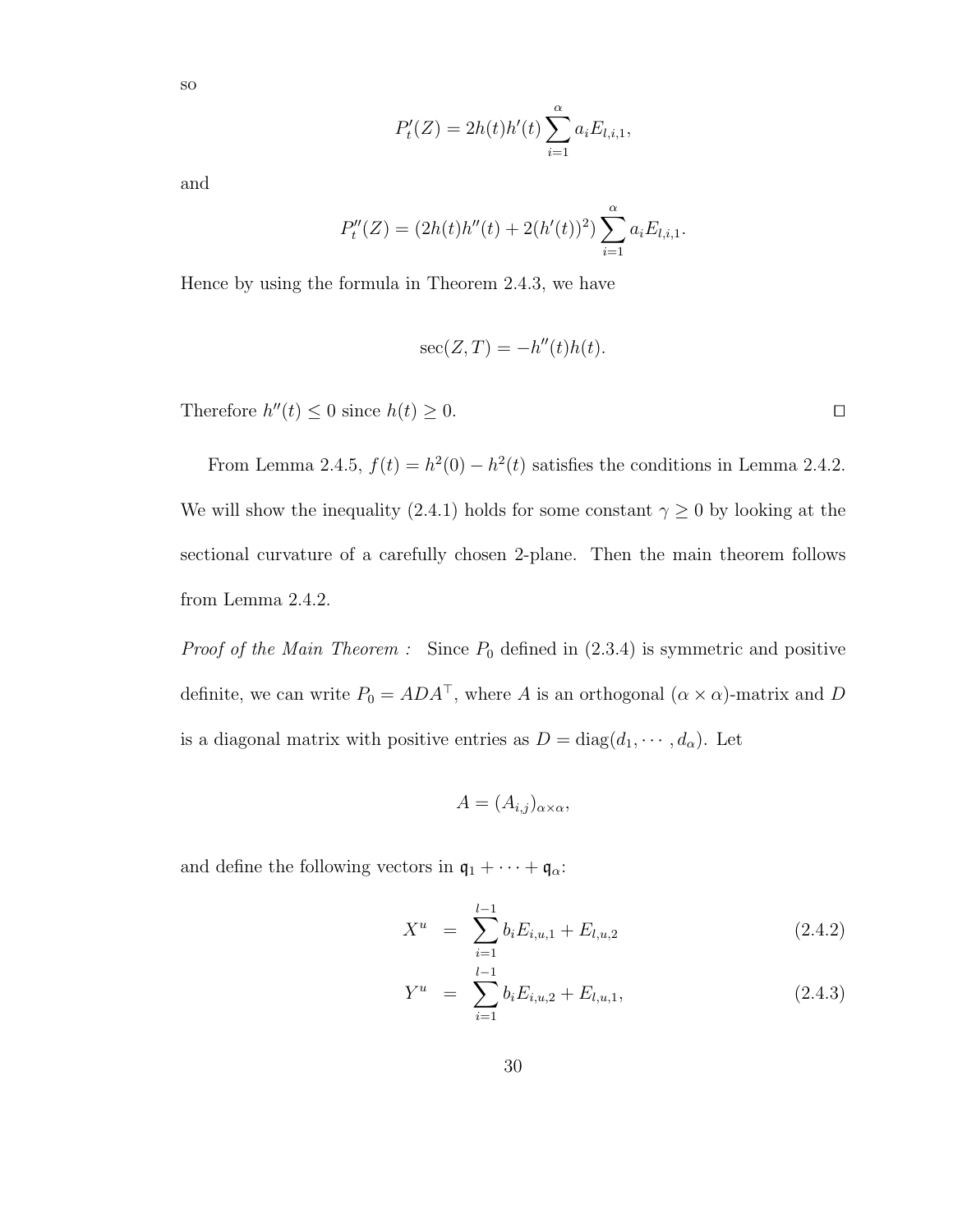so

$$P_t'(Z) = 2h(t)h'(t)\sum_{i=1}^{\alpha} a_i E_{l,i,1},$$

and

$$P_t''(Z) = (2h(t)h''(t) + 2(h'(t))^2)\sum_{i=1}^{\alpha} a_i E_{l,i,1}.$$

Hence by using the formula in Theorem 2.4.3, we have

$$\sec(Z,T) = -h''(t)h(t).$$

Therefore $h''(t) \leq 0$ since $h(t) \geq 0$. $\square$

From Lemma 2.4.5, $f(t) = h^2(0) - h^2(t)$ satisfies the conditions in Lemma 2.4.2. We will show the inequality (2.4.1) holds for some constant $\gamma \geq 0$ by looking at the sectional curvature of a carefully chosen 2-plane. Then the main theorem follows from Lemma 2.4.2.

*Proof of the Main Theorem :* Since $P_0$ defined in (2.3.4) is symmetric and positive definite, we can write $P_0 = ADA^\top$, where $A$ is an orthogonal $(\alpha \times \alpha)$-matrix and $D$ is a diagonal matrix with positive entries as $D = \mathrm{diag}(d_1, \cdots, d_\alpha)$. Let

$$A = (A_{i,j})_{\alpha\times\alpha},$$

and define the following vectors in $\mathfrak{q}_1 + \cdots + \mathfrak{q}_\alpha$:

$$X^u = \sum_{i=1}^{l-1} b_i E_{i,u,1} + E_{l,u,2} \tag{2.4.2}$$

$$Y^u = \sum_{i=1}^{l-1} b_i E_{i,u,2} + E_{l,u,1}, \tag{2.4.3}$$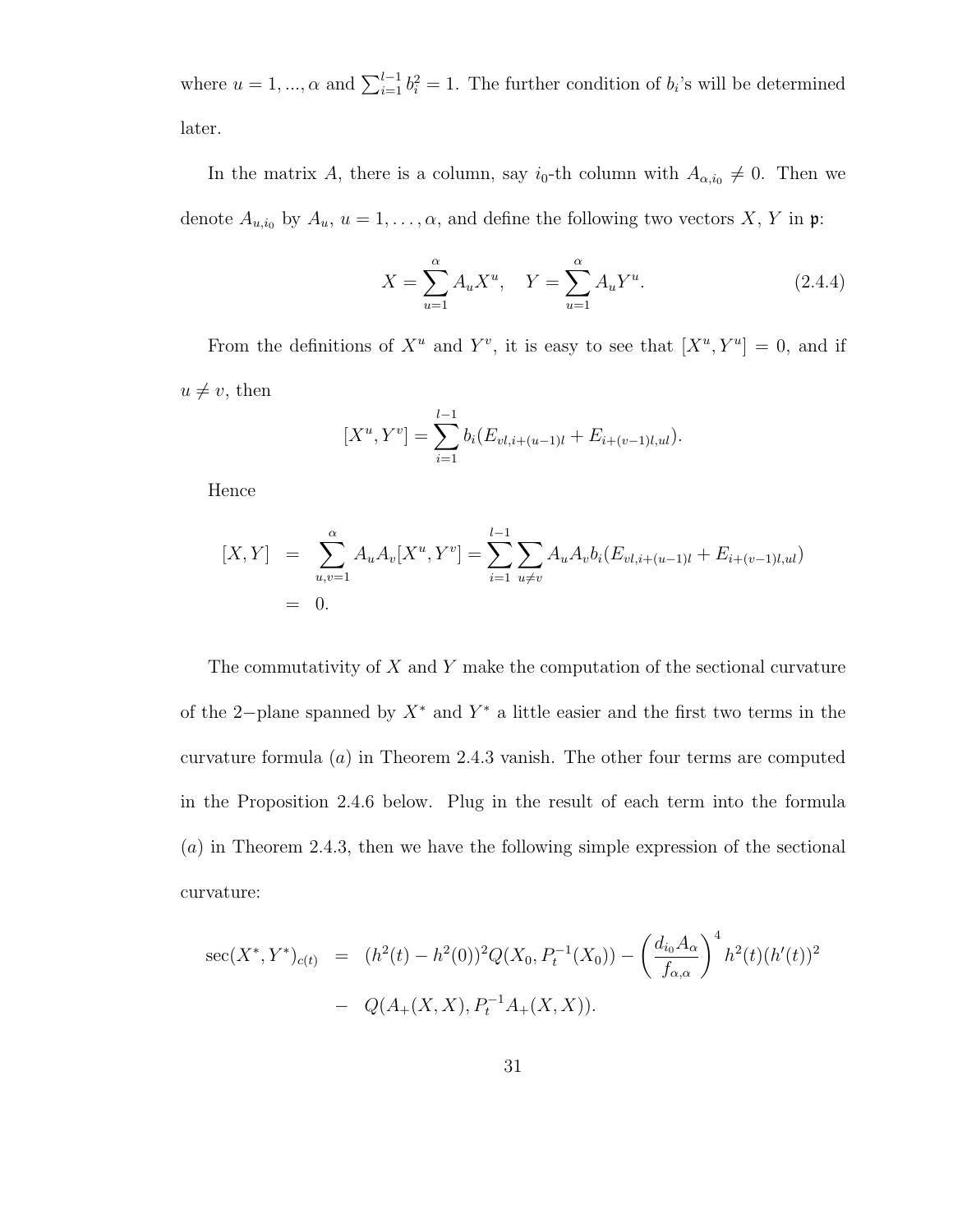where $u = 1, ..., \alpha$ and $\sum_{i=1}^{l-1} b_i^2 = 1$. The further condition of $b_i$'s will be determined later.

In the matrix $A$, there is a column, say $i_0$-th column with $A_{\alpha,i_0} \neq 0$. Then we denote $A_{u,i_0}$ by $A_u$, $u = 1, \ldots, \alpha$, and define the following two vectors $X$, $Y$ in $\mathfrak{p}$:

$$X = \sum_{u=1}^{\alpha} A_u X^u, \quad Y = \sum_{u=1}^{\alpha} A_u Y^u. \tag{2.4.4}$$

From the definitions of $X^u$ and $Y^v$, it is easy to see that $[X^u, Y^u] = 0$, and if $u \neq v$, then

$$[X^u, Y^v] = \sum_{i=1}^{l-1} b_i (E_{vl, i+(u-1)l} + E_{i+(v-1)l, ul}).$$

Hence

$$\begin{aligned}
[X, Y] &= \sum_{u,v=1}^{\alpha} A_u A_v [X^u, Y^v] = \sum_{i=1}^{l-1} \sum_{u \neq v} A_u A_v b_i (E_{vl, i+(u-1)l} + E_{i+(v-1)l, ul}) \\
&= 0.
\end{aligned}$$

The commutativity of $X$ and $Y$ make the computation of the sectional curvature of the 2−plane spanned by $X^*$ and $Y^*$ a little easier and the first two terms in the curvature formula $(a)$ in Theorem 2.4.3 vanish. The other four terms are computed in the Proposition 2.4.6 below. Plug in the result of each term into the formula $(a)$ in Theorem 2.4.3, then we have the following simple expression of the sectional curvature:

$$\begin{aligned}
\sec(X^*, Y^*)_{c(t)} &= (h^2(t) - h^2(0))^2 Q(X_0, P_t^{-1}(X_0)) - \left(\frac{d_{i_0} A_\alpha}{f_{\alpha,\alpha}}\right)^4 h^2(t)(h'(t))^2 \\
&- Q(A_+(X, X), P_t^{-1} A_+(X, X)).
\end{aligned}$$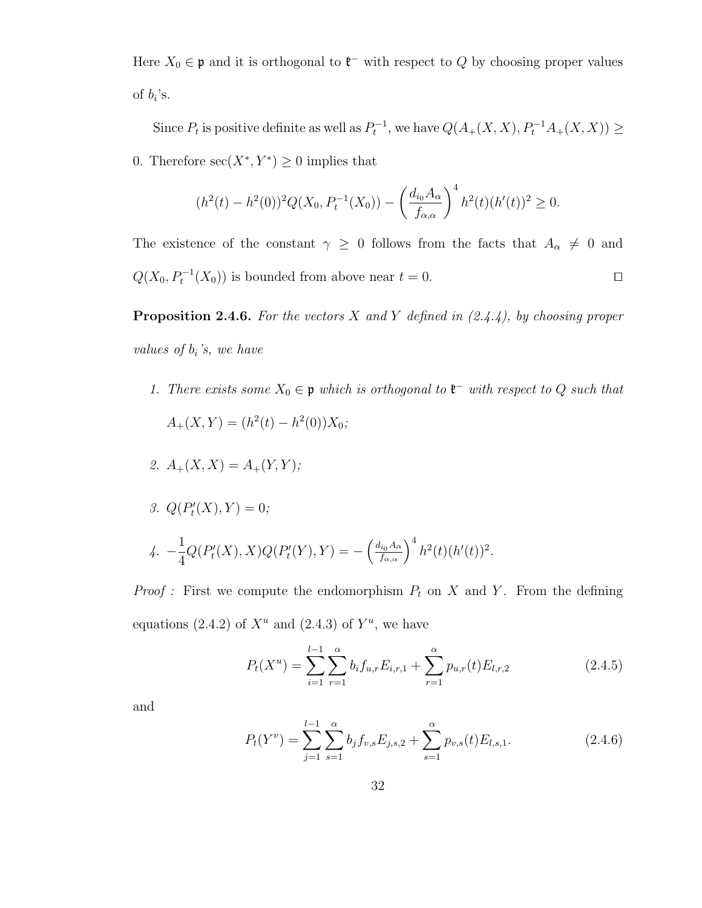Here $X_0 \in \mathfrak{p}$ and it is orthogonal to $\mathfrak{k}^-$ with respect to $Q$ by choosing proper values of $b_i$'s.

Since $P_t$ is positive definite as well as $P_t^{-1}$, we have $Q(A_+(X,X), P_t^{-1}A_+(X,X)) \geq 0$. Therefore $\sec(X^*, Y^*) \geq 0$ implies that

$$(h^2(t) - h^2(0))^2 Q(X_0, P_t^{-1}(X_0)) - \left(\frac{d_{i_0} A_\alpha}{f_{\alpha,\alpha}}\right)^4 h^2(t)(h'(t))^2 \geq 0.$$

The existence of the constant $\gamma \geq 0$ follows from the facts that $A_\alpha \neq 0$ and $Q(X_0, P_t^{-1}(X_0))$ is bounded from above near $t = 0$. $\square$

**Proposition 2.4.6.** *For the vectors $X$ and $Y$ defined in (2.4.4), by choosing proper values of $b_i$'s, we have*

1. *There exists some $X_0 \in \mathfrak{p}$ which is orthogonal to $\mathfrak{k}^-$ with respect to $Q$ such that $A_+(X,Y) = (h^2(t) - h^2(0))X_0$;*
2. *$A_+(X,X) = A_+(Y,Y)$;*
3. *$Q(P_t'(X), Y) = 0$;*
4. *$-\dfrac{1}{4}Q(P_t'(X), X)Q(P_t'(Y), Y) = -\left(\frac{d_{i_0} A_\alpha}{f_{\alpha,\alpha}}\right)^4 h^2(t)(h'(t))^2$.*

*Proof :* First we compute the endomorphism $P_t$ on $X$ and $Y$. From the defining equations (2.4.2) of $X^u$ and (2.4.3) of $Y^u$, we have

$$P_t(X^u) = \sum_{i=1}^{l-1}\sum_{r=1}^{\alpha} b_i f_{u,r} E_{i,r,1} + \sum_{r=1}^{\alpha} p_{u,r}(t) E_{l,r,2} \tag{2.4.5}$$

and

$$P_t(Y^v) = \sum_{j=1}^{l-1}\sum_{s=1}^{\alpha} b_j f_{v,s} E_{j,s,2} + \sum_{s=1}^{\alpha} p_{v,s}(t) E_{l,s,1}. \tag{2.4.6}$$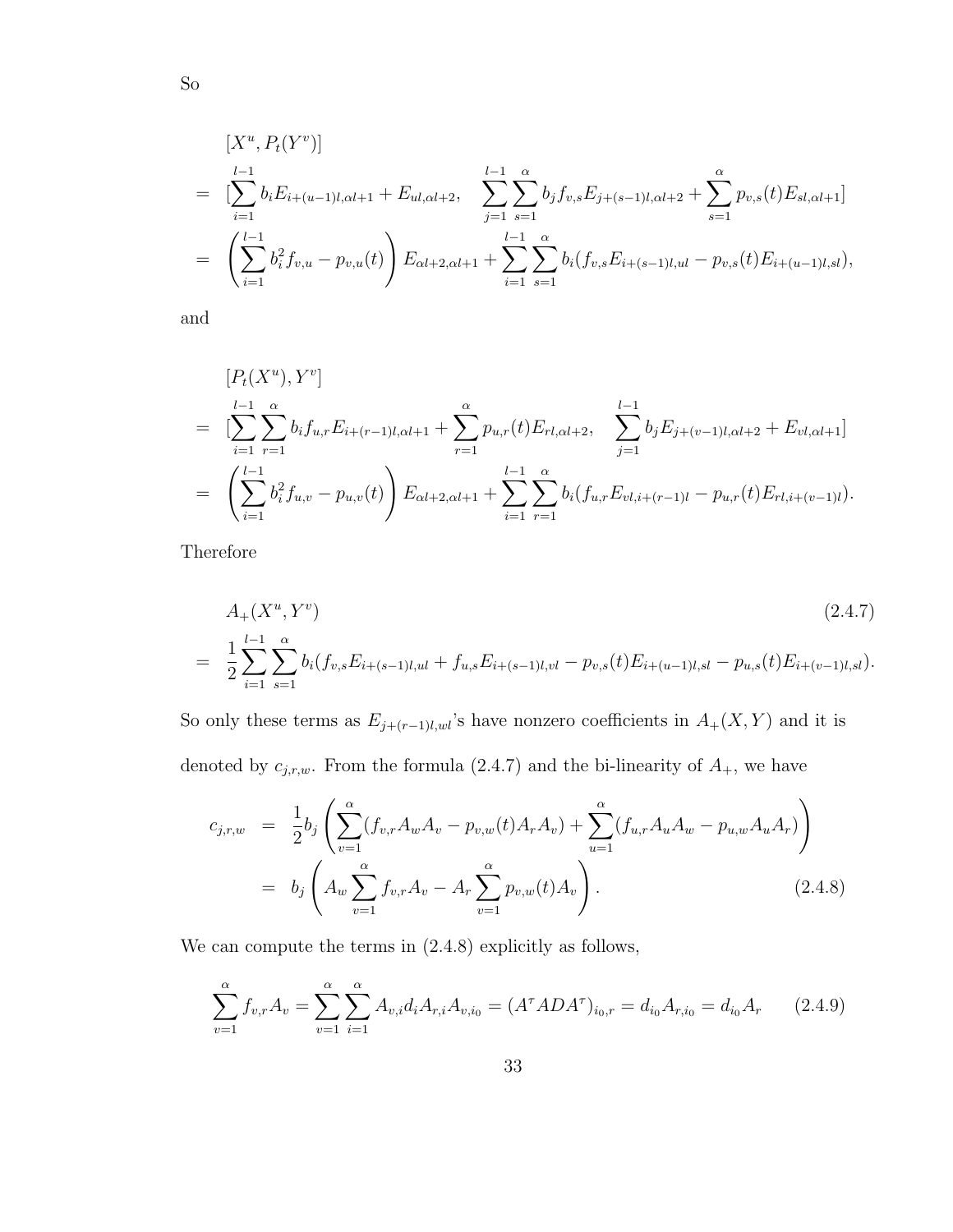So

$$
\begin{aligned}
& [X^u, P_t(Y^v)] \\
= \ & [\sum_{i=1}^{l-1} b_i E_{i+(u-1)l,\alpha l+1} + E_{ul,\alpha l+2}, \quad \sum_{j=1}^{l-1}\sum_{s=1}^{\alpha} b_j f_{v,s} E_{j+(s-1)l,\alpha l+2} + \sum_{s=1}^{\alpha} p_{v,s}(t) E_{sl,\alpha l+1}] \\
= \ & \left(\sum_{i=1}^{l-1} b_i^2 f_{v,u} - p_{v,u}(t)\right) E_{\alpha l+2,\alpha l+1} + \sum_{i=1}^{l-1}\sum_{s=1}^{\alpha} b_i (f_{v,s} E_{i+(s-1)l,ul} - p_{v,s}(t) E_{i+(u-1)l,sl}),
\end{aligned}
$$

and

$$
\begin{aligned}
& [P_t(X^u), Y^v] \\
= \ & [\sum_{i=1}^{l-1}\sum_{r=1}^{\alpha} b_i f_{u,r} E_{i+(r-1)l,\alpha l+1} + \sum_{r=1}^{\alpha} p_{u,r}(t) E_{rl,\alpha l+2}, \quad \sum_{j=1}^{l-1} b_j E_{j+(v-1)l,\alpha l+2} + E_{vl,\alpha l+1}] \\
= \ & \left(\sum_{i=1}^{l-1} b_i^2 f_{u,v} - p_{u,v}(t)\right) E_{\alpha l+2,\alpha l+1} + \sum_{i=1}^{l-1}\sum_{r=1}^{\alpha} b_i (f_{u,r} E_{vl,i+(r-1)l} - p_{u,r}(t) E_{rl,i+(v-1)l}).
\end{aligned}
$$

Therefore

$$
\begin{aligned}
& A_+(X^u, Y^v) \qquad (2.4.7) \\
= \ & \frac{1}{2}\sum_{i=1}^{l-1}\sum_{s=1}^{\alpha} b_i (f_{v,s} E_{i+(s-1)l,ul} + f_{u,s} E_{i+(s-1)l,vl} - p_{v,s}(t) E_{i+(u-1)l,sl} - p_{u,s}(t) E_{i+(v-1)l,sl}).
\end{aligned}
$$

So only these terms as $E_{j+(r-1)l,wl}$'s have nonzero coefficients in $A_+(X,Y)$ and it is denoted by $c_{j,r,w}$. From the formula (2.4.7) and the bi-linearity of $A_+$, we have

$$
\begin{aligned}
c_{j,r,w} &= \frac{1}{2} b_j \left(\sum_{v=1}^{\alpha} (f_{v,r} A_w A_v - p_{v,w}(t) A_r A_v) + \sum_{u=1}^{\alpha} (f_{u,r} A_u A_w - p_{u,w} A_u A_r)\right) \\
&= b_j \left(A_w \sum_{v=1}^{\alpha} f_{v,r} A_v - A_r \sum_{v=1}^{\alpha} p_{v,w}(t) A_v\right). \qquad (2.4.8)
\end{aligned}
$$

We can compute the terms in (2.4.8) explicitly as follows,

$$
\sum_{v=1}^{\alpha} f_{v,r} A_v = \sum_{v=1}^{\alpha}\sum_{i=1}^{\alpha} A_{v,i} d_i A_{r,i} A_{v,i_0} = (A^\tau A D A^\tau)_{i_0,r} = d_{i_0} A_{r,i_0} = d_{i_0} A_r \qquad (2.4.9)
$$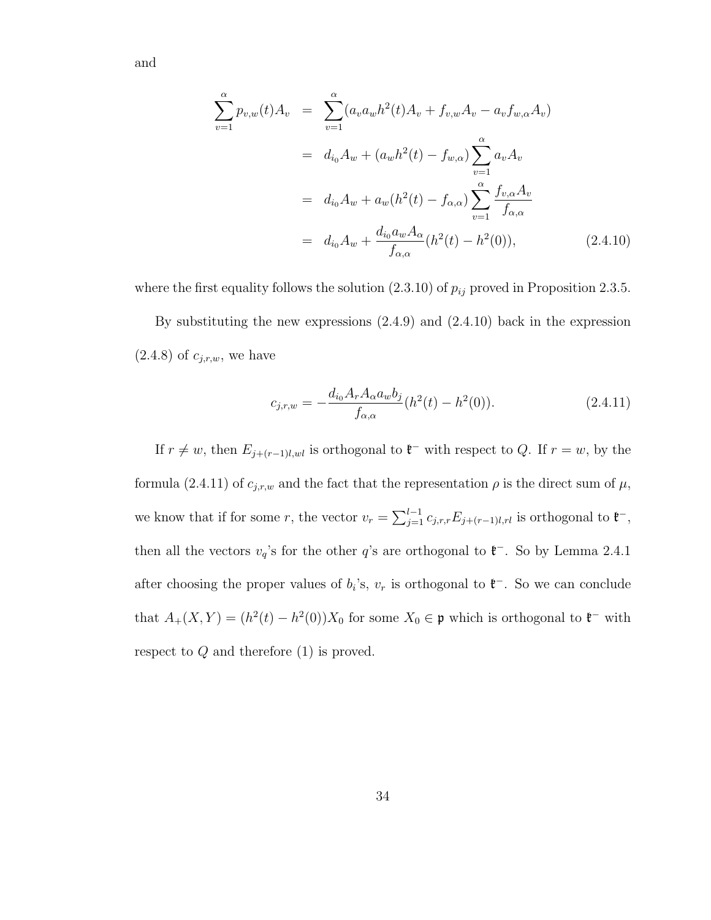and

$$
\begin{aligned}
\sum_{v=1}^{\alpha} p_{v,w}(t) A_v &= \sum_{v=1}^{\alpha} (a_v a_w h^2(t) A_v + f_{v,w} A_v - a_v f_{w,\alpha} A_v) \\
&= d_{i_0} A_w + (a_w h^2(t) - f_{w,\alpha}) \sum_{v=1}^{\alpha} a_v A_v \\
&= d_{i_0} A_w + a_w (h^2(t) - f_{\alpha,\alpha}) \sum_{v=1}^{\alpha} \frac{f_{v,\alpha} A_v}{f_{\alpha,\alpha}} \\
&= d_{i_0} A_w + \frac{d_{i_0} a_w A_\alpha}{f_{\alpha,\alpha}} (h^2(t) - h^2(0)),
\end{aligned}
\tag{2.4.10}
$$

where the first equality follows the solution (2.3.10) of $p_{ij}$ proved in Proposition 2.3.5.

By substituting the new expressions (2.4.9) and (2.4.10) back in the expression (2.4.8) of $c_{j,r,w}$, we have

$$
c_{j,r,w} = -\frac{d_{i_0} A_r A_\alpha a_w b_j}{f_{\alpha,\alpha}} (h^2(t) - h^2(0)). \tag{2.4.11}
$$

If $r \neq w$, then $E_{j+(r-1)l,wl}$ is orthogonal to $\mathfrak{k}^-$ with respect to $Q$. If $r = w$, by the formula (2.4.11) of $c_{j,r,w}$ and the fact that the representation $\rho$ is the direct sum of $\mu$, we know that if for some $r$, the vector $v_r = \sum_{j=1}^{l-1} c_{j,r,r} E_{j+(r-1)l,rl}$ is orthogonal to $\mathfrak{k}^-$, then all the vectors $v_q$'s for the other $q$'s are orthogonal to $\mathfrak{k}^-$. So by Lemma 2.4.1 after choosing the proper values of $b_i$'s, $v_r$ is orthogonal to $\mathfrak{k}^-$. So we can conclude that $A_+(X, Y) = (h^2(t) - h^2(0)) X_0$ for some $X_0 \in \mathfrak{p}$ which is orthogonal to $\mathfrak{k}^-$ with respect to $Q$ and therefore (1) is proved.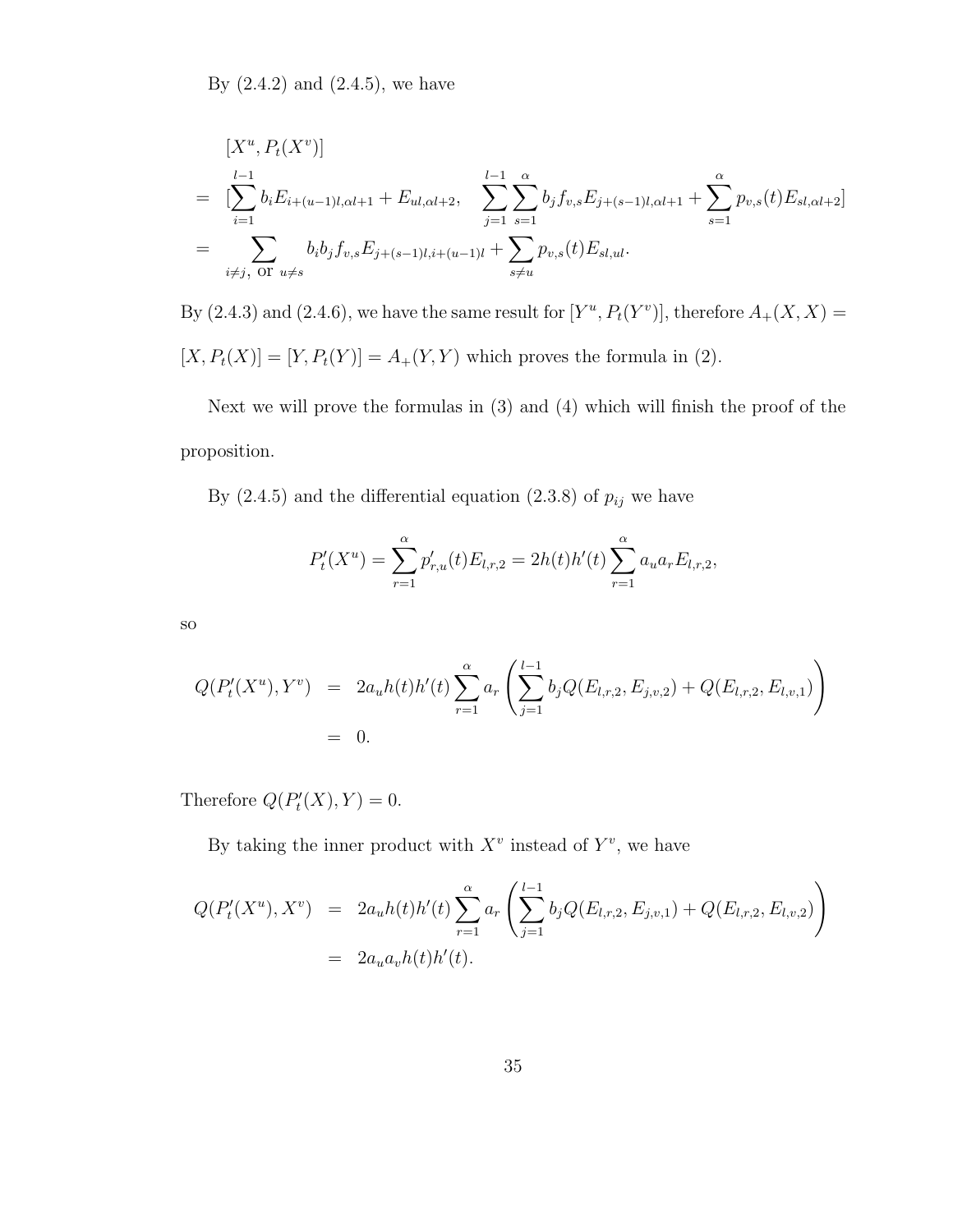By (2.4.2) and (2.4.5), we have

$$
\begin{aligned}
& [X^u, P_t(X^v)] \\
= \; & [\sum_{i=1}^{l-1} b_i E_{i+(u-1)l,\alpha l+1} + E_{ul,\alpha l+2}, \quad \sum_{j=1}^{l-1}\sum_{s=1}^{\alpha} b_j f_{v,s} E_{j+(s-1)l,\alpha l+1} + \sum_{s=1}^{\alpha} p_{v,s}(t) E_{sl,\alpha l+2}] \\
= \; & \sum_{i\neq j, \text{ or } u\neq s} b_i b_j f_{v,s} E_{j+(s-1)l,i+(u-1)l} + \sum_{s\neq u} p_{v,s}(t) E_{sl,ul}.
\end{aligned}
$$

By (2.4.3) and (2.4.6), we have the same result for $[Y^u, P_t(Y^v)]$, therefore $A_+(X,X) = [X, P_t(X)] = [Y, P_t(Y)] = A_+(Y,Y)$ which proves the formula in (2).

Next we will prove the formulas in (3) and (4) which will finish the proof of the proposition.

By (2.4.5) and the differential equation (2.3.8) of $p_{ij}$ we have

$$
P_t'(X^u) = \sum_{r=1}^{\alpha} p_{r,u}'(t) E_{l,r,2} = 2h(t)h'(t) \sum_{r=1}^{\alpha} a_u a_r E_{l,r,2},
$$

so

$$
\begin{aligned}
Q(P_t'(X^u), Y^v) &= 2a_u h(t)h'(t) \sum_{r=1}^{\alpha} a_r \left( \sum_{j=1}^{l-1} b_j Q(E_{l,r,2}, E_{j,v,2}) + Q(E_{l,r,2}, E_{l,v,1}) \right) \\
&= 0.
\end{aligned}
$$

Therefore $Q(P_t'(X), Y) = 0$.

By taking the inner product with $X^v$ instead of $Y^v$, we have

$$
\begin{aligned}
Q(P_t'(X^u), X^v) &= 2a_u h(t)h'(t) \sum_{r=1}^{\alpha} a_r \left( \sum_{j=1}^{l-1} b_j Q(E_{l,r,2}, E_{j,v,1}) + Q(E_{l,r,2}, E_{l,v,2}) \right) \\
&= 2a_u a_v h(t)h'(t).
\end{aligned}
$$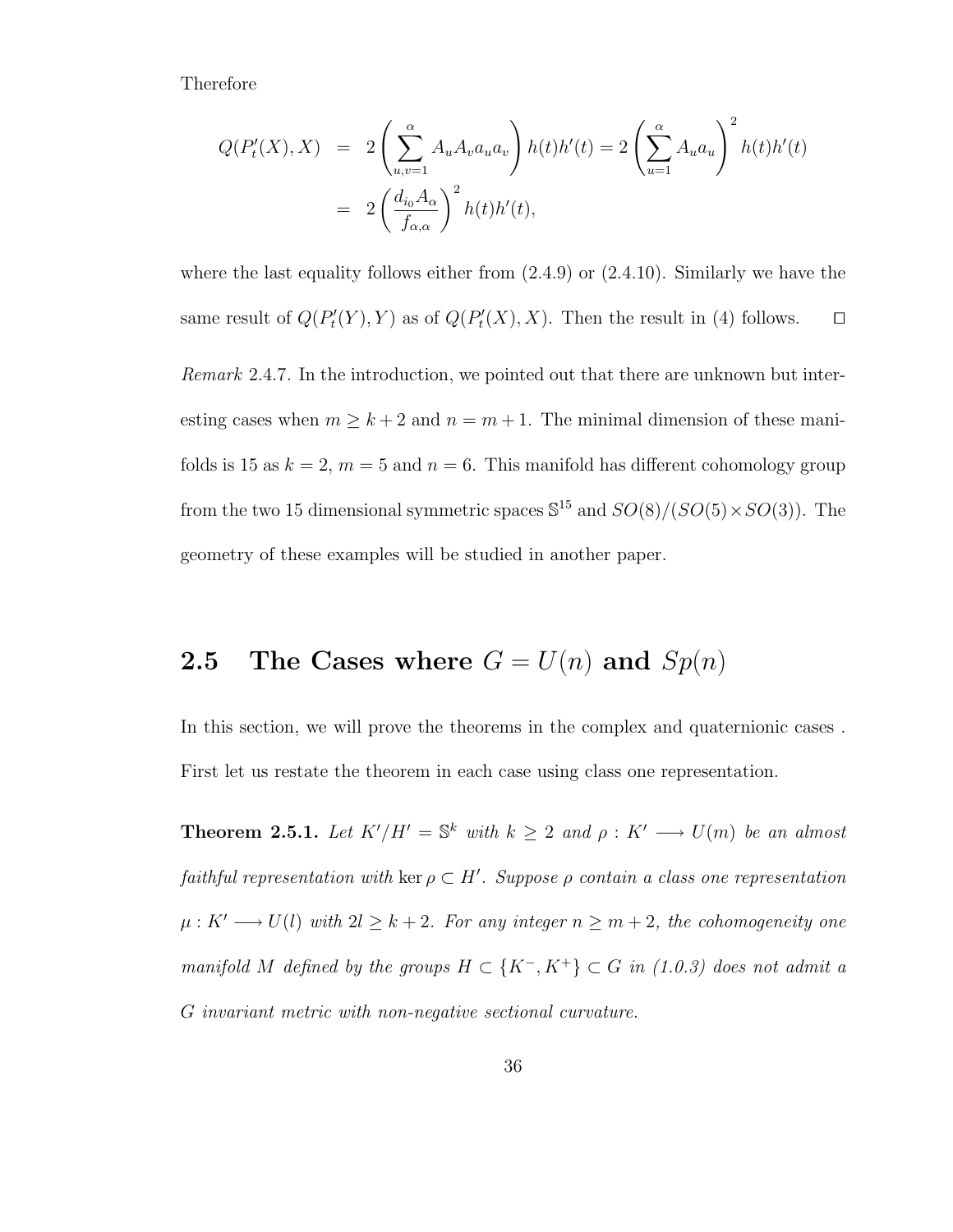Therefore

$$
\begin{aligned}
Q(P_t'(X), X) &= 2\left(\sum_{u,v=1}^{\alpha} A_u A_v a_u a_v\right) h(t)h'(t) = 2\left(\sum_{u=1}^{\alpha} A_u a_u\right)^2 h(t)h'(t) \\
&= 2\left(\frac{d_{i_0} A_\alpha}{f_{\alpha,\alpha}}\right)^2 h(t)h'(t),
\end{aligned}
$$

where the last equality follows either from (2.4.9) or (2.4.10). Similarly we have the same result of $Q(P_t'(Y), Y)$ as of $Q(P_t'(X), X)$. Then the result in (4) follows. $\square$

*Remark* 2.4.7. In the introduction, we pointed out that there are unknown but interesting cases when $m \geq k+2$ and $n = m+1$. The minimal dimension of these manifolds is 15 as $k = 2$, $m = 5$ and $n = 6$. This manifold has different cohomology group from the two 15 dimensional symmetric spaces $\mathbb{S}^{15}$ and $SO(8)/(SO(5) \times SO(3))$. The geometry of these examples will be studied in another paper.

## 2.5 The Cases where $G = U(n)$ and $Sp(n)$

In this section, we will prove the theorems in the complex and quaternionic cases . First let us restate the theorem in each case using class one representation.

**Theorem 2.5.1.** *Let $K'/H' = \mathbb{S}^k$ with $k \geq 2$ and $\rho : K' \longrightarrow U(m)$ be an almost faithful representation with $\ker \rho \subset H'$. Suppose $\rho$ contain a class one representation $\mu : K' \longrightarrow U(l)$ with $2l \geq k+2$. For any integer $n \geq m+2$, the cohomogeneity one manifold $M$ defined by the groups $H \subset \{K^-, K^+\} \subset G$ in (1.0.3) does not admit a $G$ invariant metric with non-negative sectional curvature.*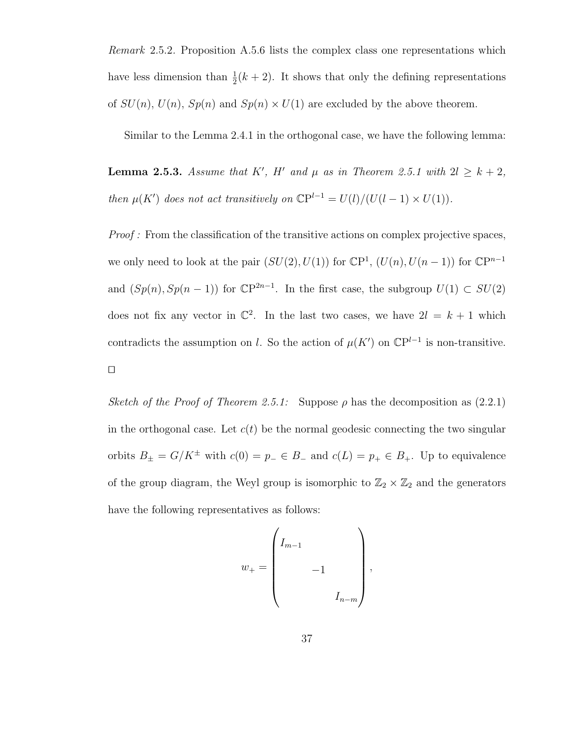*Remark* 2.5.2. Proposition A.5.6 lists the complex class one representations which have less dimension than $\frac{1}{2}(k+2)$. It shows that only the defining representations of $SU(n)$, $U(n)$, $Sp(n)$ and $Sp(n) \times U(1)$ are excluded by the above theorem.

Similar to the Lemma 2.4.1 in the orthogonal case, we have the following lemma:

**Lemma 2.5.3.** *Assume that $K'$, $H'$ and $\mu$ as in Theorem 2.5.1 with $2l \geq k+2$, then $\mu(K')$ does not act transitively on $\mathbb{C}\mathrm{P}^{l-1} = U(l)/(U(l-1) \times U(1))$.*

*Proof :* From the classification of the transitive actions on complex projective spaces, we only need to look at the pair $(SU(2), U(1))$ for $\mathbb{C}\mathrm{P}^1$, $(U(n), U(n-1))$ for $\mathbb{C}\mathrm{P}^{n-1}$ and $(Sp(n), Sp(n-1))$ for $\mathbb{C}\mathrm{P}^{2n-1}$. In the first case, the subgroup $U(1) \subset SU(2)$ does not fix any vector in $\mathbb{C}^2$. In the last two cases, we have $2l = k+1$ which contradicts the assumption on $l$. So the action of $\mu(K')$ on $\mathbb{C}\mathrm{P}^{l-1}$ is non-transitive. $\square$

*Sketch of the Proof of Theorem 2.5.1:* Suppose $\rho$ has the decomposition as (2.2.1) in the orthogonal case. Let $c(t)$ be the normal geodesic connecting the two singular orbits $B_{\pm} = G/K^{\pm}$ with $c(0) = p_- \in B_-$ and $c(L) = p_+ \in B_+$. Up to equivalence of the group diagram, the Weyl group is isomorphic to $\mathbb{Z}_2 \times \mathbb{Z}_2$ and the generators have the following representatives as follows:

$$w_+ = \begin{pmatrix} I_{m-1} & & \\ & -1 & \\ & & I_{n-m} \end{pmatrix},$$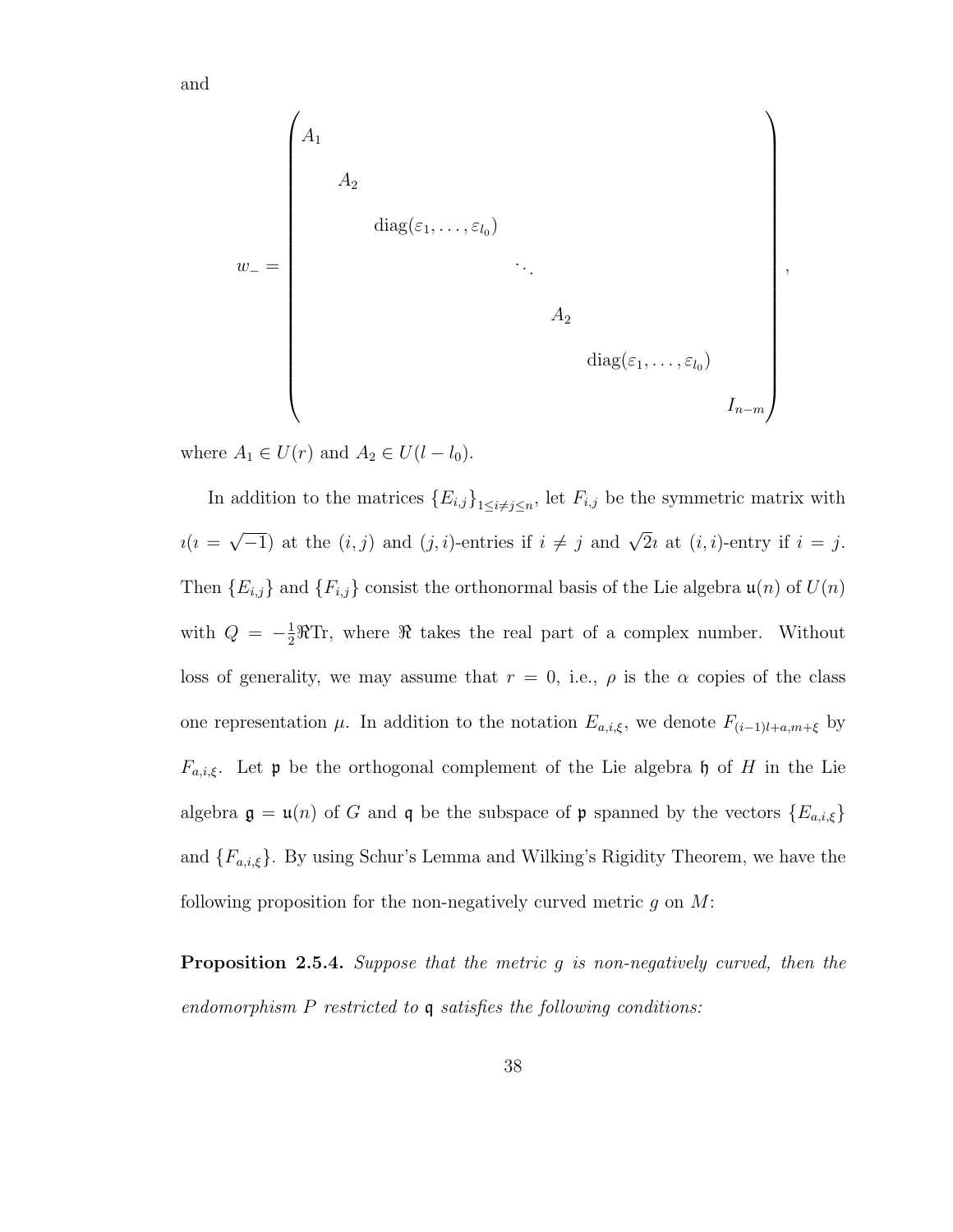and

$$
w_- = \begin{pmatrix} A_1 & & & & & & \\ & A_2 & & & & & \\ & & \operatorname{diag}(\varepsilon_1, \ldots, \varepsilon_{l_0}) & & & & \\ & & & \ddots & & & \\ & & & & A_2 & & \\ & & & & & \operatorname{diag}(\varepsilon_1, \ldots, \varepsilon_{l_0}) & \\ & & & & & & I_{n-m} \end{pmatrix},
$$

where $A_1 \in U(r)$ and $A_2 \in U(l - l_0)$.

In addition to the matrices $\{E_{i,j}\}_{1 \le i \ne j \le n}$, let $F_{i,j}$ be the symmetric matrix with $\imath (\imath = \sqrt{-1})$ at the $(i,j)$ and $(j,i)$-entries if $i \ne j$ and $\sqrt{2}\imath$ at $(i,i)$-entry if $i = j$. Then $\{E_{i,j}\}$ and $\{F_{i,j}\}$ consist the orthonormal basis of the Lie algebra $\mathfrak{u}(n)$ of $U(n)$ with $Q = -\frac{1}{2}\Re\mathrm{Tr}$, where $\Re$ takes the real part of a complex number. Without loss of generality, we may assume that $r = 0$, i.e., $\rho$ is the $\alpha$ copies of the class one representation $\mu$. In addition to the notation $E_{a,i,\xi}$, we denote $F_{(i-1)l+a,m+\xi}$ by $F_{a,i,\xi}$. Let $\mathfrak{p}$ be the orthogonal complement of the Lie algebra $\mathfrak{h}$ of $H$ in the Lie algebra $\mathfrak{g} = \mathfrak{u}(n)$ of $G$ and $\mathfrak{q}$ be the subspace of $\mathfrak{p}$ spanned by the vectors $\{E_{a,i,\xi}\}$ and $\{F_{a,i,\xi}\}$. By using Schur's Lemma and Wilking's Rigidity Theorem, we have the following proposition for the non-negatively curved metric $g$ on $M$:

**Proposition 2.5.4.** *Suppose that the metric $g$ is non-negatively curved, then the endomorphism $P$ restricted to $\mathfrak{q}$ satisfies the following conditions:*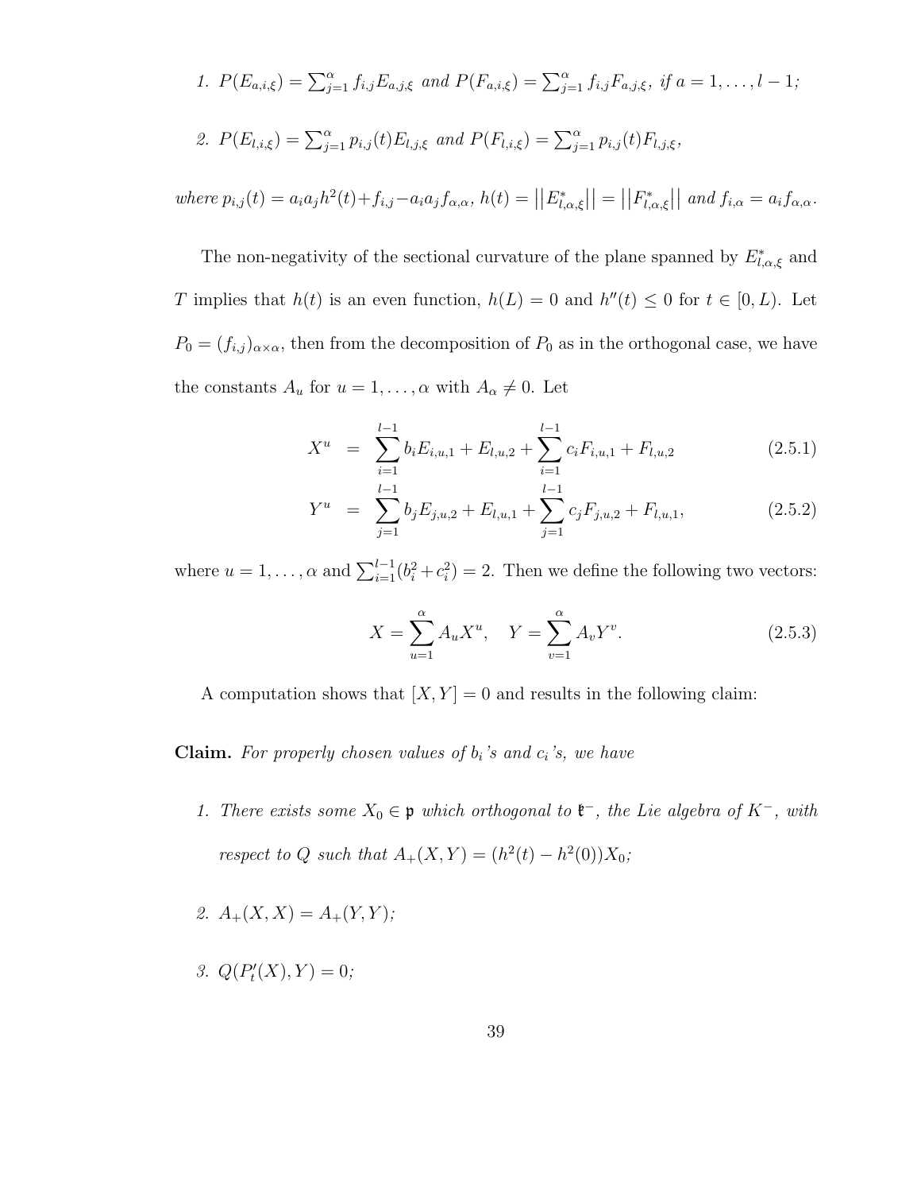1. *$P(E_{a,i,\xi}) = \sum_{j=1}^{\alpha} f_{i,j} E_{a,j,\xi}$ and $P(F_{a,i,\xi}) = \sum_{j=1}^{\alpha} f_{i,j} F_{a,j,\xi}$, if $a = 1, \ldots, l-1$;*

2. *$P(E_{l,i,\xi}) = \sum_{j=1}^{\alpha} p_{i,j}(t) E_{l,j,\xi}$ and $P(F_{l,i,\xi}) = \sum_{j=1}^{\alpha} p_{i,j}(t) F_{l,j,\xi}$,*

*where $p_{i,j}(t) = a_i a_j h^2(t) + f_{i,j} - a_i a_j f_{\alpha,\alpha}$, $h(t) = \left|\left|E^*_{l,\alpha,\xi}\right|\right| = \left|\left|F^*_{l,\alpha,\xi}\right|\right|$ and $f_{i,\alpha} = a_i f_{\alpha,\alpha}$.*

The non-negativity of the sectional curvature of the plane spanned by $E^*_{l,\alpha,\xi}$ and $T$ implies that $h(t)$ is an even function, $h(L) = 0$ and $h''(t) \leq 0$ for $t \in [0, L)$. Let $P_0 = (f_{i,j})_{\alpha \times \alpha}$, then from the decomposition of $P_0$ as in the orthogonal case, we have the constants $A_u$ for $u = 1, \ldots, \alpha$ with $A_\alpha \neq 0$. Let

$$X^u = \sum_{i=1}^{l-1} b_i E_{i,u,1} + E_{l,u,2} + \sum_{i=1}^{l-1} c_i F_{i,u,1} + F_{l,u,2} \tag{2.5.1}$$

$$Y^u = \sum_{j=1}^{l-1} b_j E_{j,u,2} + E_{l,u,1} + \sum_{j=1}^{l-1} c_j F_{j,u,2} + F_{l,u,1}, \tag{2.5.2}$$

where $u = 1, \ldots, \alpha$ and $\sum_{i=1}^{l-1}(b_i^2 + c_i^2) = 2$. Then we define the following two vectors:

$$X = \sum_{u=1}^{\alpha} A_u X^u, \quad Y = \sum_{v=1}^{\alpha} A_v Y^v. \tag{2.5.3}$$

A computation shows that $[X, Y] = 0$ and results in the following claim:

**Claim.** *For properly chosen values of $b_i$'s and $c_i$'s, we have*

1. *There exists some $X_0 \in \mathfrak{p}$ which orthogonal to $\mathfrak{k}^-$, the Lie algebra of $K^-$, with respect to $Q$ such that $A_+(X, Y) = (h^2(t) - h^2(0))X_0$;*

2. *$A_+(X, X) = A_+(Y, Y)$;*

3. *$Q(P_t'(X), Y) = 0$;*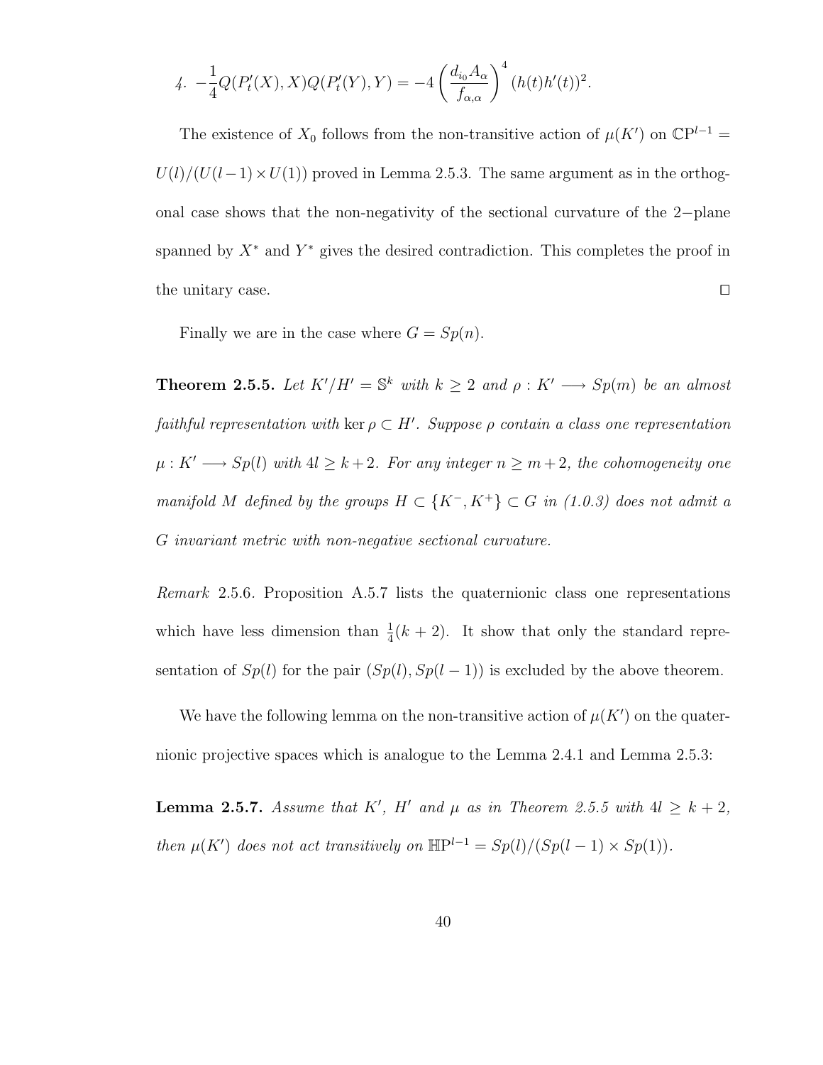4. $-\frac{1}{4}Q(P_t'(X), X)Q(P_t'(Y), Y) = -4\left(\frac{d_{i_0}A_\alpha}{f_{\alpha,\alpha}}\right)^4 (h(t)h'(t))^2.$

The existence of $X_0$ follows from the non-transitive action of $\mu(K')$ on $\mathbb{CP}^{l-1} = U(l)/(U(l-1)\times U(1))$ proved in Lemma 2.5.3. The same argument as in the orthogonal case shows that the non-negativity of the sectional curvature of the 2−plane spanned by $X^*$ and $Y^*$ gives the desired contradiction. This completes the proof in the unitary case. ◻

Finally we are in the case where $G = Sp(n)$.

**Theorem 2.5.5.** *Let $K'/H' = \mathbb{S}^k$ with $k \geq 2$ and $\rho : K' \longrightarrow Sp(m)$ be an almost faithful representation with $\ker \rho \subset H'$. Suppose $\rho$ contain a class one representation $\mu : K' \longrightarrow Sp(l)$ with $4l \geq k+2$. For any integer $n \geq m+2$, the cohomogeneity one manifold $M$ defined by the groups $H \subset \{K^-, K^+\} \subset G$ in (1.0.3) does not admit a $G$ invariant metric with non-negative sectional curvature.*

*Remark* 2.5.6. Proposition A.5.7 lists the quaternionic class one representations which have less dimension than $\frac{1}{4}(k+2)$. It show that only the standard representation of $Sp(l)$ for the pair $(Sp(l), Sp(l-1))$ is excluded by the above theorem.

We have the following lemma on the non-transitive action of $\mu(K')$ on the quaternionic projective spaces which is analogue to the Lemma 2.4.1 and Lemma 2.5.3:

**Lemma 2.5.7.** *Assume that $K'$, $H'$ and $\mu$ as in Theorem 2.5.5 with $4l \geq k+2$, then $\mu(K')$ does not act transitively on $\mathbb{HP}^{l-1} = Sp(l)/(Sp(l-1)\times Sp(1))$.*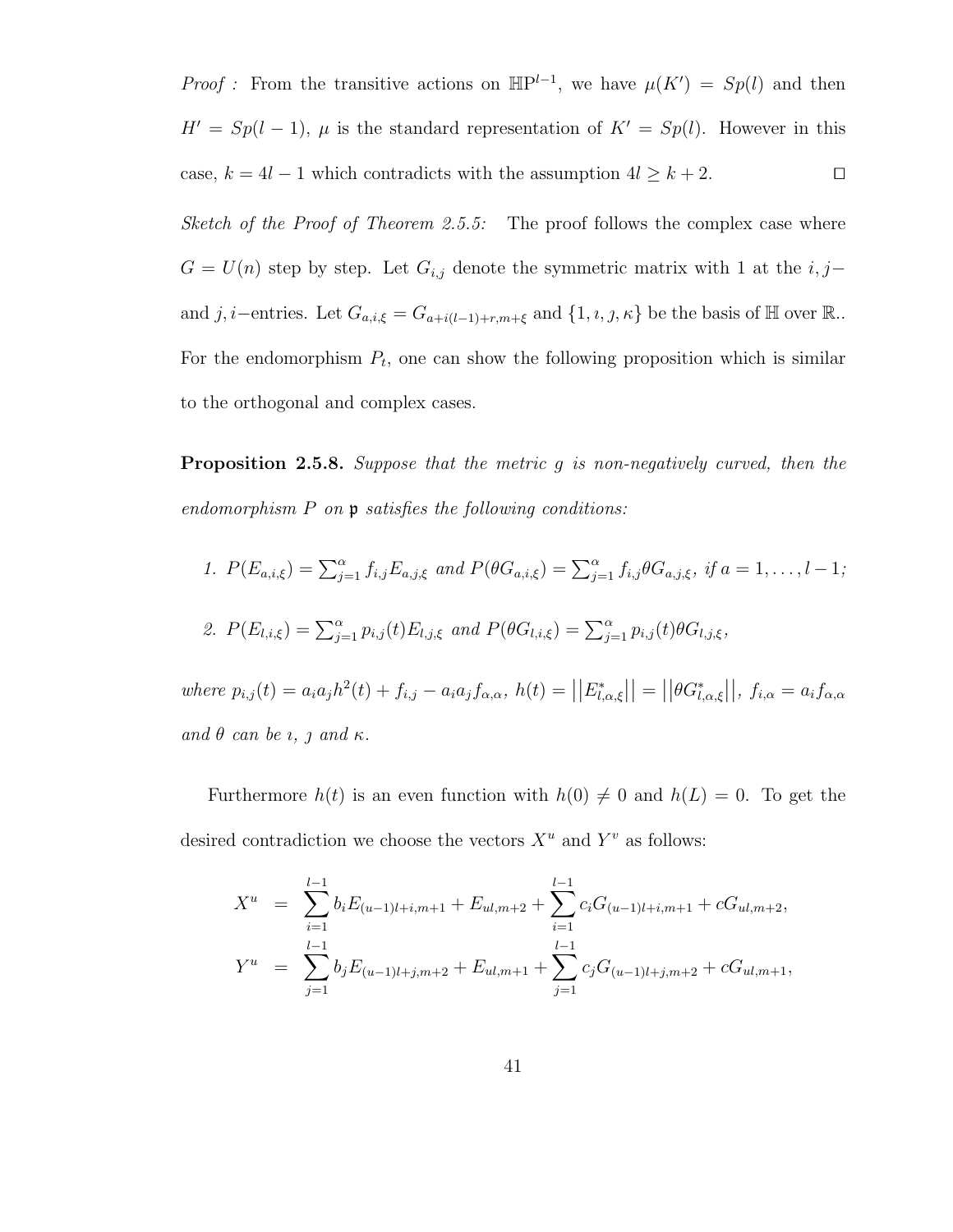*Proof :* From the transitive actions on $\mathbb{HP}^{l-1}$, we have $\mu(K') = Sp(l)$ and then $H' = Sp(l-1)$, $\mu$ is the standard representation of $K' = Sp(l)$. However in this case, $k = 4l - 1$ which contradicts with the assumption $4l \geq k + 2$. ◻

*Sketch of the Proof of Theorem 2.5.5:* The proof follows the complex case where $G = U(n)$ step by step. Let $G_{i,j}$ denote the symmetric matrix with 1 at the $i, j-$ and $j, i-$entries. Let $G_{a,i,\xi} = G_{a+i(l-1)+r,m+\xi}$ and $\{1, \imath, \jmath, \kappa\}$ be the basis of $\mathbb{H}$ over $\mathbb{R}$.. For the endomorphism $P_t$, one can show the following proposition which is similar to the orthogonal and complex cases.

**Proposition 2.5.8.** *Suppose that the metric $g$ is non-negatively curved, then the endomorphism $P$ on $\mathfrak{p}$ satisfies the following conditions:*

1. $P(E_{a,i,\xi}) = \sum_{j=1}^{\alpha} f_{i,j} E_{a,j,\xi}$ *and* $P(\theta G_{a,i,\xi}) = \sum_{j=1}^{\alpha} f_{i,j} \theta G_{a,j,\xi}$, *if* $a = 1, \ldots, l-1$;

2. $P(E_{l,i,\xi}) = \sum_{j=1}^{\alpha} p_{i,j}(t) E_{l,j,\xi}$ *and* $P(\theta G_{l,i,\xi}) = \sum_{j=1}^{\alpha} p_{i,j}(t) \theta G_{l,j,\xi}$,

*where* $p_{i,j}(t) = a_i a_j h^2(t) + f_{i,j} - a_i a_j f_{\alpha,\alpha}$, $h(t) = ||E^*_{l,\alpha,\xi}|| = ||\theta G^*_{l,\alpha,\xi}||$, $f_{i,\alpha} = a_i f_{\alpha,\alpha}$ *and $\theta$ can be $\imath$, $\jmath$ and $\kappa$.*

Furthermore $h(t)$ is an even function with $h(0) \neq 0$ and $h(L) = 0$. To get the desired contradiction we choose the vectors $X^u$ and $Y^v$ as follows:

$$
\begin{aligned}
X^u &= \sum_{i=1}^{l-1} b_i E_{(u-1)l+i,m+1} + E_{ul,m+2} + \sum_{i=1}^{l-1} c_i G_{(u-1)l+i,m+1} + c G_{ul,m+2}, \\
Y^u &= \sum_{j=1}^{l-1} b_j E_{(u-1)l+j,m+2} + E_{ul,m+1} + \sum_{j=1}^{l-1} c_j G_{(u-1)l+j,m+2} + c G_{ul,m+1},
\end{aligned}
$$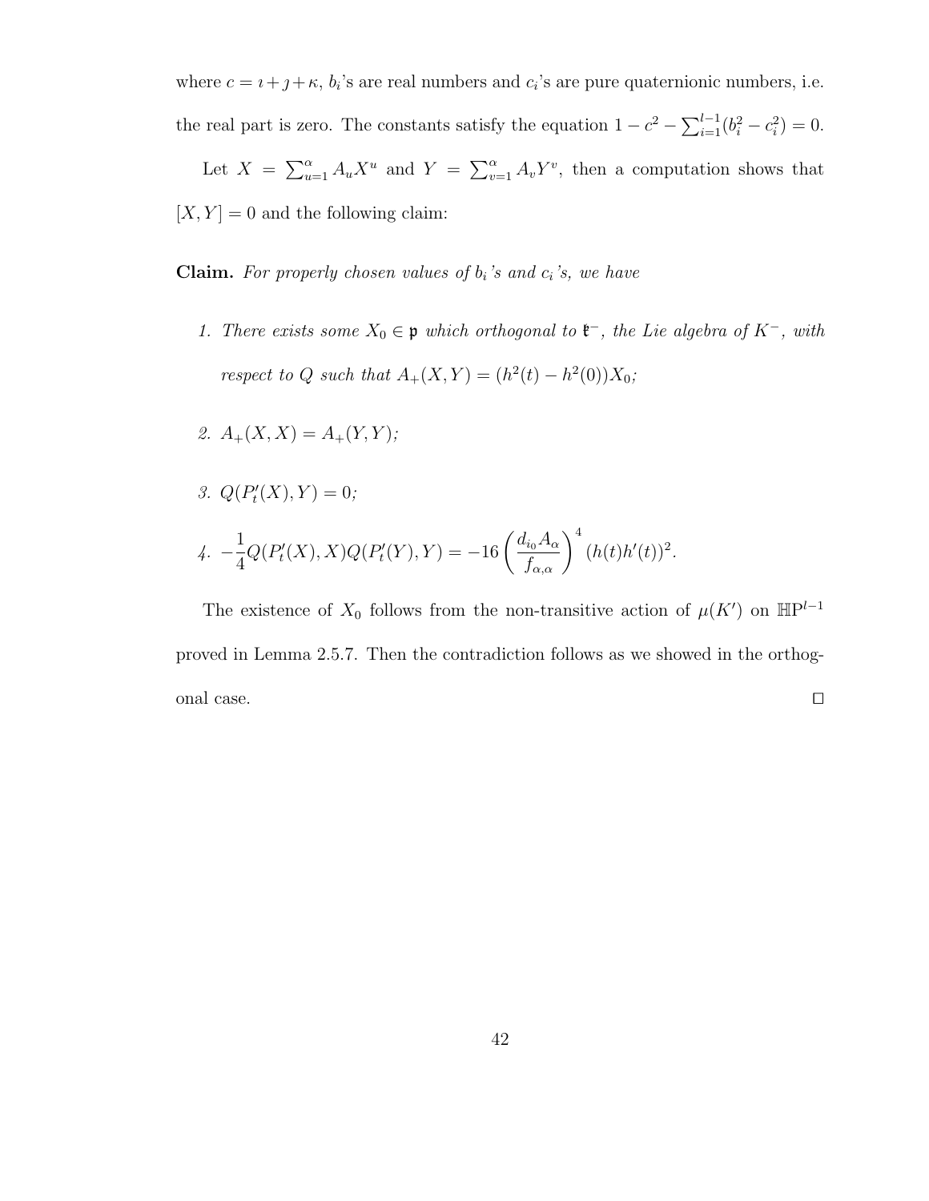where $c = \imath + \jmath + \kappa$, $b_i$'s are real numbers and $c_i$'s are pure quaternionic numbers, i.e. the real part is zero. The constants satisfy the equation $1 - c^2 - \sum_{i=1}^{l-1}(b_i^2 - c_i^2) = 0$.

Let $X = \sum_{u=1}^{\alpha} A_u X^u$ and $Y = \sum_{v=1}^{\alpha} A_v Y^v$, then a computation shows that $[X, Y] = 0$ and the following claim:

**Claim.** *For properly chosen values of $b_i$'s and $c_i$'s, we have*

1. *There exists some $X_0 \in \mathfrak{p}$ which orthogonal to $\mathfrak{k}^-$, the Lie algebra of $K^-$, with respect to $Q$ such that $A_+(X, Y) = (h^2(t) - h^2(0))X_0$;*
2. *$A_+(X, X) = A_+(Y, Y)$;*
3. *$Q(P_t'(X), Y) = 0$;*
4. *$-\dfrac{1}{4}Q(P_t'(X), X)Q(P_t'(Y), Y) = -16\left(\dfrac{d_{i_0}A_\alpha}{f_{\alpha,\alpha}}\right)^4 (h(t)h'(t))^2$.*

The existence of $X_0$ follows from the non-transitive action of $\mu(K')$ on $\mathbb{H}\mathrm{P}^{l-1}$ proved in Lemma 2.5.7. Then the contradiction follows as we showed in the orthogonal case. $\square$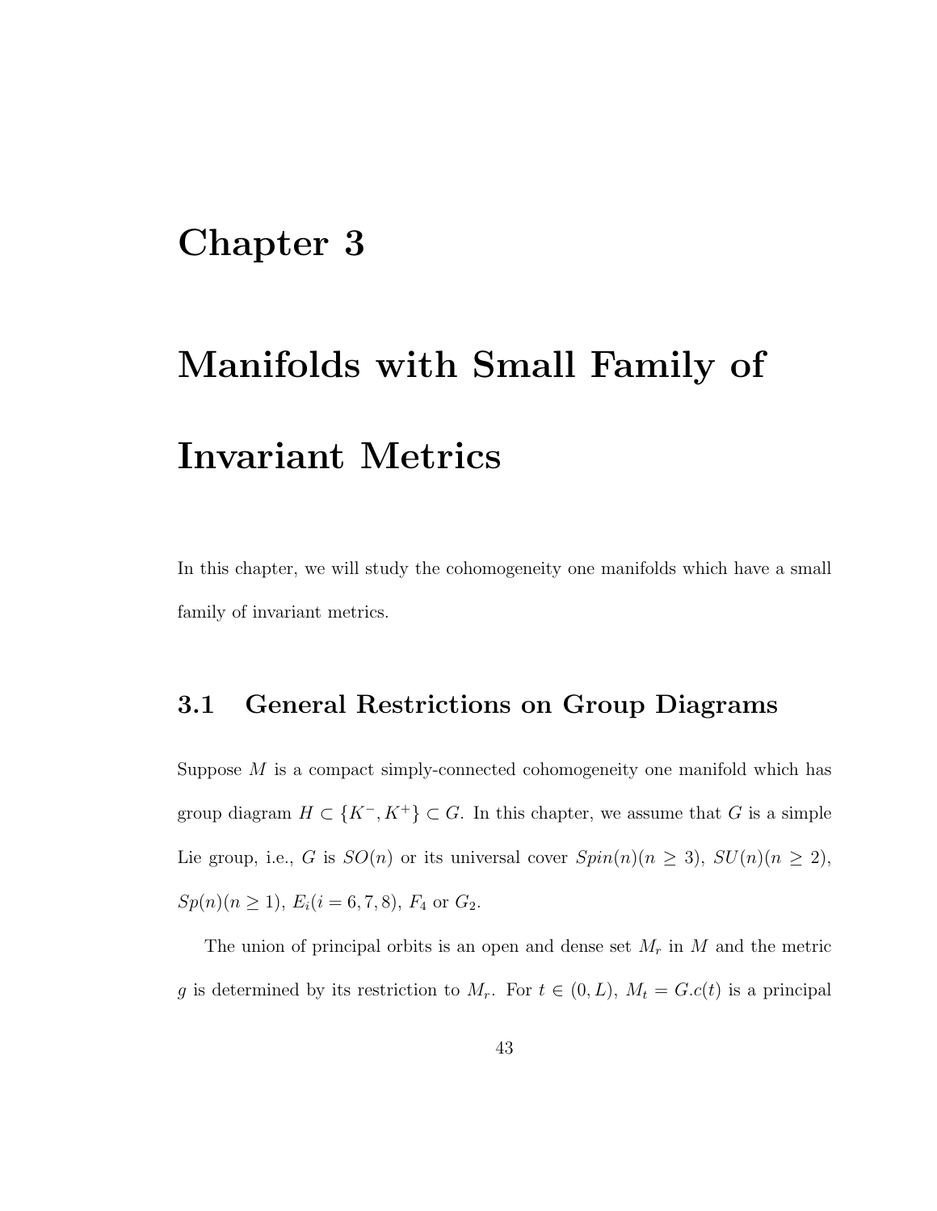# Chapter 3

# Manifolds with Small Family of Invariant Metrics

In this chapter, we will study the cohomogeneity one manifolds which have a small family of invariant metrics.

## 3.1 General Restrictions on Group Diagrams

Suppose $M$ is a compact simply-connected cohomogeneity one manifold which has group diagram $H \subset \{K^-, K^+\} \subset G$. In this chapter, we assume that $G$ is a simple Lie group, i.e., $G$ is $SO(n)$ or its universal cover $Spin(n) (n \geq 3)$, $SU(n) (n \geq 2)$, $Sp(n) (n \geq 1)$, $E_i (i = 6, 7, 8)$, $F_4$ or $G_2$.

The union of principal orbits is an open and dense set $M_r$ in $M$ and the metric $g$ is determined by its restriction to $M_r$. For $t \in (0, L)$, $M_t = G.c(t)$ is a principal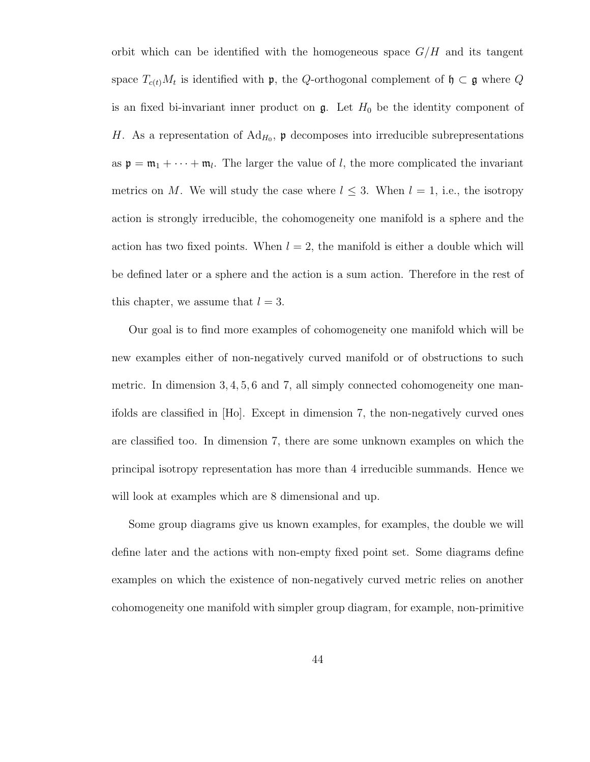orbit which can be identified with the homogeneous space $G/H$ and its tangent space $T_{c(t)}M_t$ is identified with $\mathfrak{p}$, the $Q$-orthogonal complement of $\mathfrak{h} \subset \mathfrak{g}$ where $Q$ is an fixed bi-invariant inner product on $\mathfrak{g}$. Let $H_0$ be the identity component of $H$. As a representation of $\mathrm{Ad}_{H_0}$, $\mathfrak{p}$ decomposes into irreducible subrepresentations as $\mathfrak{p} = \mathfrak{m}_1 + \cdots + \mathfrak{m}_l$. The larger the value of $l$, the more complicated the invariant metrics on $M$. We will study the case where $l \leq 3$. When $l = 1$, i.e., the isotropy action is strongly irreducible, the cohomogeneity one manifold is a sphere and the action has two fixed points. When $l = 2$, the manifold is either a double which will be defined later or a sphere and the action is a sum action. Therefore in the rest of this chapter, we assume that $l = 3$.

Our goal is to find more examples of cohomogeneity one manifold which will be new examples either of non-negatively curved manifold or of obstructions to such metric. In dimension $3, 4, 5, 6$ and $7$, all simply connected cohomogeneity one manifolds are classified in [Ho]. Except in dimension 7, the non-negatively curved ones are classified too. In dimension 7, there are some unknown examples on which the principal isotropy representation has more than 4 irreducible summands. Hence we will look at examples which are 8 dimensional and up.

Some group diagrams give us known examples, for examples, the double we will define later and the actions with non-empty fixed point set. Some diagrams define examples on which the existence of non-negatively curved metric relies on another cohomogeneity one manifold with simpler group diagram, for example, non-primitive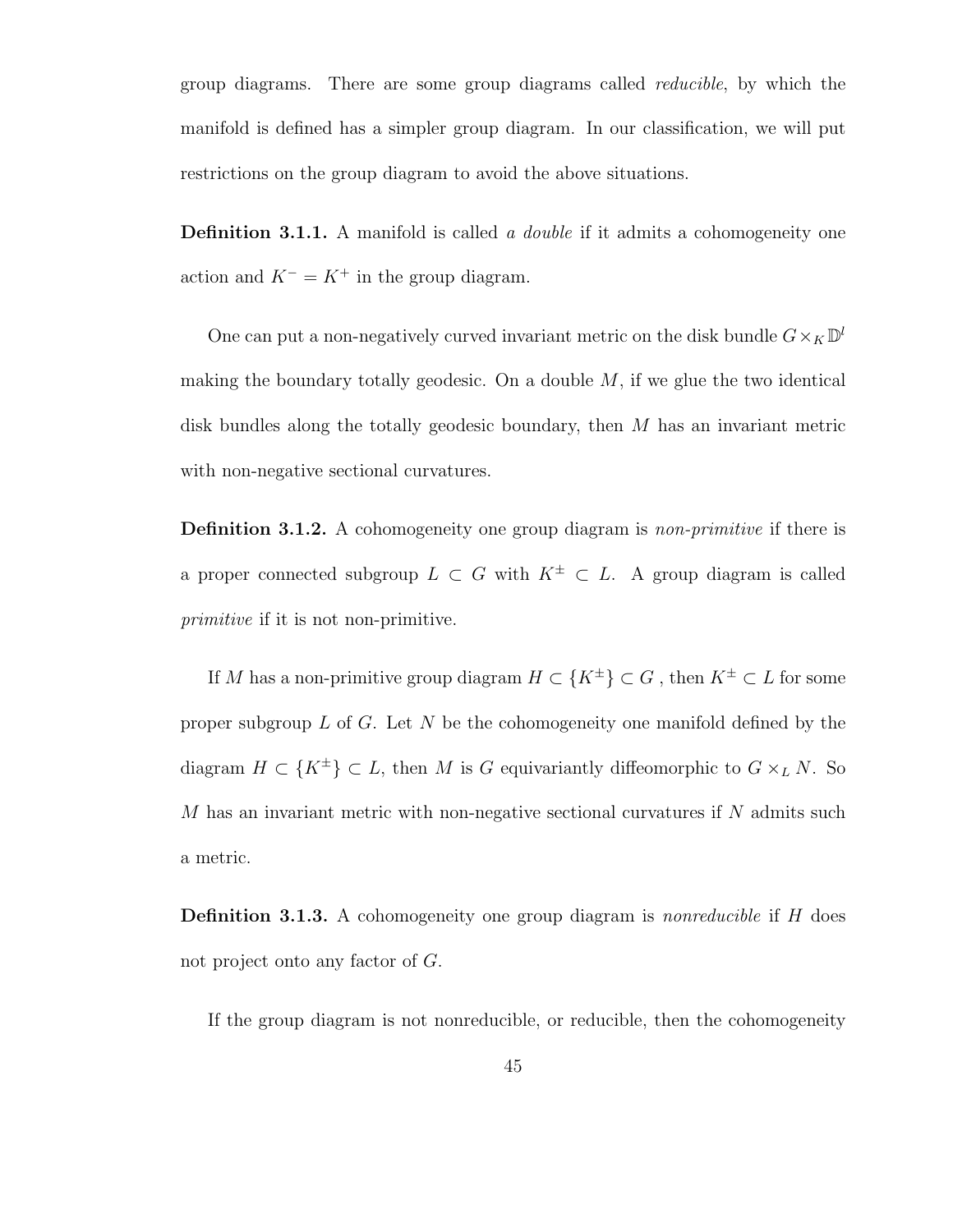group diagrams. There are some group diagrams called *reducible*, by which the manifold is defined has a simpler group diagram. In our classification, we will put restrictions on the group diagram to avoid the above situations.

**Definition 3.1.1.** A manifold is called *a double* if it admits a cohomogeneity one action and $K^- = K^+$ in the group diagram.

One can put a non-negatively curved invariant metric on the disk bundle $G \times_K \mathbb{D}^l$ making the boundary totally geodesic. On a double $M$, if we glue the two identical disk bundles along the totally geodesic boundary, then $M$ has an invariant metric with non-negative sectional curvatures.

**Definition 3.1.2.** A cohomogeneity one group diagram is *non-primitive* if there is a proper connected subgroup $L \subset G$ with $K^\pm \subset L$. A group diagram is called *primitive* if it is not non-primitive.

If $M$ has a non-primitive group diagram $H \subset \{K^\pm\} \subset G$ , then $K^\pm \subset L$ for some proper subgroup $L$ of $G$. Let $N$ be the cohomogeneity one manifold defined by the diagram $H \subset \{K^\pm\} \subset L$, then $M$ is $G$ equivariantly diffeomorphic to $G \times_L N$. So $M$ has an invariant metric with non-negative sectional curvatures if $N$ admits such a metric.

**Definition 3.1.3.** A cohomogeneity one group diagram is *nonreducible* if $H$ does not project onto any factor of $G$.

If the group diagram is not nonreducible, or reducible, then the cohomogeneity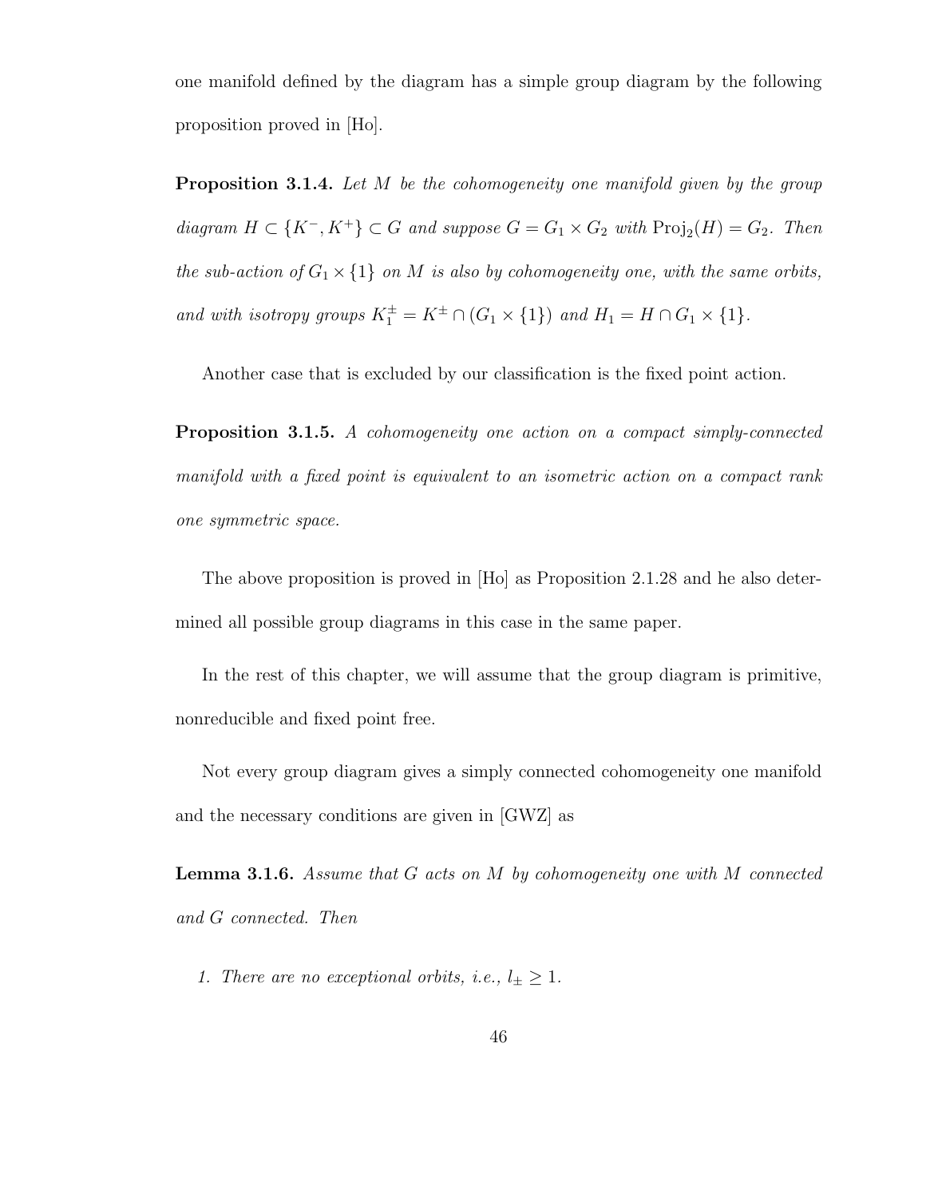one manifold defined by the diagram has a simple group diagram by the following proposition proved in [Ho].

**Proposition 3.1.4.** *Let $M$ be the cohomogeneity one manifold given by the group diagram $H \subset \{K^-, K^+\} \subset G$ and suppose $G = G_1 \times G_2$ with $\mathrm{Proj}_2(H) = G_2$. Then the sub-action of $G_1 \times \{1\}$ on $M$ is also by cohomogeneity one, with the same orbits, and with isotropy groups $K_1^\pm = K^\pm \cap (G_1 \times \{1\})$ and $H_1 = H \cap G_1 \times \{1\}$.*

Another case that is excluded by our classification is the fixed point action.

**Proposition 3.1.5.** *A cohomogeneity one action on a compact simply-connected manifold with a fixed point is equivalent to an isometric action on a compact rank one symmetric space.*

The above proposition is proved in [Ho] as Proposition 2.1.28 and he also determined all possible group diagrams in this case in the same paper.

In the rest of this chapter, we will assume that the group diagram is primitive, nonreducible and fixed point free.

Not every group diagram gives a simply connected cohomogeneity one manifold and the necessary conditions are given in [GWZ] as

**Lemma 3.1.6.** *Assume that $G$ acts on $M$ by cohomogeneity one with $M$ connected and $G$ connected. Then*

1. *There are no exceptional orbits, i.e., $l_\pm \geq 1$.*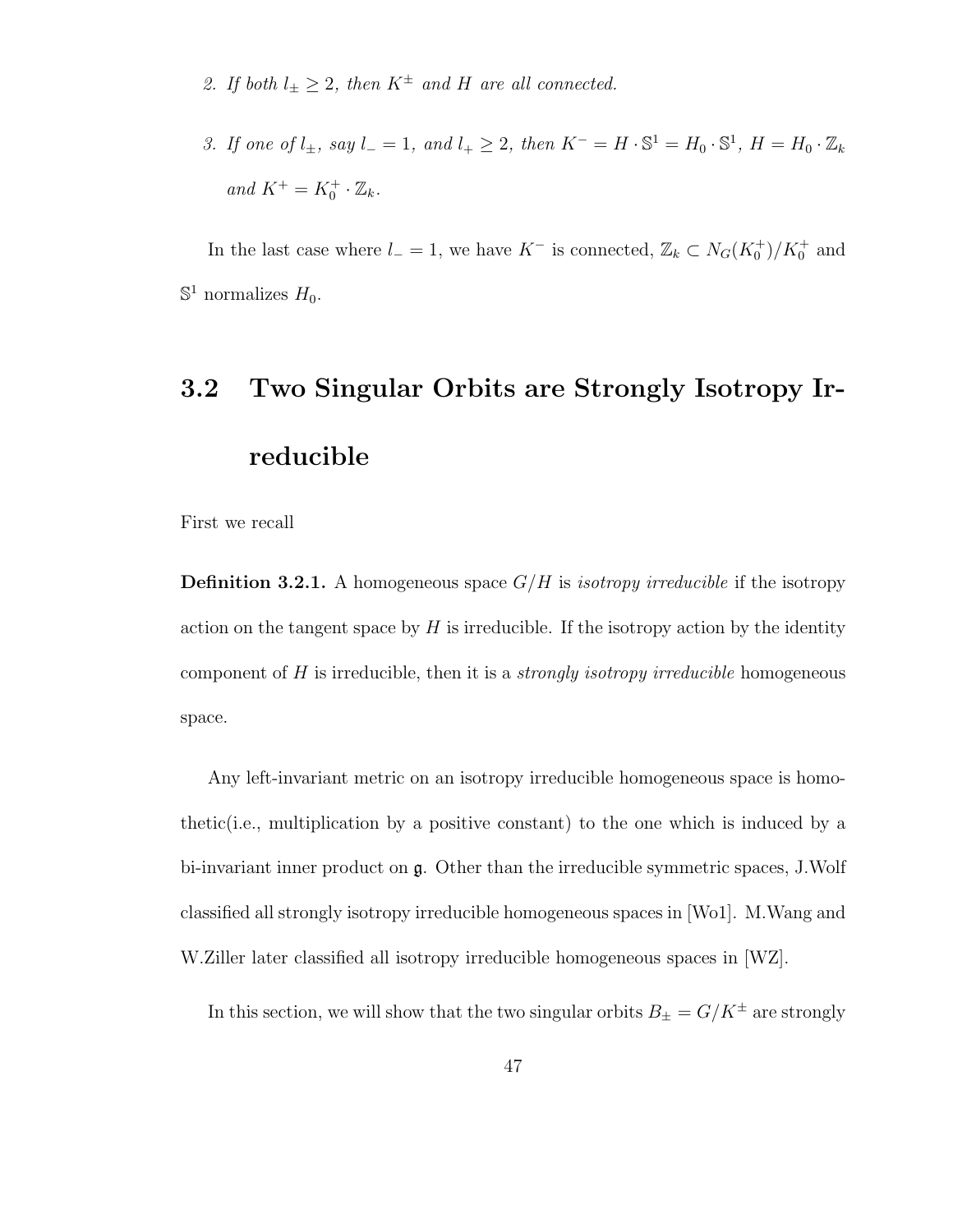2. *If both $l_\pm \geq 2$, then $K^\pm$ and $H$ are all connected.*

3. *If one of $l_\pm$, say $l_- = 1$, and $l_+ \geq 2$, then $K^- = H \cdot \mathbb{S}^1 = H_0 \cdot \mathbb{S}^1$, $H = H_0 \cdot \mathbb{Z}_k$ and $K^+ = K_0^+ \cdot \mathbb{Z}_k$.*

In the last case where $l_- = 1$, we have $K^-$ is connected, $\mathbb{Z}_k \subset N_G(K_0^+)/K_0^+$ and $\mathbb{S}^1$ normalizes $H_0$.

## 3.2 Two Singular Orbits are Strongly Isotropy Irreducible

First we recall

**Definition 3.2.1.** A homogeneous space $G/H$ is *isotropy irreducible* if the isotropy action on the tangent space by $H$ is irreducible. If the isotropy action by the identity component of $H$ is irreducible, then it is a *strongly isotropy irreducible* homogeneous space.

Any left-invariant metric on an isotropy irreducible homogeneous space is homothetic(i.e., multiplication by a positive constant) to the one which is induced by a bi-invariant inner product on $\mathfrak{g}$. Other than the irreducible symmetric spaces, J.Wolf classified all strongly isotropy irreducible homogeneous spaces in [Wo1]. M.Wang and W.Ziller later classified all isotropy irreducible homogeneous spaces in [WZ].

In this section, we will show that the two singular orbits $B_\pm = G/K^\pm$ are strongly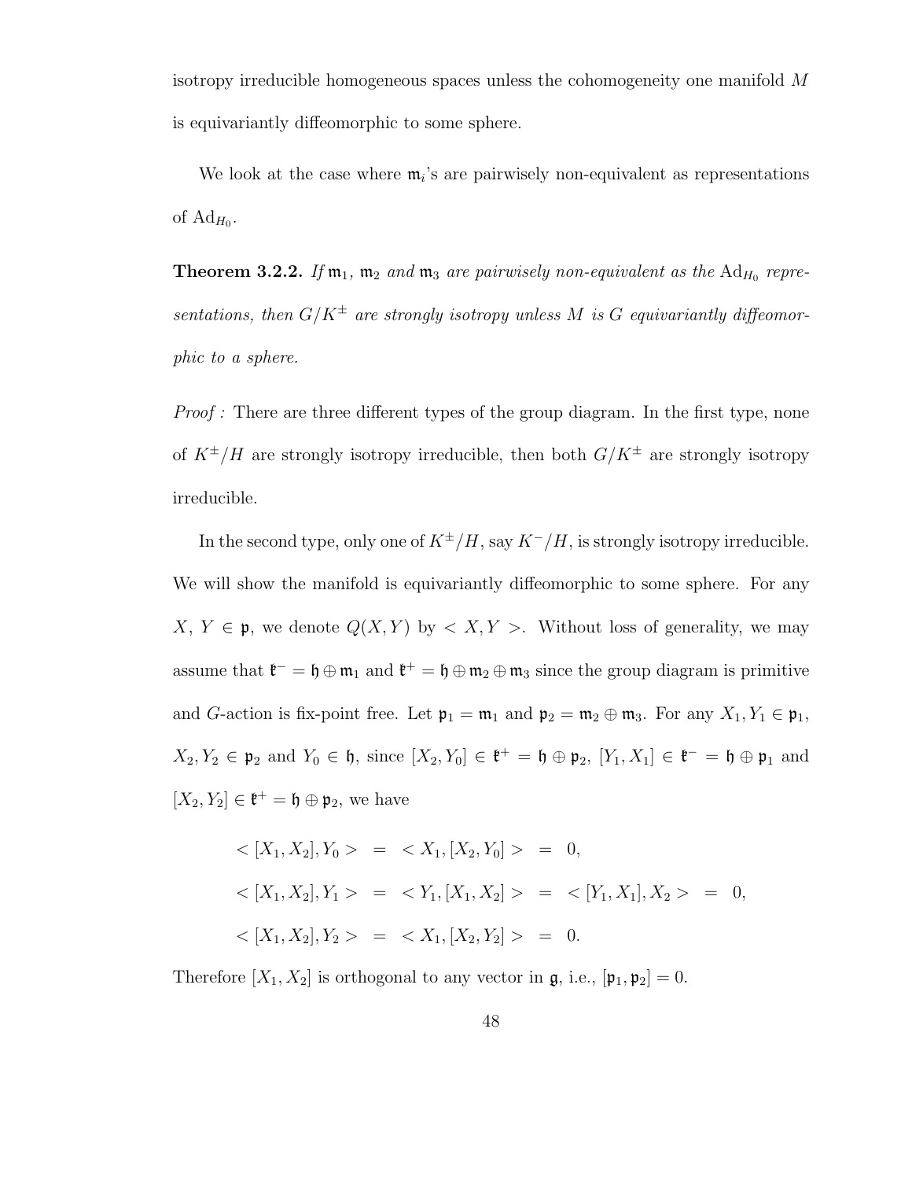isotropy irreducible homogeneous spaces unless the cohomogeneity one manifold $M$ is equivariantly diffeomorphic to some sphere.

We look at the case where $\mathfrak{m}_i$'s are pairwisely non-equivalent as representations of $\mathrm{Ad}_{H_0}$.

**Theorem 3.2.2.** *If $\mathfrak{m}_1$, $\mathfrak{m}_2$ and $\mathfrak{m}_3$ are pairwisely non-equivalent as the $\mathrm{Ad}_{H_0}$ representations, then $G/K^{\pm}$ are strongly isotropy unless $M$ is $G$ equivariantly diffeomorphic to a sphere.*

*Proof :* There are three different types of the group diagram. In the first type, none of $K^{\pm}/H$ are strongly isotropy irreducible, then both $G/K^{\pm}$ are strongly isotropy irreducible.

In the second type, only one of $K^{\pm}/H$, say $K^{-}/H$, is strongly isotropy irreducible. We will show the manifold is equivariantly diffeomorphic to some sphere. For any $X$, $Y \in \mathfrak{p}$, we denote $Q(X,Y)$ by $< X, Y >$. Without loss of generality, we may assume that $\mathfrak{k}^{-} = \mathfrak{h} \oplus \mathfrak{m}_1$ and $\mathfrak{k}^{+} = \mathfrak{h} \oplus \mathfrak{m}_2 \oplus \mathfrak{m}_3$ since the group diagram is primitive and $G$-action is fix-point free. Let $\mathfrak{p}_1 = \mathfrak{m}_1$ and $\mathfrak{p}_2 = \mathfrak{m}_2 \oplus \mathfrak{m}_3$. For any $X_1, Y_1 \in \mathfrak{p}_1$, $X_2, Y_2 \in \mathfrak{p}_2$ and $Y_0 \in \mathfrak{h}$, since $[X_2, Y_0] \in \mathfrak{k}^{+} = \mathfrak{h} \oplus \mathfrak{p}_2$, $[Y_1, X_1] \in \mathfrak{k}^{-} = \mathfrak{h} \oplus \mathfrak{p}_1$ and $[X_2, Y_2] \in \mathfrak{k}^{+} = \mathfrak{h} \oplus \mathfrak{p}_2$, we have

$$
\begin{aligned}
< [X_1, X_2], Y_0 > &= < X_1, [X_2, Y_0] > = 0, \\
< [X_1, X_2], Y_1 > &= < Y_1, [X_1, X_2] > = < [Y_1, X_1], X_2 > = 0, \\
< [X_1, X_2], Y_2 > &= < X_1, [X_2, Y_2] > = 0.
\end{aligned}
$$

Therefore $[X_1, X_2]$ is orthogonal to any vector in $\mathfrak{g}$, i.e., $[\mathfrak{p}_1, \mathfrak{p}_2] = 0$.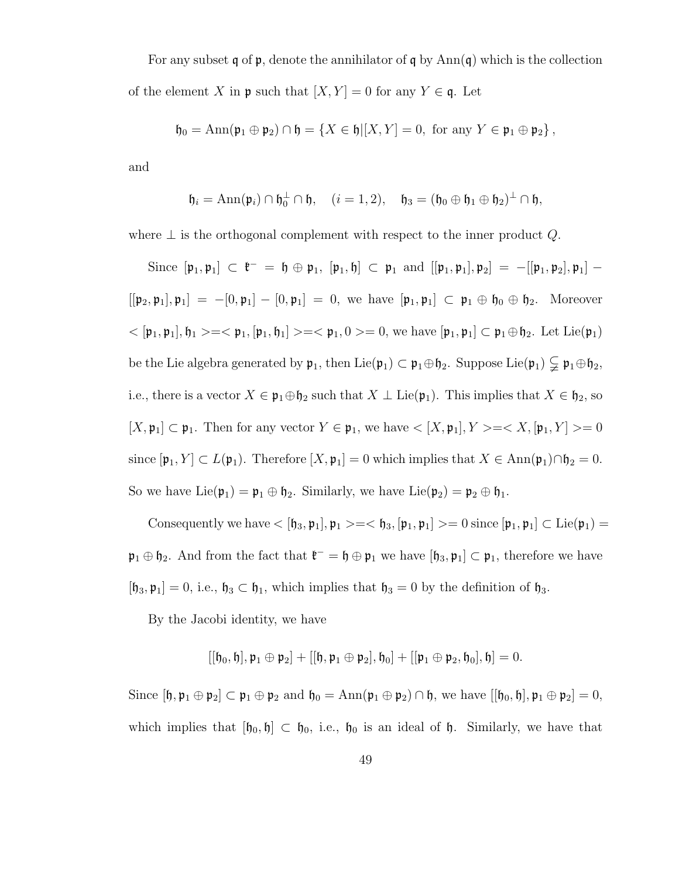For any subset $\mathfrak{q}$ of $\mathfrak{p}$, denote the annihilator of $\mathfrak{q}$ by $\mathrm{Ann}(\mathfrak{q})$ which is the collection of the element $X$ in $\mathfrak{p}$ such that $[X, Y] = 0$ for any $Y \in \mathfrak{q}$. Let

$$\mathfrak{h}_0 = \mathrm{Ann}(\mathfrak{p}_1 \oplus \mathfrak{p}_2) \cap \mathfrak{h} = \{X \in \mathfrak{h} | [X, Y] = 0, \text{ for any } Y \in \mathfrak{p}_1 \oplus \mathfrak{p}_2\},$$

and

$$\mathfrak{h}_i = \mathrm{Ann}(\mathfrak{p}_i) \cap \mathfrak{h}_0^{\perp} \cap \mathfrak{h}, \quad (i = 1, 2), \quad \mathfrak{h}_3 = (\mathfrak{h}_0 \oplus \mathfrak{h}_1 \oplus \mathfrak{h}_2)^{\perp} \cap \mathfrak{h},$$

where $\perp$ is the orthogonal complement with respect to the inner product $Q$.

Since $[\mathfrak{p}_1, \mathfrak{p}_1] \subset \mathfrak{k}^- = \mathfrak{h} \oplus \mathfrak{p}_1$, $[\mathfrak{p}_1, \mathfrak{h}] \subset \mathfrak{p}_1$ and $[[\mathfrak{p}_1, \mathfrak{p}_1], \mathfrak{p}_2] = -[[\mathfrak{p}_1, \mathfrak{p}_2], \mathfrak{p}_1] - [[\mathfrak{p}_2, \mathfrak{p}_1], \mathfrak{p}_1] = -[0, \mathfrak{p}_1] - [0, \mathfrak{p}_1] = 0$, we have $[\mathfrak{p}_1, \mathfrak{p}_1] \subset \mathfrak{p}_1 \oplus \mathfrak{h}_0 \oplus \mathfrak{h}_2$. Moreover $< [\mathfrak{p}_1, \mathfrak{p}_1], \mathfrak{h}_1 > = < \mathfrak{p}_1, [\mathfrak{p}_1, \mathfrak{h}_1] > = < \mathfrak{p}_1, 0 > = 0$, we have $[\mathfrak{p}_1, \mathfrak{p}_1] \subset \mathfrak{p}_1 \oplus \mathfrak{h}_2$. Let $\mathrm{Lie}(\mathfrak{p}_1)$ be the Lie algebra generated by $\mathfrak{p}_1$, then $\mathrm{Lie}(\mathfrak{p}_1) \subset \mathfrak{p}_1 \oplus \mathfrak{h}_2$. Suppose $\mathrm{Lie}(\mathfrak{p}_1) \subsetneq \mathfrak{p}_1 \oplus \mathfrak{h}_2$, i.e., there is a vector $X \in \mathfrak{p}_1 \oplus \mathfrak{h}_2$ such that $X \perp \mathrm{Lie}(\mathfrak{p}_1)$. This implies that $X \in \mathfrak{h}_2$, so $[X, \mathfrak{p}_1] \subset \mathfrak{p}_1$. Then for any vector $Y \in \mathfrak{p}_1$, we have $< [X, \mathfrak{p}_1], Y > = < X, [\mathfrak{p}_1, Y] > = 0$ since $[\mathfrak{p}_1, Y] \subset L(\mathfrak{p}_1)$. Therefore $[X, \mathfrak{p}_1] = 0$ which implies that $X \in \mathrm{Ann}(\mathfrak{p}_1) \cap \mathfrak{h}_2 = 0$. So we have $\mathrm{Lie}(\mathfrak{p}_1) = \mathfrak{p}_1 \oplus \mathfrak{h}_2$. Similarly, we have $\mathrm{Lie}(\mathfrak{p}_2) = \mathfrak{p}_2 \oplus \mathfrak{h}_1$.

Consequently we have $< [\mathfrak{h}_3, \mathfrak{p}_1], \mathfrak{p}_1 > = < \mathfrak{h}_3, [\mathfrak{p}_1, \mathfrak{p}_1] > = 0$ since $[\mathfrak{p}_1, \mathfrak{p}_1] \subset \mathrm{Lie}(\mathfrak{p}_1) = \mathfrak{p}_1 \oplus \mathfrak{h}_2$. And from the fact that $\mathfrak{k}^- = \mathfrak{h} \oplus \mathfrak{p}_1$ we have $[\mathfrak{h}_3, \mathfrak{p}_1] \subset \mathfrak{p}_1$, therefore we have $[\mathfrak{h}_3, \mathfrak{p}_1] = 0$, i.e., $\mathfrak{h}_3 \subset \mathfrak{h}_1$, which implies that $\mathfrak{h}_3 = 0$ by the definition of $\mathfrak{h}_3$.

By the Jacobi identity, we have

$$[[\mathfrak{h}_0, \mathfrak{h}], \mathfrak{p}_1 \oplus \mathfrak{p}_2] + [[\mathfrak{h}, \mathfrak{p}_1 \oplus \mathfrak{p}_2], \mathfrak{h}_0] + [[\mathfrak{p}_1 \oplus \mathfrak{p}_2, \mathfrak{h}_0], \mathfrak{h}] = 0.$$

Since $[\mathfrak{h}, \mathfrak{p}_1 \oplus \mathfrak{p}_2] \subset \mathfrak{p}_1 \oplus \mathfrak{p}_2$ and $\mathfrak{h}_0 = \mathrm{Ann}(\mathfrak{p}_1 \oplus \mathfrak{p}_2) \cap \mathfrak{h}$, we have $[[\mathfrak{h}_0, \mathfrak{h}], \mathfrak{p}_1 \oplus \mathfrak{p}_2] = 0$, which implies that $[\mathfrak{h}_0, \mathfrak{h}] \subset \mathfrak{h}_0$, i.e., $\mathfrak{h}_0$ is an ideal of $\mathfrak{h}$. Similarly, we have that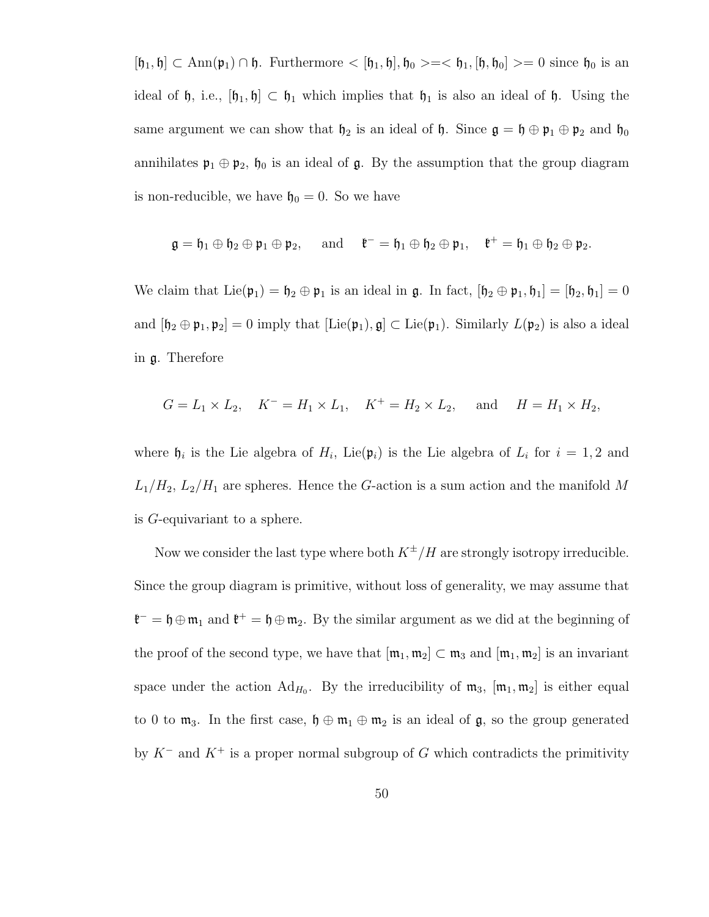$[\mathfrak{h}_1, \mathfrak{h}] \subset \mathrm{Ann}(\mathfrak{p}_1) \cap \mathfrak{h}$. Furthermore $< [\mathfrak{h}_1, \mathfrak{h}], \mathfrak{h}_0 >=< \mathfrak{h}_1, [\mathfrak{h}, \mathfrak{h}_0] >= 0$ since $\mathfrak{h}_0$ is an ideal of $\mathfrak{h}$, i.e., $[\mathfrak{h}_1, \mathfrak{h}] \subset \mathfrak{h}_1$ which implies that $\mathfrak{h}_1$ is also an ideal of $\mathfrak{h}$. Using the same argument we can show that $\mathfrak{h}_2$ is an ideal of $\mathfrak{h}$. Since $\mathfrak{g} = \mathfrak{h} \oplus \mathfrak{p}_1 \oplus \mathfrak{p}_2$ and $\mathfrak{h}_0$ annihilates $\mathfrak{p}_1 \oplus \mathfrak{p}_2$, $\mathfrak{h}_0$ is an ideal of $\mathfrak{g}$. By the assumption that the group diagram is non-reducible, we have $\mathfrak{h}_0 = 0$. So we have

$$\mathfrak{g} = \mathfrak{h}_1 \oplus \mathfrak{h}_2 \oplus \mathfrak{p}_1 \oplus \mathfrak{p}_2, \quad \text{and} \quad \mathfrak{k}^- = \mathfrak{h}_1 \oplus \mathfrak{h}_2 \oplus \mathfrak{p}_1, \quad \mathfrak{k}^+ = \mathfrak{h}_1 \oplus \mathfrak{h}_2 \oplus \mathfrak{p}_2.$$

We claim that $\mathrm{Lie}(\mathfrak{p}_1) = \mathfrak{h}_2 \oplus \mathfrak{p}_1$ is an ideal in $\mathfrak{g}$. In fact, $[\mathfrak{h}_2 \oplus \mathfrak{p}_1, \mathfrak{h}_1] = [\mathfrak{h}_2, \mathfrak{h}_1] = 0$ and $[\mathfrak{h}_2 \oplus \mathfrak{p}_1, \mathfrak{p}_2] = 0$ imply that $[\mathrm{Lie}(\mathfrak{p}_1), \mathfrak{g}] \subset \mathrm{Lie}(\mathfrak{p}_1)$. Similarly $L(\mathfrak{p}_2)$ is also a ideal in $\mathfrak{g}$. Therefore

$$G = L_1 \times L_2, \quad K^- = H_1 \times L_1, \quad K^+ = H_2 \times L_2, \quad \text{and} \quad H = H_1 \times H_2,$$

where $\mathfrak{h}_i$ is the Lie algebra of $H_i$, $\mathrm{Lie}(\mathfrak{p}_i)$ is the Lie algebra of $L_i$ for $i = 1, 2$ and $L_1/H_2$, $L_2/H_1$ are spheres. Hence the $G$-action is a sum action and the manifold $M$ is $G$-equivariant to a sphere.

Now we consider the last type where both $K^{\pm}/H$ are strongly isotropy irreducible. Since the group diagram is primitive, without loss of generality, we may assume that $\mathfrak{k}^- = \mathfrak{h} \oplus \mathfrak{m}_1$ and $\mathfrak{k}^+ = \mathfrak{h} \oplus \mathfrak{m}_2$. By the similar argument as we did at the beginning of the proof of the second type, we have that $[\mathfrak{m}_1, \mathfrak{m}_2] \subset \mathfrak{m}_3$ and $[\mathfrak{m}_1, \mathfrak{m}_2]$ is an invariant space under the action $\mathrm{Ad}_{H_0}$. By the irreducibility of $\mathfrak{m}_3$, $[\mathfrak{m}_1, \mathfrak{m}_2]$ is either equal to 0 to $\mathfrak{m}_3$. In the first case, $\mathfrak{h} \oplus \mathfrak{m}_1 \oplus \mathfrak{m}_2$ is an ideal of $\mathfrak{g}$, so the group generated by $K^-$ and $K^+$ is a proper normal subgroup of $G$ which contradicts the primitivity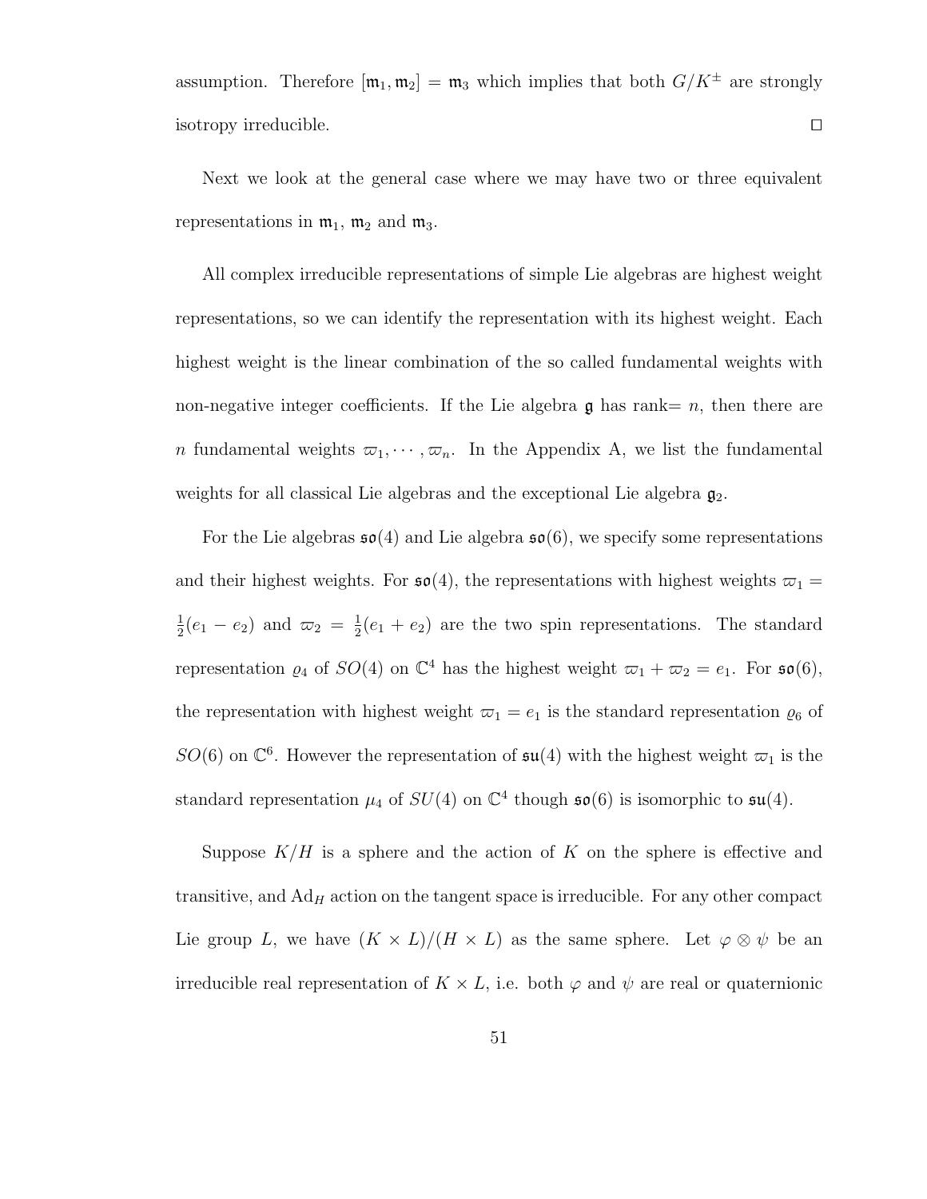assumption. Therefore $[\mathfrak{m}_1, \mathfrak{m}_2] = \mathfrak{m}_3$ which implies that both $G/K^{\pm}$ are strongly isotropy irreducible. $\square$

Next we look at the general case where we may have two or three equivalent representations in $\mathfrak{m}_1$, $\mathfrak{m}_2$ and $\mathfrak{m}_3$.

All complex irreducible representations of simple Lie algebras are highest weight representations, so we can identify the representation with its highest weight. Each highest weight is the linear combination of the so called fundamental weights with non-negative integer coefficients. If the Lie algebra $\mathfrak{g}$ has rank$= n$, then there are $n$ fundamental weights $\varpi_1, \cdots, \varpi_n$. In the Appendix A, we list the fundamental weights for all classical Lie algebras and the exceptional Lie algebra $\mathfrak{g}_2$.

For the Lie algebras $\mathfrak{so}(4)$ and Lie algebra $\mathfrak{so}(6)$, we specify some representations and their highest weights. For $\mathfrak{so}(4)$, the representations with highest weights $\varpi_1 = \frac{1}{2}(e_1 - e_2)$ and $\varpi_2 = \frac{1}{2}(e_1 + e_2)$ are the two spin representations. The standard representation $\varrho_4$ of $SO(4)$ on $\mathbb{C}^4$ has the highest weight $\varpi_1 + \varpi_2 = e_1$. For $\mathfrak{so}(6)$, the representation with highest weight $\varpi_1 = e_1$ is the standard representation $\varrho_6$ of $SO(6)$ on $\mathbb{C}^6$. However the representation of $\mathfrak{su}(4)$ with the highest weight $\varpi_1$ is the standard representation $\mu_4$ of $SU(4)$ on $\mathbb{C}^4$ though $\mathfrak{so}(6)$ is isomorphic to $\mathfrak{su}(4)$.

Suppose $K/H$ is a sphere and the action of $K$ on the sphere is effective and transitive, and $\mathrm{Ad}_H$ action on the tangent space is irreducible. For any other compact Lie group $L$, we have $(K \times L)/(H \times L)$ as the same sphere. Let $\varphi \otimes \psi$ be an irreducible real representation of $K \times L$, i.e. both $\varphi$ and $\psi$ are real or quaternionic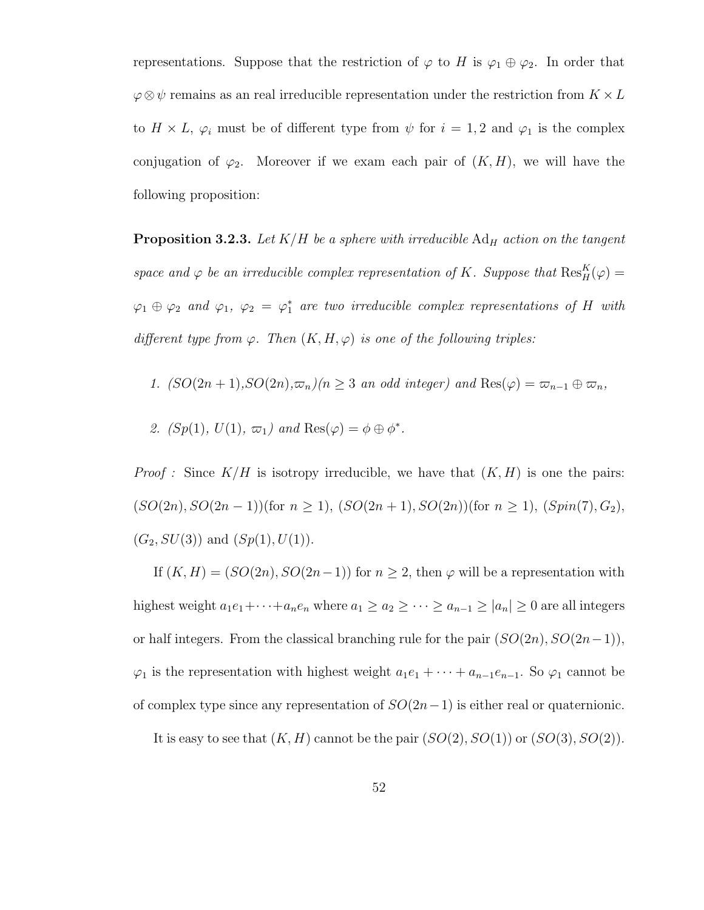representations. Suppose that the restriction of $\varphi$ to $H$ is $\varphi_1 \oplus \varphi_2$. In order that $\varphi \otimes \psi$ remains as an real irreducible representation under the restriction from $K \times L$ to $H \times L$, $\varphi_i$ must be of different type from $\psi$ for $i = 1, 2$ and $\varphi_1$ is the complex conjugation of $\varphi_2$. Moreover if we exam each pair of $(K, H)$, we will have the following proposition:

**Proposition 3.2.3.** *Let $K/H$ be a sphere with irreducible $\mathrm{Ad}_H$ action on the tangent space and $\varphi$ be an irreducible complex representation of $K$. Suppose that $\mathrm{Res}_H^K(\varphi) = \varphi_1 \oplus \varphi_2$ and $\varphi_1$, $\varphi_2 = \varphi_1^*$ are two irreducible complex representations of $H$ with different type from $\varphi$. Then $(K, H, \varphi)$ is one of the following triples:*

1. *$(SO(2n+1)$,$SO(2n)$,$\varpi_n)$($n \geq 3$ an odd integer) and $\mathrm{Res}(\varphi) = \varpi_{n-1} \oplus \varpi_n$,*

2. *$(Sp(1)$, $U(1)$, $\varpi_1)$ and $\mathrm{Res}(\varphi) = \phi \oplus \phi^*$.*

*Proof :* Since $K/H$ is isotropy irreducible, we have that $(K, H)$ is one the pairs: $(SO(2n), SO(2n-1))$(for $n \geq 1$), $(SO(2n+1), SO(2n))$(for $n \geq 1$), $(Spin(7), G_2)$, $(G_2, SU(3))$ and $(Sp(1), U(1))$.

If $(K, H) = (SO(2n), SO(2n-1))$ for $n \geq 2$, then $\varphi$ will be a representation with highest weight $a_1 e_1 + \cdots + a_n e_n$ where $a_1 \geq a_2 \geq \cdots \geq a_{n-1} \geq |a_n| \geq 0$ are all integers or half integers. From the classical branching rule for the pair $(SO(2n), SO(2n-1))$, $\varphi_1$ is the representation with highest weight $a_1 e_1 + \cdots + a_{n-1} e_{n-1}$. So $\varphi_1$ cannot be of complex type since any representation of $SO(2n-1)$ is either real or quaternionic.

It is easy to see that $(K, H)$ cannot be the pair $(SO(2), SO(1))$ or $(SO(3), SO(2))$.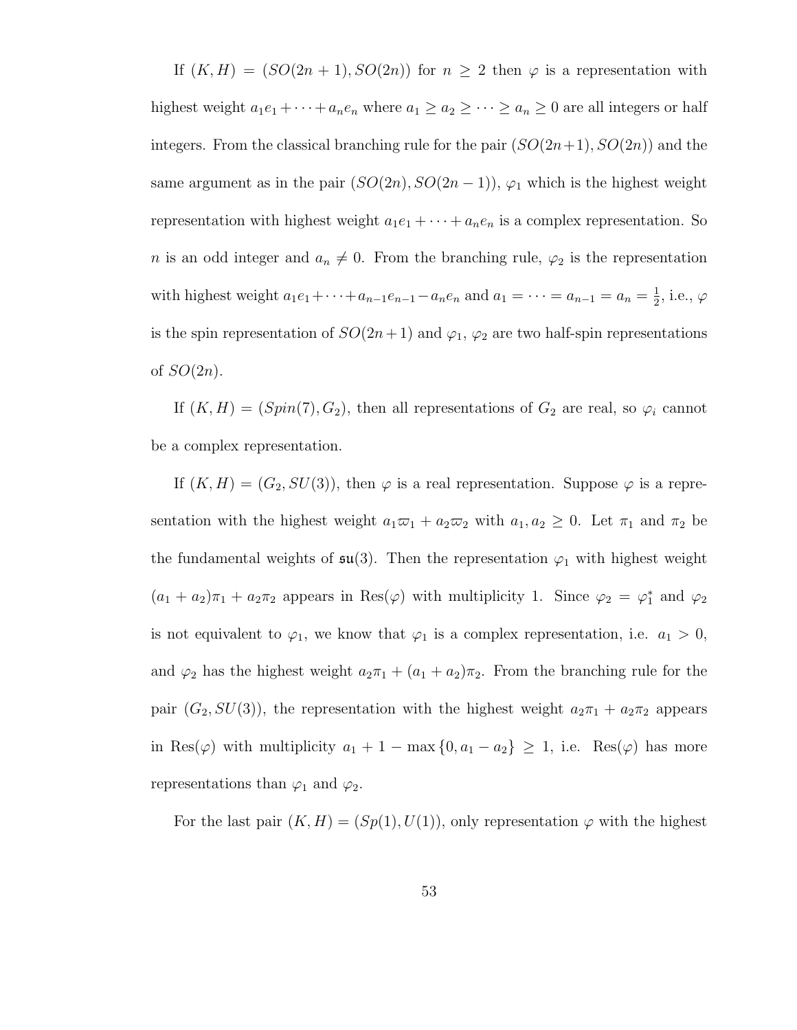If $(K, H) = (SO(2n+1), SO(2n))$ for $n \geq 2$ then $\varphi$ is a representation with highest weight $a_1e_1 + \cdots + a_ne_n$ where $a_1 \geq a_2 \geq \cdots \geq a_n \geq 0$ are all integers or half integers. From the classical branching rule for the pair $(SO(2n+1), SO(2n))$ and the same argument as in the pair $(SO(2n), SO(2n-1))$, $\varphi_1$ which is the highest weight representation with highest weight $a_1e_1 + \cdots + a_ne_n$ is a complex representation. So $n$ is an odd integer and $a_n \neq 0$. From the branching rule, $\varphi_2$ is the representation with highest weight $a_1e_1 + \cdots + a_{n-1}e_{n-1} - a_ne_n$ and $a_1 = \cdots = a_{n-1} = a_n = \frac{1}{2}$, i.e., $\varphi$ is the spin representation of $SO(2n+1)$ and $\varphi_1$, $\varphi_2$ are two half-spin representations of $SO(2n)$.

If $(K, H) = (Spin(7), G_2)$, then all representations of $G_2$ are real, so $\varphi_i$ cannot be a complex representation.

If $(K, H) = (G_2, SU(3))$, then $\varphi$ is a real representation. Suppose $\varphi$ is a representation with the highest weight $a_1\varpi_1 + a_2\varpi_2$ with $a_1, a_2 \geq 0$. Let $\pi_1$ and $\pi_2$ be the fundamental weights of $\mathfrak{su}(3)$. Then the representation $\varphi_1$ with highest weight $(a_1 + a_2)\pi_1 + a_2\pi_2$ appears in $\mathrm{Res}(\varphi)$ with multiplicity 1. Since $\varphi_2 = \varphi_1^*$ and $\varphi_2$ is not equivalent to $\varphi_1$, we know that $\varphi_1$ is a complex representation, i.e. $a_1 > 0$, and $\varphi_2$ has the highest weight $a_2\pi_1 + (a_1 + a_2)\pi_2$. From the branching rule for the pair $(G_2, SU(3))$, the representation with the highest weight $a_2\pi_1 + a_2\pi_2$ appears in $\mathrm{Res}(\varphi)$ with multiplicity $a_1 + 1 - \max\{0, a_1 - a_2\} \geq 1$, i.e. $\mathrm{Res}(\varphi)$ has more representations than $\varphi_1$ and $\varphi_2$.

For the last pair $(K, H) = (Sp(1), U(1))$, only representation $\varphi$ with the highest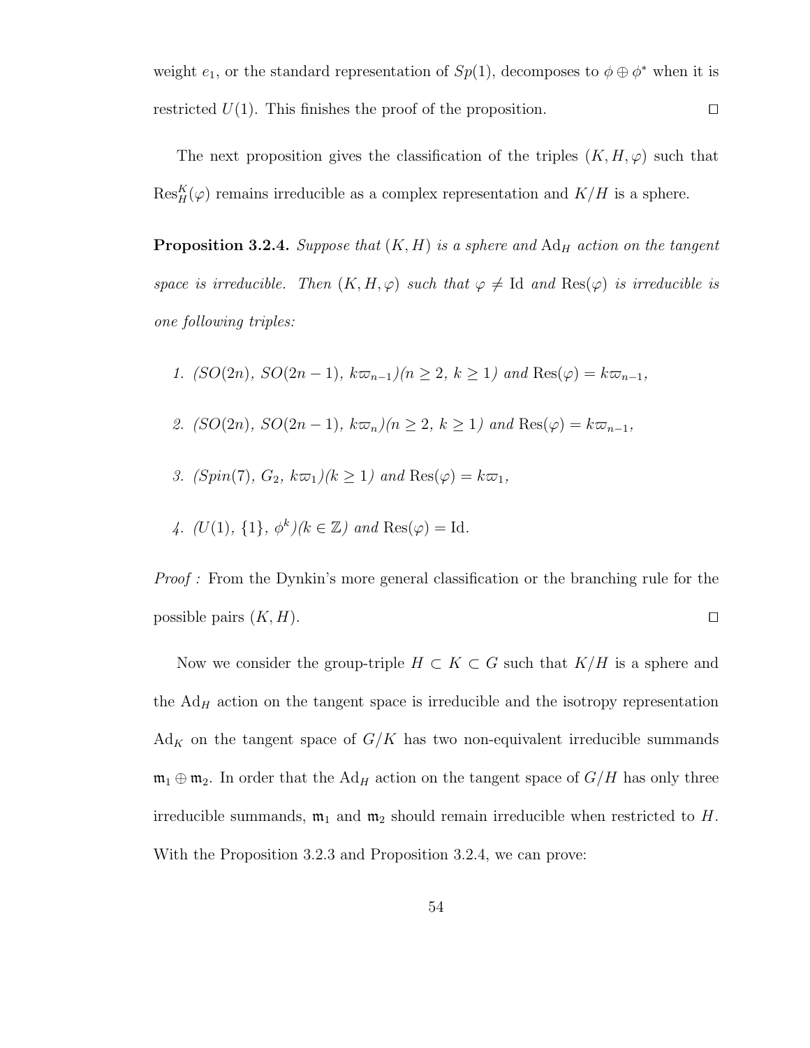weight $e_1$, or the standard representation of $Sp(1)$, decomposes to $\phi \oplus \phi^*$ when it is restricted $U(1)$. This finishes the proof of the proposition. $\square$

The next proposition gives the classification of the triples $(K, H, \varphi)$ such that $\mathrm{Res}_H^K(\varphi)$ remains irreducible as a complex representation and $K/H$ is a sphere.

**Proposition 3.2.4.** *Suppose that $(K, H)$ is a sphere and $\mathrm{Ad}_H$ action on the tangent space is irreducible. Then $(K, H, \varphi)$ such that $\varphi \neq \mathrm{Id}$ and $\mathrm{Res}(\varphi)$ is irreducible is one following triples:*

1. *$(SO(2n),\ SO(2n-1),\ k\varpi_{n-1})$ $(n \geq 2,\ k \geq 1)$ and $\mathrm{Res}(\varphi) = k\varpi_{n-1}$,*

2. *$(SO(2n),\ SO(2n-1),\ k\varpi_n)$ $(n \geq 2,\ k \geq 1)$ and $\mathrm{Res}(\varphi) = k\varpi_{n-1}$,*

3. *$(Spin(7),\ G_2,\ k\varpi_1)$ $(k \geq 1)$ and $\mathrm{Res}(\varphi) = k\varpi_1$,*

4. *$(U(1),\ \{1\},\ \phi^k)$ $(k \in \mathbb{Z})$ and $\mathrm{Res}(\varphi) = \mathrm{Id}$.*

*Proof :* From the Dynkin's more general classification or the branching rule for the possible pairs $(K, H)$. $\square$

Now we consider the group-triple $H \subset K \subset G$ such that $K/H$ is a sphere and the $\mathrm{Ad}_H$ action on the tangent space is irreducible and the isotropy representation $\mathrm{Ad}_K$ on the tangent space of $G/K$ has two non-equivalent irreducible summands $\mathfrak{m}_1 \oplus \mathfrak{m}_2$. In order that the $\mathrm{Ad}_H$ action on the tangent space of $G/H$ has only three irreducible summands, $\mathfrak{m}_1$ and $\mathfrak{m}_2$ should remain irreducible when restricted to $H$. With the Proposition 3.2.3 and Proposition 3.2.4, we can prove: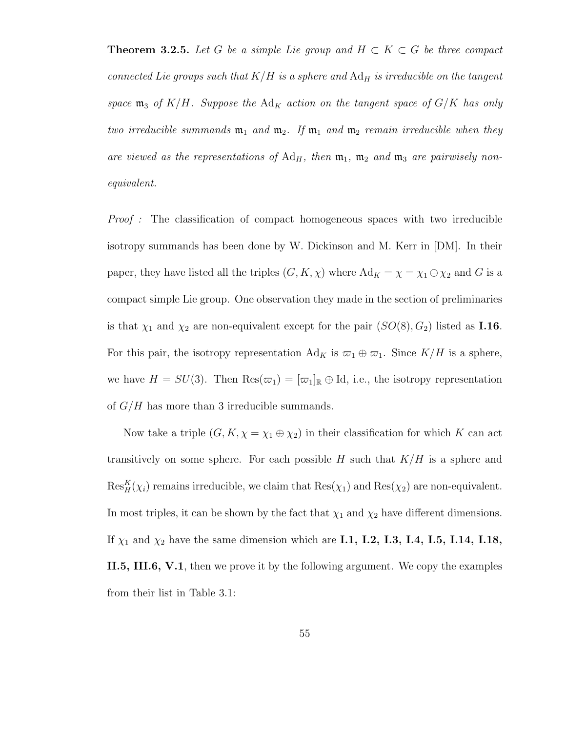**Theorem 3.2.5.** *Let $G$ be a simple Lie group and $H \subset K \subset G$ be three compact connected Lie groups such that $K/H$ is a sphere and $\mathrm{Ad}_H$ is irreducible on the tangent space $\mathfrak{m}_3$ of $K/H$. Suppose the $\mathrm{Ad}_K$ action on the tangent space of $G/K$ has only two irreducible summands $\mathfrak{m}_1$ and $\mathfrak{m}_2$. If $\mathfrak{m}_1$ and $\mathfrak{m}_2$ remain irreducible when they are viewed as the representations of $\mathrm{Ad}_H$, then $\mathfrak{m}_1$, $\mathfrak{m}_2$ and $\mathfrak{m}_3$ are pairwisely non-equivalent.*

*Proof :* The classification of compact homogeneous spaces with two irreducible isotropy summands has been done by W. Dickinson and M. Kerr in [DM]. In their paper, they have listed all the triples $(G, K, \chi)$ where $\mathrm{Ad}_K = \chi = \chi_1 \oplus \chi_2$ and $G$ is a compact simple Lie group. One observation they made in the section of preliminaries is that $\chi_1$ and $\chi_2$ are non-equivalent except for the pair $(SO(8), G_2)$ listed as **I.16**. For this pair, the isotropy representation $\mathrm{Ad}_K$ is $\varpi_1 \oplus \varpi_1$. Since $K/H$ is a sphere, we have $H = SU(3)$. Then $\mathrm{Res}(\varpi_1) = [\varpi_1]_{\mathbb{R}} \oplus \mathrm{Id}$, i.e., the isotropy representation of $G/H$ has more than 3 irreducible summands.

Now take a triple $(G, K, \chi = \chi_1 \oplus \chi_2)$ in their classification for which $K$ can act transitively on some sphere. For each possible $H$ such that $K/H$ is a sphere and $\mathrm{Res}_H^K(\chi_i)$ remains irreducible, we claim that $\mathrm{Res}(\chi_1)$ and $\mathrm{Res}(\chi_2)$ are non-equivalent. In most triples, it can be shown by the fact that $\chi_1$ and $\chi_2$ have different dimensions. If $\chi_1$ and $\chi_2$ have the same dimension which are **I.1, I.2, I.3, I.4, I.5, I.14, I.18, II.5, III.6, V.1**, then we prove it by the following argument. We copy the examples from their list in Table 3.1: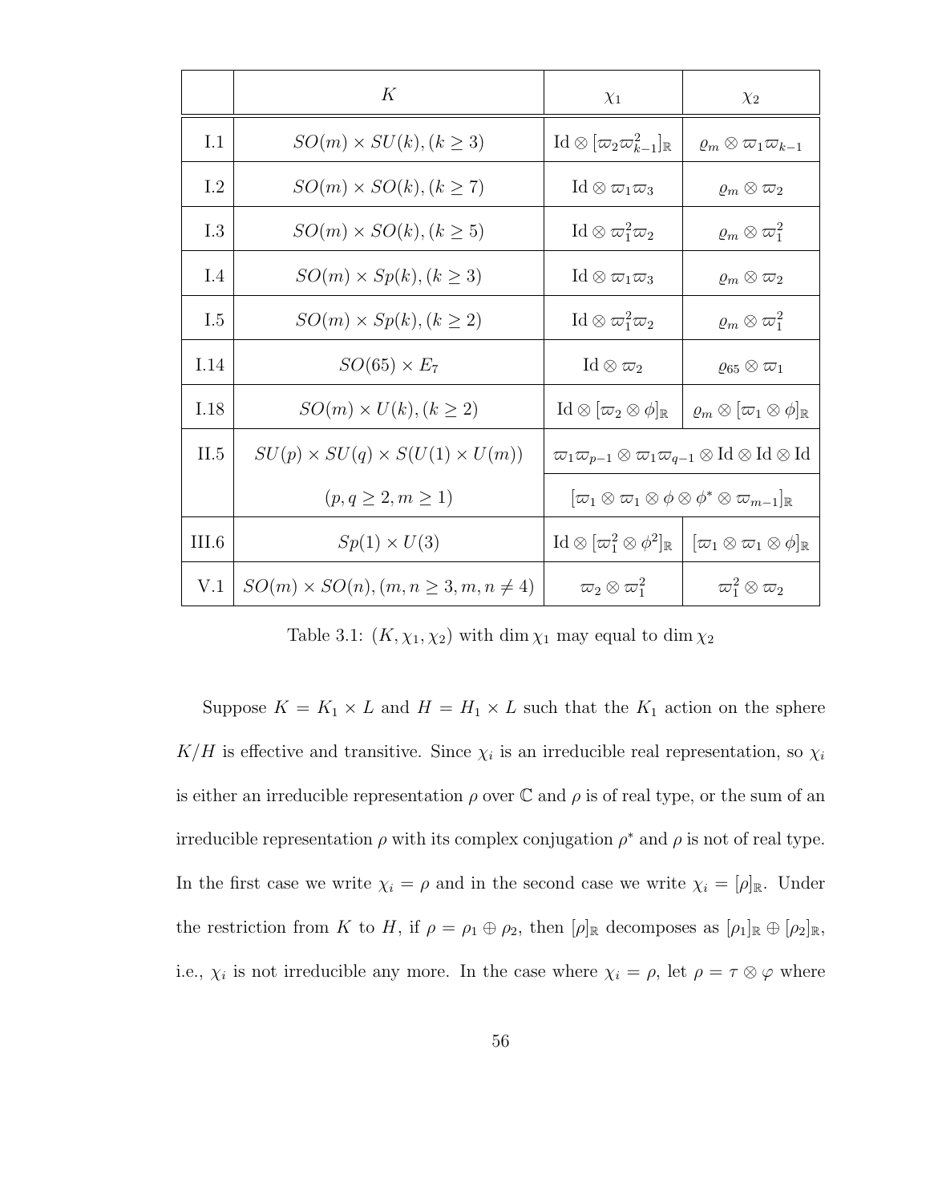| | $K$ | $\chi_1$ | $\chi_2$ |
|---|---|---|---|
| I.1 | $SO(m) \times SU(k), (k \geq 3)$ | $\mathrm{Id} \otimes [\varpi_2 \varpi_{k-1}^2]_{\mathbb{R}}$ | $\varrho_m \otimes \varpi_1 \varpi_{k-1}$ |
| I.2 | $SO(m) \times SO(k), (k \geq 7)$ | $\mathrm{Id} \otimes \varpi_1 \varpi_3$ | $\varrho_m \otimes \varpi_2$ |
| I.3 | $SO(m) \times SO(k), (k \geq 5)$ | $\mathrm{Id} \otimes \varpi_1^2 \varpi_2$ | $\varrho_m \otimes \varpi_1^2$ |
| I.4 | $SO(m) \times Sp(k), (k \geq 3)$ | $\mathrm{Id} \otimes \varpi_1 \varpi_3$ | $\varrho_m \otimes \varpi_2$ |
| I.5 | $SO(m) \times Sp(k), (k \geq 2)$ | $\mathrm{Id} \otimes \varpi_1^2 \varpi_2$ | $\varrho_m \otimes \varpi_1^2$ |
| I.14 | $SO(65) \times E_7$ | $\mathrm{Id} \otimes \varpi_2$ | $\varrho_{65} \otimes \varpi_1$ |
| I.18 | $SO(m) \times U(k), (k \geq 2)$ | $\mathrm{Id} \otimes [\varpi_2 \otimes \phi]_{\mathbb{R}}$ | $\varrho_m \otimes [\varpi_1 \otimes \phi]_{\mathbb{R}}$ |
| II.5 | $SU(p) \times SU(q) \times S(U(1) \times U(m))$ | $\varpi_1 \varpi_{p-1} \otimes \varpi_1 \varpi_{q-1} \otimes \mathrm{Id} \otimes \mathrm{Id} \otimes \mathrm{Id}$ | |
| | $(p, q \geq 2, m \geq 1)$ | $[\varpi_1 \otimes \varpi_1 \otimes \phi \otimes \phi^* \otimes \varpi_{m-1}]_{\mathbb{R}}$ | |
| III.6 | $Sp(1) \times U(3)$ | $\mathrm{Id} \otimes [\varpi_1^2 \otimes \phi^2]_{\mathbb{R}}$ | $[\varpi_1 \otimes \varpi_1 \otimes \phi]_{\mathbb{R}}$ |
| V.1 | $SO(m) \times SO(n), (m, n \geq 3, m, n \neq 4)$ | $\varpi_2 \otimes \varpi_1^2$ | $\varpi_1^2 \otimes \varpi_2$ |

Table 3.1: $(K, \chi_1, \chi_2)$ with $\dim \chi_1$ may equal to $\dim \chi_2$

Suppose $K = K_1 \times L$ and $H = H_1 \times L$ such that the $K_1$ action on the sphere $K/H$ is effective and transitive. Since $\chi_i$ is an irreducible real representation, so $\chi_i$ is either an irreducible representation $\rho$ over $\mathbb{C}$ and $\rho$ is of real type, or the sum of an irreducible representation $\rho$ with its complex conjugation $\rho^*$ and $\rho$ is not of real type. In the first case we write $\chi_i = \rho$ and in the second case we write $\chi_i = [\rho]_{\mathbb{R}}$. Under the restriction from $K$ to $H$, if $\rho = \rho_1 \oplus \rho_2$, then $[\rho]_{\mathbb{R}}$ decomposes as $[\rho_1]_{\mathbb{R}} \oplus [\rho_2]_{\mathbb{R}}$, i.e., $\chi_i$ is not irreducible any more. In the case where $\chi_i = \rho$, let $\rho = \tau \otimes \varphi$ where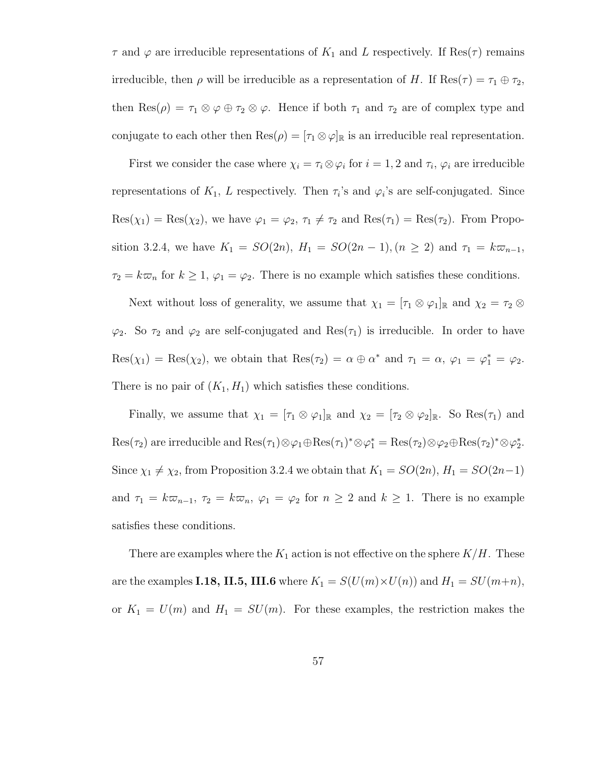$\tau$ and $\varphi$ are irreducible representations of $K_1$ and $L$ respectively. If $\mathrm{Res}(\tau)$ remains irreducible, then $\rho$ will be irreducible as a representation of $H$. If $\mathrm{Res}(\tau) = \tau_1 \oplus \tau_2$, then $\mathrm{Res}(\rho) = \tau_1 \otimes \varphi \oplus \tau_2 \otimes \varphi$. Hence if both $\tau_1$ and $\tau_2$ are of complex type and conjugate to each other then $\mathrm{Res}(\rho) = [\tau_1 \otimes \varphi]_{\mathbb{R}}$ is an irreducible real representation.

First we consider the case where $\chi_i = \tau_i \otimes \varphi_i$ for $i = 1, 2$ and $\tau_i$, $\varphi_i$ are irreducible representations of $K_1$, $L$ respectively. Then $\tau_i$'s and $\varphi_i$'s are self-conjugated. Since $\mathrm{Res}(\chi_1) = \mathrm{Res}(\chi_2)$, we have $\varphi_1 = \varphi_2$, $\tau_1 \neq \tau_2$ and $\mathrm{Res}(\tau_1) = \mathrm{Res}(\tau_2)$. From Proposition 3.2.4, we have $K_1 = SO(2n)$, $H_1 = SO(2n-1), (n \geq 2)$ and $\tau_1 = k\varpi_{n-1}$, $\tau_2 = k\varpi_n$ for $k \geq 1$, $\varphi_1 = \varphi_2$. There is no example which satisfies these conditions.

Next without loss of generality, we assume that $\chi_1 = [\tau_1 \otimes \varphi_1]_{\mathbb{R}}$ and $\chi_2 = \tau_2 \otimes \varphi_2$. So $\tau_2$ and $\varphi_2$ are self-conjugated and $\mathrm{Res}(\tau_1)$ is irreducible. In order to have $\mathrm{Res}(\chi_1) = \mathrm{Res}(\chi_2)$, we obtain that $\mathrm{Res}(\tau_2) = \alpha \oplus \alpha^*$ and $\tau_1 = \alpha$, $\varphi_1 = \varphi_1^* = \varphi_2$. There is no pair of $(K_1, H_1)$ which satisfies these conditions.

Finally, we assume that $\chi_1 = [\tau_1 \otimes \varphi_1]_{\mathbb{R}}$ and $\chi_2 = [\tau_2 \otimes \varphi_2]_{\mathbb{R}}$. So $\mathrm{Res}(\tau_1)$ and $\mathrm{Res}(\tau_2)$ are irreducible and $\mathrm{Res}(\tau_1) \otimes \varphi_1 \oplus \mathrm{Res}(\tau_1)^* \otimes \varphi_1^* = \mathrm{Res}(\tau_2) \otimes \varphi_2 \oplus \mathrm{Res}(\tau_2)^* \otimes \varphi_2^*$. Since $\chi_1 \neq \chi_2$, from Proposition 3.2.4 we obtain that $K_1 = SO(2n)$, $H_1 = SO(2n-1)$ and $\tau_1 = k\varpi_{n-1}$, $\tau_2 = k\varpi_n$, $\varphi_1 = \varphi_2$ for $n \geq 2$ and $k \geq 1$. There is no example satisfies these conditions.

There are examples where the $K_1$ action is not effective on the sphere $K/H$. These are the examples **I.18, II.5, III.6** where $K_1 = S(U(m) \times U(n))$ and $H_1 = SU(m+n)$, or $K_1 = U(m)$ and $H_1 = SU(m)$. For these examples, the restriction makes the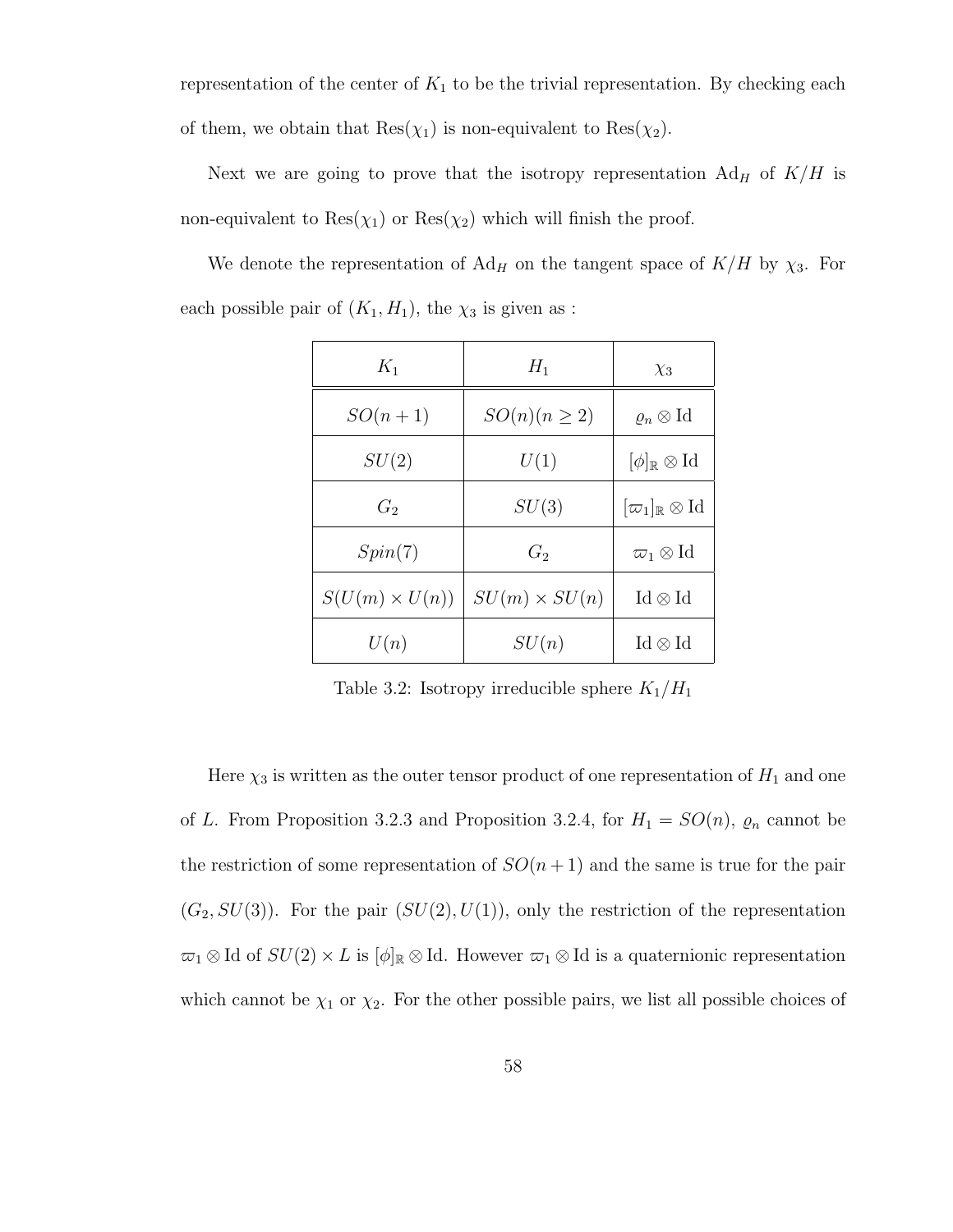representation of the center of $K_1$ to be the trivial representation. By checking each of them, we obtain that $\mathrm{Res}(\chi_1)$ is non-equivalent to $\mathrm{Res}(\chi_2)$.

Next we are going to prove that the isotropy representation $\mathrm{Ad}_H$ of $K/H$ is non-equivalent to $\mathrm{Res}(\chi_1)$ or $\mathrm{Res}(\chi_2)$ which will finish the proof.

We denote the representation of $\mathrm{Ad}_H$ on the tangent space of $K/H$ by $\chi_3$. For each possible pair of $(K_1, H_1)$, the $\chi_3$ is given as :

| $K_1$ | $H_1$ | $\chi_3$ |
|---|---|---|
| $SO(n+1)$ | $SO(n)(n \geq 2)$ | $\varrho_n \otimes \mathrm{Id}$ |
| $SU(2)$ | $U(1)$ | $[\phi]_{\mathbb{R}} \otimes \mathrm{Id}$ |
| $G_2$ | $SU(3)$ | $[\varpi_1]_{\mathbb{R}} \otimes \mathrm{Id}$ |
| $Spin(7)$ | $G_2$ | $\varpi_1 \otimes \mathrm{Id}$ |
| $S(U(m) \times U(n))$ | $SU(m) \times SU(n)$ | $\mathrm{Id} \otimes \mathrm{Id}$ |
| $U(n)$ | $SU(n)$ | $\mathrm{Id} \otimes \mathrm{Id}$ |

Table 3.2: Isotropy irreducible sphere $K_1/H_1$

Here $\chi_3$ is written as the outer tensor product of one representation of $H_1$ and one of $L$. From Proposition 3.2.3 and Proposition 3.2.4, for $H_1 = SO(n)$, $\varrho_n$ cannot be the restriction of some representation of $SO(n+1)$ and the same is true for the pair $(G_2, SU(3))$. For the pair $(SU(2), U(1))$, only the restriction of the representation $\varpi_1 \otimes \mathrm{Id}$ of $SU(2) \times L$ is $[\phi]_{\mathbb{R}} \otimes \mathrm{Id}$. However $\varpi_1 \otimes \mathrm{Id}$ is a quaternionic representation which cannot be $\chi_1$ or $\chi_2$. For the other possible pairs, we list all possible choices of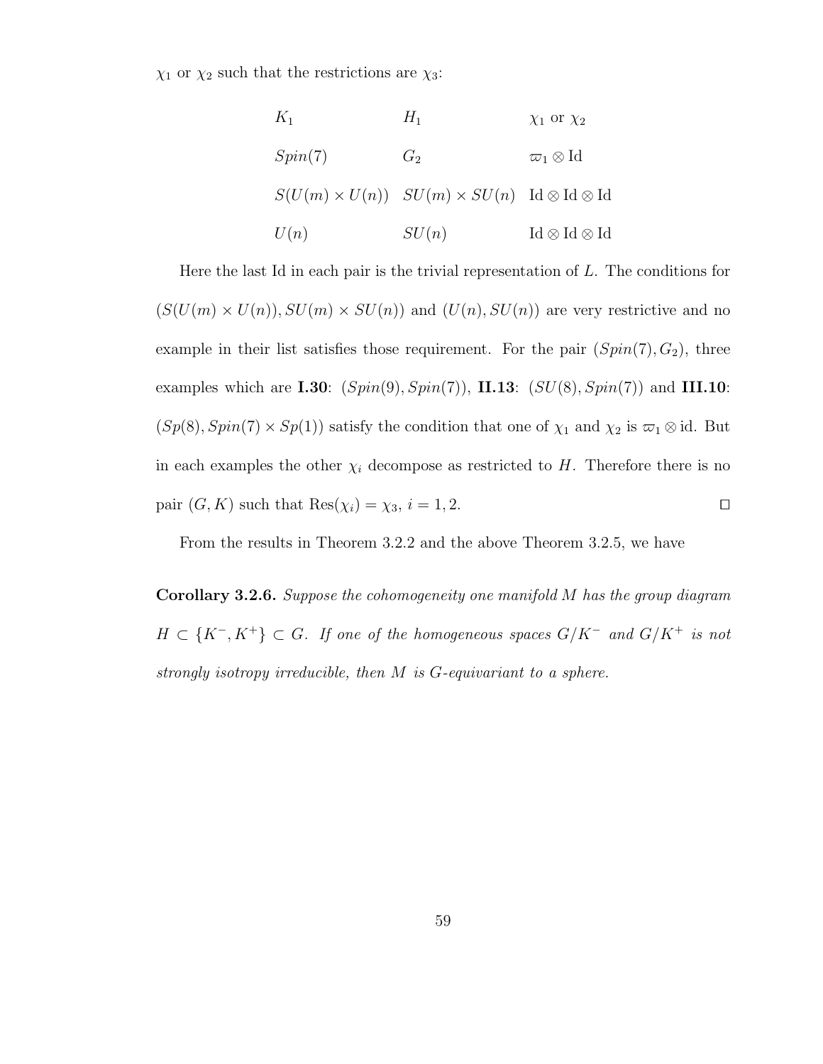$\chi_1$ or $\chi_2$ such that the restrictions are $\chi_3$:

| $K_1$ | $H_1$ | $\chi_1$ or $\chi_2$ |
|---|---|---|
| $Spin(7)$ | $G_2$ | $\varpi_1 \otimes \mathrm{Id}$ |
| $S(U(m) \times U(n))$ | $SU(m) \times SU(n)$ | $\mathrm{Id} \otimes \mathrm{Id} \otimes \mathrm{Id}$ |
| $U(n)$ | $SU(n)$ | $\mathrm{Id} \otimes \mathrm{Id} \otimes \mathrm{Id}$ |

Here the last Id in each pair is the trivial representation of $L$. The conditions for $(S(U(m) \times U(n)), SU(m) \times SU(n))$ and $(U(n), SU(n))$ are very restrictive and no example in their list satisfies those requirement. For the pair $(Spin(7), G_2)$, three examples which are **I.30**: $(Spin(9), Spin(7))$, **II.13**: $(SU(8), Spin(7))$ and **III.10**: $(Sp(8), Spin(7) \times Sp(1))$ satisfy the condition that one of $\chi_1$ and $\chi_2$ is $\varpi_1 \otimes \mathrm{id}$. But in each examples the other $\chi_i$ decompose as restricted to $H$. Therefore there is no pair $(G, K)$ such that $\mathrm{Res}(\chi_i) = \chi_3$, $i = 1, 2$. ☐

From the results in Theorem 3.2.2 and the above Theorem 3.2.5, we have

**Corollary 3.2.6.** *Suppose the cohomogeneity one manifold $M$ has the group diagram $H \subset \{K^-, K^+\} \subset G$. If one of the homogeneous spaces $G/K^-$ and $G/K^+$ is not strongly isotropy irreducible, then $M$ is $G$-equivariant to a sphere.*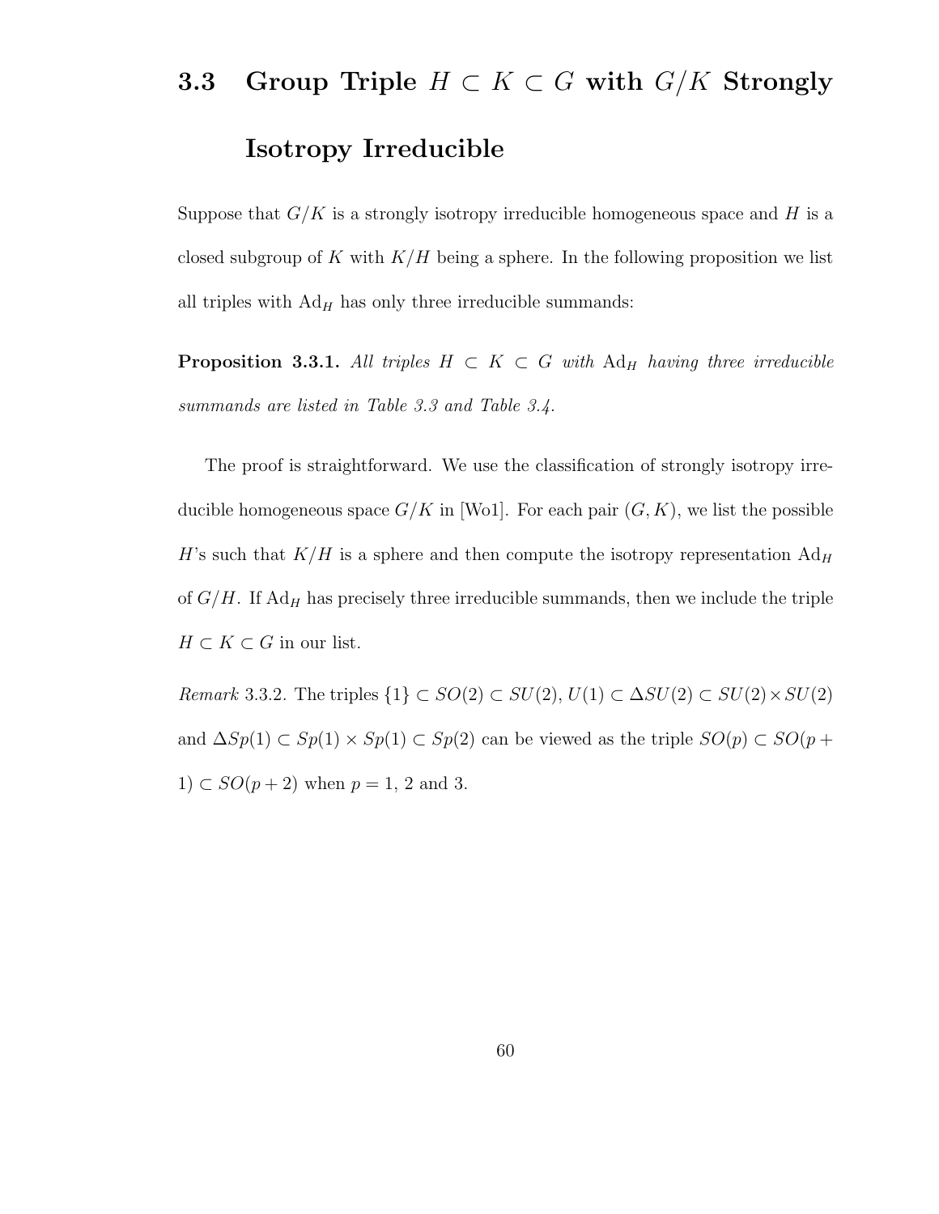## 3.3 Group Triple $H \subset K \subset G$ with $G/K$ Strongly Isotropy Irreducible

Suppose that $G/K$ is a strongly isotropy irreducible homogeneous space and $H$ is a closed subgroup of $K$ with $K/H$ being a sphere. In the following proposition we list all triples with $\mathrm{Ad}_H$ has only three irreducible summands:

**Proposition 3.3.1.** *All triples $H \subset K \subset G$ with $\mathrm{Ad}_H$ having three irreducible summands are listed in Table 3.3 and Table 3.4.*

The proof is straightforward. We use the classification of strongly isotropy irreducible homogeneous space $G/K$ in [Wo1]. For each pair $(G, K)$, we list the possible $H$'s such that $K/H$ is a sphere and then compute the isotropy representation $\mathrm{Ad}_H$ of $G/H$. If $\mathrm{Ad}_H$ has precisely three irreducible summands, then we include the triple $H \subset K \subset G$ in our list.

*Remark* 3.3.2. The triples $\{1\} \subset SO(2) \subset SU(2)$, $U(1) \subset \Delta SU(2) \subset SU(2) \times SU(2)$ and $\Delta Sp(1) \subset Sp(1) \times Sp(1) \subset Sp(2)$ can be viewed as the triple $SO(p) \subset SO(p+1) \subset SO(p+2)$ when $p = 1$, 2 and 3.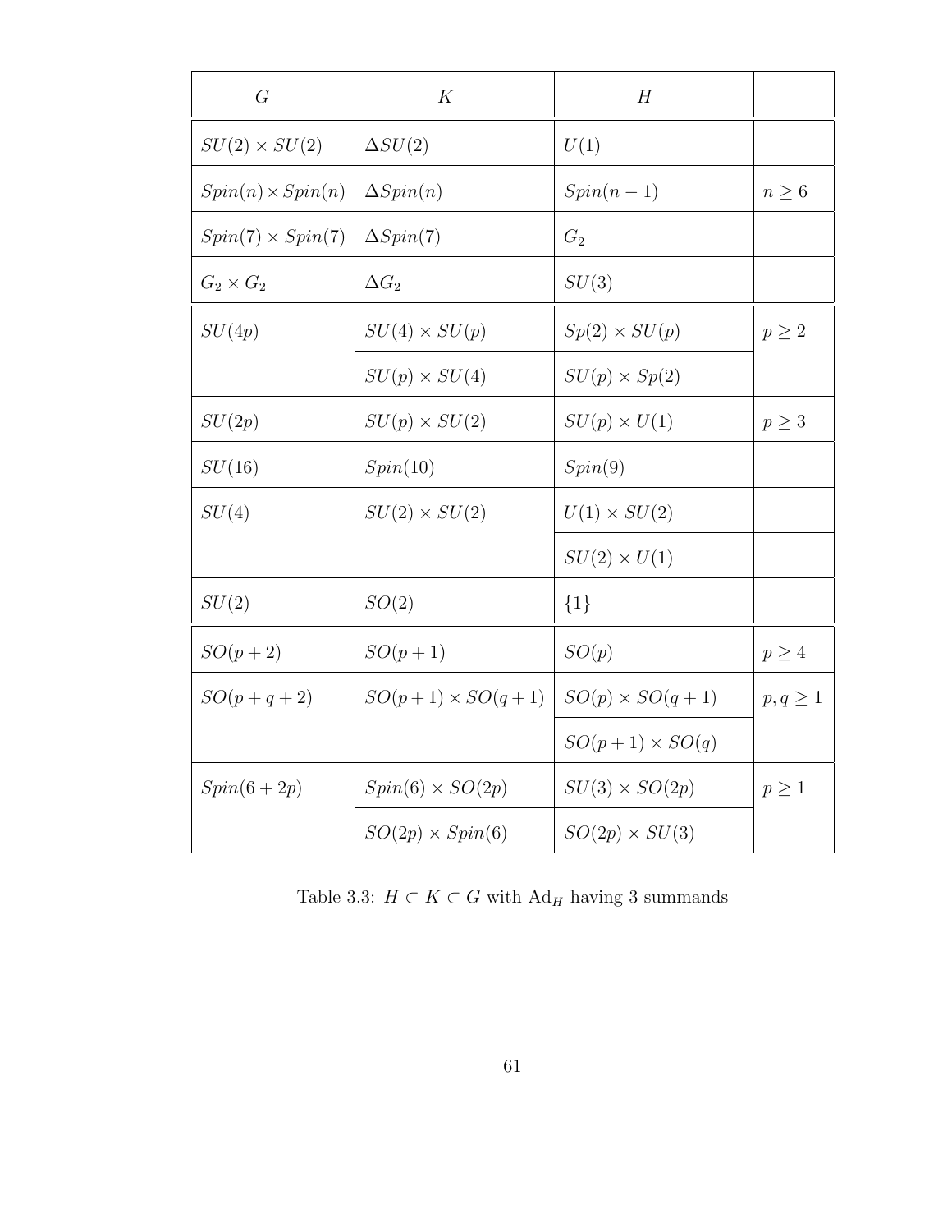| $G$ | $K$ | $H$ | |
|---|---|---|---|
| $SU(2) \times SU(2)$ | $\Delta SU(2)$ | $U(1)$ | |
| $Spin(n) \times Spin(n)$ | $\Delta Spin(n)$ | $Spin(n-1)$ | $n \geq 6$ |
| $Spin(7) \times Spin(7)$ | $\Delta Spin(7)$ | $G_2$ | |
| $G_2 \times G_2$ | $\Delta G_2$ | $SU(3)$ | |
| $SU(4p)$ | $SU(4) \times SU(p)$ | $Sp(2) \times SU(p)$ | $p \geq 2$ |
| | $SU(p) \times SU(4)$ | $SU(p) \times Sp(2)$ | |
| $SU(2p)$ | $SU(p) \times SU(2)$ | $SU(p) \times U(1)$ | $p \geq 3$ |
| $SU(16)$ | $Spin(10)$ | $Spin(9)$ | |
| $SU(4)$ | $SU(2) \times SU(2)$ | $U(1) \times SU(2)$ | |
| | | $SU(2) \times U(1)$ | |
| $SU(2)$ | $SO(2)$ | $\{1\}$ | |
| $SO(p+2)$ | $SO(p+1)$ | $SO(p)$ | $p \geq 4$ |
| $SO(p+q+2)$ | $SO(p+1) \times SO(q+1)$ | $SO(p) \times SO(q+1)$ | $p, q \geq 1$ |
| | | $SO(p+1) \times SO(q)$ | |
| $Spin(6+2p)$ | $Spin(6) \times SO(2p)$ | $SU(3) \times SO(2p)$ | $p \geq 1$ |
| | $SO(2p) \times Spin(6)$ | $SO(2p) \times SU(3)$ | |

Table 3.3: $H \subset K \subset G$ with $\mathrm{Ad}_H$ having 3 summands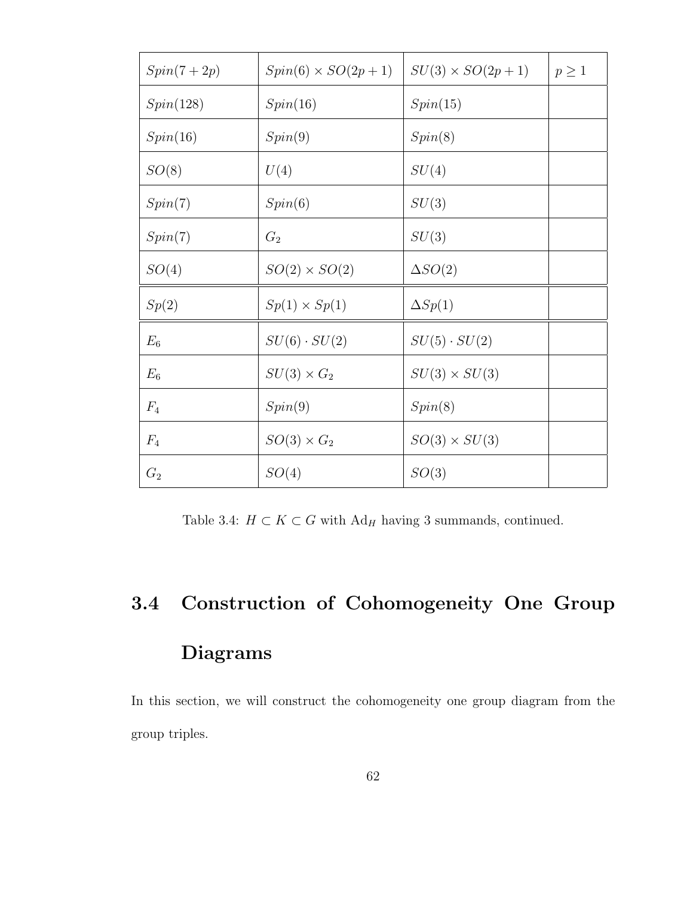| | | | |
|---|---|---|---|
| $Spin(7+2p)$ | $Spin(6) \times SO(2p+1)$ | $SU(3) \times SO(2p+1)$ | $p \geq 1$ |
| $Spin(128)$ | $Spin(16)$ | $Spin(15)$ | |
| $Spin(16)$ | $Spin(9)$ | $Spin(8)$ | |
| $SO(8)$ | $U(4)$ | $SU(4)$ | |
| $Spin(7)$ | $Spin(6)$ | $SU(3)$ | |
| $Spin(7)$ | $G_2$ | $SU(3)$ | |
| $SO(4)$ | $SO(2) \times SO(2)$ | $\Delta SO(2)$ | |
| $Sp(2)$ | $Sp(1) \times Sp(1)$ | $\Delta Sp(1)$ | |
| $E_6$ | $SU(6) \cdot SU(2)$ | $SU(5) \cdot SU(2)$ | |
| $E_6$ | $SU(3) \times G_2$ | $SU(3) \times SU(3)$ | |
| $F_4$ | $Spin(9)$ | $Spin(8)$ | |
| $F_4$ | $SO(3) \times G_2$ | $SO(3) \times SU(3)$ | |
| $G_2$ | $SO(4)$ | $SO(3)$ | |

Table 3.4: $H \subset K \subset G$ with $\mathrm{Ad}_H$ having 3 summands, continued.

## 3.4 Construction of Cohomogeneity One Group Diagrams

In this section, we will construct the cohomogeneity one group diagram from the group triples.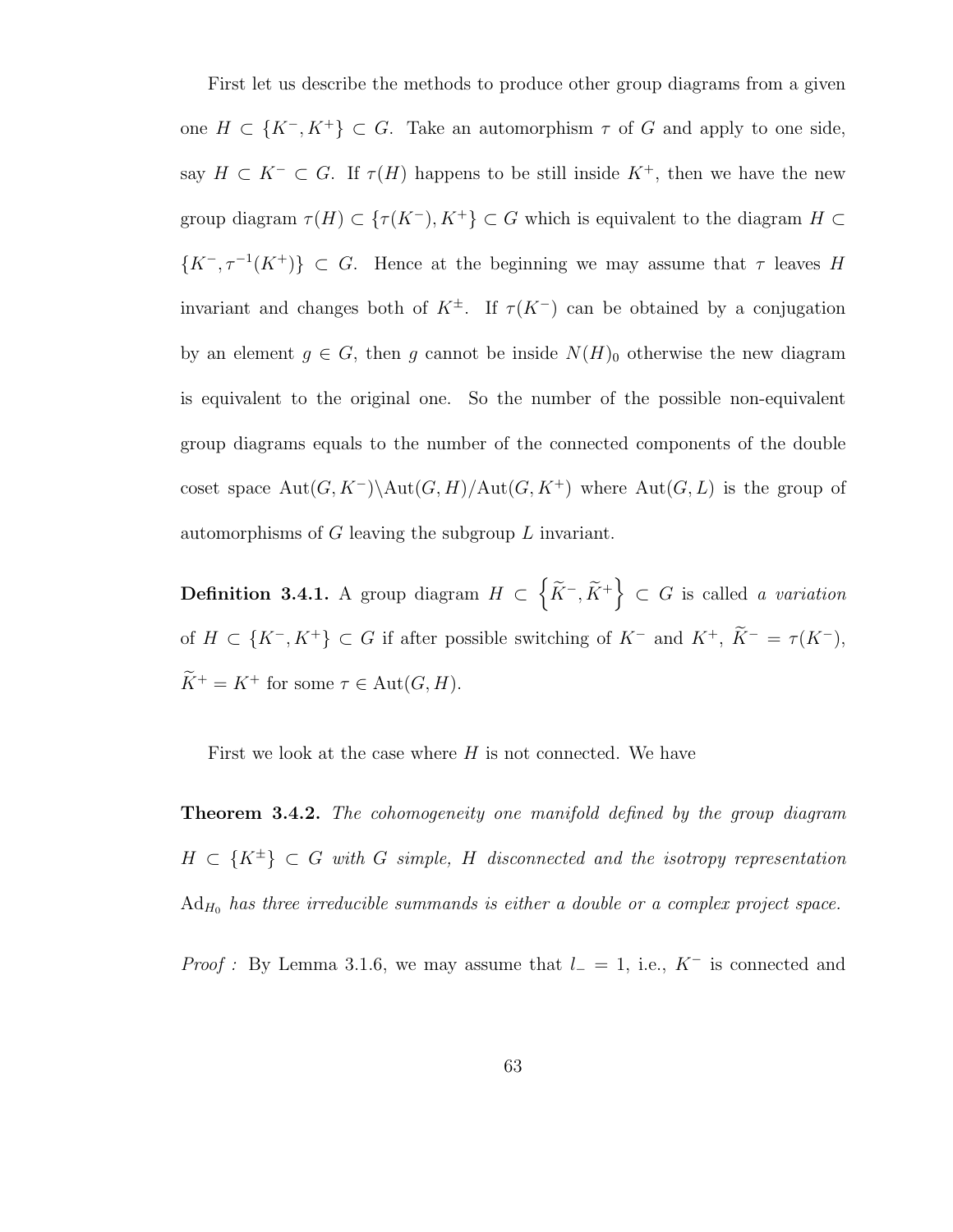First let us describe the methods to produce other group diagrams from a given one $H \subset \{K^-, K^+\} \subset G$. Take an automorphism $\tau$ of $G$ and apply to one side, say $H \subset K^- \subset G$. If $\tau(H)$ happens to be still inside $K^+$, then we have the new group diagram $\tau(H) \subset \{\tau(K^-), K^+\} \subset G$ which is equivalent to the diagram $H \subset \{K^-, \tau^{-1}(K^+)\} \subset G$. Hence at the beginning we may assume that $\tau$ leaves $H$ invariant and changes both of $K^\pm$. If $\tau(K^-)$ can be obtained by a conjugation by an element $g \in G$, then $g$ cannot be inside $N(H)_0$ otherwise the new diagram is equivalent to the original one. So the number of the possible non-equivalent group diagrams equals to the number of the connected components of the double coset space $\mathrm{Aut}(G, K^-)\backslash\mathrm{Aut}(G, H)/\mathrm{Aut}(G, K^+)$ where $\mathrm{Aut}(G, L)$ is the group of automorphisms of $G$ leaving the subgroup $L$ invariant.

**Definition 3.4.1.** A group diagram $H \subset \left\{\widetilde{K}^-, \widetilde{K}^+\right\} \subset G$ is called *a variation* of $H \subset \{K^-, K^+\} \subset G$ if after possible switching of $K^-$ and $K^+$, $\widetilde{K}^- = \tau(K^-)$, $\widetilde{K}^+ = K^+$ for some $\tau \in \mathrm{Aut}(G, H)$.

First we look at the case where $H$ is not connected. We have

**Theorem 3.4.2.** *The cohomogeneity one manifold defined by the group diagram $H \subset \{K^\pm\} \subset G$ with $G$ simple, $H$ disconnected and the isotropy representation $\mathrm{Ad}_{H_0}$ has three irreducible summands is either a double or a complex project space.*

*Proof :* By Lemma 3.1.6, we may assume that $l_- = 1$, i.e., $K^-$ is connected and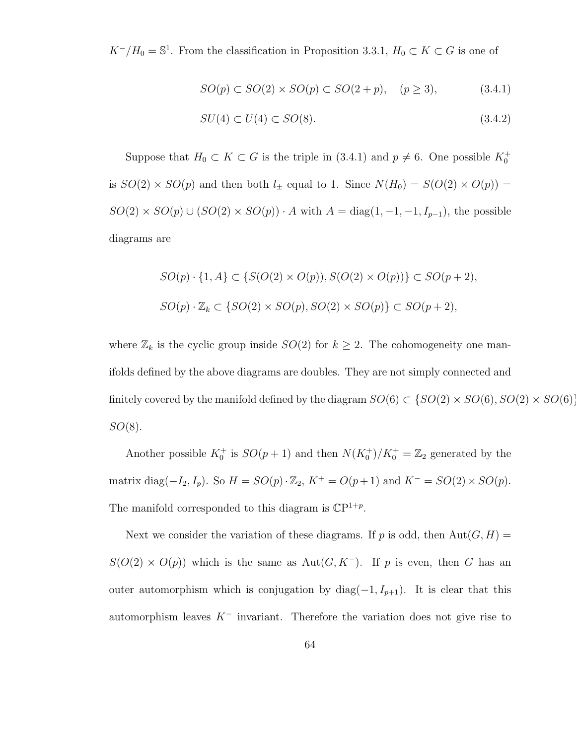$K^-/H_0 = \mathbb{S}^1$. From the classification in Proposition 3.3.1, $H_0 \subset K \subset G$ is one of

$$SO(p) \subset SO(2) \times SO(p) \subset SO(2+p), \quad (p \geq 3), \tag{3.4.1}$$

$$SU(4) \subset U(4) \subset SO(8). \tag{3.4.2}$$

Suppose that $H_0 \subset K \subset G$ is the triple in (3.4.1) and $p \neq 6$. One possible $K_0^+$ is $SO(2) \times SO(p)$ and then both $l_\pm$ equal to 1. Since $N(H_0) = S(O(2) \times O(p)) = SO(2) \times SO(p) \cup (SO(2) \times SO(p)) \cdot A$ with $A = \text{diag}(1, -1, -1, I_{p-1})$, the possible diagrams are

$$SO(p) \cdot \{1, A\} \subset \{S(O(2) \times O(p)), S(O(2) \times O(p))\} \subset SO(p+2),$$

$$SO(p) \cdot \mathbb{Z}_k \subset \{SO(2) \times SO(p), SO(2) \times SO(p)\} \subset SO(p+2),$$

where $\mathbb{Z}_k$ is the cyclic group inside $SO(2)$ for $k \geq 2$. The cohomogeneity one manifolds defined by the above diagrams are doubles. They are not simply connected and finitely covered by the manifold defined by the diagram $SO(6) \subset \{SO(2) \times SO(6), SO(2) \times SO(6)\}$ $SO(8)$.

Another possible $K_0^+$ is $SO(p+1)$ and then $N(K_0^+)/K_0^+ = \mathbb{Z}_2$ generated by the matrix $\text{diag}(-I_2, I_p)$. So $H = SO(p) \cdot \mathbb{Z}_2$, $K^+ = O(p+1)$ and $K^- = SO(2) \times SO(p)$. The manifold corresponded to this diagram is $\mathbb{C}\text{P}^{1+p}$.

Next we consider the variation of these diagrams. If $p$ is odd, then $\text{Aut}(G, H) = S(O(2) \times O(p))$ which is the same as $\text{Aut}(G, K^-)$. If $p$ is even, then $G$ has an outer automorphism which is conjugation by $\text{diag}(-1, I_{p+1})$. It is clear that this automorphism leaves $K^-$ invariant. Therefore the variation does not give rise to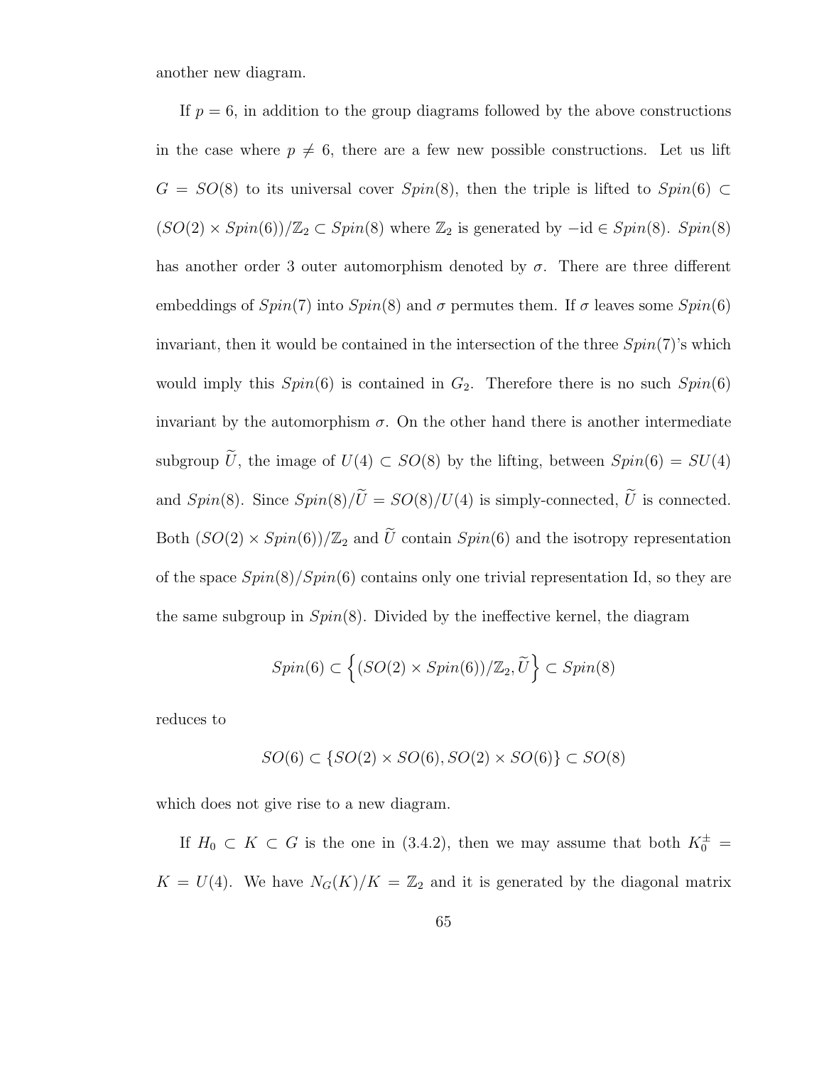another new diagram.

If $p = 6$, in addition to the group diagrams followed by the above constructions in the case where $p \neq 6$, there are a few new possible constructions. Let us lift $G = SO(8)$ to its universal cover $Spin(8)$, then the triple is lifted to $Spin(6) \subset (SO(2) \times Spin(6))/\mathbb{Z}_2 \subset Spin(8)$ where $\mathbb{Z}_2$ is generated by $-\mathrm{id} \in Spin(8)$. $Spin(8)$ has another order 3 outer automorphism denoted by $\sigma$. There are three different embeddings of $Spin(7)$ into $Spin(8)$ and $\sigma$ permutes them. If $\sigma$ leaves some $Spin(6)$ invariant, then it would be contained in the intersection of the three $Spin(7)$'s which would imply this $Spin(6)$ is contained in $G_2$. Therefore there is no such $Spin(6)$ invariant by the automorphism $\sigma$. On the other hand there is another intermediate subgroup $\widetilde{U}$, the image of $U(4) \subset SO(8)$ by the lifting, between $Spin(6) = SU(4)$ and $Spin(8)$. Since $Spin(8)/\widetilde{U} = SO(8)/U(4)$ is simply-connected, $\widetilde{U}$ is connected. Both $(SO(2) \times Spin(6))/\mathbb{Z}_2$ and $\widetilde{U}$ contain $Spin(6)$ and the isotropy representation of the space $Spin(8)/Spin(6)$ contains only one trivial representation Id, so they are the same subgroup in $Spin(8)$. Divided by the ineffective kernel, the diagram

$$Spin(6) \subset \left\{(SO(2) \times Spin(6))/\mathbb{Z}_2, \widetilde{U}\right\} \subset Spin(8)$$

reduces to

$$SO(6) \subset \{SO(2) \times SO(6), SO(2) \times SO(6)\} \subset SO(8)$$

which does not give rise to a new diagram.

If $H_0 \subset K \subset G$ is the one in (3.4.2), then we may assume that both $K_0^{\pm} = K = U(4)$. We have $N_G(K)/K = \mathbb{Z}_2$ and it is generated by the diagonal matrix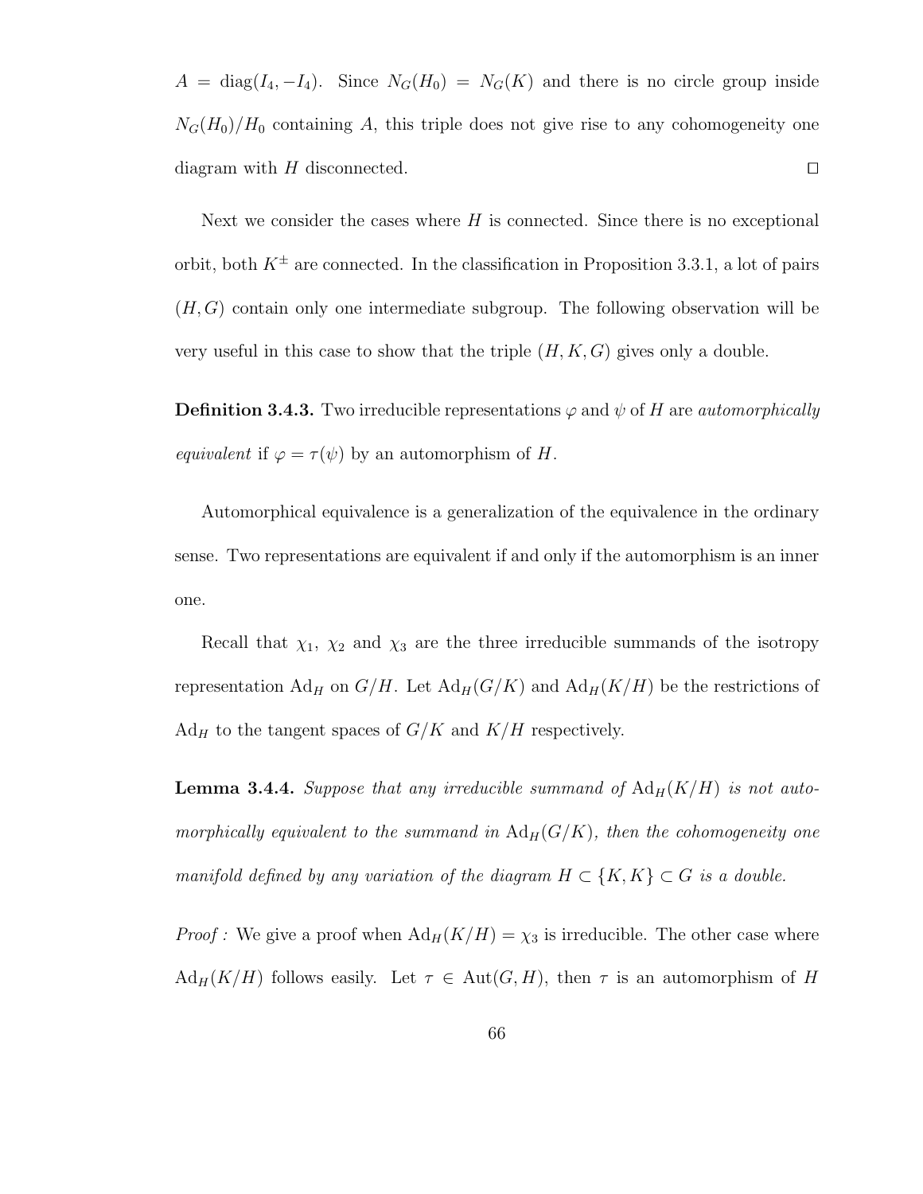$A = \operatorname{diag}(I_4, -I_4)$. Since $N_G(H_0) = N_G(K)$ and there is no circle group inside $N_G(H_0)/H_0$ containing $A$, this triple does not give rise to any cohomogeneity one diagram with $H$ disconnected. $\square$

Next we consider the cases where $H$ is connected. Since there is no exceptional orbit, both $K^{\pm}$ are connected. In the classification in Proposition 3.3.1, a lot of pairs $(H, G)$ contain only one intermediate subgroup. The following observation will be very useful in this case to show that the triple $(H, K, G)$ gives only a double.

**Definition 3.4.3.** Two irreducible representations $\varphi$ and $\psi$ of $H$ are *automorphically equivalent* if $\varphi = \tau(\psi)$ by an automorphism of $H$.

Automorphical equivalence is a generalization of the equivalence in the ordinary sense. Two representations are equivalent if and only if the automorphism is an inner one.

Recall that $\chi_1$, $\chi_2$ and $\chi_3$ are the three irreducible summands of the isotropy representation $\operatorname{Ad}_H$ on $G/H$. Let $\operatorname{Ad}_H(G/K)$ and $\operatorname{Ad}_H(K/H)$ be the restrictions of $\operatorname{Ad}_H$ to the tangent spaces of $G/K$ and $K/H$ respectively.

**Lemma 3.4.4.** *Suppose that any irreducible summand of $\operatorname{Ad}_H(K/H)$ is not automorphically equivalent to the summand in $\operatorname{Ad}_H(G/K)$, then the cohomogeneity one manifold defined by any variation of the diagram $H \subset \{K, K\} \subset G$ is a double.*

*Proof :* We give a proof when $\operatorname{Ad}_H(K/H) = \chi_3$ is irreducible. The other case where $\operatorname{Ad}_H(K/H)$ follows easily. Let $\tau \in \operatorname{Aut}(G, H)$, then $\tau$ is an automorphism of $H$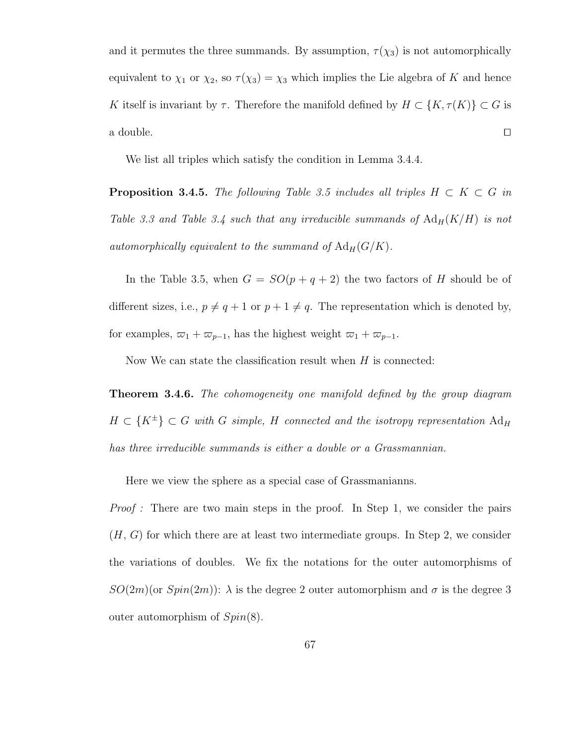and it permutes the three summands. By assumption, $\tau(\chi_3)$ is not automorphically equivalent to $\chi_1$ or $\chi_2$, so $\tau(\chi_3) = \chi_3$ which implies the Lie algebra of $K$ and hence $K$ itself is invariant by $\tau$. Therefore the manifold defined by $H \subset \{K, \tau(K)\} \subset G$ is a double. $\square$

We list all triples which satisfy the condition in Lemma 3.4.4.

**Proposition 3.4.5.** *The following Table 3.5 includes all triples $H \subset K \subset G$ in Table 3.3 and Table 3.4 such that any irreducible summands of $\mathrm{Ad}_H(K/H)$ is not automorphically equivalent to the summand of $\mathrm{Ad}_H(G/K)$.*

In the Table 3.5, when $G = SO(p + q + 2)$ the two factors of $H$ should be of different sizes, i.e., $p \neq q + 1$ or $p + 1 \neq q$. The representation which is denoted by, for examples, $\varpi_1 + \varpi_{p-1}$, has the highest weight $\varpi_1 + \varpi_{p-1}$.

Now We can state the classification result when $H$ is connected:

**Theorem 3.4.6.** *The cohomogeneity one manifold defined by the group diagram $H \subset \{K^{\pm}\} \subset G$ with $G$ simple, $H$ connected and the isotropy representation $\mathrm{Ad}_H$ has three irreducible summands is either a double or a Grassmannian.*

Here we view the sphere as a special case of Grassmanianns.

*Proof :* There are two main steps in the proof. In Step 1, we consider the pairs $(H, G)$ for which there are at least two intermediate groups. In Step 2, we consider the variations of doubles. We fix the notations for the outer automorphisms of $SO(2m)$(or $Spin(2m)$): $\lambda$ is the degree 2 outer automorphism and $\sigma$ is the degree 3 outer automorphism of $Spin(8)$.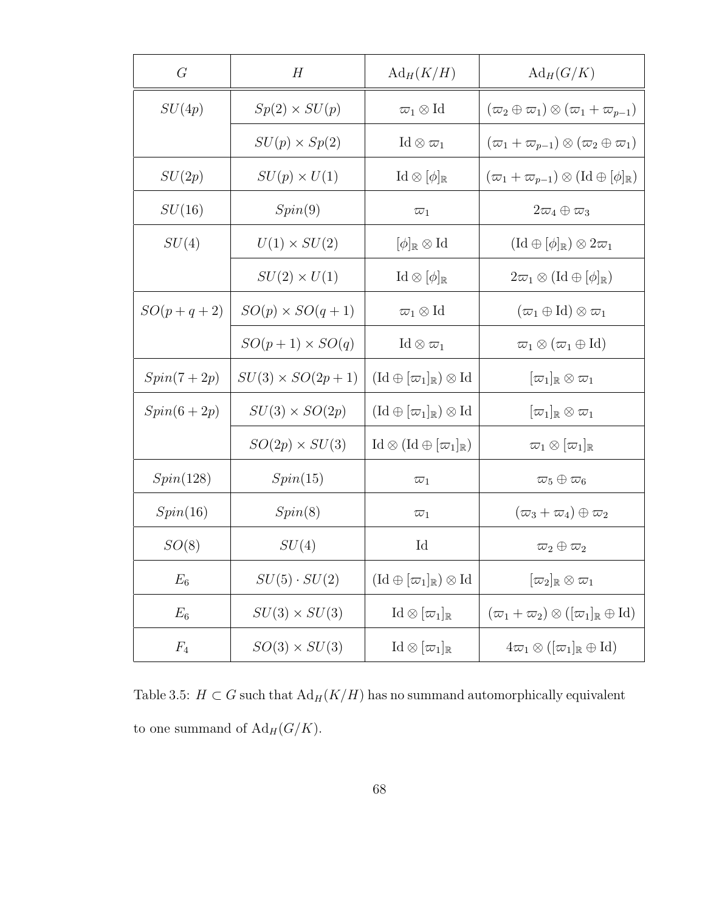| $G$ | $H$ | $\mathrm{Ad}_H(K/H)$ | $\mathrm{Ad}_H(G/K)$ |
|---|---|---|---|
| $SU(4p)$ | $Sp(2) \times SU(p)$ | $\varpi_1 \otimes \mathrm{Id}$ | $(\varpi_2 \oplus \varpi_1) \otimes (\varpi_1 + \varpi_{p-1})$ |
| | $SU(p) \times Sp(2)$ | $\mathrm{Id} \otimes \varpi_1$ | $(\varpi_1 + \varpi_{p-1}) \otimes (\varpi_2 \oplus \varpi_1)$ |
| $SU(2p)$ | $SU(p) \times U(1)$ | $\mathrm{Id} \otimes [\phi]_{\mathbb{R}}$ | $(\varpi_1 + \varpi_{p-1}) \otimes (\mathrm{Id} \oplus [\phi]_{\mathbb{R}})$ |
| $SU(16)$ | $Spin(9)$ | $\varpi_1$ | $2\varpi_4 \oplus \varpi_3$ |
| $SU(4)$ | $U(1) \times SU(2)$ | $[\phi]_{\mathbb{R}} \otimes \mathrm{Id}$ | $(\mathrm{Id} \oplus [\phi]_{\mathbb{R}}) \otimes 2\varpi_1$ |
| | $SU(2) \times U(1)$ | $\mathrm{Id} \otimes [\phi]_{\mathbb{R}}$ | $2\varpi_1 \otimes (\mathrm{Id} \oplus [\phi]_{\mathbb{R}})$ |
| $SO(p+q+2)$ | $SO(p) \times SO(q+1)$ | $\varpi_1 \otimes \mathrm{Id}$ | $(\varpi_1 \oplus \mathrm{Id}) \otimes \varpi_1$ |
| | $SO(p+1) \times SO(q)$ | $\mathrm{Id} \otimes \varpi_1$ | $\varpi_1 \otimes (\varpi_1 \oplus \mathrm{Id})$ |
| $Spin(7+2p)$ | $SU(3) \times SO(2p+1)$ | $(\mathrm{Id} \oplus [\varpi_1]_{\mathbb{R}}) \otimes \mathrm{Id}$ | $[\varpi_1]_{\mathbb{R}} \otimes \varpi_1$ |
| $Spin(6+2p)$ | $SU(3) \times SO(2p)$ | $(\mathrm{Id} \oplus [\varpi_1]_{\mathbb{R}}) \otimes \mathrm{Id}$ | $[\varpi_1]_{\mathbb{R}} \otimes \varpi_1$ |
| | $SO(2p) \times SU(3)$ | $\mathrm{Id} \otimes (\mathrm{Id} \oplus [\varpi_1]_{\mathbb{R}})$ | $\varpi_1 \otimes [\varpi_1]_{\mathbb{R}}$ |
| $Spin(128)$ | $Spin(15)$ | $\varpi_1$ | $\varpi_5 \oplus \varpi_6$ |
| $Spin(16)$ | $Spin(8)$ | $\varpi_1$ | $(\varpi_3 + \varpi_4) \oplus \varpi_2$ |
| $SO(8)$ | $SU(4)$ | $\mathrm{Id}$ | $\varpi_2 \oplus \varpi_2$ |
| $E_6$ | $SU(5) \cdot SU(2)$ | $(\mathrm{Id} \oplus [\varpi_1]_{\mathbb{R}}) \otimes \mathrm{Id}$ | $[\varpi_2]_{\mathbb{R}} \otimes \varpi_1$ |
| $E_6$ | $SU(3) \times SU(3)$ | $\mathrm{Id} \otimes [\varpi_1]_{\mathbb{R}}$ | $(\varpi_1 + \varpi_2) \otimes ([\varpi_1]_{\mathbb{R}} \oplus \mathrm{Id})$ |
| $F_4$ | $SO(3) \times SU(3)$ | $\mathrm{Id} \otimes [\varpi_1]_{\mathbb{R}}$ | $4\varpi_1 \otimes ([\varpi_1]_{\mathbb{R}} \oplus \mathrm{Id})$ |

Table 3.5: $H \subset G$ such that $\mathrm{Ad}_H(K/H)$ has no summand automorphically equivalent to one summand of $\mathrm{Ad}_H(G/K)$.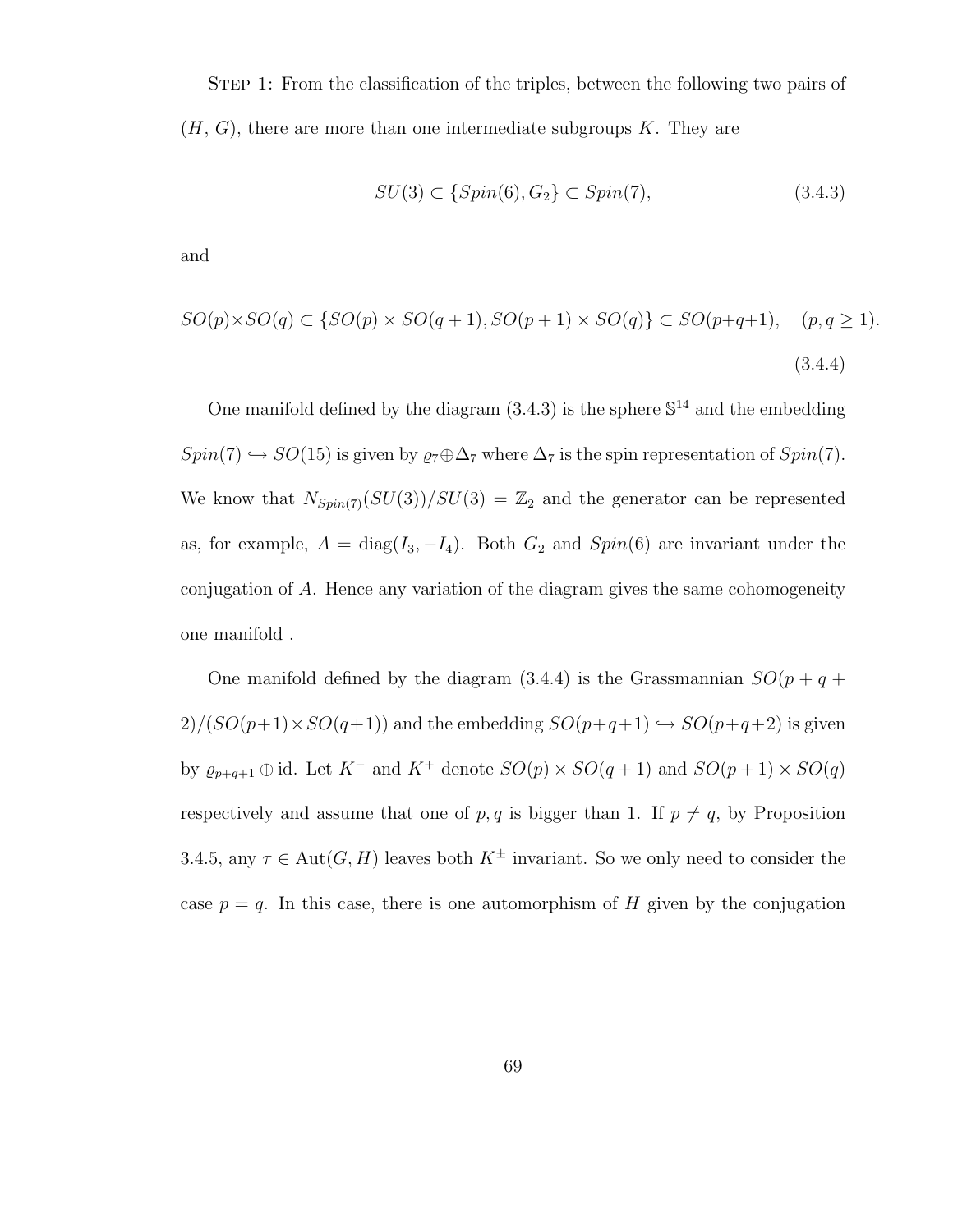STEP 1: From the classification of the triples, between the following two pairs of $(H, G)$, there are more than one intermediate subgroups $K$. They are

$$SU(3) \subset \{Spin(6), G_2\} \subset Spin(7), \tag{3.4.3}$$

and

$$SO(p)\times SO(q) \subset \{SO(p) \times SO(q+1), SO(p+1) \times SO(q)\} \subset SO(p+q+1), \quad (p, q \geq 1). \tag{3.4.4}$$

One manifold defined by the diagram (3.4.3) is the sphere $\mathbb{S}^{14}$ and the embedding $Spin(7) \hookrightarrow SO(15)$ is given by $\varrho_7 \oplus \Delta_7$ where $\Delta_7$ is the spin representation of $Spin(7)$. We know that $N_{Spin(7)}(SU(3))/SU(3) = \mathbb{Z}_2$ and the generator can be represented as, for example, $A = \text{diag}(I_3, -I_4)$. Both $G_2$ and $Spin(6)$ are invariant under the conjugation of $A$. Hence any variation of the diagram gives the same cohomogeneity one manifold .

One manifold defined by the diagram (3.4.4) is the Grassmannian $SO(p+q+2)/(SO(p+1)\times SO(q+1))$ and the embedding $SO(p+q+1) \hookrightarrow SO(p+q+2)$ is given by $\varrho_{p+q+1} \oplus \text{id}$. Let $K^-$ and $K^+$ denote $SO(p) \times SO(q+1)$ and $SO(p+1) \times SO(q)$ respectively and assume that one of $p, q$ is bigger than 1. If $p \neq q$, by Proposition 3.4.5, any $\tau \in \text{Aut}(G, H)$ leaves both $K^{\pm}$ invariant. So we only need to consider the case $p = q$. In this case, there is one automorphism of $H$ given by the conjugation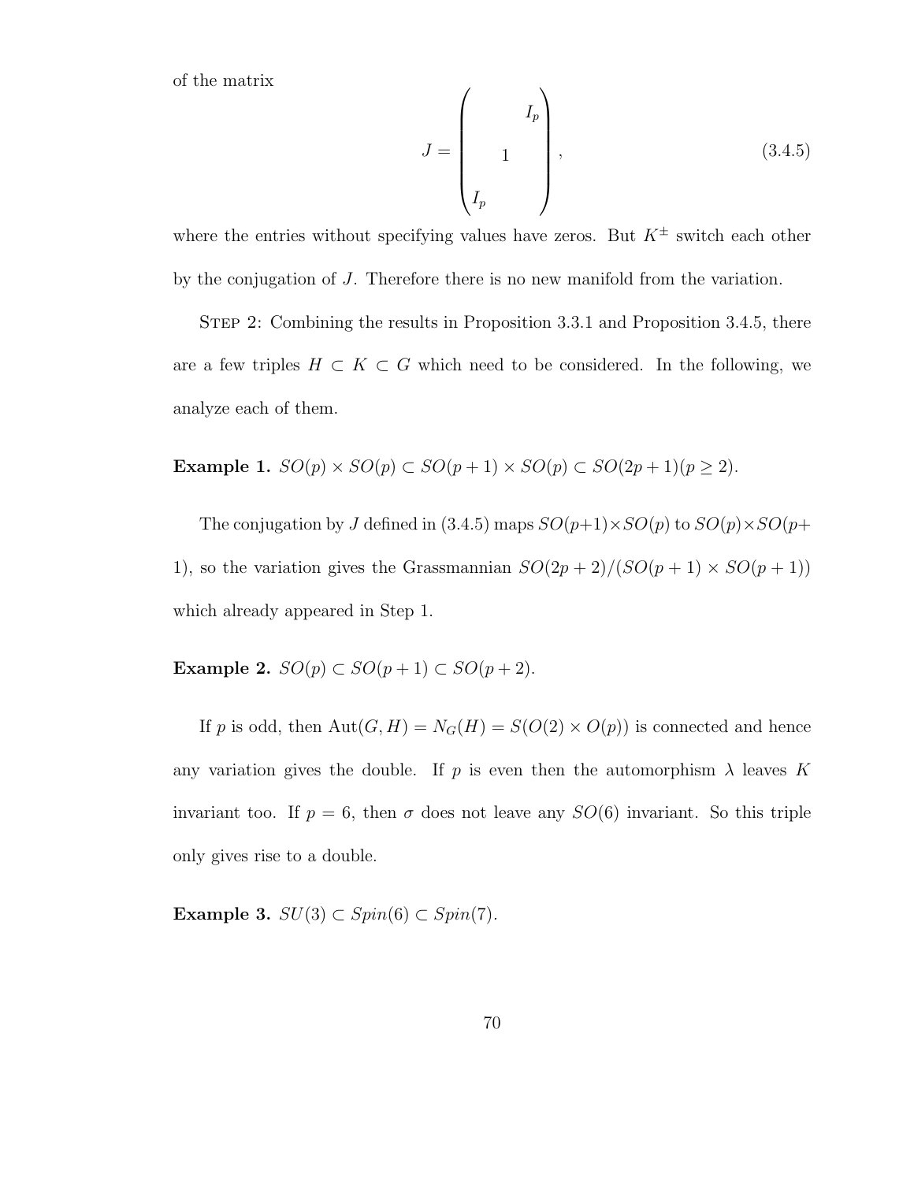of the matrix

$$J = \begin{pmatrix} & & I_p \\ & 1 & \\ I_p & & \end{pmatrix}, \tag{3.4.5}$$

where the entries without specifying values have zeros. But $K^{\pm}$ switch each other by the conjugation of $J$. Therefore there is no new manifold from the variation.

STEP 2: Combining the results in Proposition 3.3.1 and Proposition 3.4.5, there are a few triples $H \subset K \subset G$ which need to be considered. In the following, we analyze each of them.

**Example 1.** $SO(p) \times SO(p) \subset SO(p+1) \times SO(p) \subset SO(2p+1) (p \geq 2)$.

The conjugation by $J$ defined in (3.4.5) maps $SO(p+1) \times SO(p)$ to $SO(p) \times SO(p+1)$, so the variation gives the Grassmannian $SO(2p+2)/(SO(p+1) \times SO(p+1))$ which already appeared in Step 1.

**Example 2.** $SO(p) \subset SO(p+1) \subset SO(p+2)$.

If $p$ is odd, then $\text{Aut}(G, H) = N_G(H) = S(O(2) \times O(p))$ is connected and hence any variation gives the double. If $p$ is even then the automorphism $\lambda$ leaves $K$ invariant too. If $p = 6$, then $\sigma$ does not leave any $SO(6)$ invariant. So this triple only gives rise to a double.

**Example 3.** $SU(3) \subset Spin(6) \subset Spin(7)$.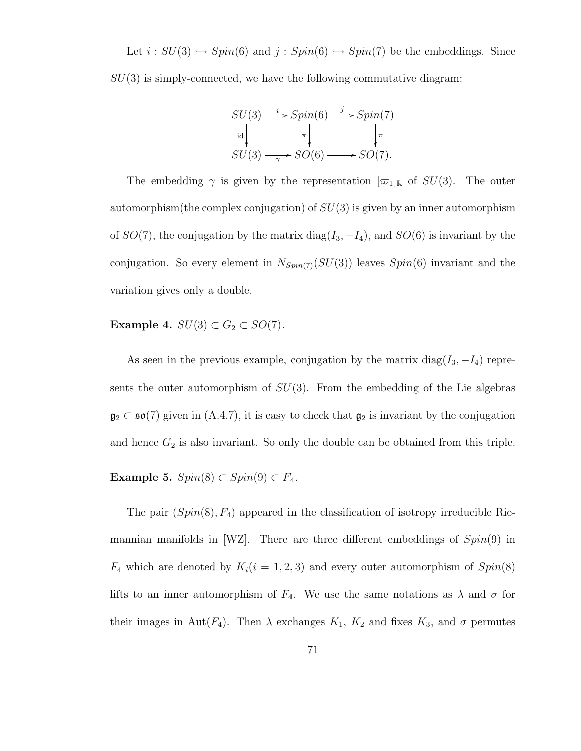Let $i : SU(3) \hookrightarrow Spin(6)$ and $j : Spin(6) \hookrightarrow Spin(7)$ be the embeddings. Since $SU(3)$ is simply-connected, we have the following commutative diagram:

$$\begin{array}{ccccc} SU(3) & \xrightarrow{i} & Spin(6) & \xrightarrow{j} & Spin(7) \\ \downarrow{\scriptstyle \mathrm{id}} & & \downarrow{\scriptstyle \pi} & & \downarrow{\scriptstyle \pi} \\ SU(3) & \xrightarrow[\gamma]{} & SO(6) & \longrightarrow & SO(7). \end{array}$$

The embedding $\gamma$ is given by the representation $[\varpi_1]_{\mathbb{R}}$ of $SU(3)$. The outer automorphism(the complex conjugation) of $SU(3)$ is given by an inner automorphism of $SO(7)$, the conjugation by the matrix $\mathrm{diag}(I_3, -I_4)$, and $SO(6)$ is invariant by the conjugation. So every element in $N_{Spin(7)}(SU(3))$ leaves $Spin(6)$ invariant and the variation gives only a double.

**Example 4.** $SU(3) \subset G_2 \subset SO(7)$.

As seen in the previous example, conjugation by the matrix $\mathrm{diag}(I_3, -I_4)$ represents the outer automorphism of $SU(3)$. From the embedding of the Lie algebras $\mathfrak{g}_2 \subset \mathfrak{so}(7)$ given in (A.4.7), it is easy to check that $\mathfrak{g}_2$ is invariant by the conjugation and hence $G_2$ is also invariant. So only the double can be obtained from this triple.

**Example 5.** $Spin(8) \subset Spin(9) \subset F_4$.

The pair $(Spin(8), F_4)$ appeared in the classification of isotropy irreducible Riemannian manifolds in [WZ]. There are three different embeddings of $Spin(9)$ in $F_4$ which are denoted by $K_i (i = 1, 2, 3)$ and every outer automorphism of $Spin(8)$ lifts to an inner automorphism of $F_4$. We use the same notations as $\lambda$ and $\sigma$ for their images in $\mathrm{Aut}(F_4)$. Then $\lambda$ exchanges $K_1$, $K_2$ and fixes $K_3$, and $\sigma$ permutes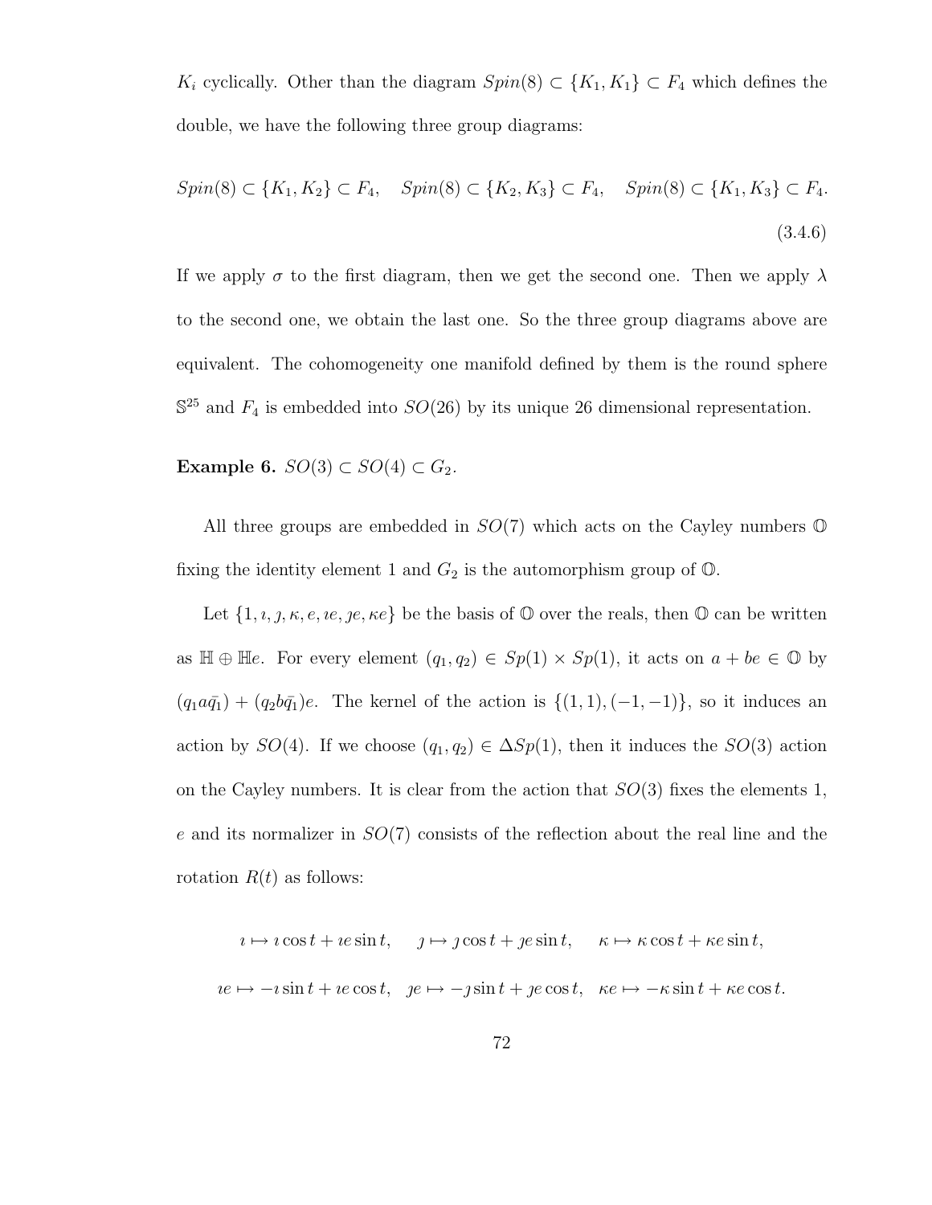$K_i$ cyclically. Other than the diagram $Spin(8) \subset \{K_1, K_1\} \subset F_4$ which defines the double, we have the following three group diagrams:

$$Spin(8) \subset \{K_1, K_2\} \subset F_4, \quad Spin(8) \subset \{K_2, K_3\} \subset F_4, \quad Spin(8) \subset \{K_1, K_3\} \subset F_4. \tag{3.4.6}$$

If we apply $\sigma$ to the first diagram, then we get the second one. Then we apply $\lambda$ to the second one, we obtain the last one. So the three group diagrams above are equivalent. The cohomogeneity one manifold defined by them is the round sphere $\mathbb{S}^{25}$ and $F_4$ is embedded into $SO(26)$ by its unique 26 dimensional representation.

**Example 6.** $SO(3) \subset SO(4) \subset G_2$.

All three groups are embedded in $SO(7)$ which acts on the Cayley numbers $\mathbb{O}$ fixing the identity element 1 and $G_2$ is the automorphism group of $\mathbb{O}$.

Let $\{1, \imath, \jmath, \kappa, e, \imath e, \jmath e, \kappa e\}$ be the basis of $\mathbb{O}$ over the reals, then $\mathbb{O}$ can be written as $\mathbb{H} \oplus \mathbb{H}e$. For every element $(q_1, q_2) \in Sp(1) \times Sp(1)$, it acts on $a + be \in \mathbb{O}$ by $(q_1 a \bar{q_1}) + (q_2 b \bar{q_1})e$. The kernel of the action is $\{(1, 1), (-1, -1)\}$, so it induces an action by $SO(4)$. If we choose $(q_1, q_2) \in \Delta Sp(1)$, then it induces the $SO(3)$ action on the Cayley numbers. It is clear from the action that $SO(3)$ fixes the elements 1, $e$ and its normalizer in $SO(7)$ consists of the reflection about the real line and the rotation $R(t)$ as follows:

$$\imath \mapsto \imath \cos t + \imath e \sin t, \quad \jmath \mapsto \jmath \cos t + \jmath e \sin t, \quad \kappa \mapsto \kappa \cos t + \kappa e \sin t,$$

$$\imath e \mapsto -\imath \sin t + \imath e \cos t, \quad \jmath e \mapsto -\jmath \sin t + \jmath e \cos t, \quad \kappa e \mapsto -\kappa \sin t + \kappa e \cos t.$$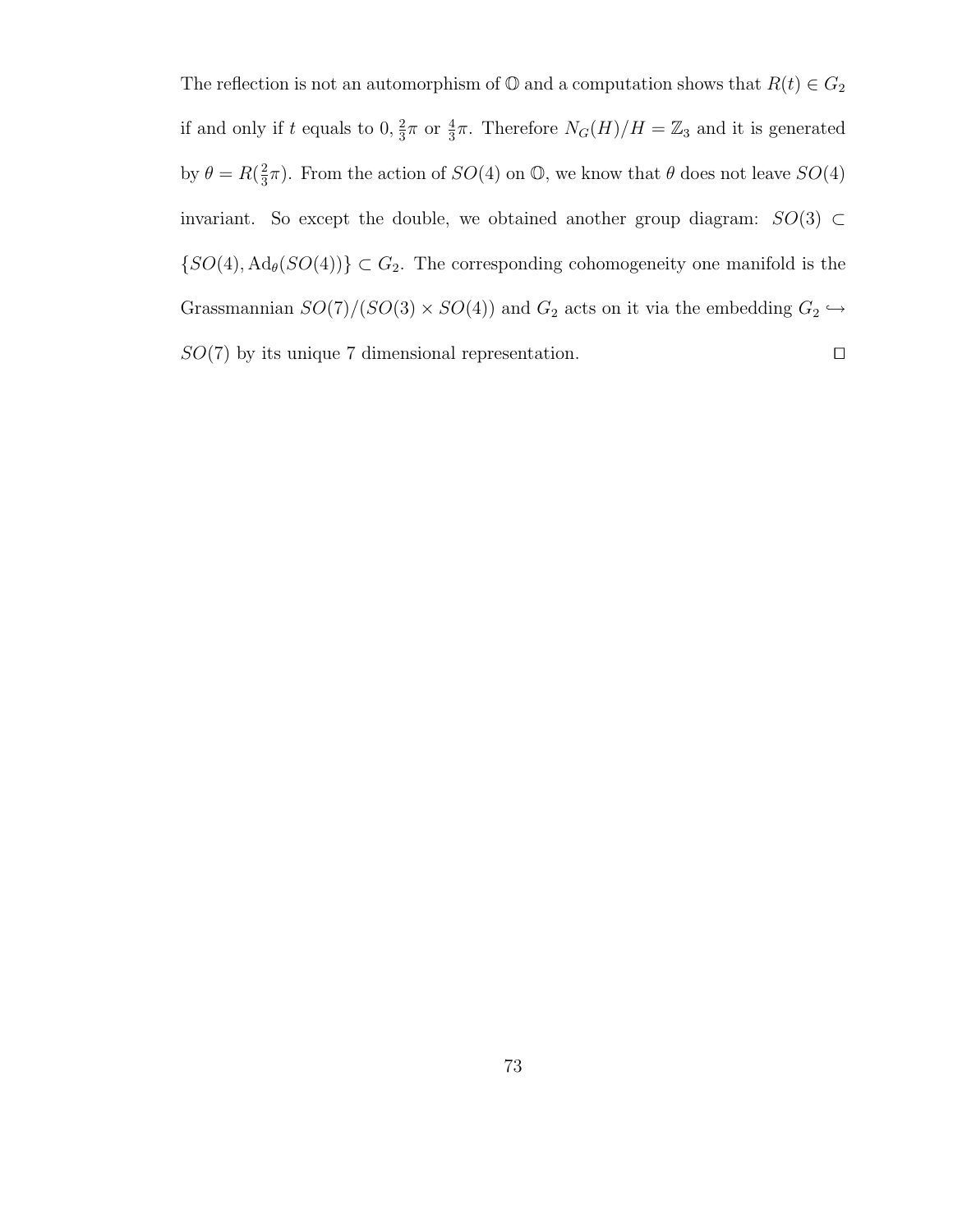The reflection is not an automorphism of $\mathbb{O}$ and a computation shows that $R(t) \in G_2$ if and only if $t$ equals to $0, \frac{2}{3}\pi$ or $\frac{4}{3}\pi$. Therefore $N_G(H)/H = \mathbb{Z}_3$ and it is generated by $\theta = R(\frac{2}{3}\pi)$. From the action of $SO(4)$ on $\mathbb{O}$, we know that $\theta$ does not leave $SO(4)$ invariant. So except the double, we obtained another group diagram: $SO(3) \subset \{SO(4), \mathrm{Ad}_\theta(SO(4))\} \subset G_2$. The corresponding cohomogeneity one manifold is the Grassmannian $SO(7)/(SO(3) \times SO(4))$ and $G_2$ acts on it via the embedding $G_2 \hookrightarrow SO(7)$ by its unique 7 dimensional representation. $\square$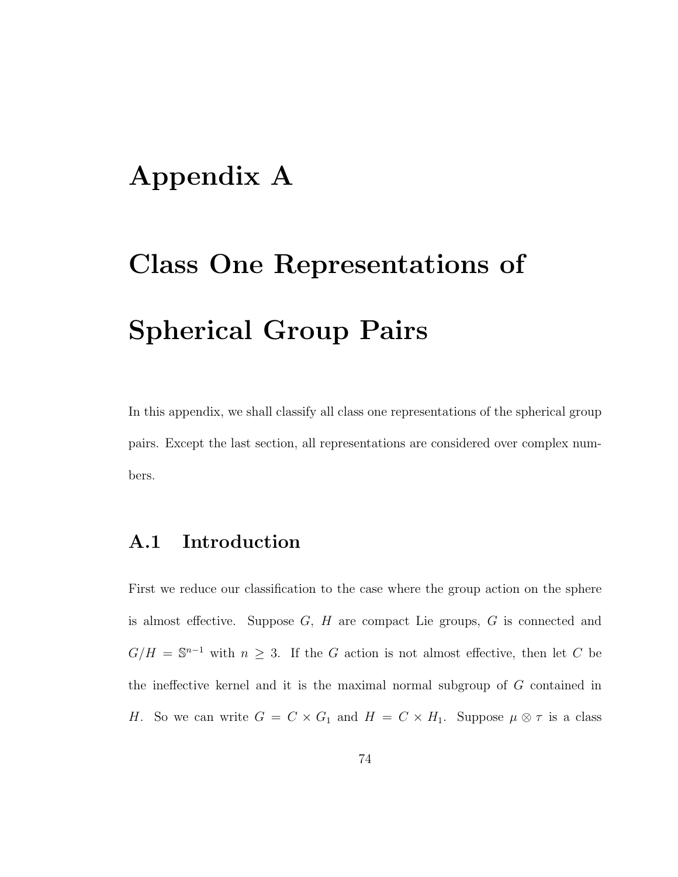# Appendix A

# Class One Representations of Spherical Group Pairs

In this appendix, we shall classify all class one representations of the spherical group pairs. Except the last section, all representations are considered over complex numbers.

## A.1 Introduction

First we reduce our classification to the case where the group action on the sphere is almost effective. Suppose $G$, $H$ are compact Lie groups, $G$ is connected and $G/H = \mathbb{S}^{n-1}$ with $n \geq 3$. If the $G$ action is not almost effective, then let $C$ be the ineffective kernel and it is the maximal normal subgroup of $G$ contained in $H$. So we can write $G = C \times G_1$ and $H = C \times H_1$. Suppose $\mu \otimes \tau$ is a class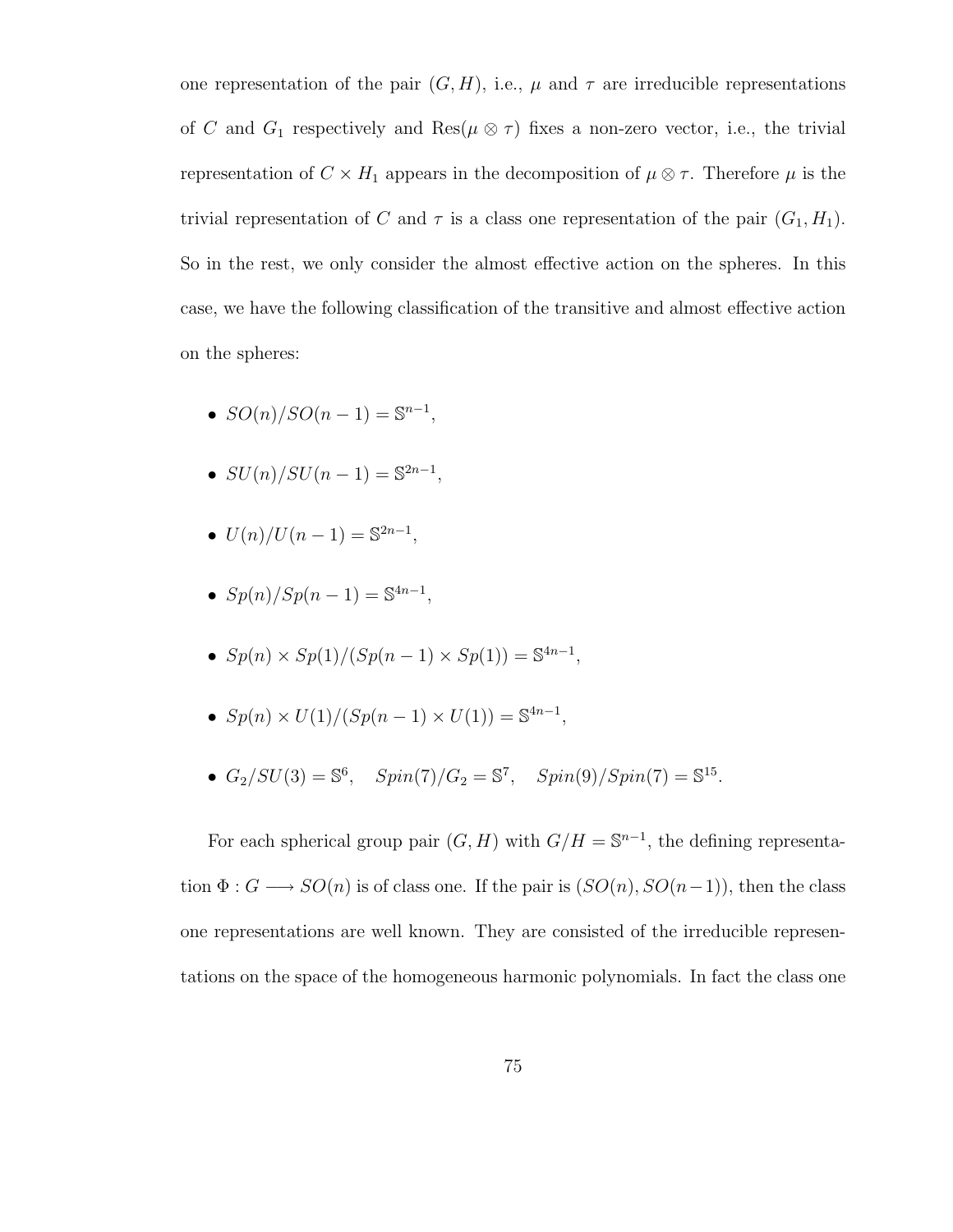one representation of the pair $(G, H)$, i.e., $\mu$ and $\tau$ are irreducible representations of $C$ and $G_1$ respectively and $\mathrm{Res}(\mu \otimes \tau)$ fixes a non-zero vector, i.e., the trivial representation of $C \times H_1$ appears in the decomposition of $\mu \otimes \tau$. Therefore $\mu$ is the trivial representation of $C$ and $\tau$ is a class one representation of the pair $(G_1, H_1)$. So in the rest, we only consider the almost effective action on the spheres. In this case, we have the following classification of the transitive and almost effective action on the spheres:

- $SO(n)/SO(n-1) = \mathbb{S}^{n-1}$,
- $SU(n)/SU(n-1) = \mathbb{S}^{2n-1}$,
- $U(n)/U(n-1) = \mathbb{S}^{2n-1}$,
- $Sp(n)/Sp(n-1) = \mathbb{S}^{4n-1}$,
- $Sp(n) \times Sp(1)/(Sp(n-1) \times Sp(1)) = \mathbb{S}^{4n-1}$,
- $Sp(n) \times U(1)/(Sp(n-1) \times U(1)) = \mathbb{S}^{4n-1}$,
- $G_2/SU(3) = \mathbb{S}^6, \quad Spin(7)/G_2 = \mathbb{S}^7, \quad Spin(9)/Spin(7) = \mathbb{S}^{15}$.

For each spherical group pair $(G, H)$ with $G/H = \mathbb{S}^{n-1}$, the defining representation $\Phi : G \longrightarrow SO(n)$ is of class one. If the pair is $(SO(n), SO(n-1))$, then the class one representations are well known. They are consisted of the irreducible representations on the space of the homogeneous harmonic polynomials. In fact the class one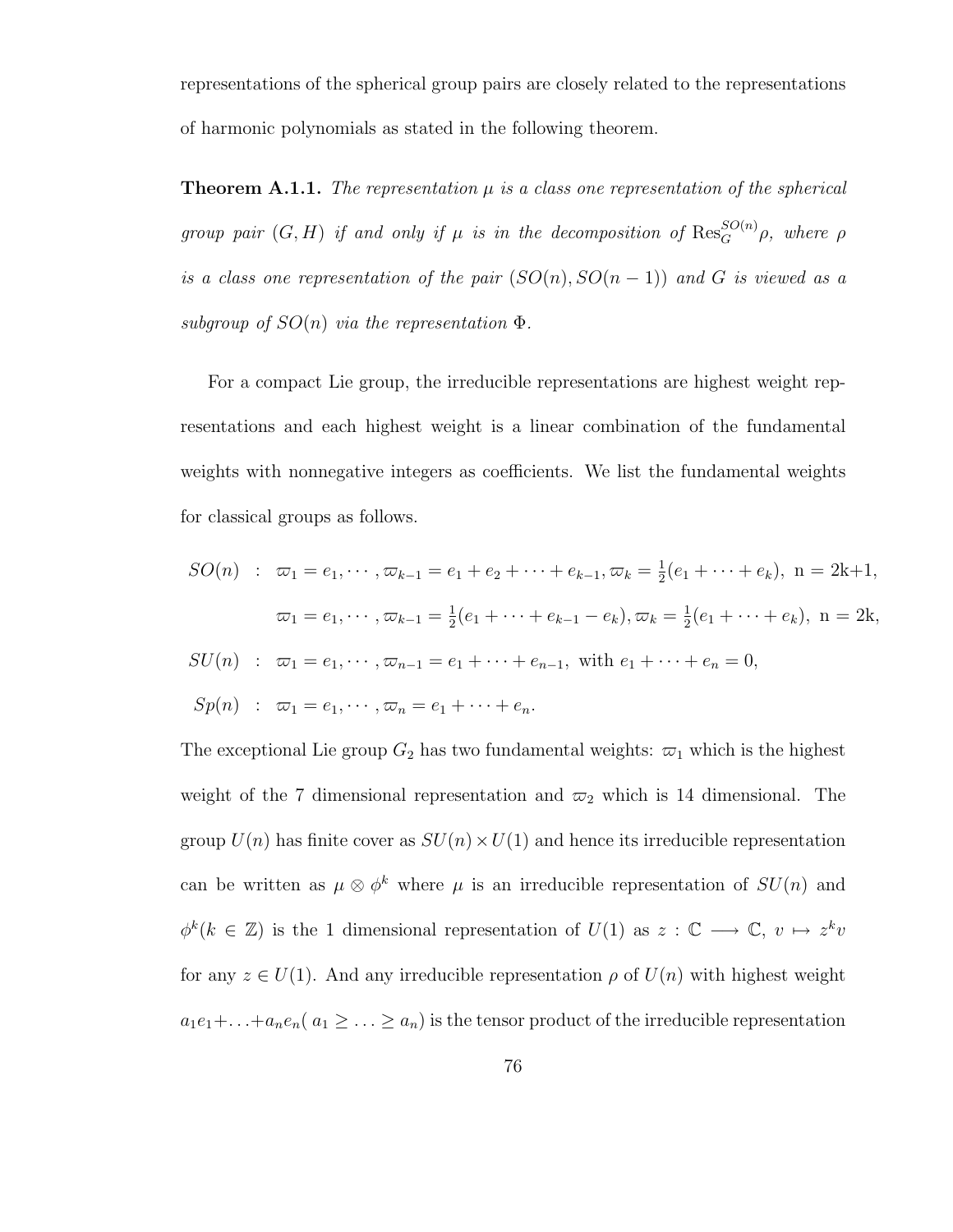representations of the spherical group pairs are closely related to the representations of harmonic polynomials as stated in the following theorem.

**Theorem A.1.1.** *The representation $\mu$ is a class one representation of the spherical group pair $(G, H)$ if and only if $\mu$ is in the decomposition of $\mathrm{Res}_G^{SO(n)}\rho$, where $\rho$ is a class one representation of the pair $(SO(n), SO(n-1))$ and $G$ is viewed as a subgroup of $SO(n)$ via the representation $\Phi$.*

For a compact Lie group, the irreducible representations are highest weight representations and each highest weight is a linear combination of the fundamental weights with nonnegative integers as coefficients. We list the fundamental weights for classical groups as follows.

$$
\begin{aligned}
SO(n) \quad &: \quad \varpi_1 = e_1, \cdots, \varpi_{k-1} = e_1 + e_2 + \cdots + e_{k-1}, \varpi_k = \tfrac{1}{2}(e_1 + \cdots + e_k), \text{ n = 2k+1}, \\
&\quad\quad \varpi_1 = e_1, \cdots, \varpi_{k-1} = \tfrac{1}{2}(e_1 + \cdots + e_{k-1} - e_k), \varpi_k = \tfrac{1}{2}(e_1 + \cdots + e_k), \text{ n = 2k}, \\
SU(n) \quad &: \quad \varpi_1 = e_1, \cdots, \varpi_{n-1} = e_1 + \cdots + e_{n-1}, \text{ with } e_1 + \cdots + e_n = 0, \\
Sp(n) \quad &: \quad \varpi_1 = e_1, \cdots, \varpi_n = e_1 + \cdots + e_n.
\end{aligned}
$$

The exceptional Lie group $G_2$ has two fundamental weights: $\varpi_1$ which is the highest weight of the 7 dimensional representation and $\varpi_2$ which is 14 dimensional. The group $U(n)$ has finite cover as $SU(n) \times U(1)$ and hence its irreducible representation can be written as $\mu \otimes \phi^k$ where $\mu$ is an irreducible representation of $SU(n)$ and $\phi^k (k \in \mathbb{Z})$ is the 1 dimensional representation of $U(1)$ as $z : \mathbb{C} \longrightarrow \mathbb{C}, \ v \mapsto z^k v$ for any $z \in U(1)$. And any irreducible representation $\rho$ of $U(n)$ with highest weight $a_1e_1 + \ldots + a_ne_n$( $a_1 \geq \ldots \geq a_n$) is the tensor product of the irreducible representation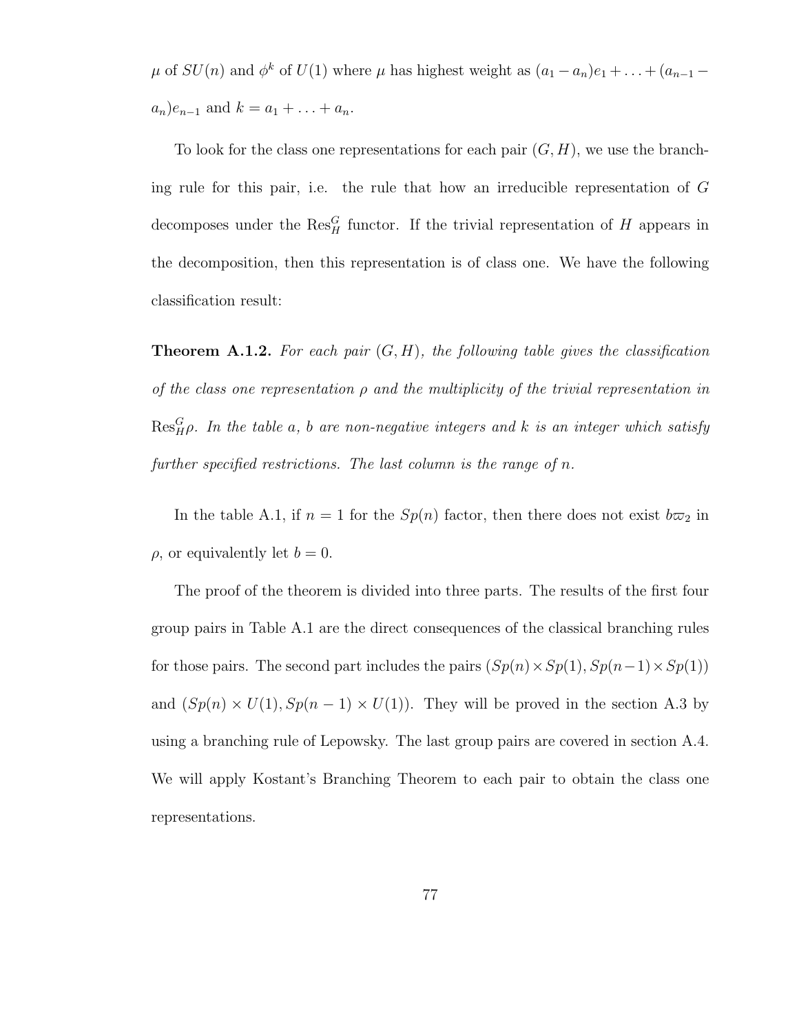$\mu$ of $SU(n)$ and $\phi^k$ of $U(1)$ where $\mu$ has highest weight as $(a_1 - a_n)e_1 + \ldots + (a_{n-1} - a_n)e_{n-1}$ and $k = a_1 + \ldots + a_n$.

To look for the class one representations for each pair $(G, H)$, we use the branching rule for this pair, i.e. the rule that how an irreducible representation of $G$ decomposes under the $\mathrm{Res}^G_H$ functor. If the trivial representation of $H$ appears in the decomposition, then this representation is of class one. We have the following classification result:

**Theorem A.1.2.** *For each pair $(G, H)$, the following table gives the classification of the class one representation $\rho$ and the multiplicity of the trivial representation in $\mathrm{Res}^G_H \rho$. In the table $a$, $b$ are non-negative integers and $k$ is an integer which satisfy further specified restrictions. The last column is the range of $n$.*

In the table A.1, if $n = 1$ for the $Sp(n)$ factor, then there does not exist $b\varpi_2$ in $\rho$, or equivalently let $b = 0$.

The proof of the theorem is divided into three parts. The results of the first four group pairs in Table A.1 are the direct consequences of the classical branching rules for those pairs. The second part includes the pairs $(Sp(n) \times Sp(1), Sp(n-1) \times Sp(1))$ and $(Sp(n) \times U(1), Sp(n-1) \times U(1))$. They will be proved in the section A.3 by using a branching rule of Lepowsky. The last group pairs are covered in section A.4. We will apply Kostant's Branching Theorem to each pair to obtain the class one representations.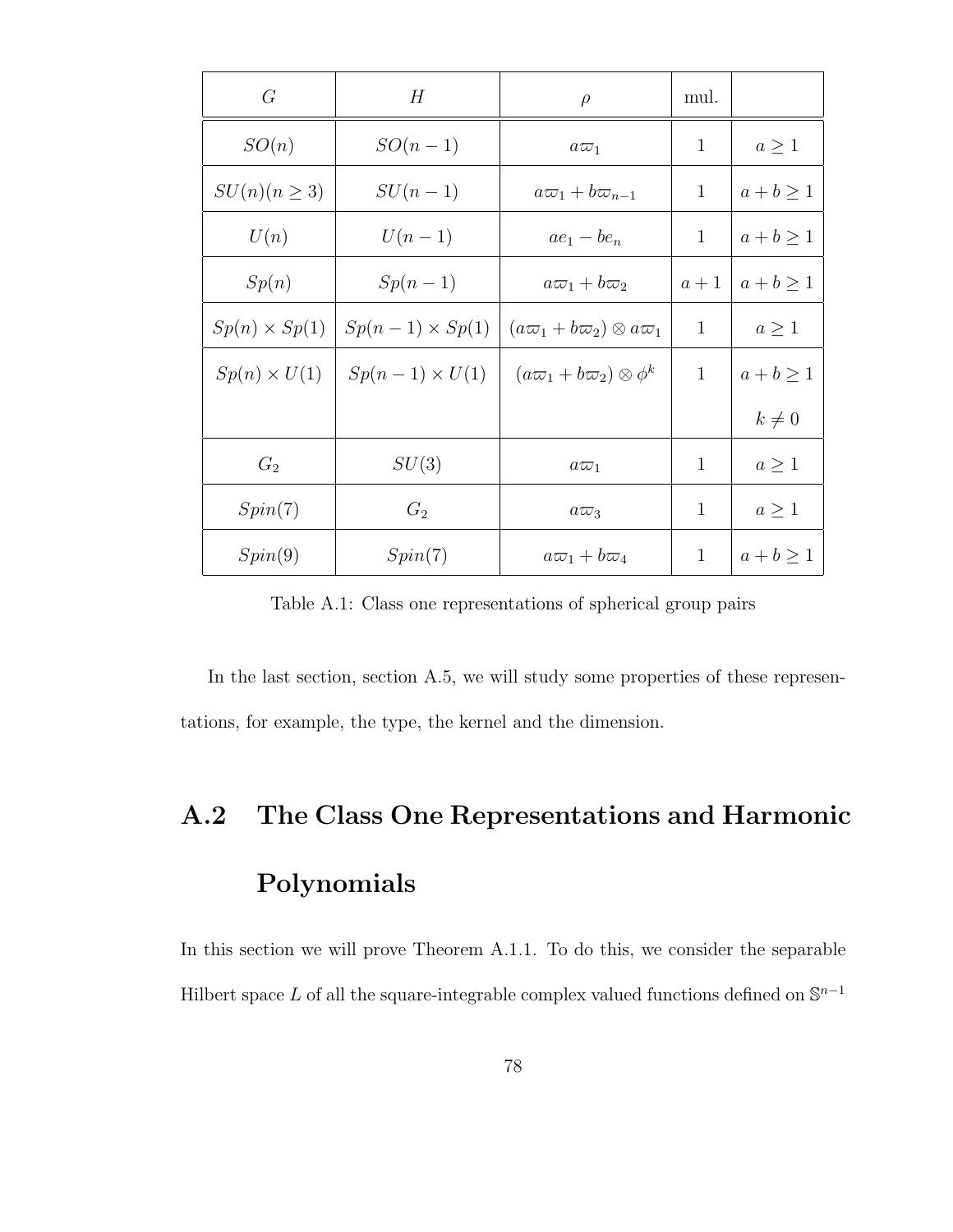| $G$ | $H$ | $\rho$ | mul. | |
|---|---|---|---|---|
| $SO(n)$ | $SO(n-1)$ | $a\varpi_1$ | 1 | $a \geq 1$ |
| $SU(n)(n \geq 3)$ | $SU(n-1)$ | $a\varpi_1 + b\varpi_{n-1}$ | 1 | $a+b \geq 1$ |
| $U(n)$ | $U(n-1)$ | $ae_1 - be_n$ | 1 | $a+b \geq 1$ |
| $Sp(n)$ | $Sp(n-1)$ | $a\varpi_1 + b\varpi_2$ | $a+1$ | $a+b \geq 1$ |
| $Sp(n) \times Sp(1)$ | $Sp(n-1) \times Sp(1)$ | $(a\varpi_1 + b\varpi_2) \otimes a\varpi_1$ | 1 | $a \geq 1$ |
| $Sp(n) \times U(1)$ | $Sp(n-1) \times U(1)$ | $(a\varpi_1 + b\varpi_2) \otimes \phi^k$ | 1 | $a+b \geq 1$ $k \neq 0$ |
| $G_2$ | $SU(3)$ | $a\varpi_1$ | 1 | $a \geq 1$ |
| $Spin(7)$ | $G_2$ | $a\varpi_3$ | 1 | $a \geq 1$ |
| $Spin(9)$ | $Spin(7)$ | $a\varpi_1 + b\varpi_4$ | 1 | $a+b \geq 1$ |

Table A.1: Class one representations of spherical group pairs

In the last section, section A.5, we will study some properties of these representations, for example, the type, the kernel and the dimension.

## A.2 The Class One Representations and Harmonic Polynomials

In this section we will prove Theorem A.1.1. To do this, we consider the separable Hilbert space $L$ of all the square-integrable complex valued functions defined on $\mathbb{S}^{n-1}$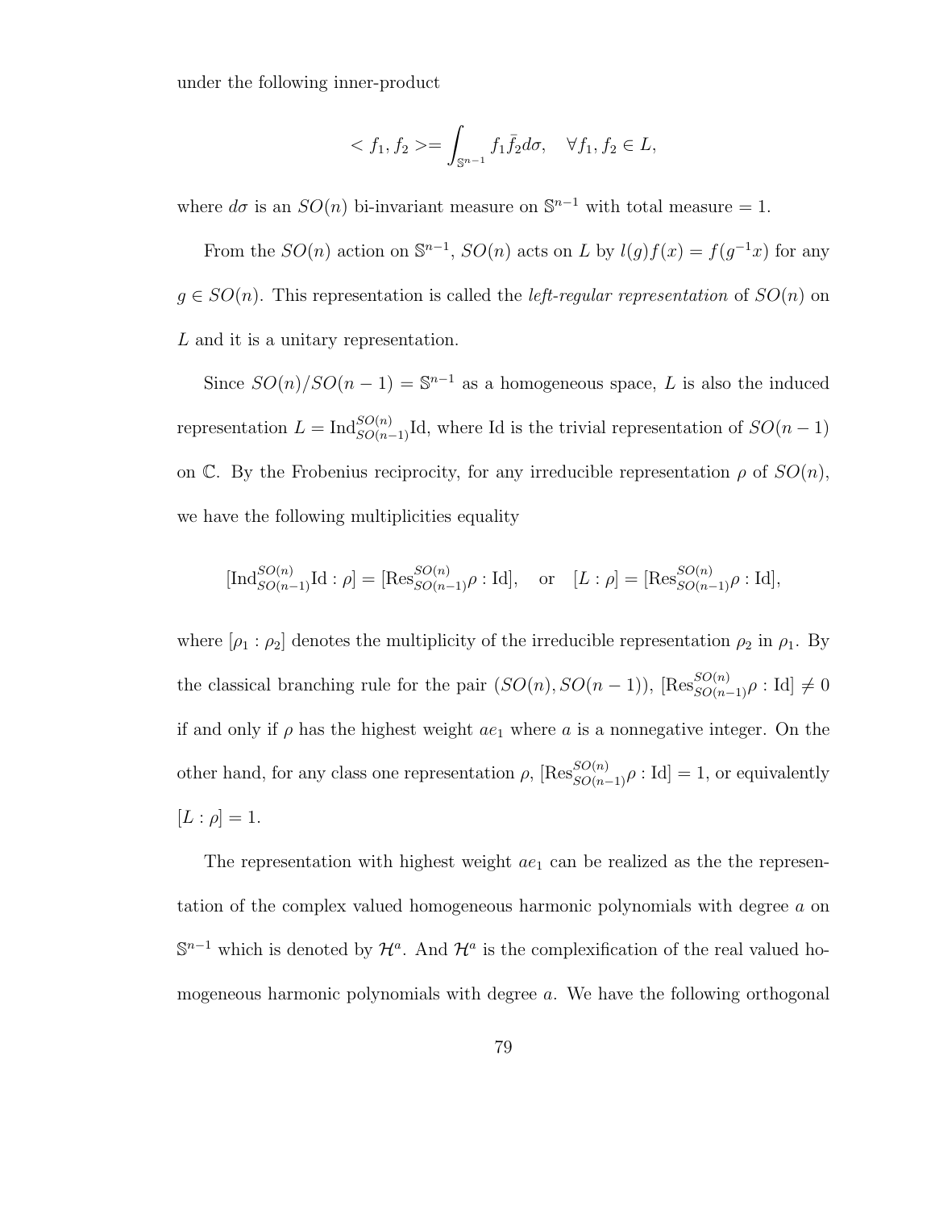under the following inner-product

$$< f_1, f_2 >= \int_{\mathbb{S}^{n-1}} f_1 \bar{f}_2 d\sigma, \quad \forall f_1, f_2 \in L,$$

where $d\sigma$ is an $SO(n)$ bi-invariant measure on $\mathbb{S}^{n-1}$ with total measure = 1.

From the $SO(n)$ action on $\mathbb{S}^{n-1}$, $SO(n)$ acts on $L$ by $l(g)f(x) = f(g^{-1}x)$ for any $g \in SO(n)$. This representation is called the *left-regular representation* of $SO(n)$ on $L$ and it is a unitary representation.

Since $SO(n)/SO(n-1) = \mathbb{S}^{n-1}$ as a homogeneous space, $L$ is also the induced representation $L = \mathrm{Ind}_{SO(n-1)}^{SO(n)}\mathrm{Id}$, where Id is the trivial representation of $SO(n-1)$ on $\mathbb{C}$. By the Frobenius reciprocity, for any irreducible representation $\rho$ of $SO(n)$, we have the following multiplicities equality

$$[\mathrm{Ind}_{SO(n-1)}^{SO(n)}\mathrm{Id} : \rho] = [\mathrm{Res}_{SO(n-1)}^{SO(n)}\rho : \mathrm{Id}], \quad \text{or} \quad [L : \rho] = [\mathrm{Res}_{SO(n-1)}^{SO(n)}\rho : \mathrm{Id}],$$

where $[\rho_1 : \rho_2]$ denotes the multiplicity of the irreducible representation $\rho_2$ in $\rho_1$. By the classical branching rule for the pair $(SO(n), SO(n-1))$, $[\mathrm{Res}_{SO(n-1)}^{SO(n)}\rho : \mathrm{Id}] \neq 0$ if and only if $\rho$ has the highest weight $ae_1$ where $a$ is a nonnegative integer. On the other hand, for any class one representation $\rho$, $[\mathrm{Res}_{SO(n-1)}^{SO(n)}\rho : \mathrm{Id}] = 1$, or equivalently $[L : \rho] = 1$.

The representation with highest weight $ae_1$ can be realized as the the representation of the complex valued homogeneous harmonic polynomials with degree $a$ on $\mathbb{S}^{n-1}$ which is denoted by $\mathcal{H}^a$. And $\mathcal{H}^a$ is the complexification of the real valued homogeneous harmonic polynomials with degree $a$. We have the following orthogonal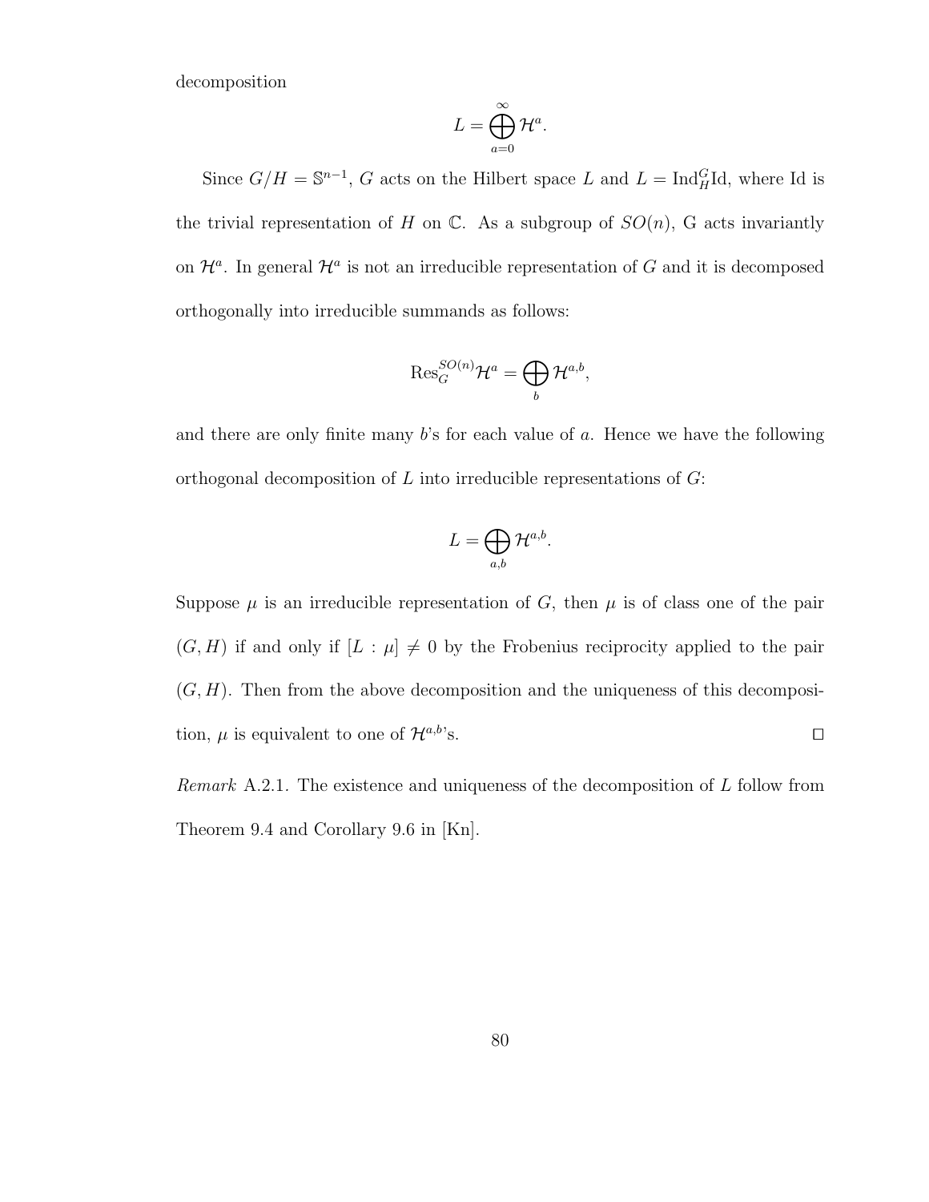decomposition

$$L = \bigoplus_{a=0}^{\infty} \mathcal{H}^a.$$

Since $G/H = \mathbb{S}^{n-1}$, $G$ acts on the Hilbert space $L$ and $L = \text{Ind}_H^G \text{Id}$, where Id is the trivial representation of $H$ on $\mathbb{C}$. As a subgroup of $SO(n)$, G acts invariantly on $\mathcal{H}^a$. In general $\mathcal{H}^a$ is not an irreducible representation of $G$ and it is decomposed orthogonally into irreducible summands as follows:

$$\text{Res}_G^{SO(n)} \mathcal{H}^a = \bigoplus_b \mathcal{H}^{a,b},$$

and there are only finite many $b$'s for each value of $a$. Hence we have the following orthogonal decomposition of $L$ into irreducible representations of $G$:

$$L = \bigoplus_{a,b} \mathcal{H}^{a,b}.$$

Suppose $\mu$ is an irreducible representation of $G$, then $\mu$ is of class one of the pair $(G, H)$ if and only if $[L : \mu] \neq 0$ by the Frobenius reciprocity applied to the pair $(G, H)$. Then from the above decomposition and the uniqueness of this decomposition, $\mu$ is equivalent to one of $\mathcal{H}^{a,b}$'s. $\square$

*Remark* A.2.1. The existence and uniqueness of the decomposition of $L$ follow from Theorem 9.4 and Corollary 9.6 in [Kn].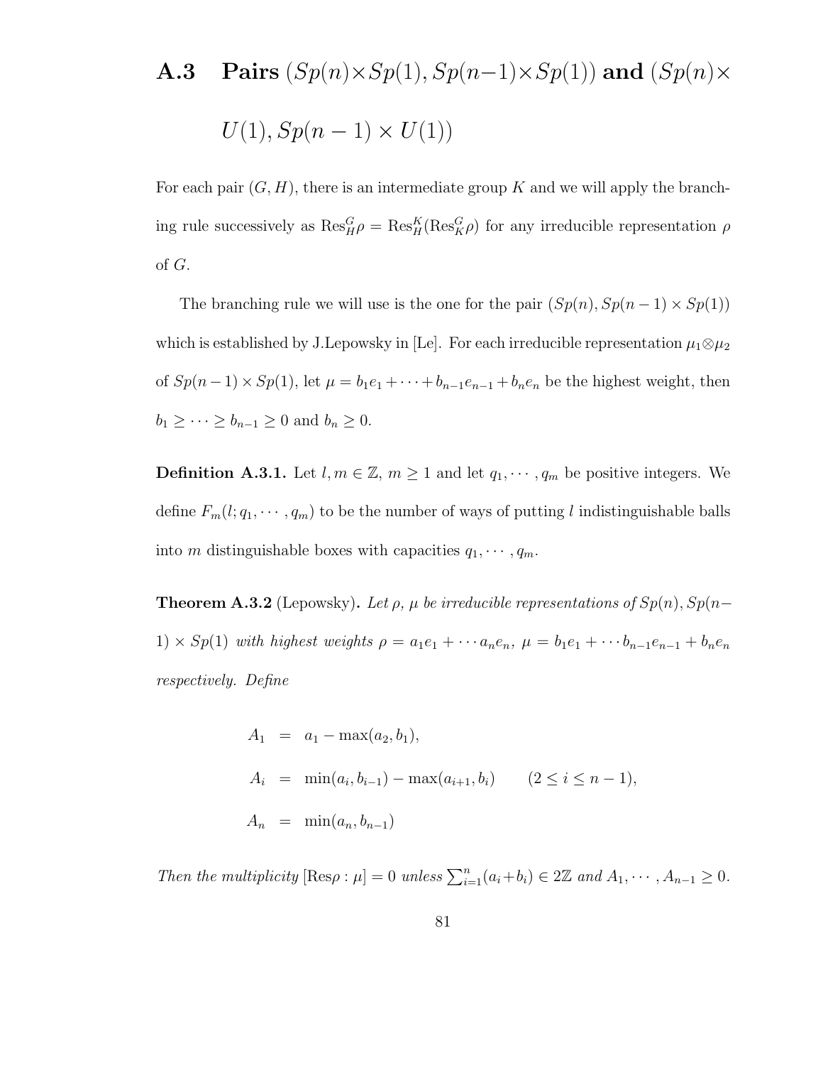## A.3 Pairs $(Sp(n)\times Sp(1), Sp(n-1)\times Sp(1))$ and $(Sp(n)\times U(1), Sp(n-1)\times U(1))$

For each pair $(G, H)$, there is an intermediate group $K$ and we will apply the branching rule successively as $\mathrm{Res}^G_H\rho = \mathrm{Res}^K_H(\mathrm{Res}^G_K\rho)$ for any irreducible representation $\rho$ of $G$.

The branching rule we will use is the one for the pair $(Sp(n), Sp(n-1)\times Sp(1))$ which is established by J.Lepowsky in [Le]. For each irreducible representation $\mu_1\otimes\mu_2$ of $Sp(n-1)\times Sp(1)$, let $\mu = b_1e_1 + \cdots + b_{n-1}e_{n-1} + b_ne_n$ be the highest weight, then $b_1 \geq \cdots \geq b_{n-1} \geq 0$ and $b_n \geq 0$.

**Definition A.3.1.** Let $l, m \in \mathbb{Z}$, $m \geq 1$ and let $q_1, \cdots, q_m$ be positive integers. We define $F_m(l; q_1, \cdots, q_m)$ to be the number of ways of putting $l$ indistinguishable balls into $m$ distinguishable boxes with capacities $q_1, \cdots, q_m$.

**Theorem A.3.2** (Lepowsky)**.** *Let $\rho$, $\mu$ be irreducible representations of $Sp(n), Sp(n-1)\times Sp(1)$ with highest weights $\rho = a_1e_1 + \cdots a_ne_n$, $\mu = b_1e_1 + \cdots b_{n-1}e_{n-1} + b_ne_n$ respectively. Define*

$$
\begin{aligned}
A_1 &= a_1 - \max(a_2, b_1), \\
A_i &= \min(a_i, b_{i-1}) - \max(a_{i+1}, b_i) \qquad (2 \leq i \leq n-1), \\
A_n &= \min(a_n, b_{n-1})
\end{aligned}
$$

*Then the multiplicity $[\mathrm{Res}\rho : \mu] = 0$ unless $\sum_{i=1}^{n}(a_i + b_i) \in 2\mathbb{Z}$ and $A_1, \cdots, A_{n-1} \geq 0$.*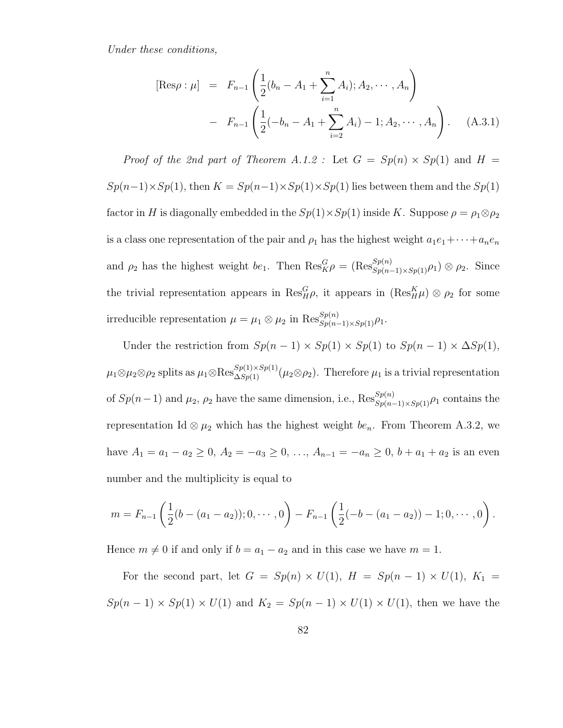*Under these conditions,*

$$
\begin{aligned}
[\mathrm{Res}\rho : \mu] &= F_{n-1}\left(\frac{1}{2}(b_n - A_1 + \sum_{i=1}^{n} A_i); A_2, \cdots, A_n\right) \\
&- F_{n-1}\left(\frac{1}{2}(-b_n - A_1 + \sum_{i=2}^{n} A_i) - 1; A_2, \cdots, A_n\right). \qquad \text{(A.3.1)}
\end{aligned}
$$

*Proof of the 2nd part of Theorem A.1.2 :* Let $G = Sp(n) \times Sp(1)$ and $H = Sp(n-1) \times Sp(1)$, then $K = Sp(n-1) \times Sp(1) \times Sp(1)$ lies between them and the $Sp(1)$ factor in $H$ is diagonally embedded in the $Sp(1) \times Sp(1)$ inside $K$. Suppose $\rho = \rho_1 \otimes \rho_2$ is a class one representation of the pair and $\rho_1$ has the highest weight $a_1e_1 + \cdots + a_ne_n$ and $\rho_2$ has the highest weight $be_1$. Then $\mathrm{Res}^G_K \rho = (\mathrm{Res}^{Sp(n)}_{Sp(n-1)\times Sp(1)}\rho_1) \otimes \rho_2$. Since the trivial representation appears in $\mathrm{Res}^G_H \rho$, it appears in $(\mathrm{Res}^K_H \mu) \otimes \rho_2$ for some irreducible representation $\mu = \mu_1 \otimes \mu_2$ in $\mathrm{Res}^{Sp(n)}_{Sp(n-1)\times Sp(1)}\rho_1$.

Under the restriction from $Sp(n-1) \times Sp(1) \times Sp(1)$ to $Sp(n-1) \times \Delta Sp(1)$, $\mu_1 \otimes \mu_2 \otimes \rho_2$ splits as $\mu_1 \otimes \mathrm{Res}^{Sp(1)\times Sp(1)}_{\Delta Sp(1)}(\mu_2 \otimes \rho_2)$. Therefore $\mu_1$ is a trivial representation of $Sp(n-1)$ and $\mu_2$, $\rho_2$ have the same dimension, i.e., $\mathrm{Res}^{Sp(n)}_{Sp(n-1)\times Sp(1)}\rho_1$ contains the representation $\mathrm{Id} \otimes \mu_2$ which has the highest weight $be_n$. From Theorem A.3.2, we have $A_1 = a_1 - a_2 \geq 0$, $A_2 = -a_3 \geq 0$, $\ldots$, $A_{n-1} = -a_n \geq 0$, $b + a_1 + a_2$ is an even number and the multiplicity is equal to

$$
m = F_{n-1}\left(\frac{1}{2}(b - (a_1 - a_2)); 0, \cdots, 0\right) - F_{n-1}\left(\frac{1}{2}(-b - (a_1 - a_2)) - 1; 0, \cdots, 0\right).
$$

Hence $m \neq 0$ if and only if $b = a_1 - a_2$ and in this case we have $m = 1$.

For the second part, let $G = Sp(n) \times U(1)$, $H = Sp(n-1) \times U(1)$, $K_1 = Sp(n-1) \times Sp(1) \times U(1)$ and $K_2 = Sp(n-1) \times U(1) \times U(1)$, then we have the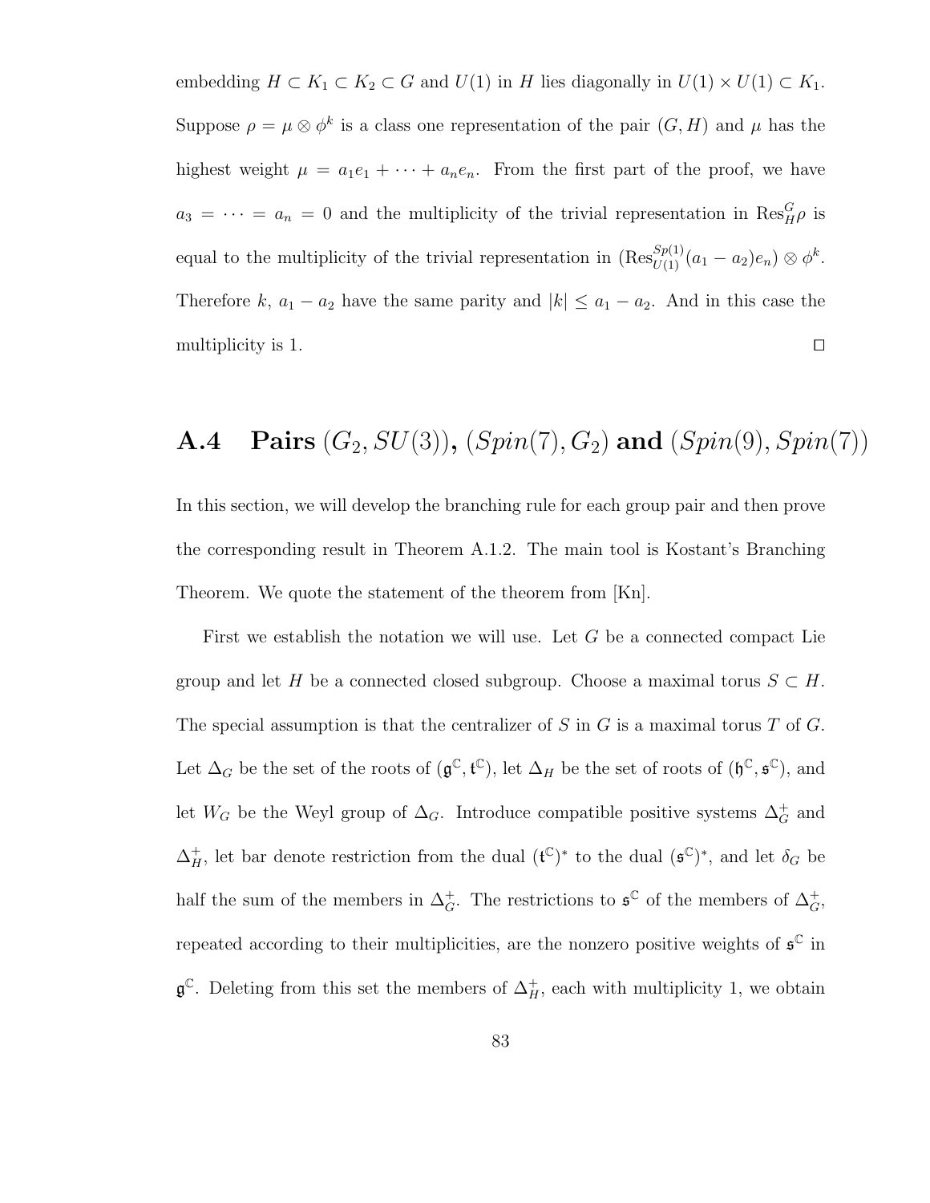embedding $H \subset K_1 \subset K_2 \subset G$ and $U(1)$ in $H$ lies diagonally in $U(1) \times U(1) \subset K_1$. Suppose $\rho = \mu \otimes \phi^k$ is a class one representation of the pair $(G, H)$ and $\mu$ has the highest weight $\mu = a_1 e_1 + \cdots + a_n e_n$. From the first part of the proof, we have $a_3 = \cdots = a_n = 0$ and the multiplicity of the trivial representation in $\mathrm{Res}^G_H \rho$ is equal to the multiplicity of the trivial representation in $(\mathrm{Res}^{Sp(1)}_{U(1)}(a_1 - a_2)e_n) \otimes \phi^k$. Therefore $k$, $a_1 - a_2$ have the same parity and $|k| \leq a_1 - a_2$. And in this case the multiplicity is 1. $\square$

## A.4 Pairs $(G_2, SU(3))$, $(Spin(7), G_2)$ and $(Spin(9), Spin(7))$

In this section, we will develop the branching rule for each group pair and then prove the corresponding result in Theorem A.1.2. The main tool is Kostant's Branching Theorem. We quote the statement of the theorem from [Kn].

First we establish the notation we will use. Let $G$ be a connected compact Lie group and let $H$ be a connected closed subgroup. Choose a maximal torus $S \subset H$. The special assumption is that the centralizer of $S$ in $G$ is a maximal torus $T$ of $G$. Let $\Delta_G$ be the set of the roots of $(\mathfrak{g}^{\mathbb{C}}, \mathfrak{t}^{\mathbb{C}})$, let $\Delta_H$ be the set of roots of $(\mathfrak{h}^{\mathbb{C}}, \mathfrak{s}^{\mathbb{C}})$, and let $W_G$ be the Weyl group of $\Delta_G$. Introduce compatible positive systems $\Delta_G^+$ and $\Delta_H^+$, let bar denote restriction from the dual $(\mathfrak{t}^{\mathbb{C}})^*$ to the dual $(\mathfrak{s}^{\mathbb{C}})^*$, and let $\delta_G$ be half the sum of the members in $\Delta_G^+$. The restrictions to $\mathfrak{s}^{\mathbb{C}}$ of the members of $\Delta_G^+$, repeated according to their multiplicities, are the nonzero positive weights of $\mathfrak{s}^{\mathbb{C}}$ in $\mathfrak{g}^{\mathbb{C}}$. Deleting from this set the members of $\Delta_H^+$, each with multiplicity 1, we obtain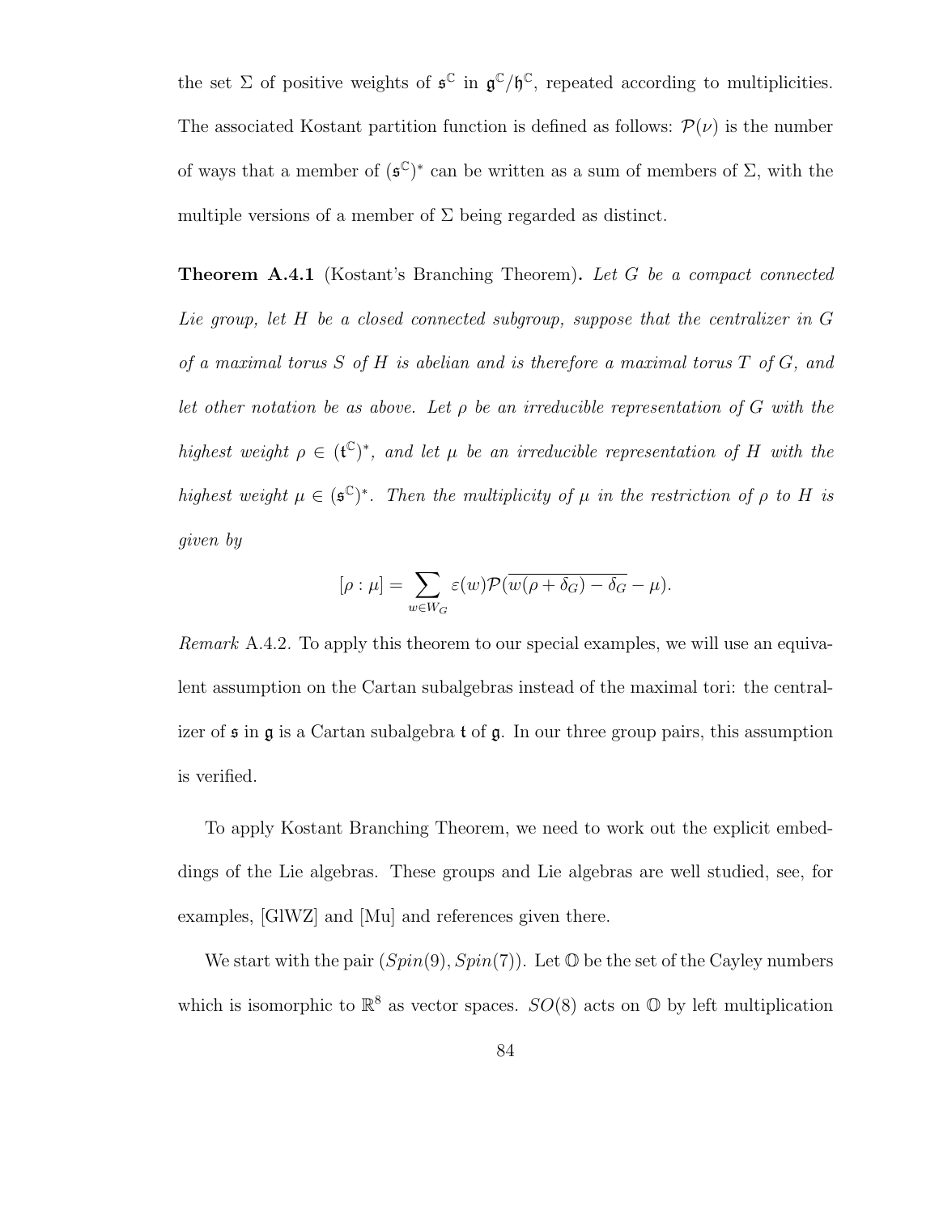the set $\Sigma$ of positive weights of $\mathfrak{s}^{\mathbb{C}}$ in $\mathfrak{g}^{\mathbb{C}}/\mathfrak{h}^{\mathbb{C}}$, repeated according to multiplicities. The associated Kostant partition function is defined as follows: $\mathcal{P}(\nu)$ is the number of ways that a member of $(\mathfrak{s}^{\mathbb{C}})^*$ can be written as a sum of members of $\Sigma$, with the multiple versions of a member of $\Sigma$ being regarded as distinct.

**Theorem A.4.1** (Kostant's Branching Theorem)**.** *Let $G$ be a compact connected Lie group, let $H$ be a closed connected subgroup, suppose that the centralizer in $G$ of a maximal torus $S$ of $H$ is abelian and is therefore a maximal torus $T$ of $G$, and let other notation be as above. Let $\rho$ be an irreducible representation of $G$ with the highest weight $\rho \in (\mathfrak{t}^{\mathbb{C}})^*$, and let $\mu$ be an irreducible representation of $H$ with the highest weight $\mu \in (\mathfrak{s}^{\mathbb{C}})^*$. Then the multiplicity of $\mu$ in the restriction of $\rho$ to $H$ is given by*

$$[\rho : \mu] = \sum_{w \in W_G} \varepsilon(w) \mathcal{P}(\overline{w(\rho + \delta_G) - \delta_G} - \mu).$$

*Remark* A.4.2. To apply this theorem to our special examples, we will use an equivalent assumption on the Cartan subalgebras instead of the maximal tori: the centralizer of $\mathfrak{s}$ in $\mathfrak{g}$ is a Cartan subalgebra $\mathfrak{t}$ of $\mathfrak{g}$. In our three group pairs, this assumption is verified.

To apply Kostant Branching Theorem, we need to work out the explicit embeddings of the Lie algebras. These groups and Lie algebras are well studied, see, for examples, [GlWZ] and [Mu] and references given there.

We start with the pair $(Spin(9), Spin(7))$. Let $\mathbb{O}$ be the set of the Cayley numbers which is isomorphic to $\mathbb{R}^8$ as vector spaces. $SO(8)$ acts on $\mathbb{O}$ by left multiplication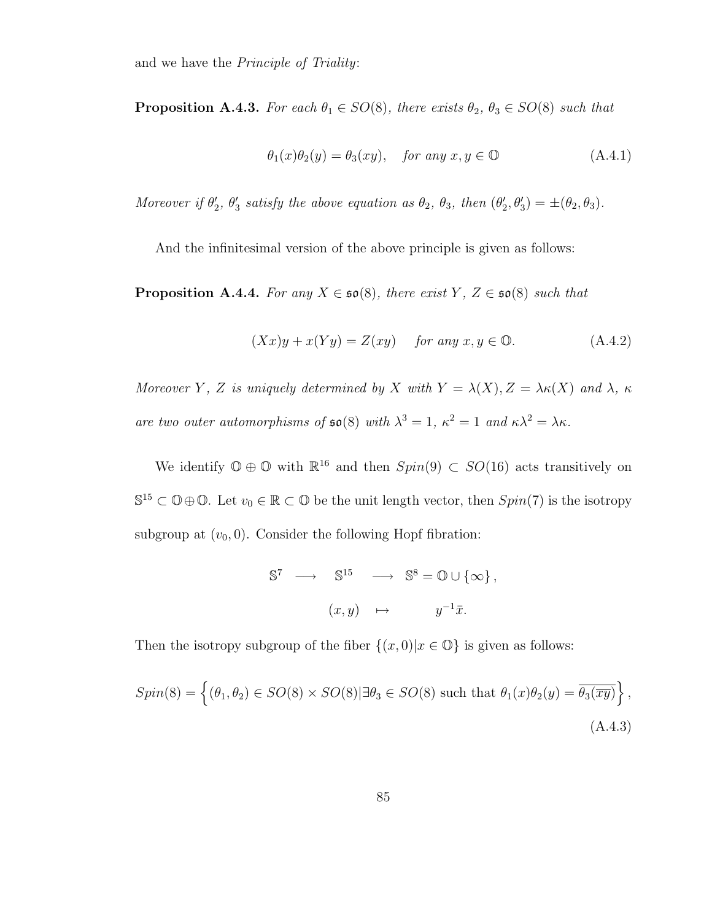and we have the *Principle of Triality*:

**Proposition A.4.3.** *For each $\theta_1 \in SO(8)$, there exists $\theta_2$, $\theta_3 \in SO(8)$ such that*

$$\theta_1(x)\theta_2(y) = \theta_3(xy), \quad \text{for any } x, y \in \mathbb{O} \tag{A.4.1}$$

*Moreover if $\theta_2'$, $\theta_3'$ satisfy the above equation as $\theta_2$, $\theta_3$, then $(\theta_2', \theta_3') = \pm(\theta_2, \theta_3)$.*

And the infinitesimal version of the above principle is given as follows:

**Proposition A.4.4.** *For any $X \in \mathfrak{so}(8)$, there exist $Y$, $Z \in \mathfrak{so}(8)$ such that*

$$(Xx)y + x(Yy) = Z(xy) \quad \text{for any } x, y \in \mathbb{O}. \tag{A.4.2}$$

*Moreover $Y$, $Z$ is uniquely determined by $X$ with $Y = \lambda(X), Z = \lambda\kappa(X)$ and $\lambda$, $\kappa$ are two outer automorphisms of $\mathfrak{so}(8)$ with $\lambda^3 = 1$, $\kappa^2 = 1$ and $\kappa\lambda^2 = \lambda\kappa$.*

We identify $\mathbb{O} \oplus \mathbb{O}$ with $\mathbb{R}^{16}$ and then $Spin(9) \subset SO(16)$ acts transitively on $\mathbb{S}^{15} \subset \mathbb{O} \oplus \mathbb{O}$. Let $v_0 \in \mathbb{R} \subset \mathbb{O}$ be the unit length vector, then $Spin(7)$ is the isotropy subgroup at $(v_0, 0)$. Consider the following Hopf fibration:

$$\begin{array}{ccccc} \mathbb{S}^7 & \longrightarrow & \mathbb{S}^{15} & \longrightarrow & \mathbb{S}^8 = \mathbb{O} \cup \{\infty\}, \\ & & (x, y) & \mapsto & y^{-1}\bar{x}. \end{array}$$

Then the isotropy subgroup of the fiber $\{(x, 0) | x \in \mathbb{O}\}$ is given as follows:

$$Spin(8) = \left\{ (\theta_1, \theta_2) \in SO(8) \times SO(8) | \exists \theta_3 \in SO(8) \text{ such that } \theta_1(x)\theta_2(y) = \overline{\theta_3(\overline{xy})} \right\}, \tag{A.4.3}$$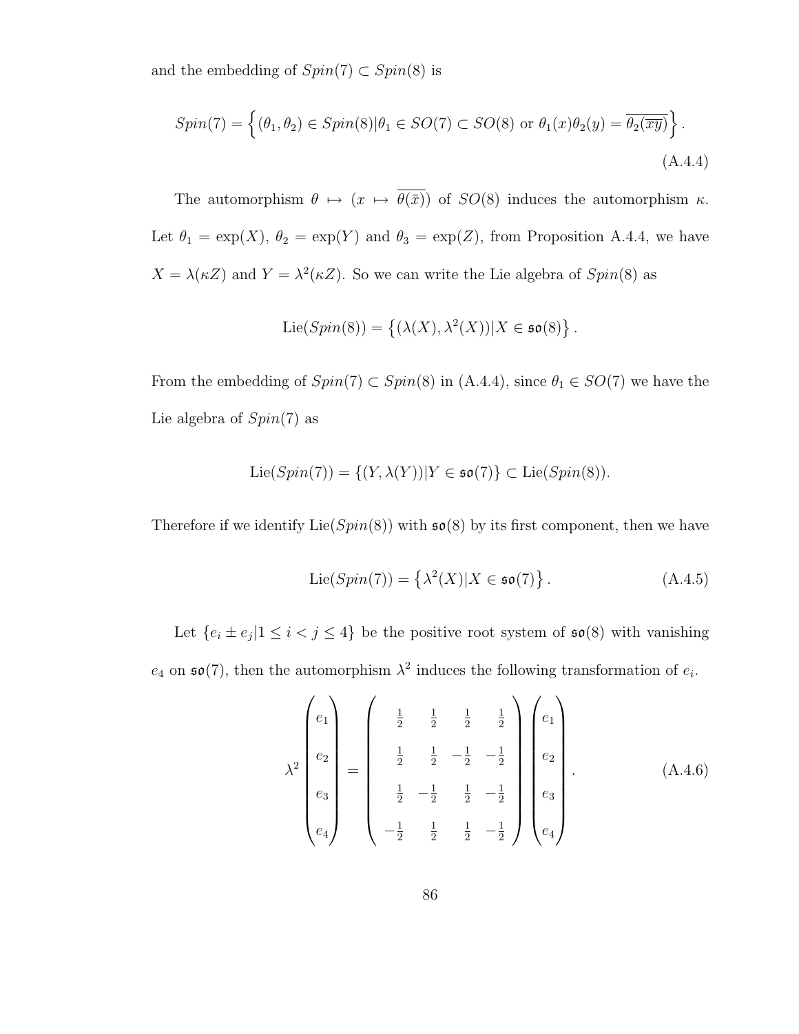and the embedding of $Spin(7) \subset Spin(8)$ is

$$Spin(7) = \left\{ (\theta_1, \theta_2) \in Spin(8) | \theta_1 \in SO(7) \subset SO(8) \text{ or } \theta_1(x)\theta_2(y) = \overline{\theta_2(\overline{xy})} \right\}. \tag{A.4.4}$$

The automorphism $\theta \mapsto (x \mapsto \overline{\theta(\bar{x})})$ of $SO(8)$ induces the automorphism $\kappa$. Let $\theta_1 = \exp(X)$, $\theta_2 = \exp(Y)$ and $\theta_3 = \exp(Z)$, from Proposition A.4.4, we have $X = \lambda(\kappa Z)$ and $Y = \lambda^2(\kappa Z)$. So we can write the Lie algebra of $Spin(8)$ as

$$\text{Lie}(Spin(8)) = \left\{ (\lambda(X), \lambda^2(X)) | X \in \mathfrak{so}(8) \right\}.$$

From the embedding of $Spin(7) \subset Spin(8)$ in (A.4.4), since $\theta_1 \in SO(7)$ we have the Lie algebra of $Spin(7)$ as

$$\text{Lie}(Spin(7)) = \{ (Y, \lambda(Y)) | Y \in \mathfrak{so}(7) \} \subset \text{Lie}(Spin(8)).$$

Therefore if we identify $\text{Lie}(Spin(8))$ with $\mathfrak{so}(8)$ by its first component, then we have

$$\text{Lie}(Spin(7)) = \left\{ \lambda^2(X) | X \in \mathfrak{so}(7) \right\}. \tag{A.4.5}$$

Let $\{e_i \pm e_j | 1 \leq i < j \leq 4\}$ be the positive root system of $\mathfrak{so}(8)$ with vanishing $e_4$ on $\mathfrak{so}(7)$, then the automorphism $\lambda^2$ induces the following transformation of $e_i$.

$$\lambda^2 \begin{pmatrix} e_1 \\ e_2 \\ e_3 \\ e_4 \end{pmatrix} = \begin{pmatrix} \frac{1}{2} & \frac{1}{2} & \frac{1}{2} & \frac{1}{2} \\ \frac{1}{2} & \frac{1}{2} & -\frac{1}{2} & -\frac{1}{2} \\ \frac{1}{2} & -\frac{1}{2} & \frac{1}{2} & -\frac{1}{2} \\ -\frac{1}{2} & \frac{1}{2} & \frac{1}{2} & -\frac{1}{2} \end{pmatrix} \begin{pmatrix} e_1 \\ e_2 \\ e_3 \\ e_4 \end{pmatrix}. \tag{A.4.6}$$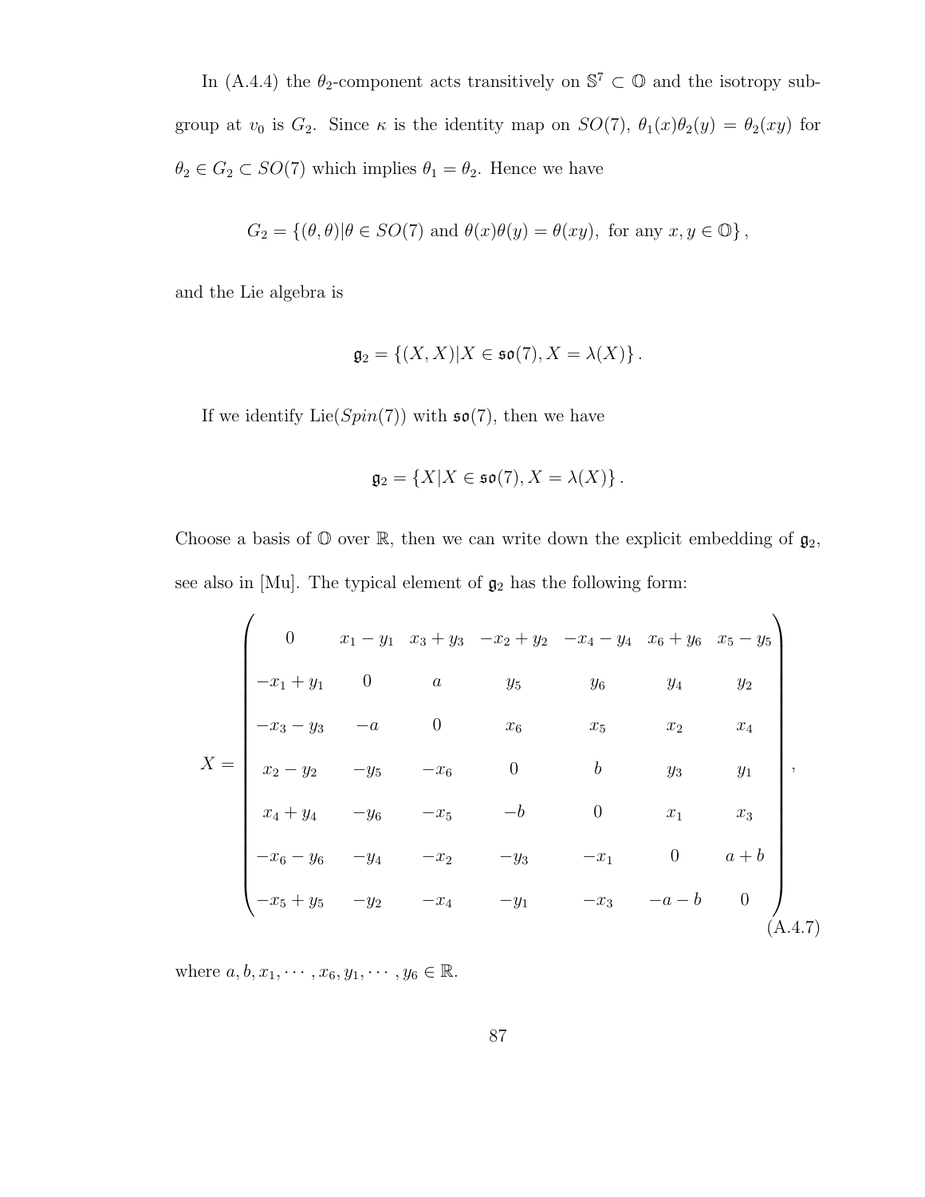In (A.4.4) the $\theta_2$-component acts transitively on $\mathbb{S}^7 \subset \mathbb{O}$ and the isotropy subgroup at $v_0$ is $G_2$. Since $\kappa$ is the identity map on $SO(7)$, $\theta_1(x)\theta_2(y) = \theta_2(xy)$ for $\theta_2 \in G_2 \subset SO(7)$ which implies $\theta_1 = \theta_2$. Hence we have

$$G_2 = \{(\theta, \theta) | \theta \in SO(7) \text{ and } \theta(x)\theta(y) = \theta(xy), \text{ for any } x, y \in \mathbb{O}\},$$

and the Lie algebra is

$$\mathfrak{g}_2 = \{(X, X) | X \in \mathfrak{so}(7), X = \lambda(X)\}.$$

If we identify Lie$(Spin(7))$ with $\mathfrak{so}(7)$, then we have

$$\mathfrak{g}_2 = \{X | X \in \mathfrak{so}(7), X = \lambda(X)\}.$$

Choose a basis of $\mathbb{O}$ over $\mathbb{R}$, then we can write down the explicit embedding of $\mathfrak{g}_2$, see also in [Mu]. The typical element of $\mathfrak{g}_2$ has the following form:

$$X = \begin{pmatrix} 0 & x_1 - y_1 & x_3 + y_3 & -x_2 + y_2 & -x_4 - y_4 & x_6 + y_6 & x_5 - y_5 \\ -x_1 + y_1 & 0 & a & y_5 & y_6 & y_4 & y_2 \\ -x_3 - y_3 & -a & 0 & x_6 & x_5 & x_2 & x_4 \\ x_2 - y_2 & -y_5 & -x_6 & 0 & b & y_3 & y_1 \\ x_4 + y_4 & -y_6 & -x_5 & -b & 0 & x_1 & x_3 \\ -x_6 - y_6 & -y_4 & -x_2 & -y_3 & -x_1 & 0 & a + b \\ -x_5 + y_5 & -y_2 & -x_4 & -y_1 & -x_3 & -a - b & 0 \end{pmatrix}, \tag{A.4.7}$$

where $a, b, x_1, \cdots, x_6, y_1, \cdots, y_6 \in \mathbb{R}$.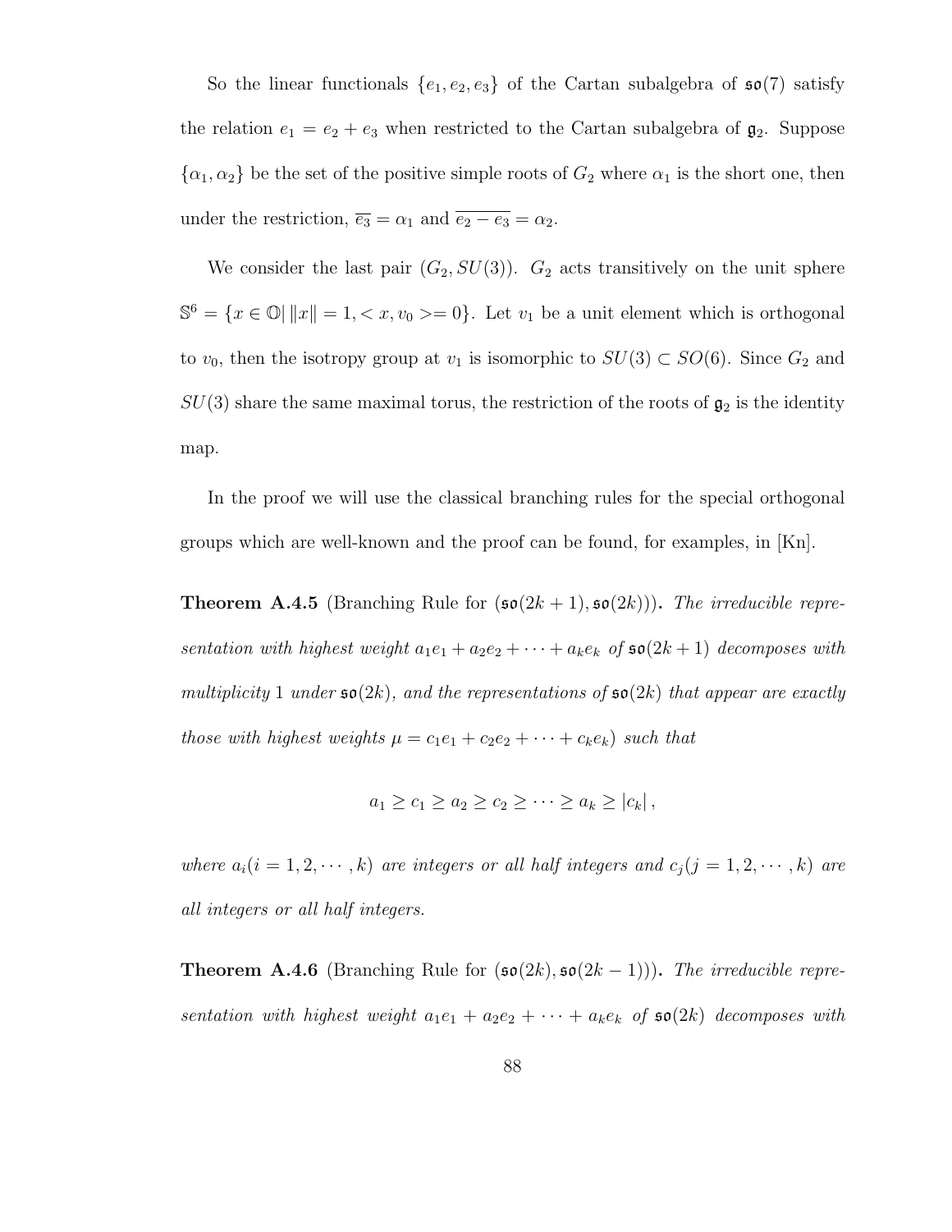So the linear functionals $\{e_1, e_2, e_3\}$ of the Cartan subalgebra of $\mathfrak{so}(7)$ satisfy the relation $e_1 = e_2 + e_3$ when restricted to the Cartan subalgebra of $\mathfrak{g}_2$. Suppose $\{\alpha_1, \alpha_2\}$ be the set of the positive simple roots of $G_2$ where $\alpha_1$ is the short one, then under the restriction, $\overline{e_3} = \alpha_1$ and $\overline{e_2 - e_3} = \alpha_2$.

We consider the last pair $(G_2, SU(3))$. $G_2$ acts transitively on the unit sphere $\mathbb{S}^6 = \{x \in \mathbb{O} | \, \|x\| = 1, < x, v_0 >= 0\}$. Let $v_1$ be a unit element which is orthogonal to $v_0$, then the isotropy group at $v_1$ is isomorphic to $SU(3) \subset SO(6)$. Since $G_2$ and $SU(3)$ share the same maximal torus, the restriction of the roots of $\mathfrak{g}_2$ is the identity map.

In the proof we will use the classical branching rules for the special orthogonal groups which are well-known and the proof can be found, for examples, in [Kn].

**Theorem A.4.5** (Branching Rule for $(\mathfrak{so}(2k+1), \mathfrak{so}(2k))$)**.** *The irreducible representation with highest weight $a_1 e_1 + a_2 e_2 + \cdots + a_k e_k$ of $\mathfrak{so}(2k+1)$ decomposes with multiplicity 1 under $\mathfrak{so}(2k)$, and the representations of $\mathfrak{so}(2k)$ that appear are exactly those with highest weights $\mu = c_1 e_1 + c_2 e_2 + \cdots + c_k e_k)$ such that*

$$a_1 \geq c_1 \geq a_2 \geq c_2 \geq \cdots \geq a_k \geq |c_k| \,,$$

*where $a_i (i = 1, 2, \cdots, k)$ are integers or all half integers and $c_j (j = 1, 2, \cdots, k)$ are all integers or all half integers.*

**Theorem A.4.6** (Branching Rule for $(\mathfrak{so}(2k), \mathfrak{so}(2k-1))$)**.** *The irreducible representation with highest weight $a_1 e_1 + a_2 e_2 + \cdots + a_k e_k$ of $\mathfrak{so}(2k)$ decomposes with*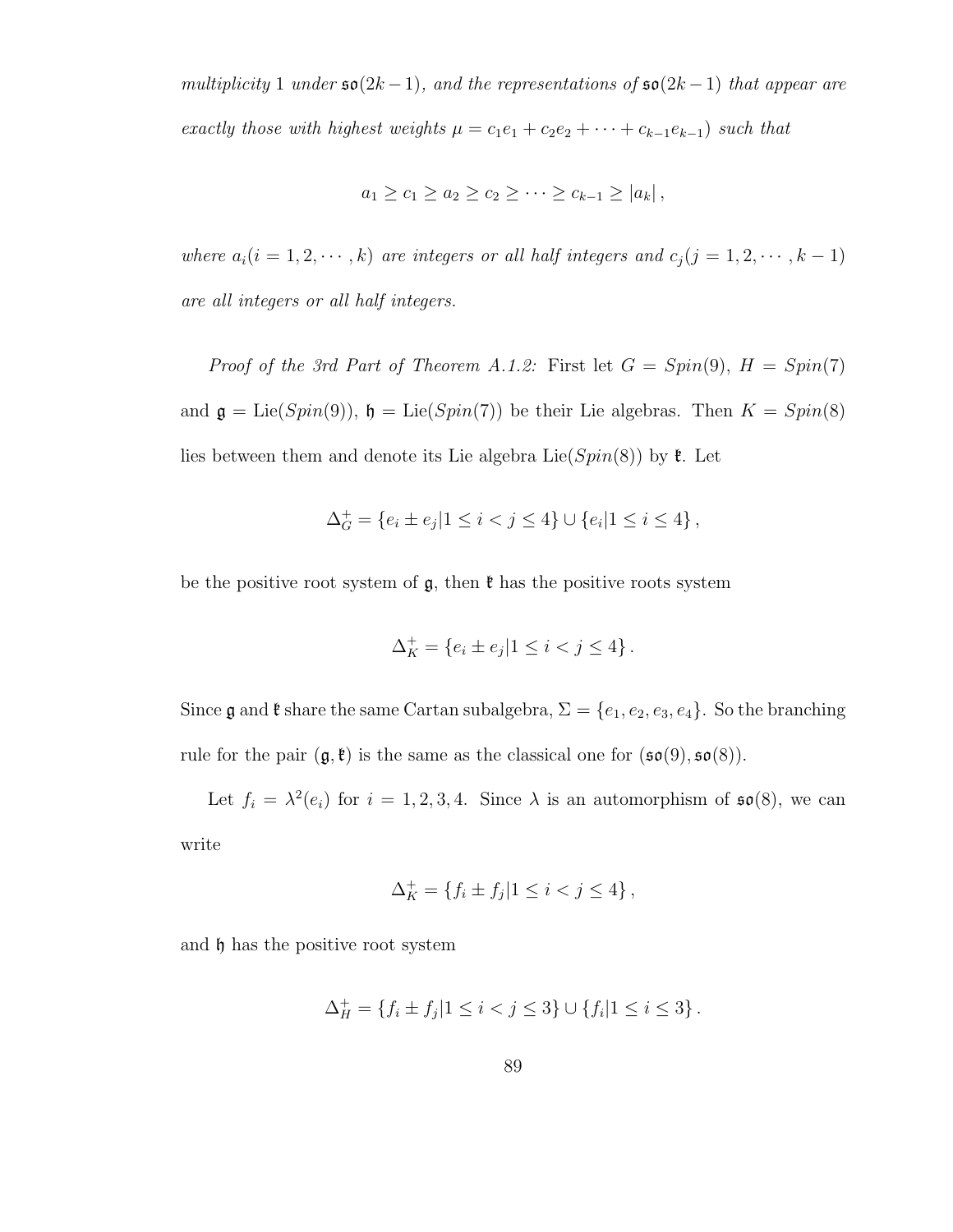*multiplicity* 1 *under* $\mathfrak{so}(2k-1)$*, and the representations of* $\mathfrak{so}(2k-1)$ *that appear are exactly those with highest weights* $\mu = c_1e_1 + c_2e_2 + \cdots + c_{k-1}e_{k-1}$*) such that*

$$a_1 \geq c_1 \geq a_2 \geq c_2 \geq \cdots \geq c_{k-1} \geq |a_k|\,,$$

*where* $a_i (i = 1, 2, \cdots, k)$ *are integers or all half integers and* $c_j (j = 1, 2, \cdots, k-1)$ *are all integers or all half integers.*

*Proof of the 3rd Part of Theorem A.1.2:* First let $G = Spin(9)$, $H = Spin(7)$ and $\mathfrak{g} = \mathrm{Lie}(Spin(9))$, $\mathfrak{h} = \mathrm{Lie}(Spin(7))$ be their Lie algebras. Then $K = Spin(8)$ lies between them and denote its Lie algebra $\mathrm{Lie}(Spin(8))$ by $\mathfrak{k}$. Let

$$\Delta_G^+ = \{e_i \pm e_j | 1 \leq i < j \leq 4\} \cup \{e_i | 1 \leq i \leq 4\}\,,$$

be the positive root system of $\mathfrak{g}$, then $\mathfrak{k}$ has the positive roots system

$$\Delta_K^+ = \{e_i \pm e_j | 1 \leq i < j \leq 4\}\,.$$

Since $\mathfrak{g}$ and $\mathfrak{k}$ share the same Cartan subalgebra, $\Sigma = \{e_1, e_2, e_3, e_4\}$. So the branching rule for the pair $(\mathfrak{g}, \mathfrak{k})$ is the same as the classical one for $(\mathfrak{so}(9), \mathfrak{so}(8))$.

Let $f_i = \lambda^2(e_i)$ for $i = 1, 2, 3, 4$. Since $\lambda$ is an automorphism of $\mathfrak{so}(8)$, we can write

$$\Delta_K^+ = \{f_i \pm f_j | 1 \leq i < j \leq 4\}\,,$$

and $\mathfrak{h}$ has the positive root system

$$\Delta_H^+ = \{f_i \pm f_j | 1 \leq i < j \leq 3\} \cup \{f_i | 1 \leq i \leq 3\}\,.$$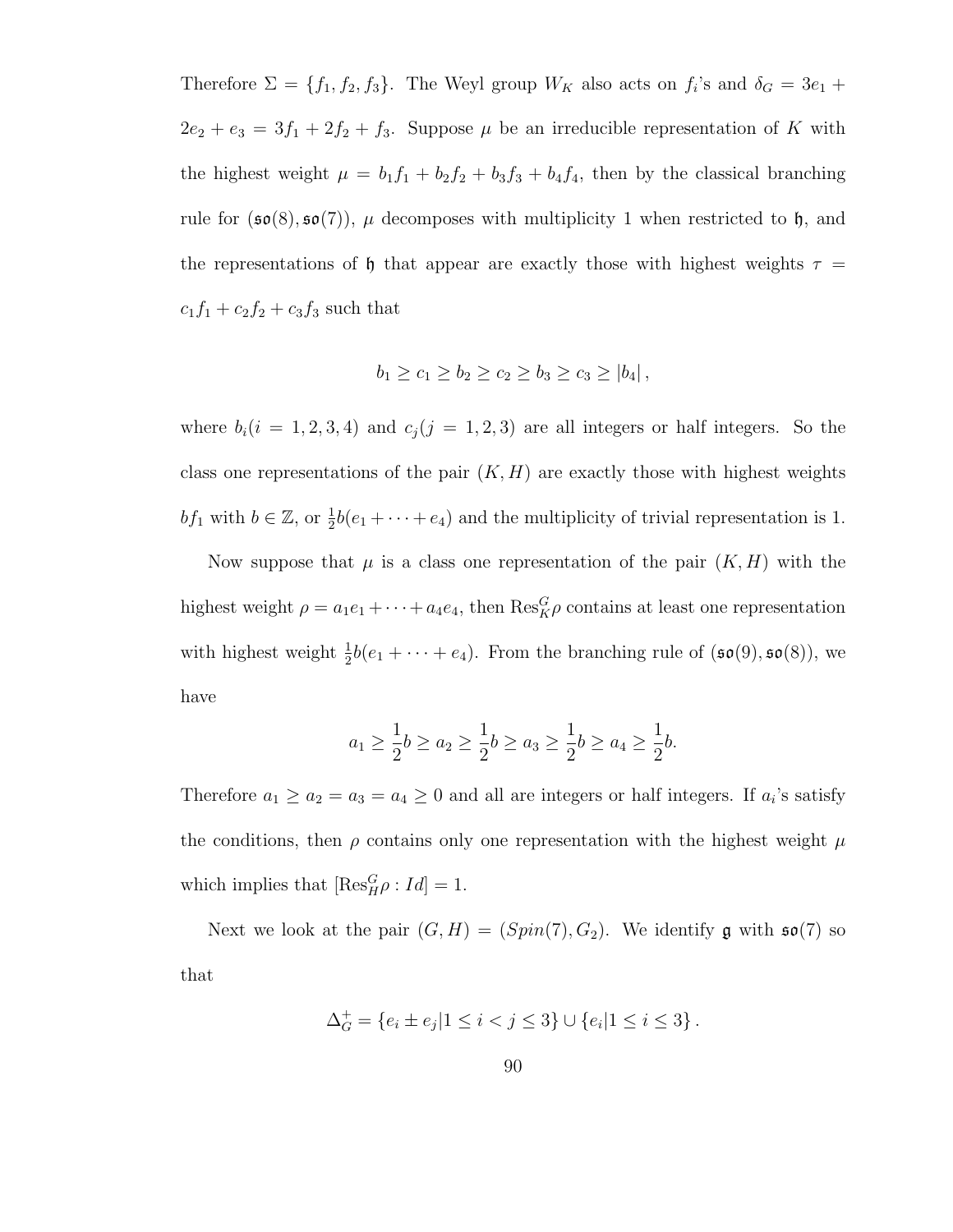Therefore $\Sigma = \{f_1, f_2, f_3\}$. The Weyl group $W_K$ also acts on $f_i$'s and $\delta_G = 3e_1 + 2e_2 + e_3 = 3f_1 + 2f_2 + f_3$. Suppose $\mu$ be an irreducible representation of $K$ with the highest weight $\mu = b_1 f_1 + b_2 f_2 + b_3 f_3 + b_4 f_4$, then by the classical branching rule for $(\mathfrak{so}(8), \mathfrak{so}(7))$, $\mu$ decomposes with multiplicity 1 when restricted to $\mathfrak{h}$, and the representations of $\mathfrak{h}$ that appear are exactly those with highest weights $\tau = c_1 f_1 + c_2 f_2 + c_3 f_3$ such that

$$b_1 \geq c_1 \geq b_2 \geq c_2 \geq b_3 \geq c_3 \geq |b_4|,$$

where $b_i (i = 1, 2, 3, 4)$ and $c_j (j = 1, 2, 3)$ are all integers or half integers. So the class one representations of the pair $(K, H)$ are exactly those with highest weights $b f_1$ with $b \in \mathbb{Z}$, or $\frac{1}{2} b(e_1 + \cdots + e_4)$ and the multiplicity of trivial representation is 1.

Now suppose that $\mu$ is a class one representation of the pair $(K, H)$ with the highest weight $\rho = a_1 e_1 + \cdots + a_4 e_4$, then $\mathrm{Res}_K^G \rho$ contains at least one representation with highest weight $\frac{1}{2} b(e_1 + \cdots + e_4)$. From the branching rule of $(\mathfrak{so}(9), \mathfrak{so}(8))$, we have

$$a_1 \geq \frac{1}{2} b \geq a_2 \geq \frac{1}{2} b \geq a_3 \geq \frac{1}{2} b \geq a_4 \geq \frac{1}{2} b.$$

Therefore $a_1 \geq a_2 = a_3 = a_4 \geq 0$ and all are integers or half integers. If $a_i$'s satisfy the conditions, then $\rho$ contains only one representation with the highest weight $\mu$ which implies that $[\mathrm{Res}_H^G \rho : Id] = 1$.

Next we look at the pair $(G, H) = (Spin(7), G_2)$. We identify $\mathfrak{g}$ with $\mathfrak{so}(7)$ so that

$$\Delta_G^+ = \{e_i \pm e_j | 1 \leq i < j \leq 3\} \cup \{e_i | 1 \leq i \leq 3\}.$$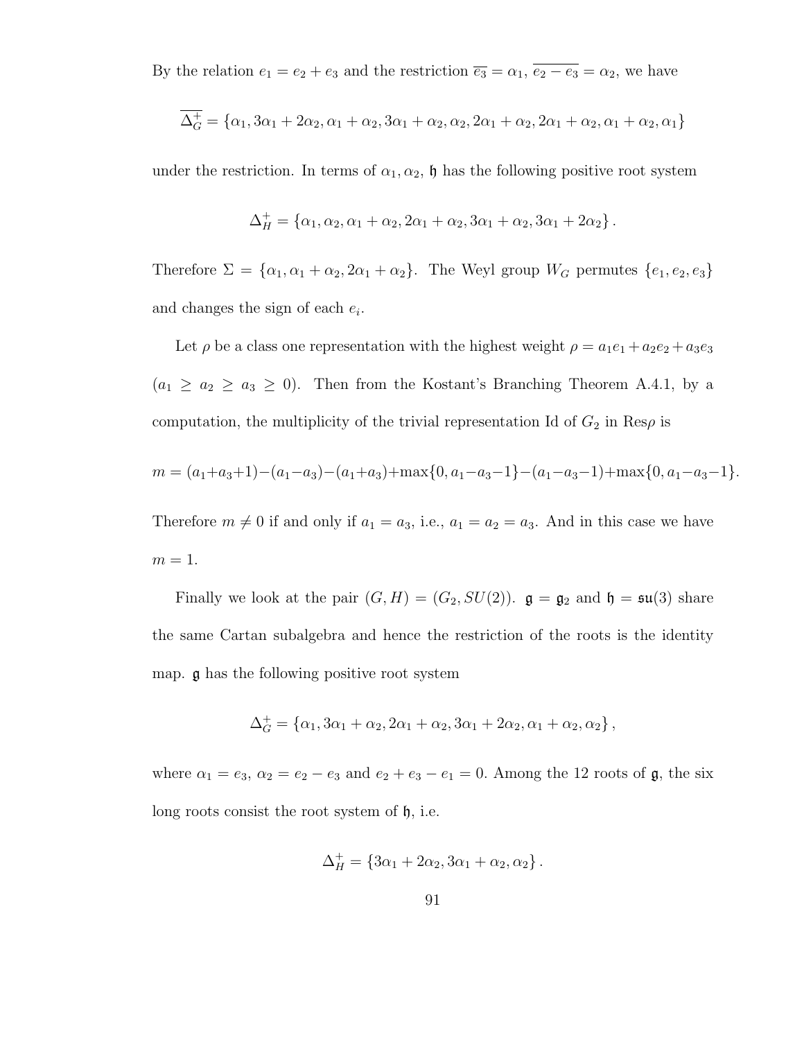By the relation $e_1 = e_2 + e_3$ and the restriction $\overline{e_3} = \alpha_1$, $\overline{e_2 - e_3} = \alpha_2$, we have

$$\overline{\Delta_G^+} = \{\alpha_1, 3\alpha_1 + 2\alpha_2, \alpha_1 + \alpha_2, 3\alpha_1 + \alpha_2, \alpha_2, 2\alpha_1 + \alpha_2, 2\alpha_1 + \alpha_2, \alpha_1 + \alpha_2, \alpha_1\}$$

under the restriction. In terms of $\alpha_1, \alpha_2$, $\mathfrak{h}$ has the following positive root system

$$\Delta_H^+ = \{\alpha_1, \alpha_2, \alpha_1 + \alpha_2, 2\alpha_1 + \alpha_2, 3\alpha_1 + \alpha_2, 3\alpha_1 + 2\alpha_2\}.$$

Therefore $\Sigma = \{\alpha_1, \alpha_1 + \alpha_2, 2\alpha_1 + \alpha_2\}$. The Weyl group $W_G$ permutes $\{e_1, e_2, e_3\}$ and changes the sign of each $e_i$.

Let $\rho$ be a class one representation with the highest weight $\rho = a_1 e_1 + a_2 e_2 + a_3 e_3$ ($a_1 \geq a_2 \geq a_3 \geq 0$). Then from the Kostant's Branching Theorem A.4.1, by a computation, the multiplicity of the trivial representation Id of $G_2$ in Res$\rho$ is

$$m = (a_1 + a_3 + 1) - (a_1 - a_3) - (a_1 + a_3) + \max\{0, a_1 - a_3 - 1\} - (a_1 - a_3 - 1) + \max\{0, a_1 - a_3 - 1\}.$$

Therefore $m \neq 0$ if and only if $a_1 = a_3$, i.e., $a_1 = a_2 = a_3$. And in this case we have $m = 1$.

Finally we look at the pair $(G, H) = (G_2, SU(2))$. $\mathfrak{g} = \mathfrak{g}_2$ and $\mathfrak{h} = \mathfrak{su}(3)$ share the same Cartan subalgebra and hence the restriction of the roots is the identity map. $\mathfrak{g}$ has the following positive root system

$$\Delta_G^+ = \{\alpha_1, 3\alpha_1 + \alpha_2, 2\alpha_1 + \alpha_2, 3\alpha_1 + 2\alpha_2, \alpha_1 + \alpha_2, \alpha_2\},$$

where $\alpha_1 = e_3$, $\alpha_2 = e_2 - e_3$ and $e_2 + e_3 - e_1 = 0$. Among the 12 roots of $\mathfrak{g}$, the six long roots consist the root system of $\mathfrak{h}$, i.e.

$$\Delta_H^+ = \{3\alpha_1 + 2\alpha_2, 3\alpha_1 + \alpha_2, \alpha_2\}.$$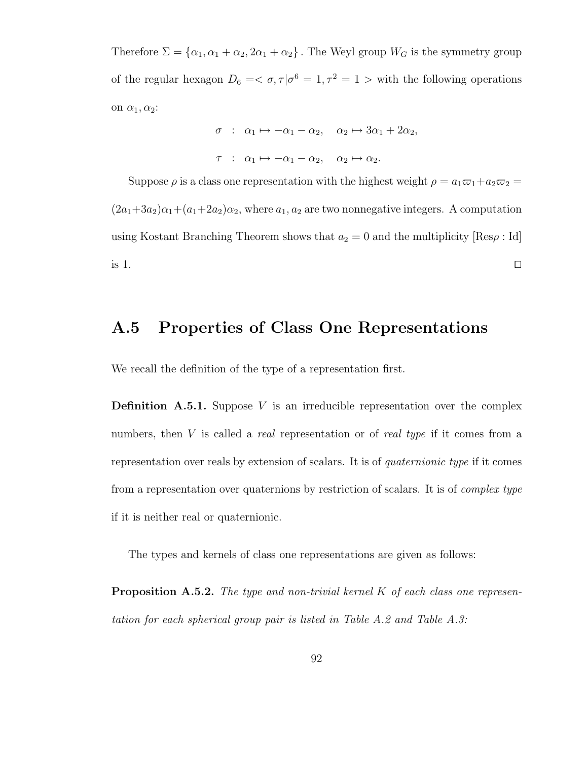Therefore $\Sigma = \{\alpha_1, \alpha_1 + \alpha_2, 2\alpha_1 + \alpha_2\}$ . The Weyl group $W_G$ is the symmetry group of the regular hexagon $D_6 =< \sigma, \tau | \sigma^6 = 1, \tau^2 = 1 >$ with the following operations on $\alpha_1, \alpha_2$:

$$\sigma \ : \ \alpha_1 \mapsto -\alpha_1 - \alpha_2, \quad \alpha_2 \mapsto 3\alpha_1 + 2\alpha_2,$$

$$\tau \ : \ \alpha_1 \mapsto -\alpha_1 - \alpha_2, \quad \alpha_2 \mapsto \alpha_2.$$

Suppose $\rho$ is a class one representation with the highest weight $\rho = a_1\varpi_1 + a_2\varpi_2 = (2a_1+3a_2)\alpha_1 + (a_1+2a_2)\alpha_2$, where $a_1, a_2$ are two nonnegative integers. A computation using Kostant Branching Theorem shows that $a_2 = 0$ and the multiplicity $[\mathrm{Res}\rho : \mathrm{Id}]$ is 1. ◻

## A.5 Properties of Class One Representations

We recall the definition of the type of a representation first.

**Definition A.5.1.** Suppose $V$ is an irreducible representation over the complex numbers, then $V$ is called a *real* representation or of *real type* if it comes from a representation over reals by extension of scalars. It is of *quaternionic type* if it comes from a representation over quaternions by restriction of scalars. It is of *complex type* if it is neither real or quaternionic.

The types and kernels of class one representations are given as follows:

**Proposition A.5.2.** *The type and non-trivial kernel $K$ of each class one representation for each spherical group pair is listed in Table A.2 and Table A.3:*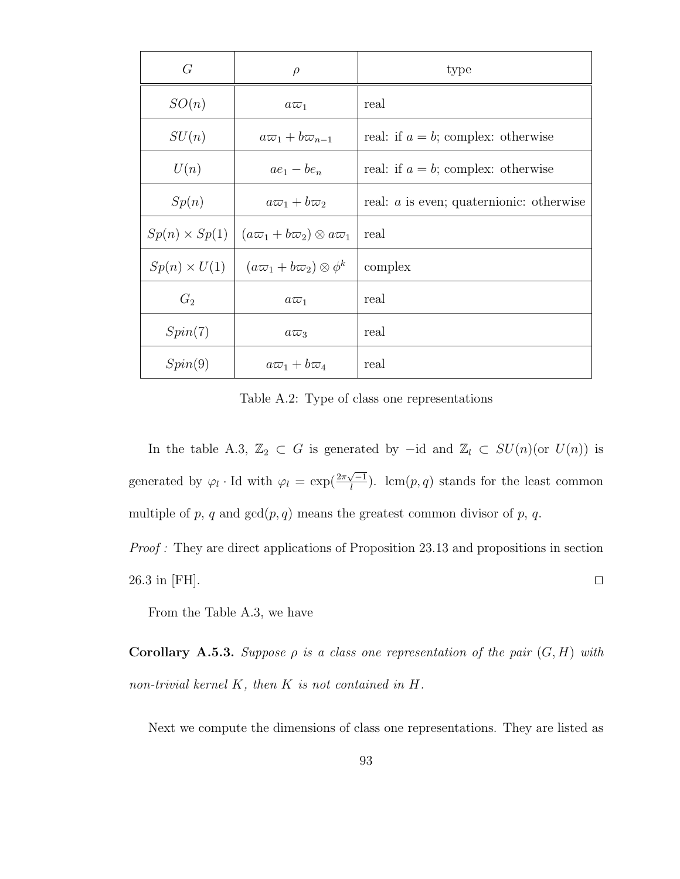| $G$ | $\rho$ | type |
|---|---|---|
| $SO(n)$ | $a\varpi_1$ | real |
| $SU(n)$ | $a\varpi_1 + b\varpi_{n-1}$ | real: if $a = b$; complex: otherwise |
| $U(n)$ | $ae_1 - be_n$ | real: if $a = b$; complex: otherwise |
| $Sp(n)$ | $a\varpi_1 + b\varpi_2$ | real: $a$ is even; quaternionic: otherwise |
| $Sp(n) \times Sp(1)$ | $(a\varpi_1 + b\varpi_2) \otimes a\varpi_1$ | real |
| $Sp(n) \times U(1)$ | $(a\varpi_1 + b\varpi_2) \otimes \phi^k$ | complex |
| $G_2$ | $a\varpi_1$ | real |
| $Spin(7)$ | $a\varpi_3$ | real |
| $Spin(9)$ | $a\varpi_1 + b\varpi_4$ | real |

Table A.2: Type of class one representations

In the table A.3, $\mathbb{Z}_2 \subset G$ is generated by $-\mathrm{id}$ and $\mathbb{Z}_l \subset SU(n)$(or $U(n)$) is generated by $\varphi_l \cdot \mathrm{Id}$ with $\varphi_l = \exp(\frac{2\pi\sqrt{-1}}{l})$. $\mathrm{lcm}(p, q)$ stands for the least common multiple of $p$, $q$ and $\gcd(p, q)$ means the greatest common divisor of $p$, $q$.

*Proof :* They are direct applications of Proposition 23.13 and propositions in section 26.3 in [FH]. □

From the Table A.3, we have

**Corollary A.5.3.** *Suppose $\rho$ is a class one representation of the pair $(G, H)$ with non-trivial kernel $K$, then $K$ is not contained in $H$.*

Next we compute the dimensions of class one representations. They are listed as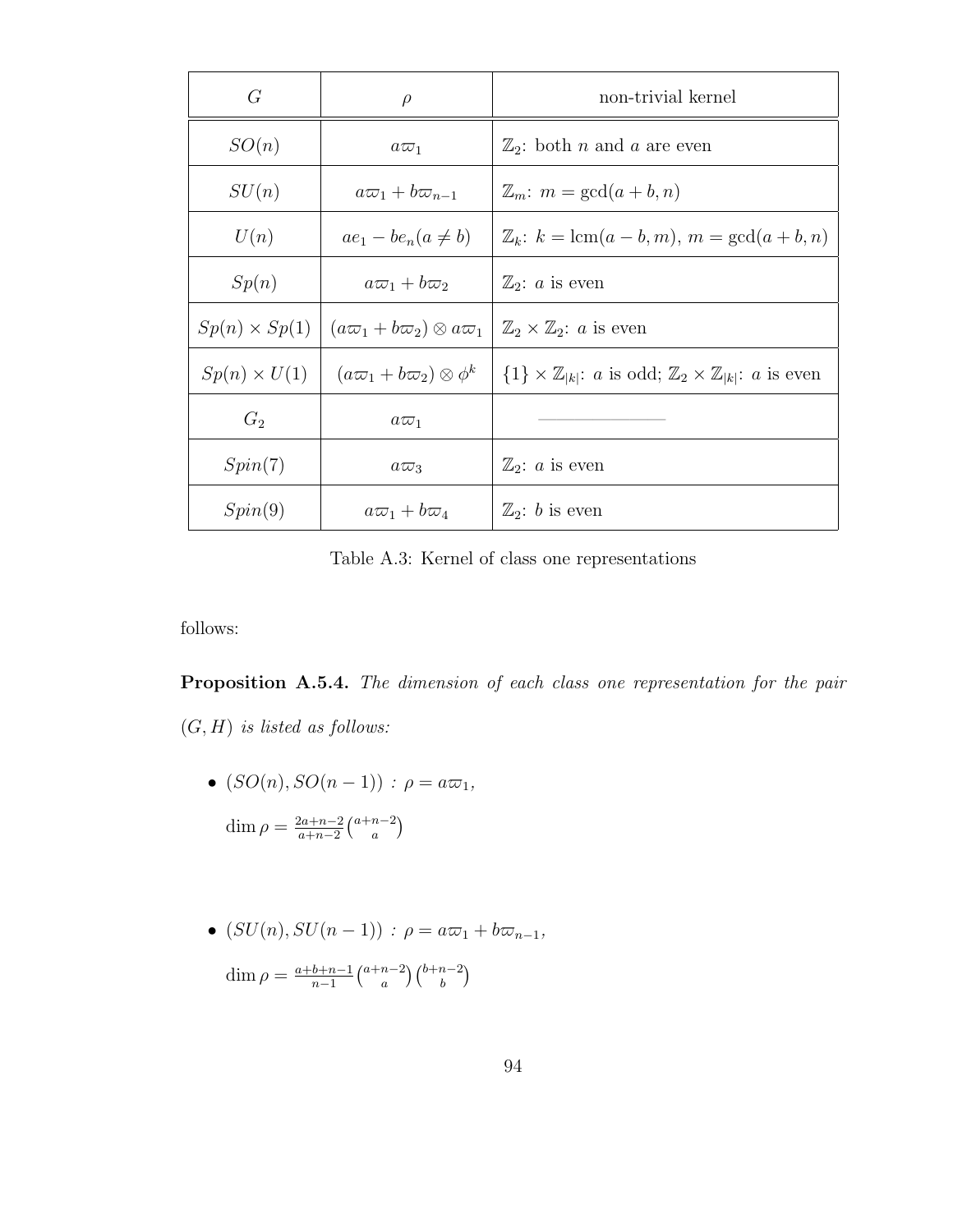| $G$ | $\rho$ | non-trivial kernel |
|---|---|---|
| $SO(n)$ | $a\varpi_1$ | $\mathbb{Z}_2$: both $n$ and $a$ are even |
| $SU(n)$ | $a\varpi_1 + b\varpi_{n-1}$ | $\mathbb{Z}_m$: $m = \gcd(a+b, n)$ |
| $U(n)$ | $ae_1 - be_n (a \neq b)$ | $\mathbb{Z}_k$: $k = \text{lcm}(a-b, m)$, $m = \gcd(a+b, n)$ |
| $Sp(n)$ | $a\varpi_1 + b\varpi_2$ | $\mathbb{Z}_2$: $a$ is even |
| $Sp(n) \times Sp(1)$ | $(a\varpi_1 + b\varpi_2) \otimes a\varpi_1$ | $\mathbb{Z}_2 \times \mathbb{Z}_2$: $a$ is even |
| $Sp(n) \times U(1)$ | $(a\varpi_1 + b\varpi_2) \otimes \phi^k$ | $\{1\} \times \mathbb{Z}_{\lvert k \rvert}$: $a$ is odd; $\mathbb{Z}_2 \times \mathbb{Z}_{\lvert k \rvert}$: $a$ is even |
| $G_2$ | $a\varpi_1$ | ——— |
| $Spin(7)$ | $a\varpi_3$ | $\mathbb{Z}_2$: $a$ is even |
| $Spin(9)$ | $a\varpi_1 + b\varpi_4$ | $\mathbb{Z}_2$: $b$ is even |

Table A.3: Kernel of class one representations

follows:

**Proposition A.5.4.** *The dimension of each class one representation for the pair $(G, H)$ is listed as follows:*

- $(SO(n), SO(n-1))$ : $\rho = a\varpi_1$,

  $\dim \rho = \frac{2a+n-2}{a+n-2}\binom{a+n-2}{a}$

- $(SU(n), SU(n-1))$ : $\rho = a\varpi_1 + b\varpi_{n-1}$,

  $\dim \rho = \frac{a+b+n-1}{n-1}\binom{a+n-2}{a}\binom{b+n-2}{b}$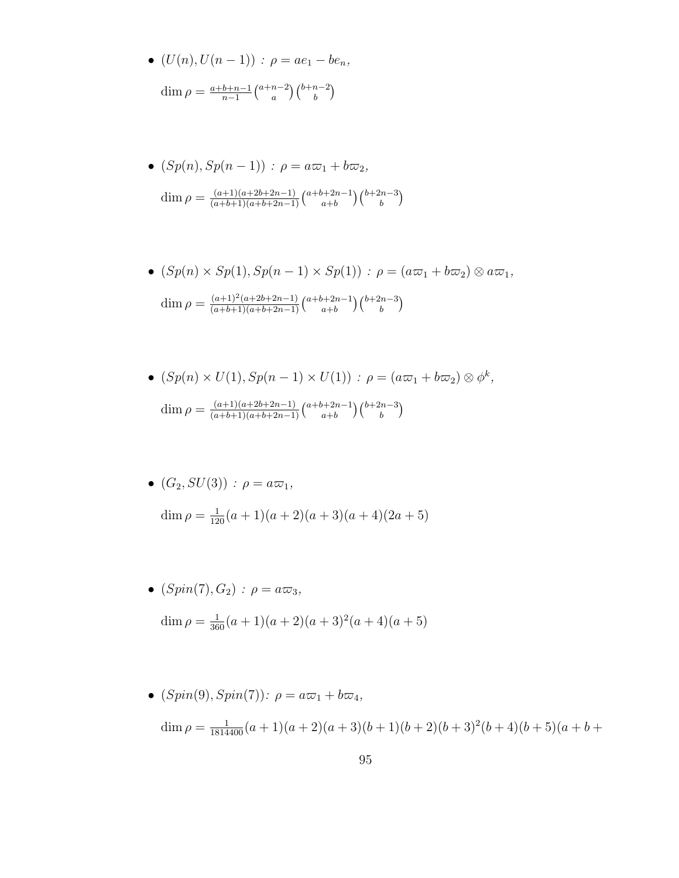- $(U(n), U(n-1))$ : $\rho = ae_1 - be_n$,

  $\dim \rho = \frac{a+b+n-1}{n-1}\binom{a+n-2}{a}\binom{b+n-2}{b}$

- $(Sp(n), Sp(n-1))$ : $\rho = a\varpi_1 + b\varpi_2$,

  $\dim \rho = \frac{(a+1)(a+2b+2n-1)}{(a+b+1)(a+b+2n-1)}\binom{a+b+2n-1}{a+b}\binom{b+2n-3}{b}$

- $(Sp(n) \times Sp(1), Sp(n-1) \times Sp(1))$ : $\rho = (a\varpi_1 + b\varpi_2) \otimes a\varpi_1$,

  $\dim \rho = \frac{(a+1)^2(a+2b+2n-1)}{(a+b+1)(a+b+2n-1)}\binom{a+b+2n-1}{a+b}\binom{b+2n-3}{b}$

- $(Sp(n) \times U(1), Sp(n-1) \times U(1))$ : $\rho = (a\varpi_1 + b\varpi_2) \otimes \phi^k$,

  $\dim \rho = \frac{(a+1)(a+2b+2n-1)}{(a+b+1)(a+b+2n-1)}\binom{a+b+2n-1}{a+b}\binom{b+2n-3}{b}$

- $(G_2, SU(3))$ : $\rho = a\varpi_1$,

  $\dim \rho = \frac{1}{120}(a+1)(a+2)(a+3)(a+4)(2a+5)$

- $(Spin(7), G_2)$ : $\rho = a\varpi_3$,

  $\dim \rho = \frac{1}{360}(a+1)(a+2)(a+3)^2(a+4)(a+5)$

- $(Spin(9), Spin(7))$: $\rho = a\varpi_1 + b\varpi_4$,

  $\dim \rho = \frac{1}{1814400}(a+1)(a+2)(a+3)(b+1)(b+2)(b+3)^2(b+4)(b+5)(a+b+$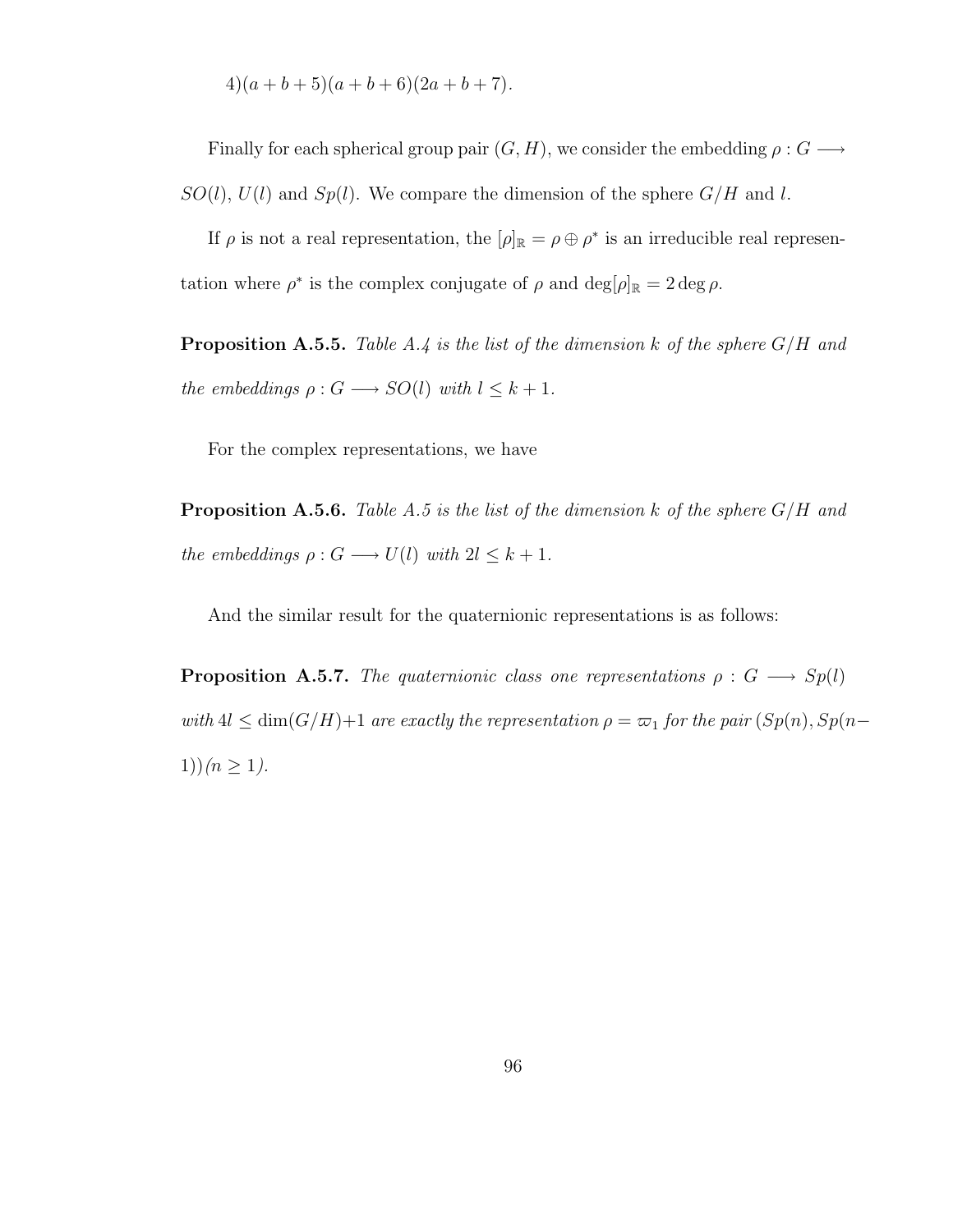$4)(a+b+5)(a+b+6)(2a+b+7).$

Finally for each spherical group pair $(G, H)$, we consider the embedding $\rho : G \longrightarrow SO(l)$, $U(l)$ and $Sp(l)$. We compare the dimension of the sphere $G/H$ and $l$.

If $\rho$ is not a real representation, the $[\rho]_{\mathbb{R}} = \rho \oplus \rho^*$ is an irreducible real representation where $\rho^*$ is the complex conjugate of $\rho$ and $\deg[\rho]_{\mathbb{R}} = 2\deg\rho$.

**Proposition A.5.5.** *Table A.4 is the list of the dimension $k$ of the sphere $G/H$ and the embeddings $\rho : G \longrightarrow SO(l)$ with $l \leq k+1$.*

For the complex representations, we have

**Proposition A.5.6.** *Table A.5 is the list of the dimension $k$ of the sphere $G/H$ and the embeddings $\rho : G \longrightarrow U(l)$ with $2l \leq k+1$.*

And the similar result for the quaternionic representations is as follows:

**Proposition A.5.7.** *The quaternionic class one representations $\rho : G \longrightarrow Sp(l)$ with $4l \leq \dim(G/H)+1$ are exactly the representation $\rho = \varpi_1$ for the pair $(Sp(n), Sp(n-1))$ $(n \geq 1)$.*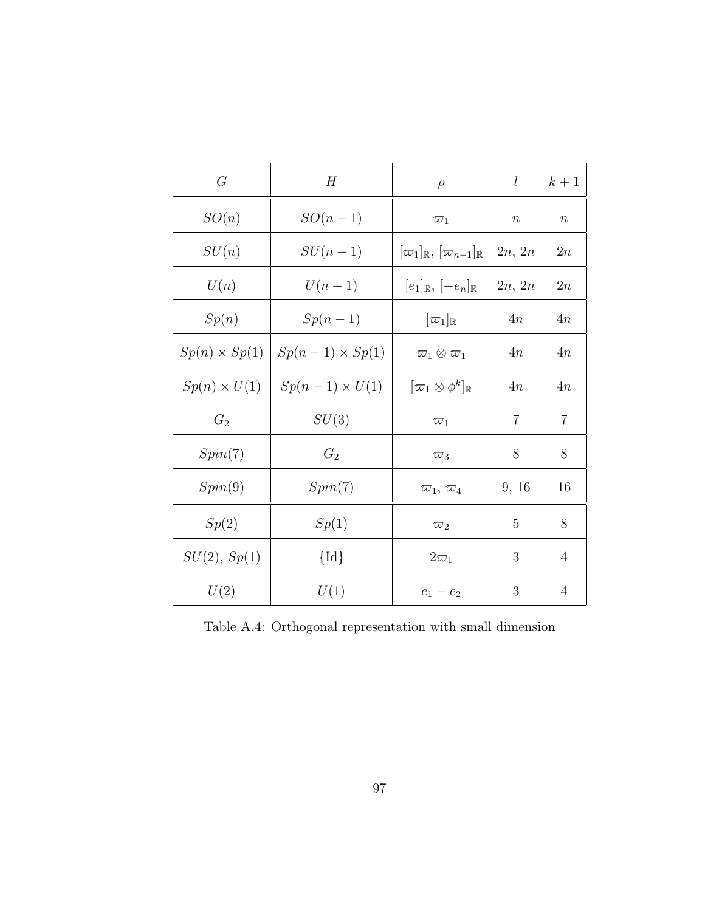| $G$ | $H$ | $\rho$ | $l$ | $k+1$ |
|---|---|---|---|---|
| $SO(n)$ | $SO(n-1)$ | $\varpi_1$ | $n$ | $n$ |
| $SU(n)$ | $SU(n-1)$ | $[\varpi_1]_{\mathbb{R}}$, $[\varpi_{n-1}]_{\mathbb{R}}$ | $2n$, $2n$ | $2n$ |
| $U(n)$ | $U(n-1)$ | $[e_1]_{\mathbb{R}}$, $[-e_n]_{\mathbb{R}}$ | $2n$, $2n$ | $2n$ |
| $Sp(n)$ | $Sp(n-1)$ | $[\varpi_1]_{\mathbb{R}}$ | $4n$ | $4n$ |
| $Sp(n) \times Sp(1)$ | $Sp(n-1) \times Sp(1)$ | $\varpi_1 \otimes \varpi_1$ | $4n$ | $4n$ |
| $Sp(n) \times U(1)$ | $Sp(n-1) \times U(1)$ | $[\varpi_1 \otimes \phi^k]_{\mathbb{R}}$ | $4n$ | $4n$ |
| $G_2$ | $SU(3)$ | $\varpi_1$ | $7$ | $7$ |
| $Spin(7)$ | $G_2$ | $\varpi_3$ | $8$ | $8$ |
| $Spin(9)$ | $Spin(7)$ | $\varpi_1$, $\varpi_4$ | $9$, $16$ | $16$ |
| $Sp(2)$ | $Sp(1)$ | $\varpi_2$ | $5$ | $8$ |
| $SU(2)$, $Sp(1)$ | $\{\mathrm{Id}\}$ | $2\varpi_1$ | $3$ | $4$ |
| $U(2)$ | $U(1)$ | $e_1 - e_2$ | $3$ | $4$ |

Table A.4: Orthogonal representation with small dimension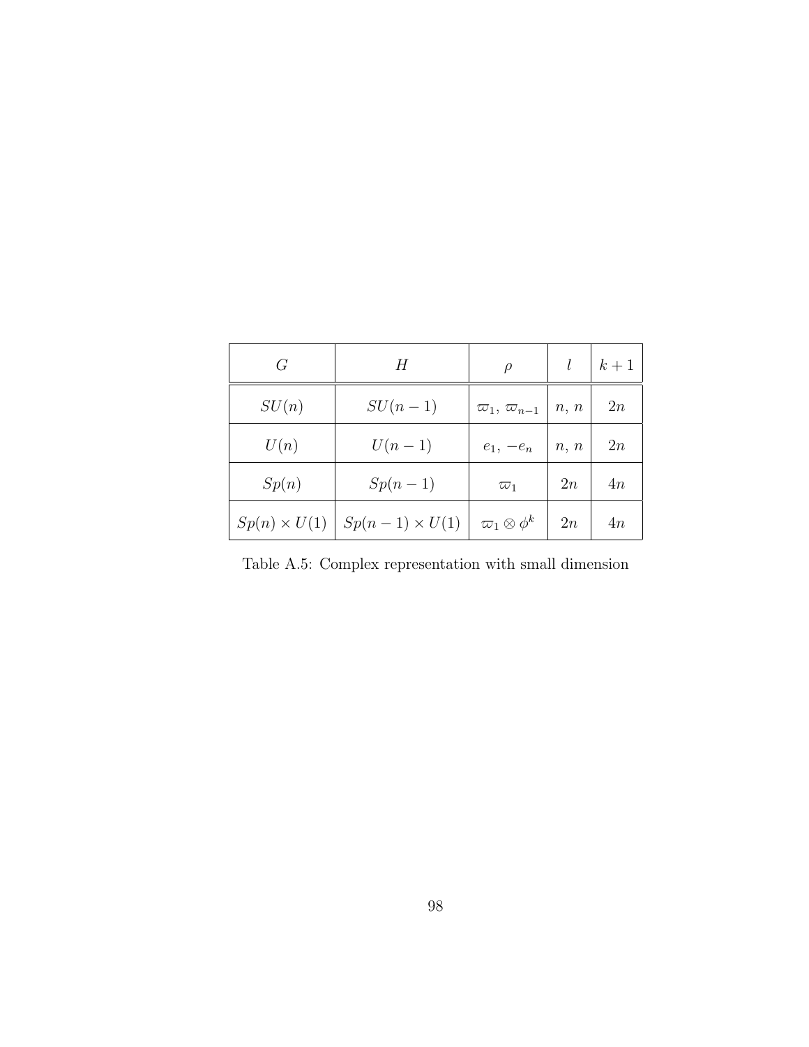| $G$ | $H$ | $\rho$ | $l$ | $k+1$ |
|---|---|---|---|---|
| $SU(n)$ | $SU(n-1)$ | $\varpi_1,\, \varpi_{n-1}$ | $n,\, n$ | $2n$ |
| $U(n)$ | $U(n-1)$ | $e_1,\, -e_n$ | $n,\, n$ | $2n$ |
| $Sp(n)$ | $Sp(n-1)$ | $\varpi_1$ | $2n$ | $4n$ |
| $Sp(n) \times U(1)$ | $Sp(n-1) \times U(1)$ | $\varpi_1 \otimes \phi^k$ | $2n$ | $4n$ |

Table A.5: Complex representation with small dimension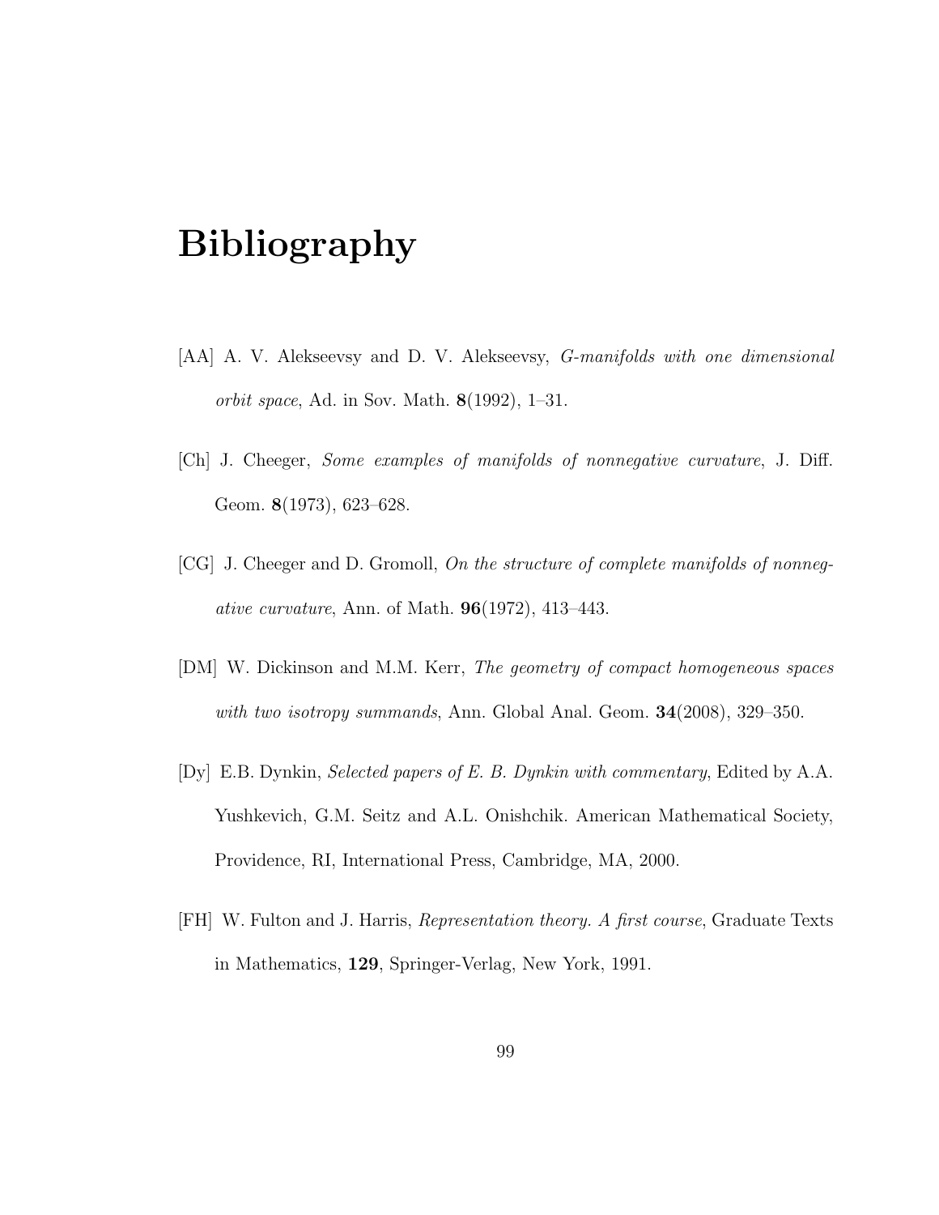# Bibliography

[AA] A. V. Alekseevsy and D. V. Alekseevsy, *G-manifolds with one dimensional orbit space*, Ad. in Sov. Math. **8**(1992), 1–31.

[Ch] J. Cheeger, *Some examples of manifolds of nonnegative curvature*, J. Diff. Geom. **8**(1973), 623–628.

[CG] J. Cheeger and D. Gromoll, *On the structure of complete manifolds of nonnegative curvature*, Ann. of Math. **96**(1972), 413–443.

[DM] W. Dickinson and M.M. Kerr, *The geometry of compact homogeneous spaces with two isotropy summands*, Ann. Global Anal. Geom. **34**(2008), 329–350.

[Dy] E.B. Dynkin, *Selected papers of E. B. Dynkin with commentary*, Edited by A.A. Yushkevich, G.M. Seitz and A.L. Onishchik. American Mathematical Society, Providence, RI, International Press, Cambridge, MA, 2000.

[FH] W. Fulton and J. Harris, *Representation theory. A first course*, Graduate Texts in Mathematics, **129**, Springer-Verlag, New York, 1991.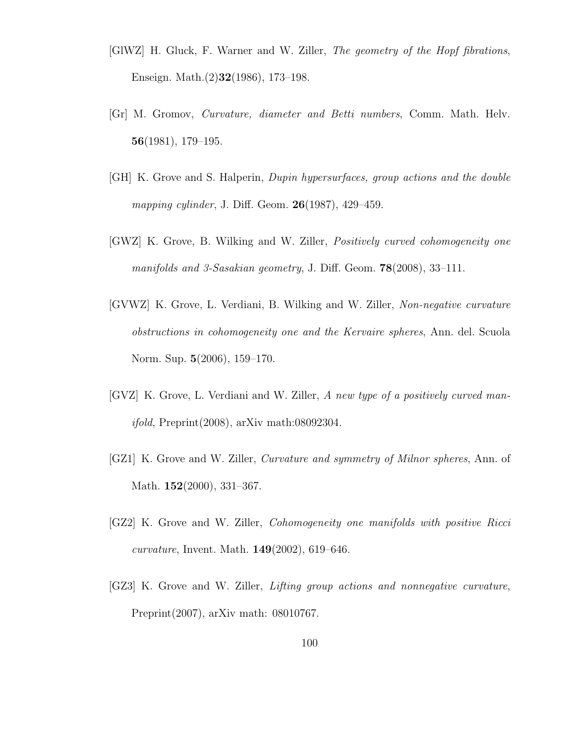[GlWZ] H. Gluck, F. Warner and W. Ziller, *The geometry of the Hopf fibrations*, Enseign. Math.(2)**32**(1986), 173–198.

[Gr] M. Gromov, *Curvature, diameter and Betti numbers*, Comm. Math. Helv. **56**(1981), 179–195.

[GH] K. Grove and S. Halperin, *Dupin hypersurfaces, group actions and the double mapping cylinder*, J. Diff. Geom. **26**(1987), 429–459.

[GWZ] K. Grove, B. Wilking and W. Ziller, *Positively curved cohomogeneity one manifolds and 3-Sasakian geometry*, J. Diff. Geom. **78**(2008), 33–111.

[GVWZ] K. Grove, L. Verdiani, B. Wilking and W. Ziller, *Non-negative curvature obstructions in cohomogeneity one and the Kervaire spheres*, Ann. del. Scuola Norm. Sup. **5**(2006), 159–170.

[GVZ] K. Grove, L. Verdiani and W. Ziller, *A new type of a positively curved manifold*, Preprint(2008), arXiv math:08092304.

[GZ1] K. Grove and W. Ziller, *Curvature and symmetry of Milnor spheres*, Ann. of Math. **152**(2000), 331–367.

[GZ2] K. Grove and W. Ziller, *Cohomogeneity one manifolds with positive Ricci curvature*, Invent. Math. **149**(2002), 619–646.

[GZ3] K. Grove and W. Ziller, *Lifting group actions and nonnegative curvature*, Preprint(2007), arXiv math: 08010767.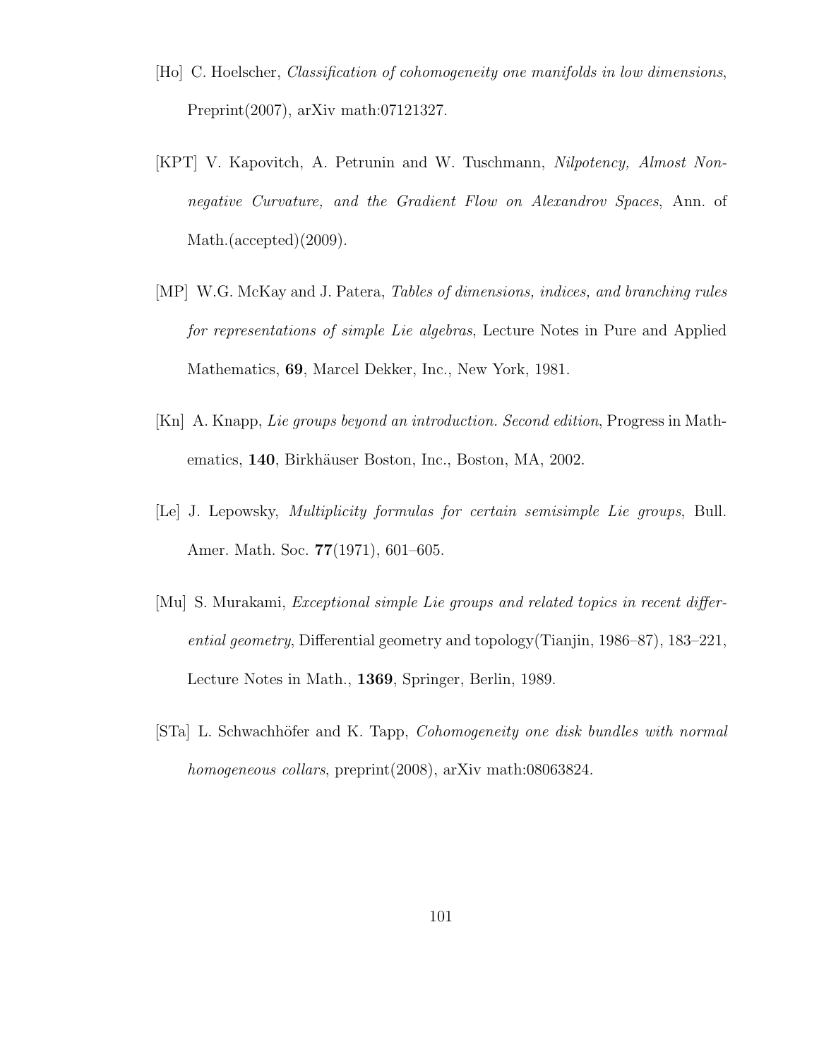[Ho] C. Hoelscher, *Classification of cohomogeneity one manifolds in low dimensions*, Preprint(2007), arXiv math:07121327.

[KPT] V. Kapovitch, A. Petrunin and W. Tuschmann, *Nilpotency, Almost Nonnegative Curvature, and the Gradient Flow on Alexandrov Spaces*, Ann. of Math.(accepted)(2009).

[MP] W.G. McKay and J. Patera, *Tables of dimensions, indices, and branching rules for representations of simple Lie algebras*, Lecture Notes in Pure and Applied Mathematics, **69**, Marcel Dekker, Inc., New York, 1981.

[Kn] A. Knapp, *Lie groups beyond an introduction. Second edition*, Progress in Mathematics, **140**, Birkhäuser Boston, Inc., Boston, MA, 2002.

[Le] J. Lepowsky, *Multiplicity formulas for certain semisimple Lie groups*, Bull. Amer. Math. Soc. **77**(1971), 601–605.

[Mu] S. Murakami, *Exceptional simple Lie groups and related topics in recent differential geometry*, Differential geometry and topology(Tianjin, 1986–87), 183–221, Lecture Notes in Math., **1369**, Springer, Berlin, 1989.

[STa] L. Schwachhöfer and K. Tapp, *Cohomogeneity one disk bundles with normal homogeneous collars*, preprint(2008), arXiv math:08063824.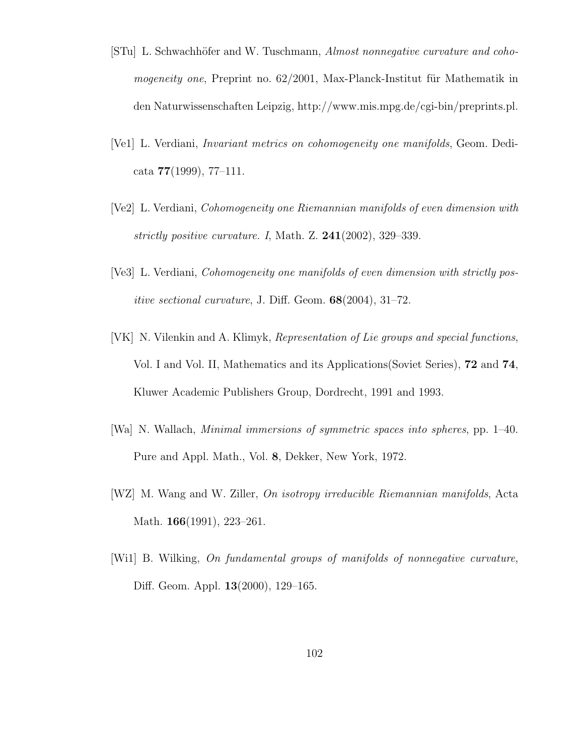[STu] L. Schwachhöfer and W. Tuschmann, *Almost nonnegative curvature and cohomogeneity one*, Preprint no. 62/2001, Max-Planck-Institut für Mathematik in den Naturwissenschaften Leipzig, http://www.mis.mpg.de/cgi-bin/preprints.pl.

[Ve1] L. Verdiani, *Invariant metrics on cohomogeneity one manifolds*, Geom. Dedicata **77**(1999), 77–111.

[Ve2] L. Verdiani, *Cohomogeneity one Riemannian manifolds of even dimension with strictly positive curvature. I*, Math. Z. **241**(2002), 329–339.

[Ve3] L. Verdiani, *Cohomogeneity one manifolds of even dimension with strictly positive sectional curvature*, J. Diff. Geom. **68**(2004), 31–72.

[VK] N. Vilenkin and A. Klimyk, *Representation of Lie groups and special functions*, Vol. I and Vol. II, Mathematics and its Applications(Soviet Series), **72** and **74**, Kluwer Academic Publishers Group, Dordrecht, 1991 and 1993.

[Wa] N. Wallach, *Minimal immersions of symmetric spaces into spheres*, pp. 1–40. Pure and Appl. Math., Vol. **8**, Dekker, New York, 1972.

[WZ] M. Wang and W. Ziller, *On isotropy irreducible Riemannian manifolds*, Acta Math. **166**(1991), 223–261.

[Wi1] B. Wilking, *On fundamental groups of manifolds of nonnegative curvature*, Diff. Geom. Appl. **13**(2000), 129–165.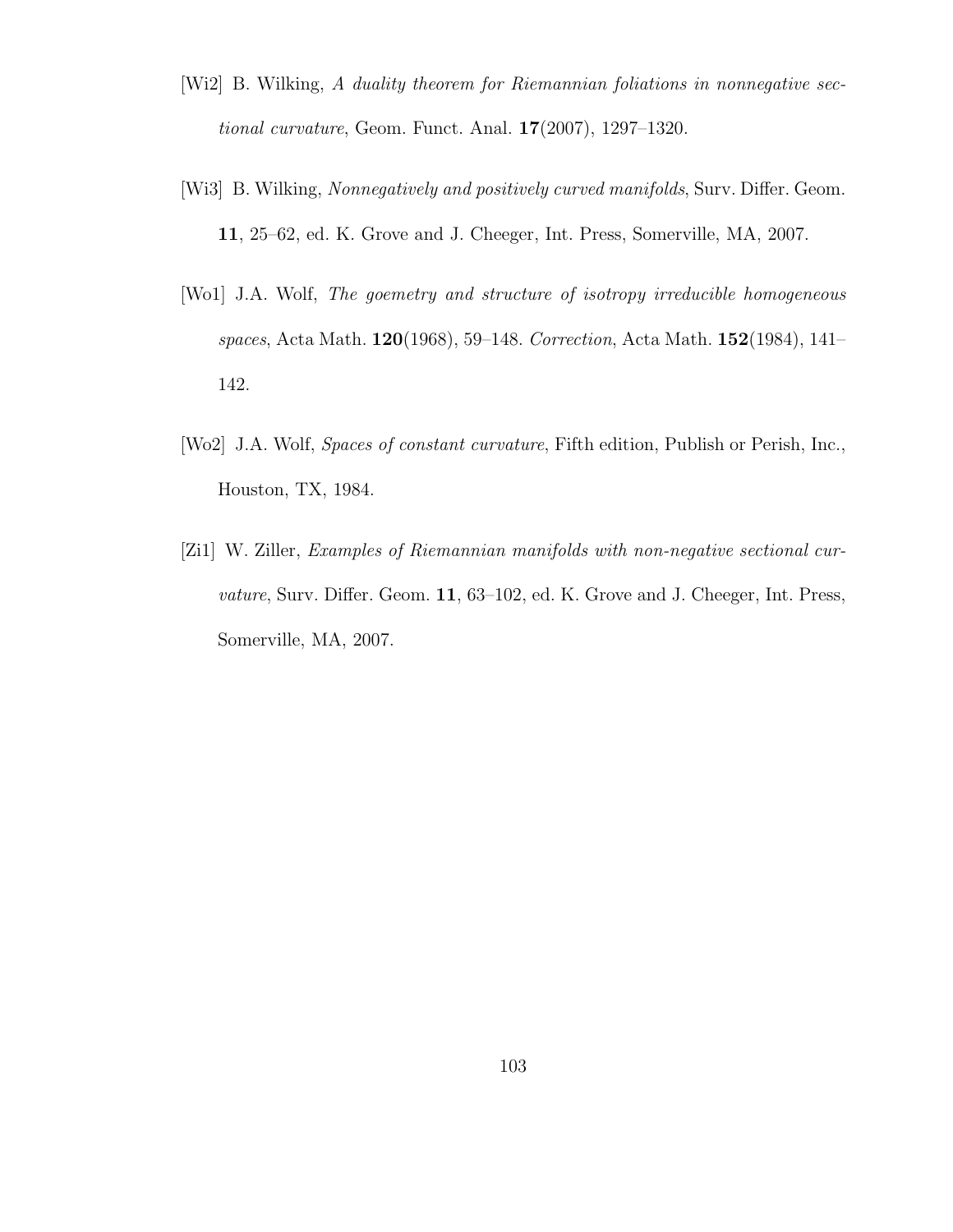[Wi2] B. Wilking, *A duality theorem for Riemannian foliations in nonnegative sectional curvature*, Geom. Funct. Anal. **17**(2007), 1297–1320.

[Wi3] B. Wilking, *Nonnegatively and positively curved manifolds*, Surv. Differ. Geom. **11**, 25–62, ed. K. Grove and J. Cheeger, Int. Press, Somerville, MA, 2007.

[Wo1] J.A. Wolf, *The goemetry and structure of isotropy irreducible homogeneous spaces*, Acta Math. **120**(1968), 59–148. *Correction*, Acta Math. **152**(1984), 141–142.

[Wo2] J.A. Wolf, *Spaces of constant curvature*, Fifth edition, Publish or Perish, Inc., Houston, TX, 1984.

[Zi1] W. Ziller, *Examples of Riemannian manifolds with non-negative sectional curvature*, Surv. Differ. Geom. **11**, 63–102, ed. K. Grove and J. Cheeger, Int. Press, Somerville, MA, 2007.